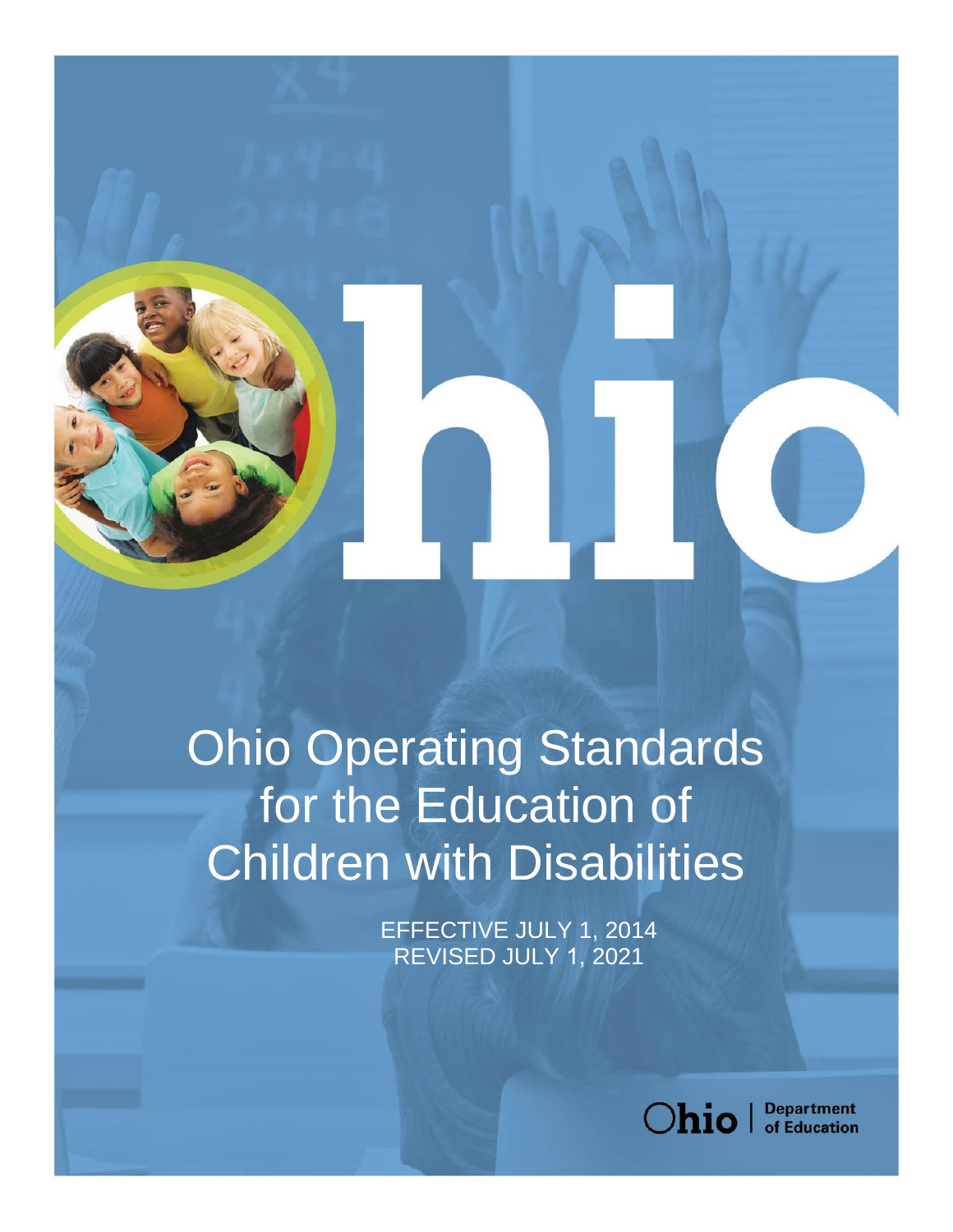# Ohio Operating Standards for the Education of Children with Disabilities

EFFECTIVE JULY 1, 2014
REVISED JULY 1, 2021

Ohio | Department of Education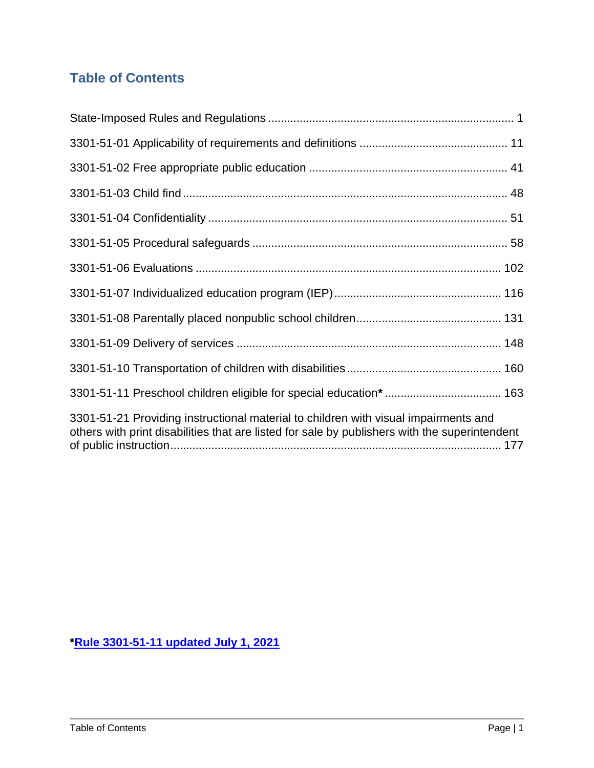## Table of Contents

State-Imposed Rules and Regulations ........................................................................ 1

3301-51-01 Applicability of requirements and definitions ............................................. 11

3301-51-02 Free appropriate public education ............................................................ 41

3301-51-03 Child find .................................................................................................. 48

3301-51-04 Confidentiality .......................................................................................... 51

3301-51-05 Procedural safeguards ............................................................................. 58

3301-51-06 Evaluations .............................................................................................. 102

3301-51-07 Individualized education program (IEP) .................................................. 116

3301-51-08 Parentally placed nonpublic school children............................................ 131

3301-51-09 Delivery of services ................................................................................. 148

3301-51-10 Transportation of children with disabilities............................................... 160

3301-51-11 Preschool children eligible for special education* .................................... 163

3301-51-21 Providing instructional material to children with visual impairments and others with print disabilities that are listed for sale by publishers with the superintendent of public instruction........................................................................................ 177

***Rule 3301-51-11 updated July 1, 2021**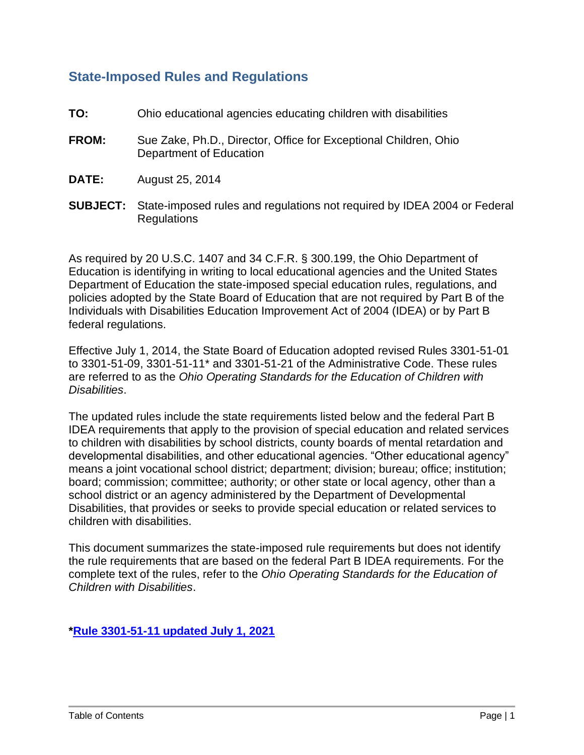## State-Imposed Rules and Regulations

**TO:** Ohio educational agencies educating children with disabilities

**FROM:** Sue Zake, Ph.D., Director, Office for Exceptional Children, Ohio Department of Education

**DATE:** August 25, 2014

**SUBJECT:** State-imposed rules and regulations not required by IDEA 2004 or Federal Regulations

As required by 20 U.S.C. 1407 and 34 C.F.R. § 300.199, the Ohio Department of Education is identifying in writing to local educational agencies and the United States Department of Education the state-imposed special education rules, regulations, and policies adopted by the State Board of Education that are not required by Part B of the Individuals with Disabilities Education Improvement Act of 2004 (IDEA) or by Part B federal regulations.

Effective July 1, 2014, the State Board of Education adopted revised Rules 3301-51-01 to 3301-51-09, 3301-51-11* and 3301-51-21 of the Administrative Code. These rules are referred to as the *Ohio Operating Standards for the Education of Children with Disabilities*.

The updated rules include the state requirements listed below and the federal Part B IDEA requirements that apply to the provision of special education and related services to children with disabilities by school districts, county boards of mental retardation and developmental disabilities, and other educational agencies. "Other educational agency" means a joint vocational school district; department; division; bureau; office; institution; board; commission; committee; authority; or other state or local agency, other than a school district or an agency administered by the Department of Developmental Disabilities, that provides or seeks to provide special education or related services to children with disabilities.

This document summarizes the state-imposed rule requirements but does not identify the rule requirements that are based on the federal Part B IDEA requirements. For the complete text of the rules, refer to the *Ohio Operating Standards for the Education of Children with Disabilities*.

***Rule 3301-51-11 updated July 1, 2021**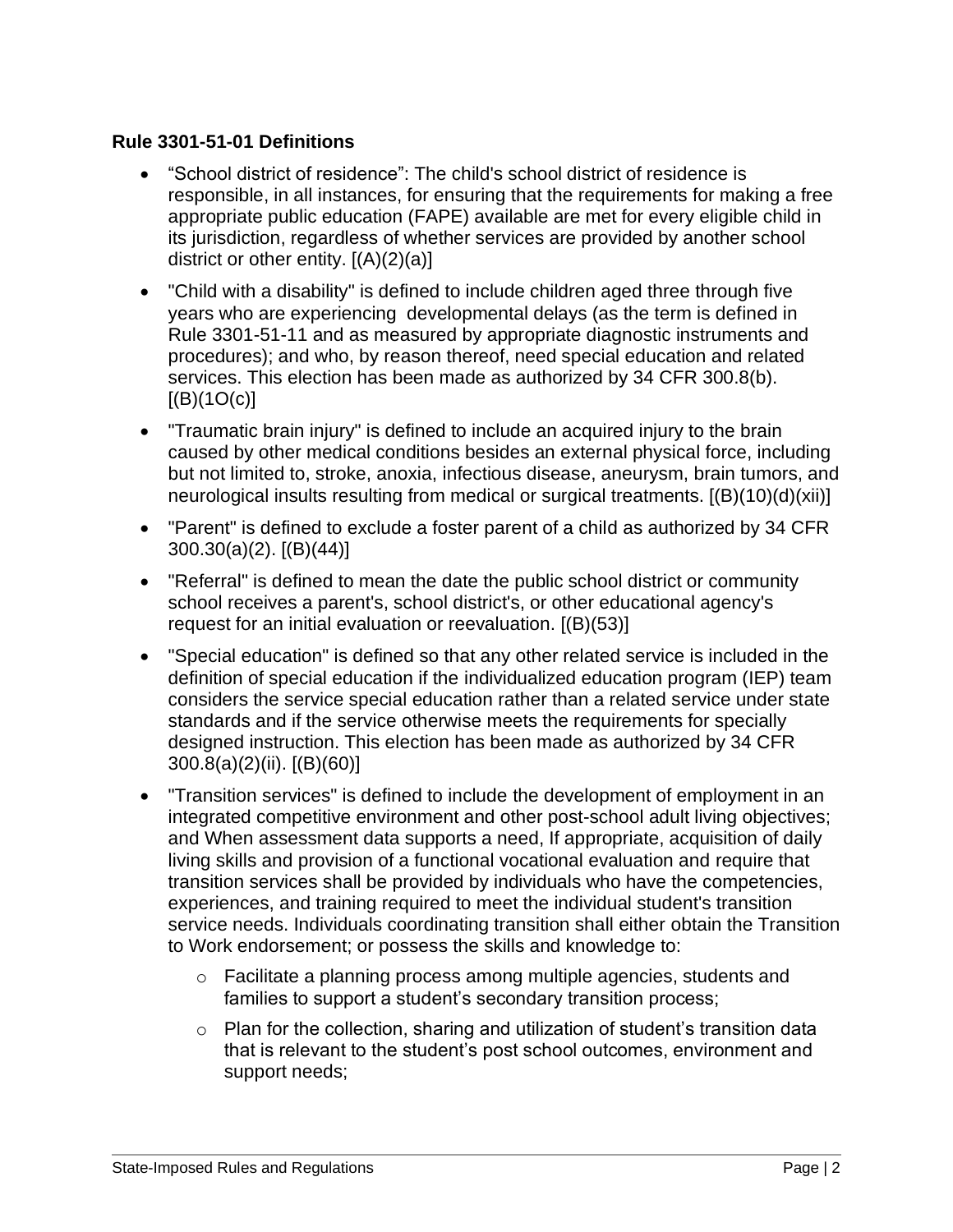**Rule 3301-51-01 Definitions**

- “School district of residence”: The child's school district of residence is responsible, in all instances, for ensuring that the requirements for making a free appropriate public education (FAPE) available are met for every eligible child in its jurisdiction, regardless of whether services are provided by another school district or other entity. [(A)(2)(a)]
- "Child with a disability" is defined to include children aged three through five years who are experiencing developmental delays (as the term is defined in Rule 3301-51-11 and as measured by appropriate diagnostic instruments and procedures); and who, by reason thereof, need special education and related services. This election has been made as authorized by 34 CFR 300.8(b). [(B)(1O(c)]
- "Traumatic brain injury" is defined to include an acquired injury to the brain caused by other medical conditions besides an external physical force, including but not limited to, stroke, anoxia, infectious disease, aneurysm, brain tumors, and neurological insults resulting from medical or surgical treatments. [(B)(10)(d)(xii)]
- "Parent" is defined to exclude a foster parent of a child as authorized by 34 CFR 300.30(a)(2). [(B)(44)]
- "Referral" is defined to mean the date the public school district or community school receives a parent's, school district's, or other educational agency's request for an initial evaluation or reevaluation. [(B)(53)]
- "Special education" is defined so that any other related service is included in the definition of special education if the individualized education program (IEP) team considers the service special education rather than a related service under state standards and if the service otherwise meets the requirements for specially designed instruction. This election has been made as authorized by 34 CFR 300.8(a)(2)(ii). [(B)(60)]
- "Transition services" is defined to include the development of employment in an integrated competitive environment and other post-school adult living objectives; and When assessment data supports a need, If appropriate, acquisition of daily living skills and provision of a functional vocational evaluation and require that transition services shall be provided by individuals who have the competencies, experiences, and training required to meet the individual student's transition service needs. Individuals coordinating transition shall either obtain the Transition to Work endorsement; or possess the skills and knowledge to:
  - Facilitate a planning process among multiple agencies, students and families to support a student’s secondary transition process;
  - Plan for the collection, sharing and utilization of student’s transition data that is relevant to the student’s post school outcomes, environment and support needs;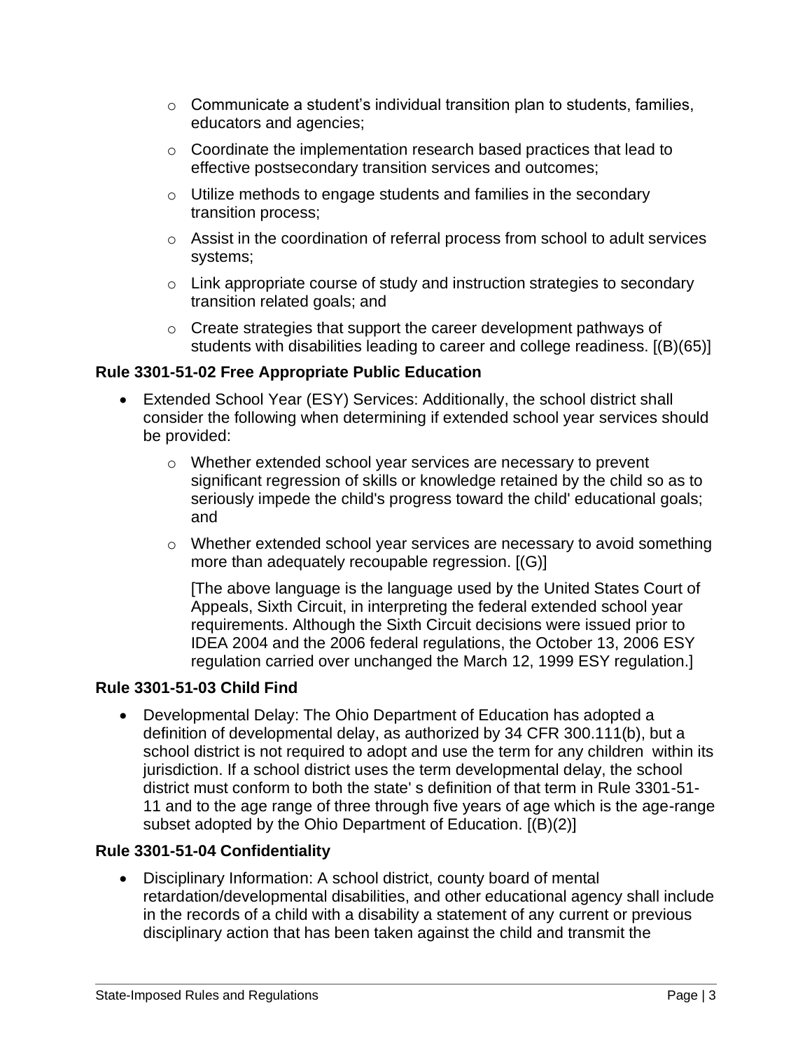- Communicate a student's individual transition plan to students, families, educators and agencies;
- Coordinate the implementation research based practices that lead to effective postsecondary transition services and outcomes;
- Utilize methods to engage students and families in the secondary transition process;
- Assist in the coordination of referral process from school to adult services systems;
- Link appropriate course of study and instruction strategies to secondary transition related goals; and
- Create strategies that support the career development pathways of students with disabilities leading to career and college readiness. [(B)(65)]

### Rule 3301-51-02 Free Appropriate Public Education

- Extended School Year (ESY) Services: Additionally, the school district shall consider the following when determining if extended school year services should be provided:
    - Whether extended school year services are necessary to prevent significant regression of skills or knowledge retained by the child so as to seriously impede the child's progress toward the child' educational goals; and
    - Whether extended school year services are necessary to avoid something more than adequately recoupable regression. [(G)]

      [The above language is the language used by the United States Court of Appeals, Sixth Circuit, in interpreting the federal extended school year requirements. Although the Sixth Circuit decisions were issued prior to IDEA 2004 and the 2006 federal regulations, the October 13, 2006 ESY regulation carried over unchanged the March 12, 1999 ESY regulation.]

### Rule 3301-51-03 Child Find

- Developmental Delay: The Ohio Department of Education has adopted a definition of developmental delay, as authorized by 34 CFR 300.111(b), but a school district is not required to adopt and use the term for any children within its jurisdiction. If a school district uses the term developmental delay, the school district must conform to both the state' s definition of that term in Rule 3301-51-11 and to the age range of three through five years of age which is the age-range subset adopted by the Ohio Department of Education. [(B)(2)]

### Rule 3301-51-04 Confidentiality

- Disciplinary Information: A school district, county board of mental retardation/developmental disabilities, and other educational agency shall include in the records of a child with a disability a statement of any current or previous disciplinary action that has been taken against the child and transmit the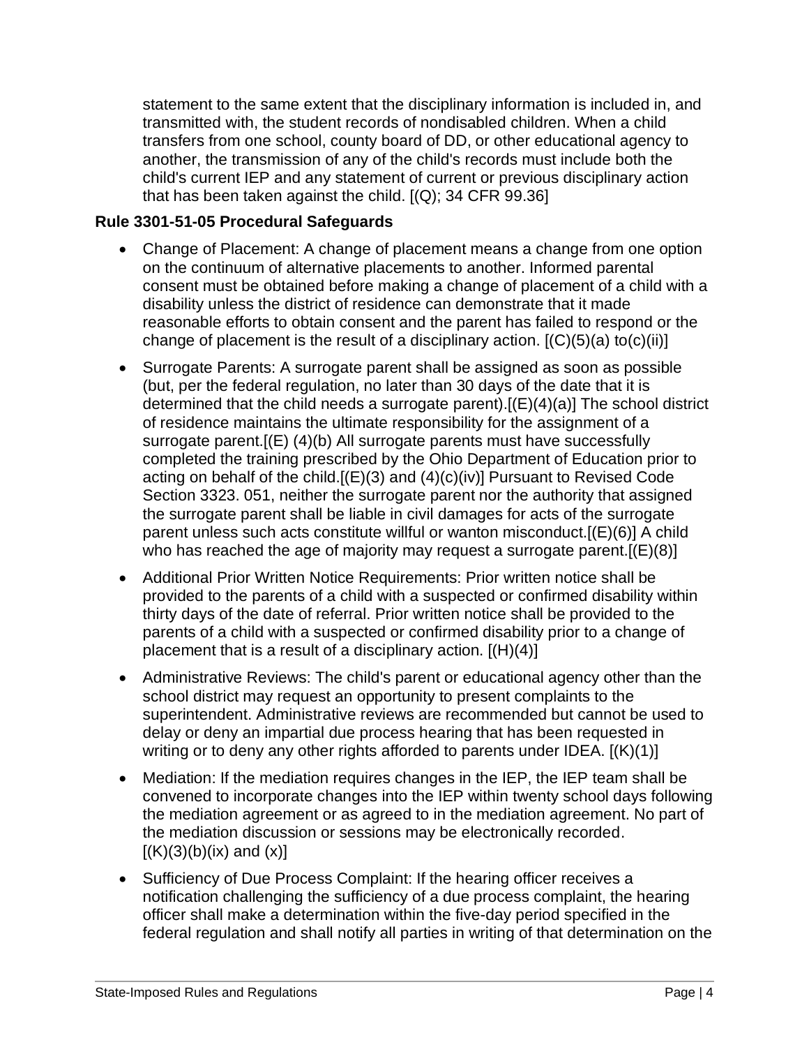statement to the same extent that the disciplinary information is included in, and transmitted with, the student records of nondisabled children. When a child transfers from one school, county board of DD, or other educational agency to another, the transmission of any of the child's records must include both the child's current IEP and any statement of current or previous disciplinary action that has been taken against the child. [(Q); 34 CFR 99.36]

**Rule 3301-51-05 Procedural Safeguards**

- Change of Placement: A change of placement means a change from one option on the continuum of alternative placements to another. Informed parental consent must be obtained before making a change of placement of a child with a disability unless the district of residence can demonstrate that it made reasonable efforts to obtain consent and the parent has failed to respond or the change of placement is the result of a disciplinary action. [(C)(5)(a) to(c)(ii)]
- Surrogate Parents: A surrogate parent shall be assigned as soon as possible (but, per the federal regulation, no later than 30 days of the date that it is determined that the child needs a surrogate parent).[(E)(4)(a)] The school district of residence maintains the ultimate responsibility for the assignment of a surrogate parent.[(E) (4)(b) All surrogate parents must have successfully completed the training prescribed by the Ohio Department of Education prior to acting on behalf of the child.[(E)(3) and (4)(c)(iv)] Pursuant to Revised Code Section 3323. 051, neither the surrogate parent nor the authority that assigned the surrogate parent shall be liable in civil damages for acts of the surrogate parent unless such acts constitute willful or wanton misconduct.[(E)(6)] A child who has reached the age of majority may request a surrogate parent.[(E)(8)]
- Additional Prior Written Notice Requirements: Prior written notice shall be provided to the parents of a child with a suspected or confirmed disability within thirty days of the date of referral. Prior written notice shall be provided to the parents of a child with a suspected or confirmed disability prior to a change of placement that is a result of a disciplinary action. [(H)(4)]
- Administrative Reviews: The child's parent or educational agency other than the school district may request an opportunity to present complaints to the superintendent. Administrative reviews are recommended but cannot be used to delay or deny an impartial due process hearing that has been requested in writing or to deny any other rights afforded to parents under IDEA. [(K)(1)]
- Mediation: If the mediation requires changes in the IEP, the IEP team shall be convened to incorporate changes into the IEP within twenty school days following the mediation agreement or as agreed to in the mediation agreement. No part of the mediation discussion or sessions may be electronically recorded. [(K)(3)(b)(ix) and (x)]
- Sufficiency of Due Process Complaint: If the hearing officer receives a notification challenging the sufficiency of a due process complaint, the hearing officer shall make a determination within the five-day period specified in the federal regulation and shall notify all parties in writing of that determination on the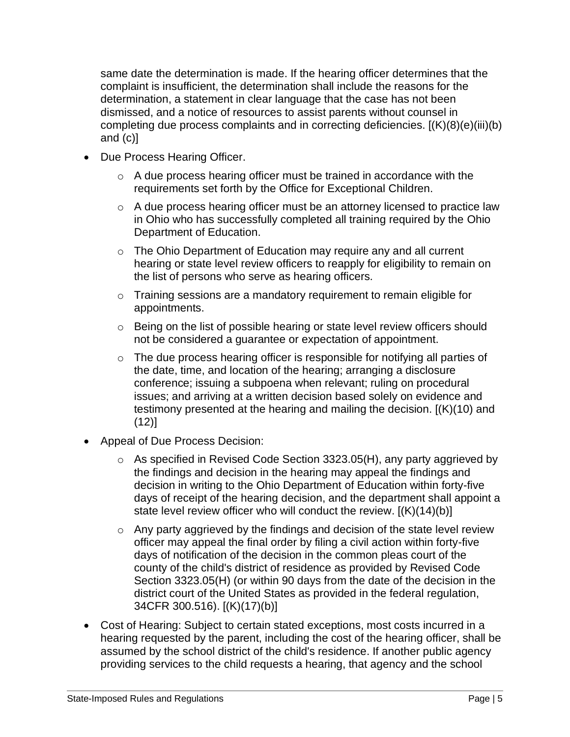same date the determination is made. If the hearing officer determines that the complaint is insufficient, the determination shall include the reasons for the determination, a statement in clear language that the case has not been dismissed, and a notice of resources to assist parents without counsel in completing due process complaints and in correcting deficiencies. [(K)(8)(e)(iii)(b) and (c)]

- Due Process Hearing Officer.
  - A due process hearing officer must be trained in accordance with the requirements set forth by the Office for Exceptional Children.
  - A due process hearing officer must be an attorney licensed to practice law in Ohio who has successfully completed all training required by the Ohio Department of Education.
  - The Ohio Department of Education may require any and all current hearing or state level review officers to reapply for eligibility to remain on the list of persons who serve as hearing officers.
  - Training sessions are a mandatory requirement to remain eligible for appointments.
  - Being on the list of possible hearing or state level review officers should not be considered a guarantee or expectation of appointment.
  - The due process hearing officer is responsible for notifying all parties of the date, time, and location of the hearing; arranging a disclosure conference; issuing a subpoena when relevant; ruling on procedural issues; and arriving at a written decision based solely on evidence and testimony presented at the hearing and mailing the decision. [(K)(10) and (12)]
- Appeal of Due Process Decision:
  - As specified in Revised Code Section 3323.05(H), any party aggrieved by the findings and decision in the hearing may appeal the findings and decision in writing to the Ohio Department of Education within forty-five days of receipt of the hearing decision, and the department shall appoint a state level review officer who will conduct the review. [(K)(14)(b)]
  - Any party aggrieved by the findings and decision of the state level review officer may appeal the final order by filing a civil action within forty-five days of notification of the decision in the common pleas court of the county of the child's district of residence as provided by Revised Code Section 3323.05(H) (or within 90 days from the date of the decision in the district court of the United States as provided in the federal regulation, 34CFR 300.516). [(K)(17)(b)]
- Cost of Hearing: Subject to certain stated exceptions, most costs incurred in a hearing requested by the parent, including the cost of the hearing officer, shall be assumed by the school district of the child's residence. If another public agency providing services to the child requests a hearing, that agency and the school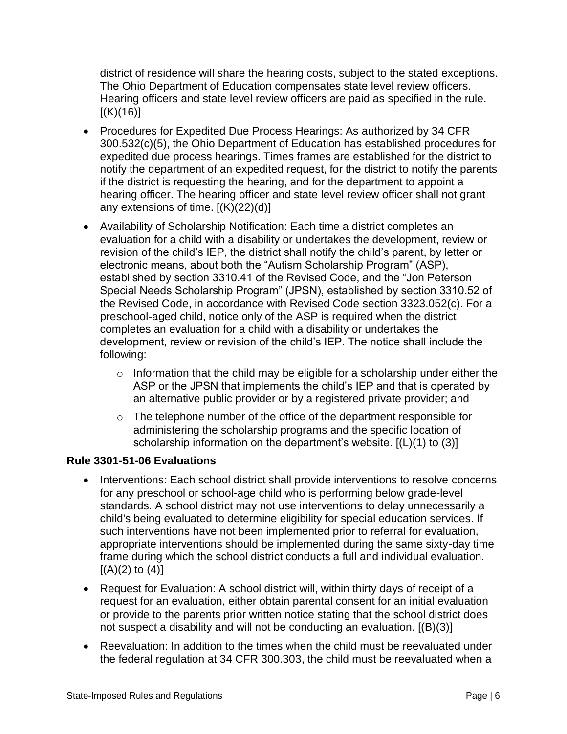district of residence will share the hearing costs, subject to the stated exceptions. The Ohio Department of Education compensates state level review officers. Hearing officers and state level review officers are paid as specified in the rule. [(K)(16)]

- Procedures for Expedited Due Process Hearings: As authorized by 34 CFR 300.532(c)(5), the Ohio Department of Education has established procedures for expedited due process hearings. Times frames are established for the district to notify the department of an expedited request, for the district to notify the parents if the district is requesting the hearing, and for the department to appoint a hearing officer. The hearing officer and state level review officer shall not grant any extensions of time. [(K)(22)(d)]
- Availability of Scholarship Notification: Each time a district completes an evaluation for a child with a disability or undertakes the development, review or revision of the child's IEP, the district shall notify the child's parent, by letter or electronic means, about both the "Autism Scholarship Program" (ASP), established by section 3310.41 of the Revised Code, and the "Jon Peterson Special Needs Scholarship Program" (JPSN), established by section 3310.52 of the Revised Code, in accordance with Revised Code section 3323.052(c). For a preschool-aged child, notice only of the ASP is required when the district completes an evaluation for a child with a disability or undertakes the development, review or revision of the child's IEP. The notice shall include the following:
    - Information that the child may be eligible for a scholarship under either the ASP or the JPSN that implements the child's IEP and that is operated by an alternative public provider or by a registered private provider; and
    - The telephone number of the office of the department responsible for administering the scholarship programs and the specific location of scholarship information on the department's website. [(L)(1) to (3)]

**Rule 3301-51-06 Evaluations**

- Interventions: Each school district shall provide interventions to resolve concerns for any preschool or school-age child who is performing below grade-level standards. A school district may not use interventions to delay unnecessarily a child's being evaluated to determine eligibility for special education services. If such interventions have not been implemented prior to referral for evaluation, appropriate interventions should be implemented during the same sixty-day time frame during which the school district conducts a full and individual evaluation. [(A)(2) to (4)]
- Request for Evaluation: A school district will, within thirty days of receipt of a request for an evaluation, either obtain parental consent for an initial evaluation or provide to the parents prior written notice stating that the school district does not suspect a disability and will not be conducting an evaluation. [(B)(3)]
- Reevaluation: In addition to the times when the child must be reevaluated under the federal regulation at 34 CFR 300.303, the child must be reevaluated when a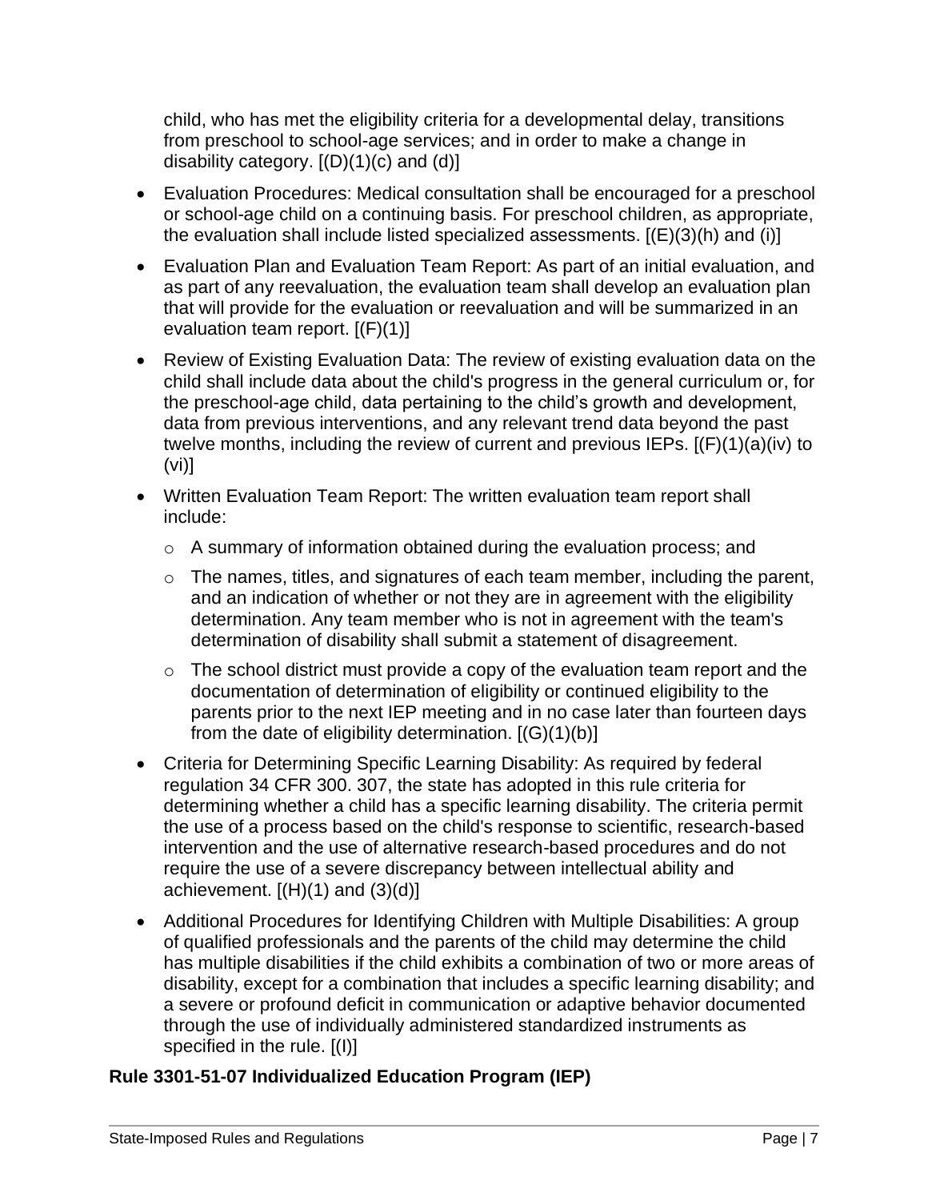child, who has met the eligibility criteria for a developmental delay, transitions from preschool to school-age services; and in order to make a change in disability category. [(D)(1)(c) and (d)]

- Evaluation Procedures: Medical consultation shall be encouraged for a preschool or school-age child on a continuing basis. For preschool children, as appropriate, the evaluation shall include listed specialized assessments. [(E)(3)(h) and (i)]
- Evaluation Plan and Evaluation Team Report: As part of an initial evaluation, and as part of any reevaluation, the evaluation team shall develop an evaluation plan that will provide for the evaluation or reevaluation and will be summarized in an evaluation team report. [(F)(1)]
- Review of Existing Evaluation Data: The review of existing evaluation data on the child shall include data about the child's progress in the general curriculum or, for the preschool-age child, data pertaining to the child's growth and development, data from previous interventions, and any relevant trend data beyond the past twelve months, including the review of current and previous IEPs. [(F)(1)(a)(iv) to (vi)]
- Written Evaluation Team Report: The written evaluation team report shall include:
  - A summary of information obtained during the evaluation process; and
  - The names, titles, and signatures of each team member, including the parent, and an indication of whether or not they are in agreement with the eligibility determination. Any team member who is not in agreement with the team's determination of disability shall submit a statement of disagreement.
  - The school district must provide a copy of the evaluation team report and the documentation of determination of eligibility or continued eligibility to the parents prior to the next IEP meeting and in no case later than fourteen days from the date of eligibility determination. [(G)(1)(b)]
- Criteria for Determining Specific Learning Disability: As required by federal regulation 34 CFR 300. 307, the state has adopted in this rule criteria for determining whether a child has a specific learning disability. The criteria permit the use of a process based on the child's response to scientific, research-based intervention and the use of alternative research-based procedures and do not require the use of a severe discrepancy between intellectual ability and achievement. [(H)(1) and (3)(d)]
- Additional Procedures for Identifying Children with Multiple Disabilities: A group of qualified professionals and the parents of the child may determine the child has multiple disabilities if the child exhibits a combination of two or more areas of disability, except for a combination that includes a specific learning disability; and a severe or profound deficit in communication or adaptive behavior documented through the use of individually administered standardized instruments as specified in the rule. [(I)]

**Rule 3301-51-07 Individualized Education Program (IEP)**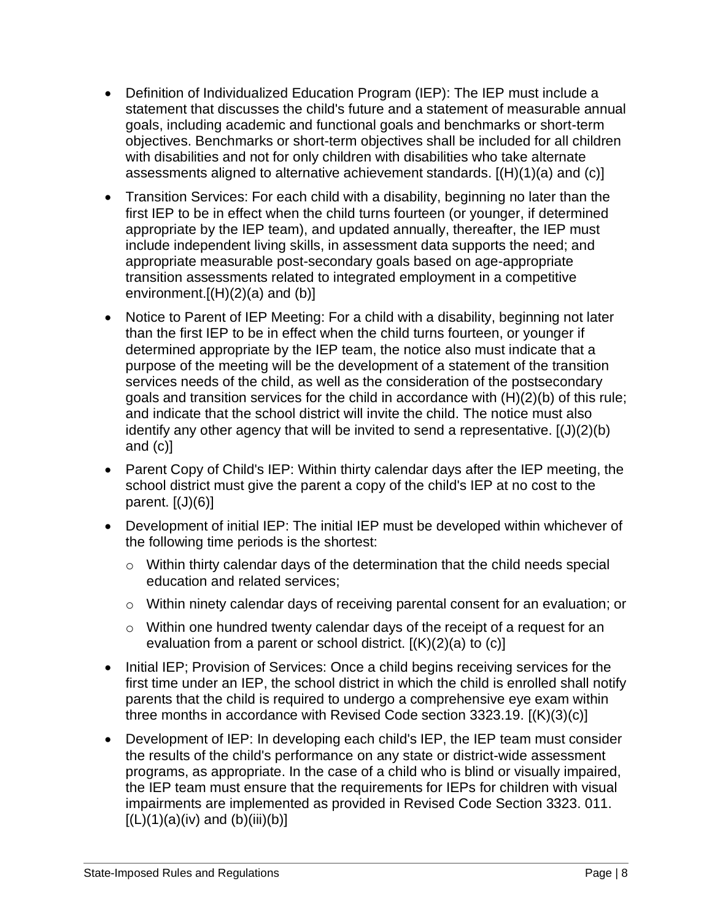- Definition of Individualized Education Program (IEP): The IEP must include a statement that discusses the child's future and a statement of measurable annual goals, including academic and functional goals and benchmarks or short-term objectives. Benchmarks or short-term objectives shall be included for all children with disabilities and not for only children with disabilities who take alternate assessments aligned to alternative achievement standards. [(H)(1)(a) and (c)]
- Transition Services: For each child with a disability, beginning no later than the first IEP to be in effect when the child turns fourteen (or younger, if determined appropriate by the IEP team), and updated annually, thereafter, the IEP must include independent living skills, in assessment data supports the need; and appropriate measurable post-secondary goals based on age-appropriate transition assessments related to integrated employment in a competitive environment.[(H)(2)(a) and (b)]
- Notice to Parent of IEP Meeting: For a child with a disability, beginning not later than the first IEP to be in effect when the child turns fourteen, or younger if determined appropriate by the IEP team, the notice also must indicate that a purpose of the meeting will be the development of a statement of the transition services needs of the child, as well as the consideration of the postsecondary goals and transition services for the child in accordance with (H)(2)(b) of this rule; and indicate that the school district will invite the child. The notice must also identify any other agency that will be invited to send a representative. [(J)(2)(b) and (c)]
- Parent Copy of Child's IEP: Within thirty calendar days after the IEP meeting, the school district must give the parent a copy of the child's IEP at no cost to the parent. [(J)(6)]
- Development of initial IEP: The initial IEP must be developed within whichever of the following time periods is the shortest:
  - Within thirty calendar days of the determination that the child needs special education and related services;
  - Within ninety calendar days of receiving parental consent for an evaluation; or
  - Within one hundred twenty calendar days of the receipt of a request for an evaluation from a parent or school district. [(K)(2)(a) to (c)]
- Initial IEP; Provision of Services: Once a child begins receiving services for the first time under an IEP, the school district in which the child is enrolled shall notify parents that the child is required to undergo a comprehensive eye exam within three months in accordance with Revised Code section 3323.19. [(K)(3)(c)]
- Development of IEP: In developing each child's IEP, the IEP team must consider the results of the child's performance on any state or district-wide assessment programs, as appropriate. In the case of a child who is blind or visually impaired, the IEP team must ensure that the requirements for IEPs for children with visual impairments are implemented as provided in Revised Code Section 3323. 011. [(L)(1)(a)(iv) and (b)(iii)(b)]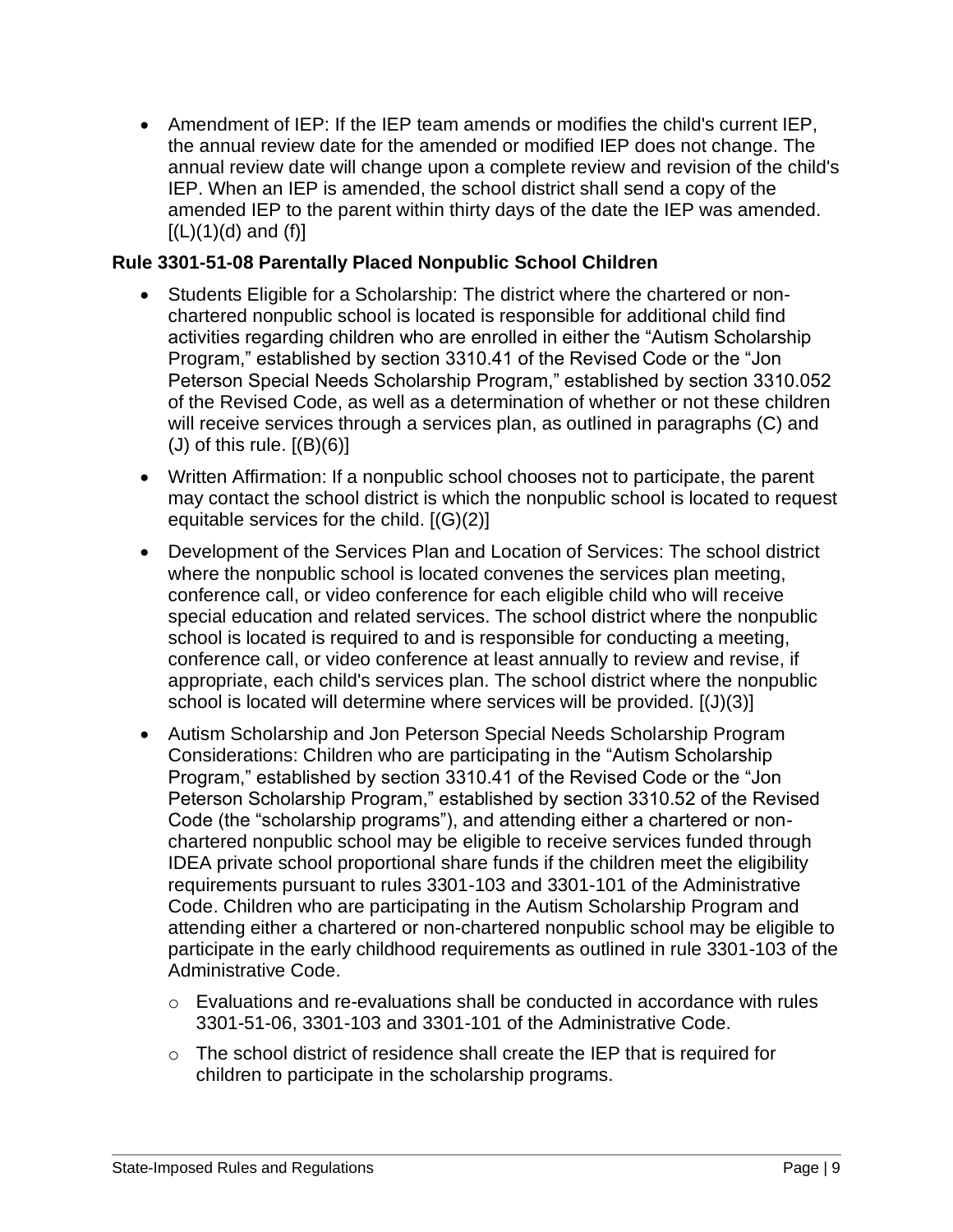- Amendment of IEP: If the IEP team amends or modifies the child's current IEP, the annual review date for the amended or modified IEP does not change. The annual review date will change upon a complete review and revision of the child's IEP. When an IEP is amended, the school district shall send a copy of the amended IEP to the parent within thirty days of the date the IEP was amended. [(L)(1)(d) and (f)]

**Rule 3301-51-08 Parentally Placed Nonpublic School Children**

- Students Eligible for a Scholarship: The district where the chartered or non-chartered nonpublic school is located is responsible for additional child find activities regarding children who are enrolled in either the "Autism Scholarship Program," established by section 3310.41 of the Revised Code or the "Jon Peterson Special Needs Scholarship Program," established by section 3310.052 of the Revised Code, as well as a determination of whether or not these children will receive services through a services plan, as outlined in paragraphs (C) and (J) of this rule. [(B)(6)]
- Written Affirmation: If a nonpublic school chooses not to participate, the parent may contact the school district is which the nonpublic school is located to request equitable services for the child. [(G)(2)]
- Development of the Services Plan and Location of Services: The school district where the nonpublic school is located convenes the services plan meeting, conference call, or video conference for each eligible child who will receive special education and related services. The school district where the nonpublic school is located is required to and is responsible for conducting a meeting, conference call, or video conference at least annually to review and revise, if appropriate, each child's services plan. The school district where the nonpublic school is located will determine where services will be provided. [(J)(3)]
- Autism Scholarship and Jon Peterson Special Needs Scholarship Program Considerations: Children who are participating in the "Autism Scholarship Program," established by section 3310.41 of the Revised Code or the "Jon Peterson Scholarship Program," established by section 3310.52 of the Revised Code (the "scholarship programs"), and attending either a chartered or non-chartered nonpublic school may be eligible to receive services funded through IDEA private school proportional share funds if the children meet the eligibility requirements pursuant to rules 3301-103 and 3301-101 of the Administrative Code. Children who are participating in the Autism Scholarship Program and attending either a chartered or non-chartered nonpublic school may be eligible to participate in the early childhood requirements as outlined in rule 3301-103 of the Administrative Code.
  - Evaluations and re-evaluations shall be conducted in accordance with rules 3301-51-06, 3301-103 and 3301-101 of the Administrative Code.
  - The school district of residence shall create the IEP that is required for children to participate in the scholarship programs.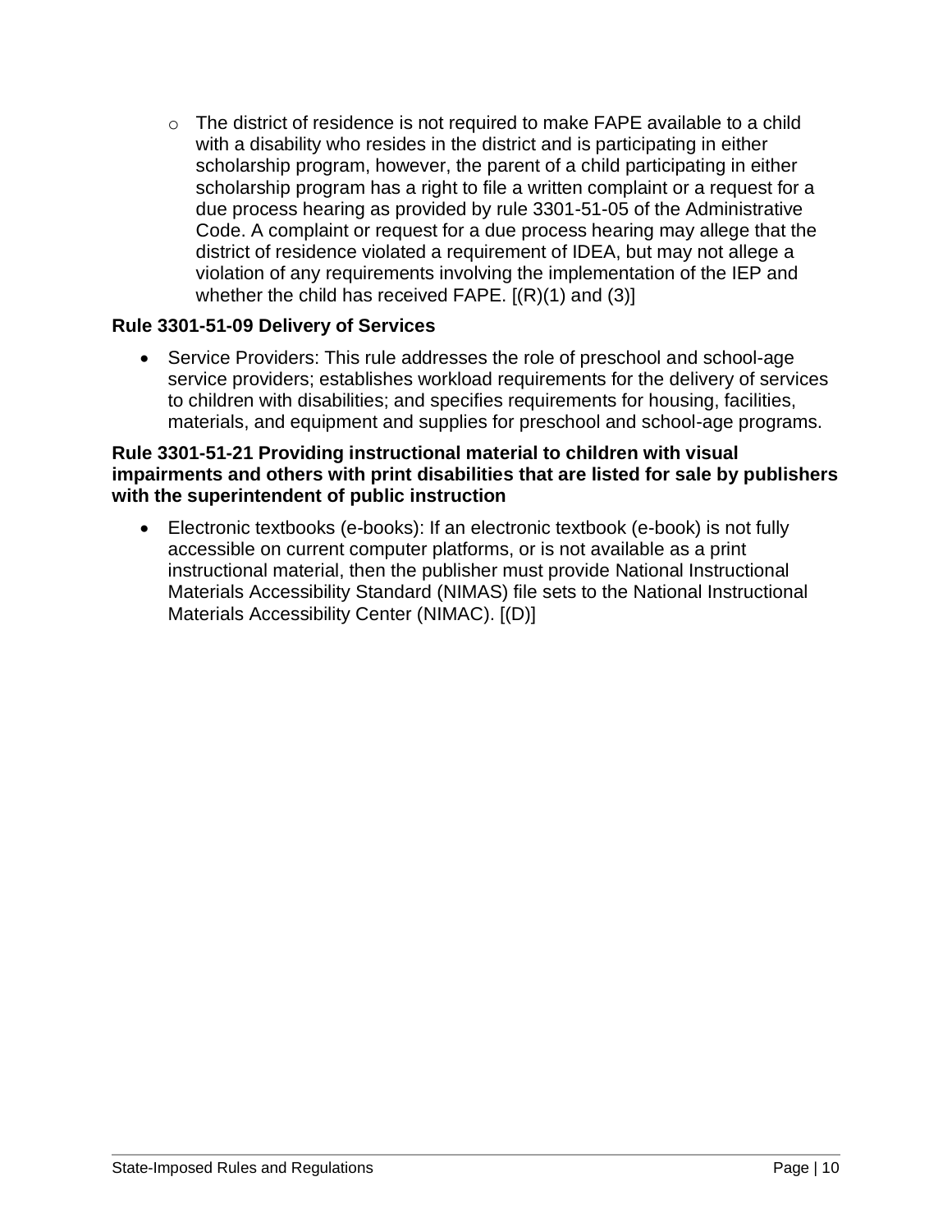- The district of residence is not required to make FAPE available to a child with a disability who resides in the district and is participating in either scholarship program, however, the parent of a child participating in either scholarship program has a right to file a written complaint or a request for a due process hearing as provided by rule 3301-51-05 of the Administrative Code. A complaint or request for a due process hearing may allege that the district of residence violated a requirement of IDEA, but may not allege a violation of any requirements involving the implementation of the IEP and whether the child has received FAPE. [(R)(1) and (3)]

**Rule 3301-51-09 Delivery of Services**

- Service Providers: This rule addresses the role of preschool and school-age service providers; establishes workload requirements for the delivery of services to children with disabilities; and specifies requirements for housing, facilities, materials, and equipment and supplies for preschool and school-age programs.

**Rule 3301-51-21 Providing instructional material to children with visual impairments and others with print disabilities that are listed for sale by publishers with the superintendent of public instruction**

- Electronic textbooks (e-books): If an electronic textbook (e-book) is not fully accessible on current computer platforms, or is not available as a print instructional material, then the publisher must provide National Instructional Materials Accessibility Standard (NIMAS) file sets to the National Instructional Materials Accessibility Center (NIMAC). [(D)]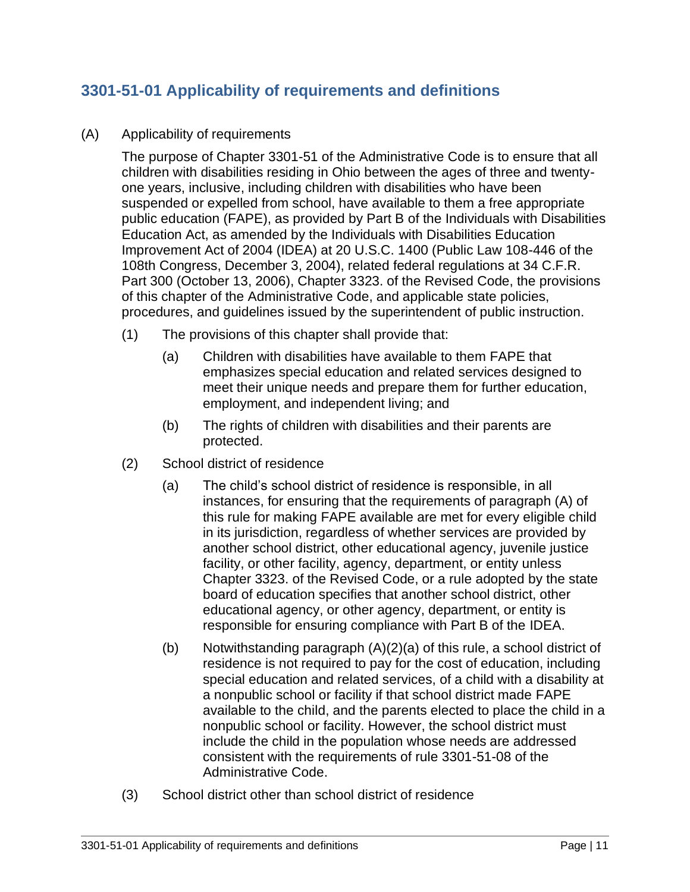## 3301-51-01 Applicability of requirements and definitions

(A) Applicability of requirements

The purpose of Chapter 3301-51 of the Administrative Code is to ensure that all children with disabilities residing in Ohio between the ages of three and twenty-one years, inclusive, including children with disabilities who have been suspended or expelled from school, have available to them a free appropriate public education (FAPE), as provided by Part B of the Individuals with Disabilities Education Act, as amended by the Individuals with Disabilities Education Improvement Act of 2004 (IDEA) at 20 U.S.C. 1400 (Public Law 108-446 of the 108th Congress, December 3, 2004), related federal regulations at 34 C.F.R. Part 300 (October 13, 2006), Chapter 3323. of the Revised Code, the provisions of this chapter of the Administrative Code, and applicable state policies, procedures, and guidelines issued by the superintendent of public instruction.

- (1) The provisions of this chapter shall provide that:
  - (a) Children with disabilities have available to them FAPE that emphasizes special education and related services designed to meet their unique needs and prepare them for further education, employment, and independent living; and
  - (b) The rights of children with disabilities and their parents are protected.
- (2) School district of residence
  - (a) The child's school district of residence is responsible, in all instances, for ensuring that the requirements of paragraph (A) of this rule for making FAPE available are met for every eligible child in its jurisdiction, regardless of whether services are provided by another school district, other educational agency, juvenile justice facility, or other facility, agency, department, or entity unless Chapter 3323. of the Revised Code, or a rule adopted by the state board of education specifies that another school district, other educational agency, or other agency, department, or entity is responsible for ensuring compliance with Part B of the IDEA.
  - (b) Notwithstanding paragraph (A)(2)(a) of this rule, a school district of residence is not required to pay for the cost of education, including special education and related services, of a child with a disability at a nonpublic school or facility if that school district made FAPE available to the child, and the parents elected to place the child in a nonpublic school or facility. However, the school district must include the child in the population whose needs are addressed consistent with the requirements of rule 3301-51-08 of the Administrative Code.
- (3) School district other than school district of residence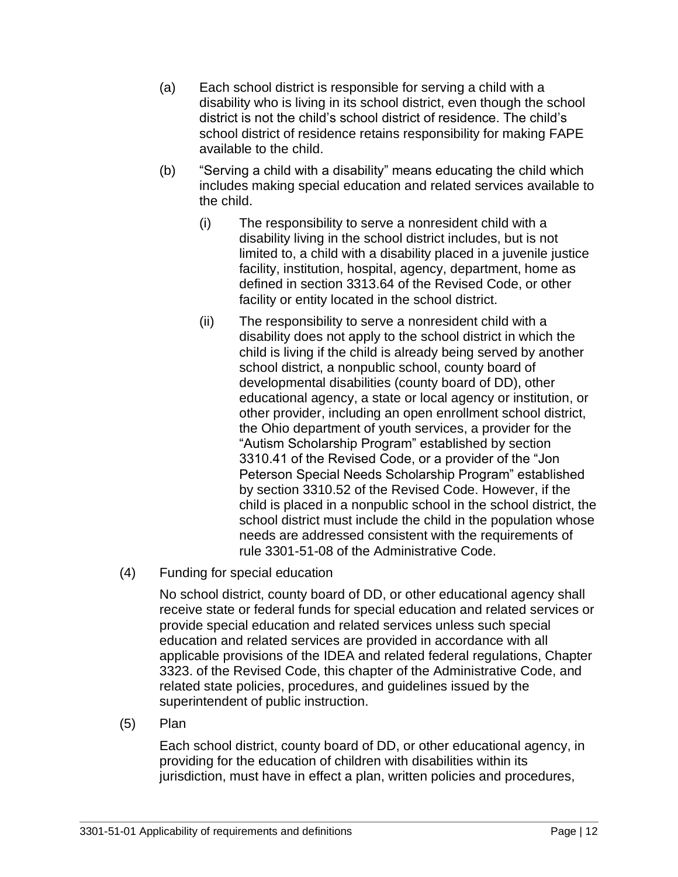(a) Each school district is responsible for serving a child with a disability who is living in its school district, even though the school district is not the child's school district of residence. The child's school district of residence retains responsibility for making FAPE available to the child.

(b) "Serving a child with a disability" means educating the child which includes making special education and related services available to the child.

(i) The responsibility to serve a nonresident child with a disability living in the school district includes, but is not limited to, a child with a disability placed in a juvenile justice facility, institution, hospital, agency, department, home as defined in section 3313.64 of the Revised Code, or other facility or entity located in the school district.

(ii) The responsibility to serve a nonresident child with a disability does not apply to the school district in which the child is living if the child is already being served by another school district, a nonpublic school, county board of developmental disabilities (county board of DD), other educational agency, a state or local agency or institution, or other provider, including an open enrollment school district, the Ohio department of youth services, a provider for the "Autism Scholarship Program" established by section 3310.41 of the Revised Code, or a provider of the "Jon Peterson Special Needs Scholarship Program" established by section 3310.52 of the Revised Code. However, if the child is placed in a nonpublic school in the school district, the school district must include the child in the population whose needs are addressed consistent with the requirements of rule 3301-51-08 of the Administrative Code.

(4) Funding for special education

No school district, county board of DD, or other educational agency shall receive state or federal funds for special education and related services or provide special education and related services unless such special education and related services are provided in accordance with all applicable provisions of the IDEA and related federal regulations, Chapter 3323. of the Revised Code, this chapter of the Administrative Code, and related state policies, procedures, and guidelines issued by the superintendent of public instruction.

(5) Plan

Each school district, county board of DD, or other educational agency, in providing for the education of children with disabilities within its jurisdiction, must have in effect a plan, written policies and procedures,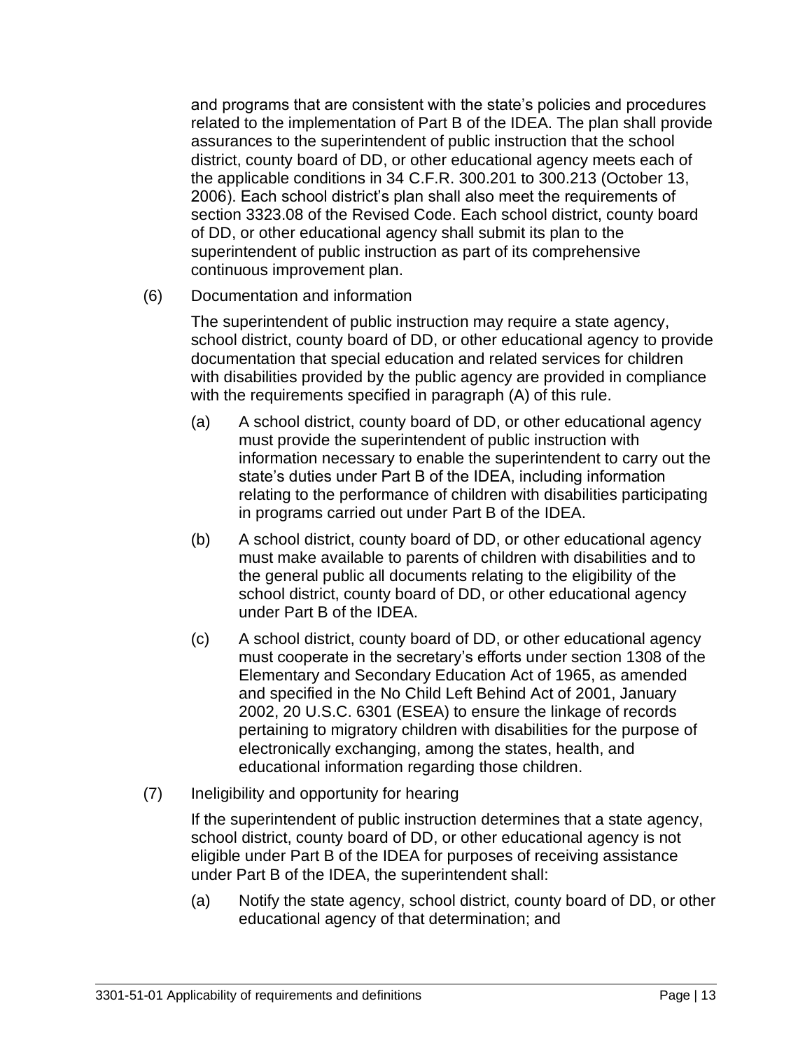and programs that are consistent with the state's policies and procedures related to the implementation of Part B of the IDEA. The plan shall provide assurances to the superintendent of public instruction that the school district, county board of DD, or other educational agency meets each of the applicable conditions in 34 C.F.R. 300.201 to 300.213 (October 13, 2006). Each school district's plan shall also meet the requirements of section 3323.08 of the Revised Code. Each school district, county board of DD, or other educational agency shall submit its plan to the superintendent of public instruction as part of its comprehensive continuous improvement plan.

(6) Documentation and information

The superintendent of public instruction may require a state agency, school district, county board of DD, or other educational agency to provide documentation that special education and related services for children with disabilities provided by the public agency are provided in compliance with the requirements specified in paragraph (A) of this rule.

(a) A school district, county board of DD, or other educational agency must provide the superintendent of public instruction with information necessary to enable the superintendent to carry out the state's duties under Part B of the IDEA, including information relating to the performance of children with disabilities participating in programs carried out under Part B of the IDEA.

(b) A school district, county board of DD, or other educational agency must make available to parents of children with disabilities and to the general public all documents relating to the eligibility of the school district, county board of DD, or other educational agency under Part B of the IDEA.

(c) A school district, county board of DD, or other educational agency must cooperate in the secretary's efforts under section 1308 of the Elementary and Secondary Education Act of 1965, as amended and specified in the No Child Left Behind Act of 2001, January 2002, 20 U.S.C. 6301 (ESEA) to ensure the linkage of records pertaining to migratory children with disabilities for the purpose of electronically exchanging, among the states, health, and educational information regarding those children.

(7) Ineligibility and opportunity for hearing

If the superintendent of public instruction determines that a state agency, school district, county board of DD, or other educational agency is not eligible under Part B of the IDEA for purposes of receiving assistance under Part B of the IDEA, the superintendent shall:

(a) Notify the state agency, school district, county board of DD, or other educational agency of that determination; and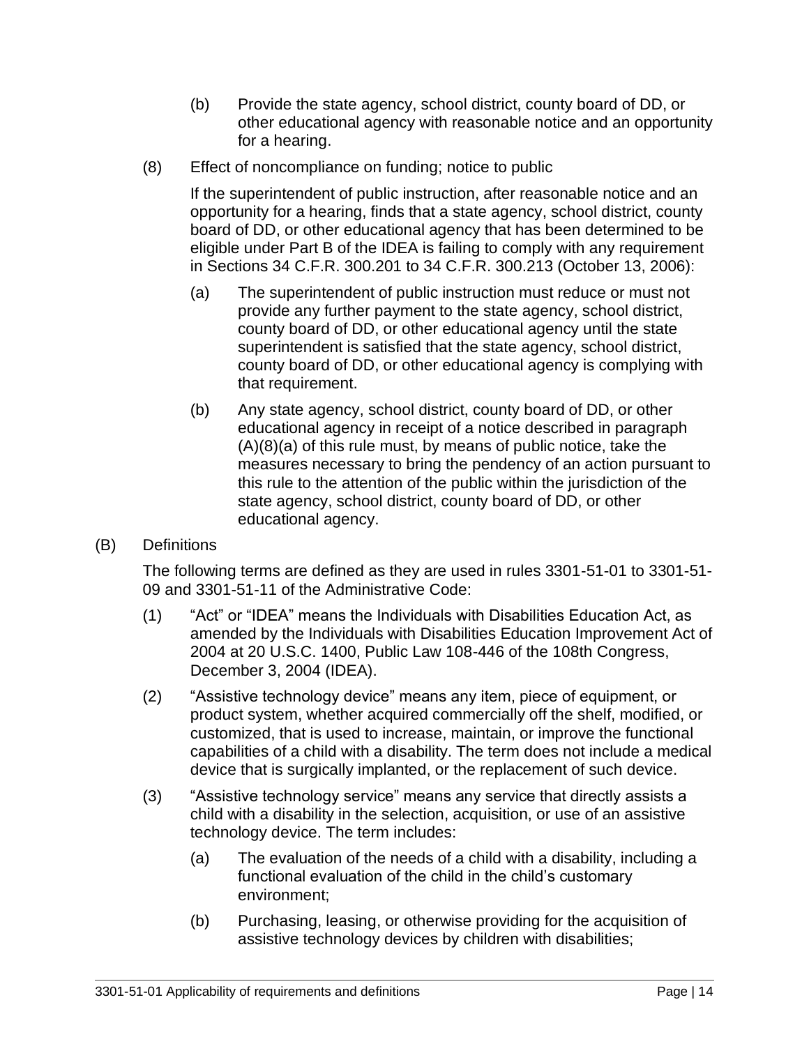(b) Provide the state agency, school district, county board of DD, or other educational agency with reasonable notice and an opportunity for a hearing.

(8) Effect of noncompliance on funding; notice to public

If the superintendent of public instruction, after reasonable notice and an opportunity for a hearing, finds that a state agency, school district, county board of DD, or other educational agency that has been determined to be eligible under Part B of the IDEA is failing to comply with any requirement in Sections 34 C.F.R. 300.201 to 34 C.F.R. 300.213 (October 13, 2006):

(a) The superintendent of public instruction must reduce or must not provide any further payment to the state agency, school district, county board of DD, or other educational agency until the state superintendent is satisfied that the state agency, school district, county board of DD, or other educational agency is complying with that requirement.

(b) Any state agency, school district, county board of DD, or other educational agency in receipt of a notice described in paragraph (A)(8)(a) of this rule must, by means of public notice, take the measures necessary to bring the pendency of an action pursuant to this rule to the attention of the public within the jurisdiction of the state agency, school district, county board of DD, or other educational agency.

(B) Definitions

The following terms are defined as they are used in rules 3301-51-01 to 3301-51-09 and 3301-51-11 of the Administrative Code:

(1) "Act" or "IDEA" means the Individuals with Disabilities Education Act, as amended by the Individuals with Disabilities Education Improvement Act of 2004 at 20 U.S.C. 1400, Public Law 108-446 of the 108th Congress, December 3, 2004 (IDEA).

(2) "Assistive technology device" means any item, piece of equipment, or product system, whether acquired commercially off the shelf, modified, or customized, that is used to increase, maintain, or improve the functional capabilities of a child with a disability. The term does not include a medical device that is surgically implanted, or the replacement of such device.

(3) "Assistive technology service" means any service that directly assists a child with a disability in the selection, acquisition, or use of an assistive technology device. The term includes:

(a) The evaluation of the needs of a child with a disability, including a functional evaluation of the child in the child's customary environment;

(b) Purchasing, leasing, or otherwise providing for the acquisition of assistive technology devices by children with disabilities;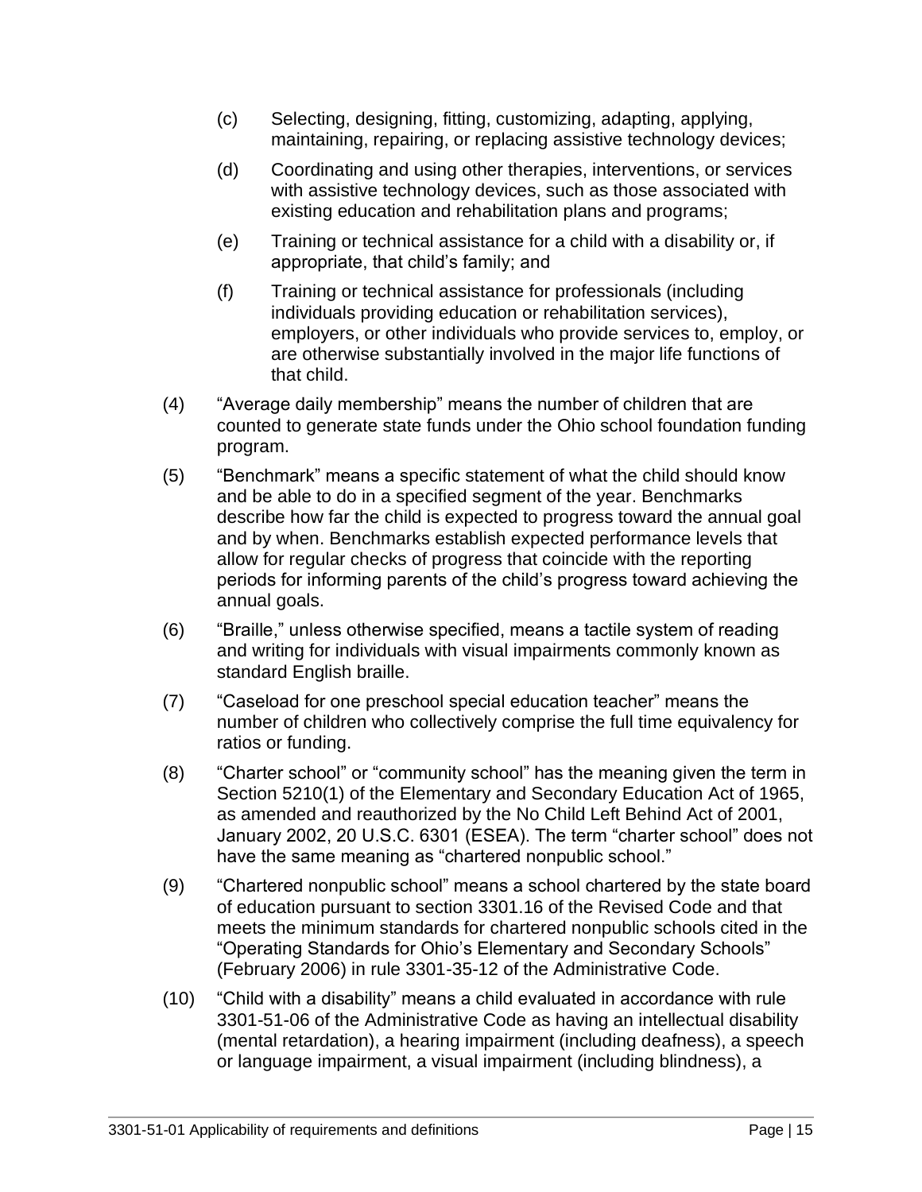(c) Selecting, designing, fitting, customizing, adapting, applying, maintaining, repairing, or replacing assistive technology devices;

(d) Coordinating and using other therapies, interventions, or services with assistive technology devices, such as those associated with existing education and rehabilitation plans and programs;

(e) Training or technical assistance for a child with a disability or, if appropriate, that child's family; and

(f) Training or technical assistance for professionals (including individuals providing education or rehabilitation services), employers, or other individuals who provide services to, employ, or are otherwise substantially involved in the major life functions of that child.

(4) "Average daily membership" means the number of children that are counted to generate state funds under the Ohio school foundation funding program.

(5) "Benchmark" means a specific statement of what the child should know and be able to do in a specified segment of the year. Benchmarks describe how far the child is expected to progress toward the annual goal and by when. Benchmarks establish expected performance levels that allow for regular checks of progress that coincide with the reporting periods for informing parents of the child's progress toward achieving the annual goals.

(6) "Braille," unless otherwise specified, means a tactile system of reading and writing for individuals with visual impairments commonly known as standard English braille.

(7) "Caseload for one preschool special education teacher" means the number of children who collectively comprise the full time equivalency for ratios or funding.

(8) "Charter school" or "community school" has the meaning given the term in Section 5210(1) of the Elementary and Secondary Education Act of 1965, as amended and reauthorized by the No Child Left Behind Act of 2001, January 2002, 20 U.S.C. 6301 (ESEA). The term "charter school" does not have the same meaning as "chartered nonpublic school."

(9) "Chartered nonpublic school" means a school chartered by the state board of education pursuant to section 3301.16 of the Revised Code and that meets the minimum standards for chartered nonpublic schools cited in the "Operating Standards for Ohio's Elementary and Secondary Schools" (February 2006) in rule 3301-35-12 of the Administrative Code.

(10) "Child with a disability" means a child evaluated in accordance with rule 3301-51-06 of the Administrative Code as having an intellectual disability (mental retardation), a hearing impairment (including deafness), a speech or language impairment, a visual impairment (including blindness), a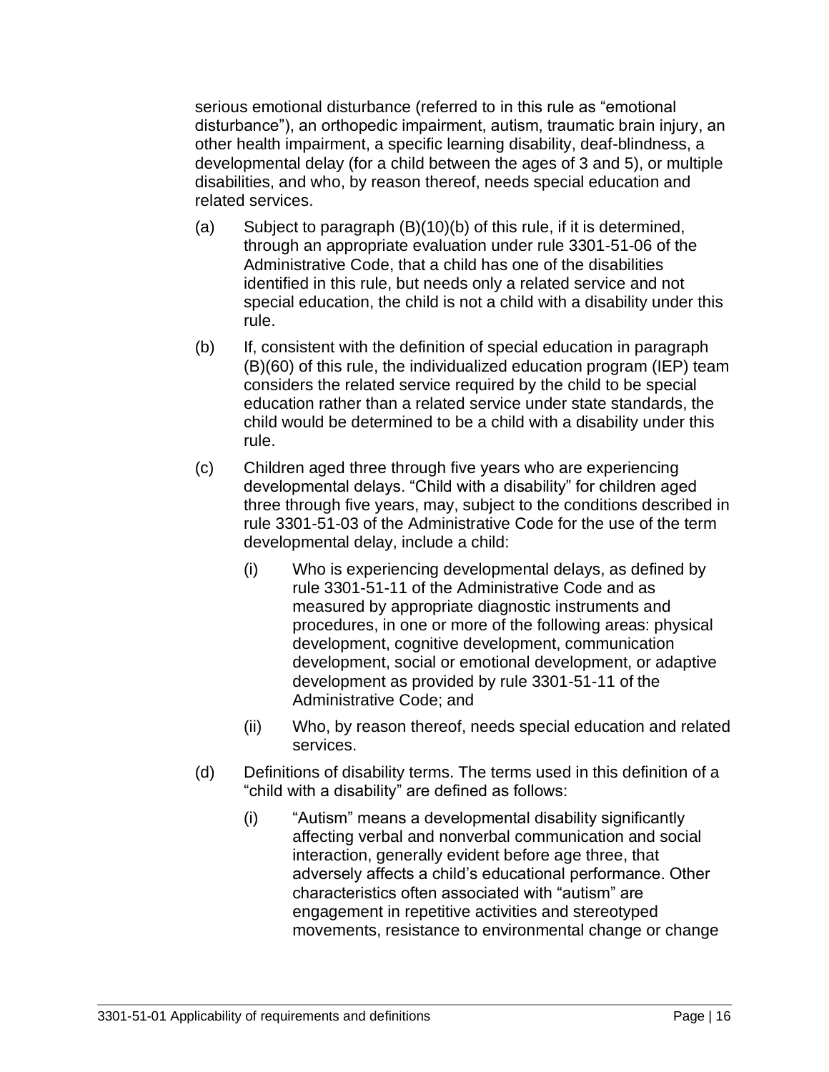serious emotional disturbance (referred to in this rule as "emotional disturbance"), an orthopedic impairment, autism, traumatic brain injury, an other health impairment, a specific learning disability, deaf-blindness, a developmental delay (for a child between the ages of 3 and 5), or multiple disabilities, and who, by reason thereof, needs special education and related services.

(a) Subject to paragraph (B)(10)(b) of this rule, if it is determined, through an appropriate evaluation under rule 3301-51-06 of the Administrative Code, that a child has one of the disabilities identified in this rule, but needs only a related service and not special education, the child is not a child with a disability under this rule.

(b) If, consistent with the definition of special education in paragraph (B)(60) of this rule, the individualized education program (IEP) team considers the related service required by the child to be special education rather than a related service under state standards, the child would be determined to be a child with a disability under this rule.

(c) Children aged three through five years who are experiencing developmental delays. "Child with a disability" for children aged three through five years, may, subject to the conditions described in rule 3301-51-03 of the Administrative Code for the use of the term developmental delay, include a child:

  (i) Who is experiencing developmental delays, as defined by rule 3301-51-11 of the Administrative Code and as measured by appropriate diagnostic instruments and procedures, in one or more of the following areas: physical development, cognitive development, communication development, social or emotional development, or adaptive development as provided by rule 3301-51-11 of the Administrative Code; and

  (ii) Who, by reason thereof, needs special education and related services.

(d) Definitions of disability terms. The terms used in this definition of a "child with a disability" are defined as follows:

  (i) "Autism" means a developmental disability significantly affecting verbal and nonverbal communication and social interaction, generally evident before age three, that adversely affects a child's educational performance. Other characteristics often associated with "autism" are engagement in repetitive activities and stereotyped movements, resistance to environmental change or change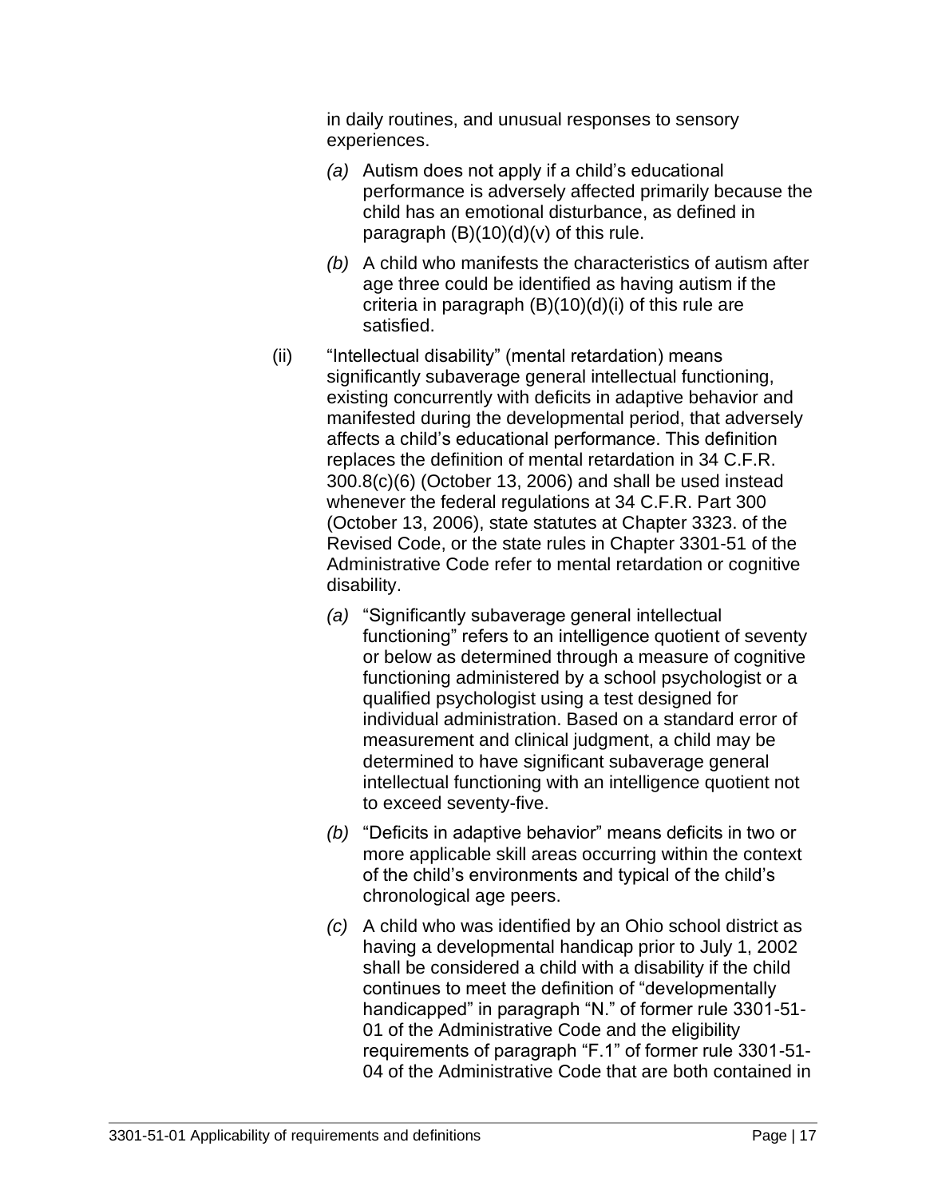in daily routines, and unusual responses to sensory experiences.

*(a)* Autism does not apply if a child's educational performance is adversely affected primarily because the child has an emotional disturbance, as defined in paragraph (B)(10)(d)(v) of this rule.

*(b)* A child who manifests the characteristics of autism after age three could be identified as having autism if the criteria in paragraph (B)(10)(d)(i) of this rule are satisfied.

(ii) "Intellectual disability" (mental retardation) means significantly subaverage general intellectual functioning, existing concurrently with deficits in adaptive behavior and manifested during the developmental period, that adversely affects a child's educational performance. This definition replaces the definition of mental retardation in 34 C.F.R. 300.8(c)(6) (October 13, 2006) and shall be used instead whenever the federal regulations at 34 C.F.R. Part 300 (October 13, 2006), state statutes at Chapter 3323. of the Revised Code, or the state rules in Chapter 3301-51 of the Administrative Code refer to mental retardation or cognitive disability.

*(a)* "Significantly subaverage general intellectual functioning" refers to an intelligence quotient of seventy or below as determined through a measure of cognitive functioning administered by a school psychologist or a qualified psychologist using a test designed for individual administration. Based on a standard error of measurement and clinical judgment, a child may be determined to have significant subaverage general intellectual functioning with an intelligence quotient not to exceed seventy-five.

*(b)* "Deficits in adaptive behavior" means deficits in two or more applicable skill areas occurring within the context of the child's environments and typical of the child's chronological age peers.

*(c)* A child who was identified by an Ohio school district as having a developmental handicap prior to July 1, 2002 shall be considered a child with a disability if the child continues to meet the definition of "developmentally handicapped" in paragraph "N." of former rule 3301-51-01 of the Administrative Code and the eligibility requirements of paragraph "F.1" of former rule 3301-51-04 of the Administrative Code that are both contained in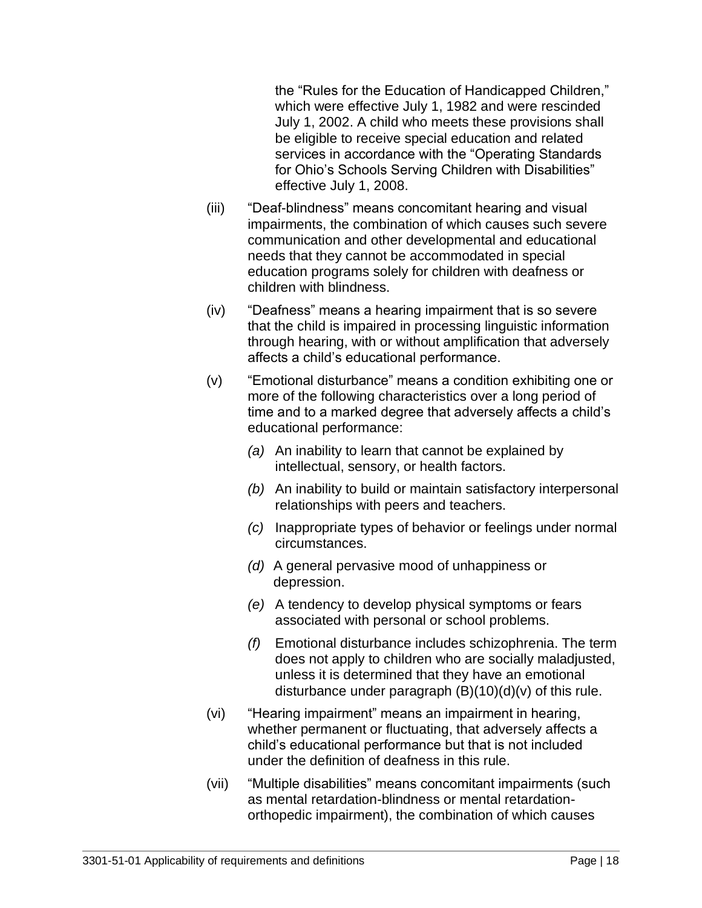the "Rules for the Education of Handicapped Children," which were effective July 1, 1982 and were rescinded July 1, 2002. A child who meets these provisions shall be eligible to receive special education and related services in accordance with the "Operating Standards for Ohio's Schools Serving Children with Disabilities" effective July 1, 2008.

(iii) "Deaf-blindness" means concomitant hearing and visual impairments, the combination of which causes such severe communication and other developmental and educational needs that they cannot be accommodated in special education programs solely for children with deafness or children with blindness.

(iv) "Deafness" means a hearing impairment that is so severe that the child is impaired in processing linguistic information through hearing, with or without amplification that adversely affects a child's educational performance.

(v) "Emotional disturbance" means a condition exhibiting one or more of the following characteristics over a long period of time and to a marked degree that adversely affects a child's educational performance:

*(a)* An inability to learn that cannot be explained by intellectual, sensory, or health factors.

*(b)* An inability to build or maintain satisfactory interpersonal relationships with peers and teachers.

*(c)* Inappropriate types of behavior or feelings under normal circumstances.

*(d)* A general pervasive mood of unhappiness or depression.

*(e)* A tendency to develop physical symptoms or fears associated with personal or school problems.

*(f)* Emotional disturbance includes schizophrenia. The term does not apply to children who are socially maladjusted, unless it is determined that they have an emotional disturbance under paragraph (B)(10)(d)(v) of this rule.

(vi) "Hearing impairment" means an impairment in hearing, whether permanent or fluctuating, that adversely affects a child's educational performance but that is not included under the definition of deafness in this rule.

(vii) "Multiple disabilities" means concomitant impairments (such as mental retardation-blindness or mental retardation-orthopedic impairment), the combination of which causes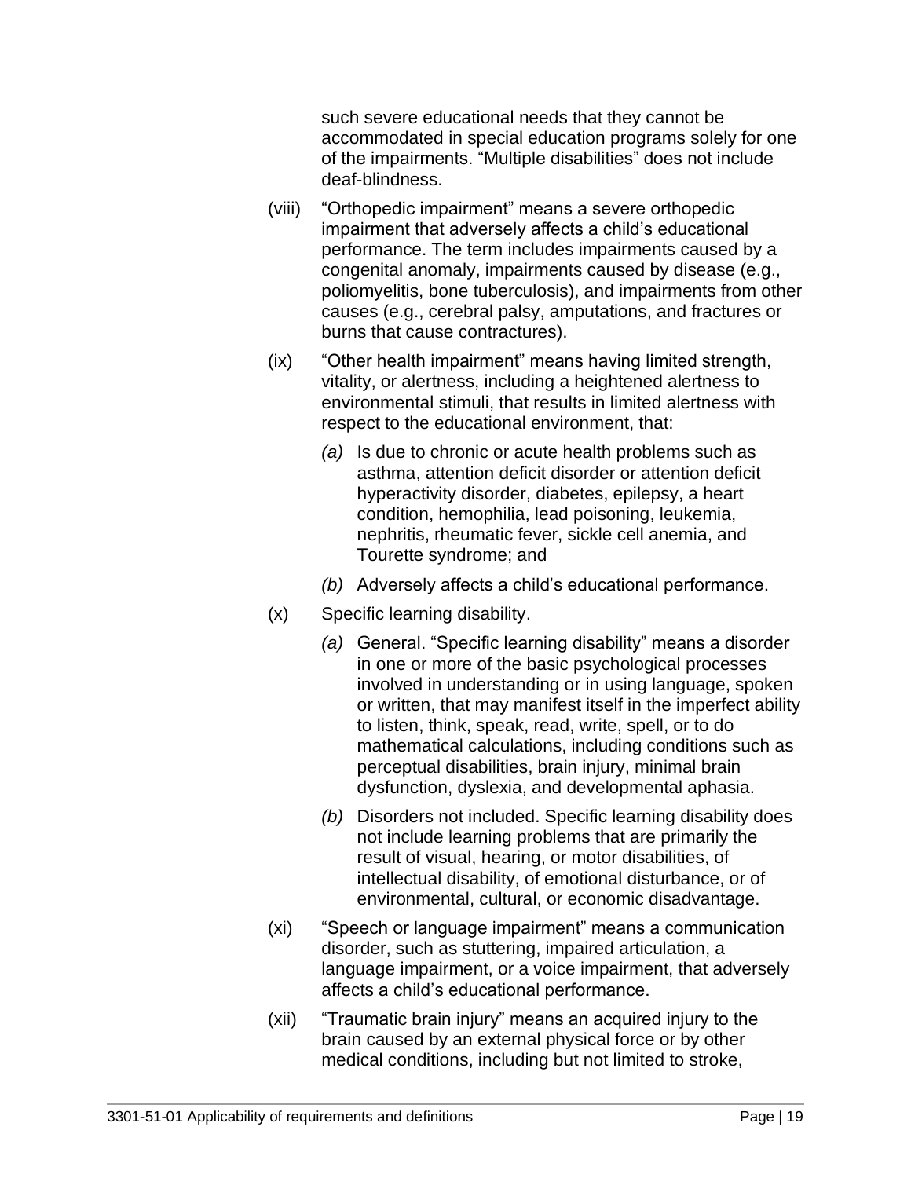such severe educational needs that they cannot be accommodated in special education programs solely for one of the impairments. “Multiple disabilities” does not include deaf-blindness.

(viii) “Orthopedic impairment” means a severe orthopedic impairment that adversely affects a child’s educational performance. The term includes impairments caused by a congenital anomaly, impairments caused by disease (e.g., poliomyelitis, bone tuberculosis), and impairments from other causes (e.g., cerebral palsy, amputations, and fractures or burns that cause contractures).

(ix) “Other health impairment” means having limited strength, vitality, or alertness, including a heightened alertness to environmental stimuli, that results in limited alertness with respect to the educational environment, that:

*(a)* Is due to chronic or acute health problems such as asthma, attention deficit disorder or attention deficit hyperactivity disorder, diabetes, epilepsy, a heart condition, hemophilia, lead poisoning, leukemia, nephritis, rheumatic fever, sickle cell anemia, and Tourette syndrome; and

*(b)* Adversely affects a child’s educational performance.

(x) Specific learning disability~~.~~

*(a)* General. “Specific learning disability” means a disorder in one or more of the basic psychological processes involved in understanding or in using language, spoken or written, that may manifest itself in the imperfect ability to listen, think, speak, read, write, spell, or to do mathematical calculations, including conditions such as perceptual disabilities, brain injury, minimal brain dysfunction, dyslexia, and developmental aphasia.

*(b)* Disorders not included. Specific learning disability does not include learning problems that are primarily the result of visual, hearing, or motor disabilities, of intellectual disability, of emotional disturbance, or of environmental, cultural, or economic disadvantage.

(xi) “Speech or language impairment” means a communication disorder, such as stuttering, impaired articulation, a language impairment, or a voice impairment, that adversely affects a child’s educational performance.

(xii) “Traumatic brain injury” means an acquired injury to the brain caused by an external physical force or by other medical conditions, including but not limited to stroke,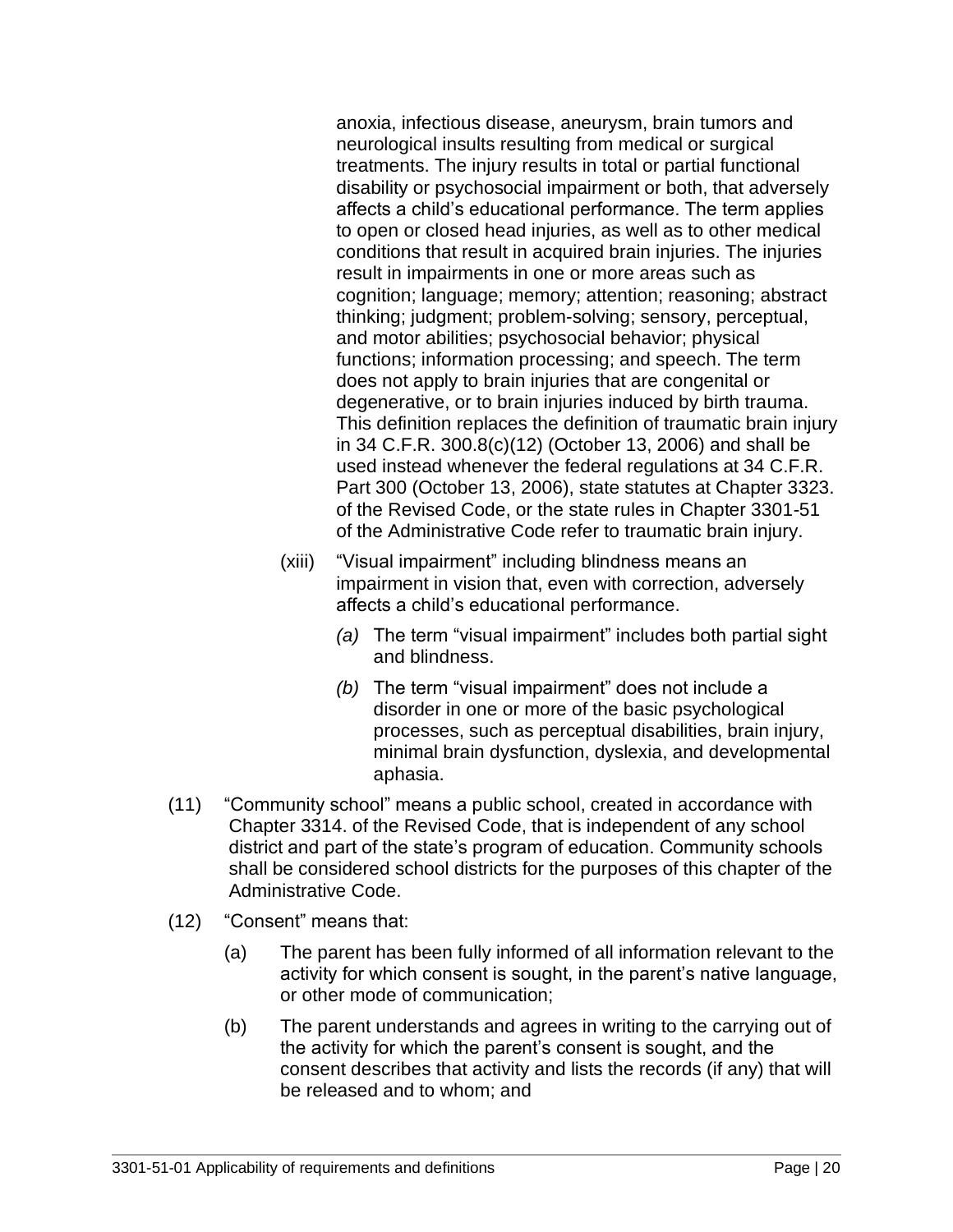anoxia, infectious disease, aneurysm, brain tumors and neurological insults resulting from medical or surgical treatments. The injury results in total or partial functional disability or psychosocial impairment or both, that adversely affects a child's educational performance. The term applies to open or closed head injuries, as well as to other medical conditions that result in acquired brain injuries. The injuries result in impairments in one or more areas such as cognition; language; memory; attention; reasoning; abstract thinking; judgment; problem-solving; sensory, perceptual, and motor abilities; psychosocial behavior; physical functions; information processing; and speech. The term does not apply to brain injuries that are congenital or degenerative, or to brain injuries induced by birth trauma. This definition replaces the definition of traumatic brain injury in 34 C.F.R. 300.8(c)(12) (October 13, 2006) and shall be used instead whenever the federal regulations at 34 C.F.R. Part 300 (October 13, 2006), state statutes at Chapter 3323. of the Revised Code, or the state rules in Chapter 3301-51 of the Administrative Code refer to traumatic brain injury.

(xiii) "Visual impairment" including blindness means an impairment in vision that, even with correction, adversely affects a child's educational performance.

*(a)* The term "visual impairment" includes both partial sight and blindness.

*(b)* The term "visual impairment" does not include a disorder in one or more of the basic psychological processes, such as perceptual disabilities, brain injury, minimal brain dysfunction, dyslexia, and developmental aphasia.

(11) "Community school" means a public school, created in accordance with Chapter 3314. of the Revised Code, that is independent of any school district and part of the state's program of education. Community schools shall be considered school districts for the purposes of this chapter of the Administrative Code.

(12) "Consent" means that:

(a) The parent has been fully informed of all information relevant to the activity for which consent is sought, in the parent's native language, or other mode of communication;

(b) The parent understands and agrees in writing to the carrying out of the activity for which the parent's consent is sought, and the consent describes that activity and lists the records (if any) that will be released and to whom; and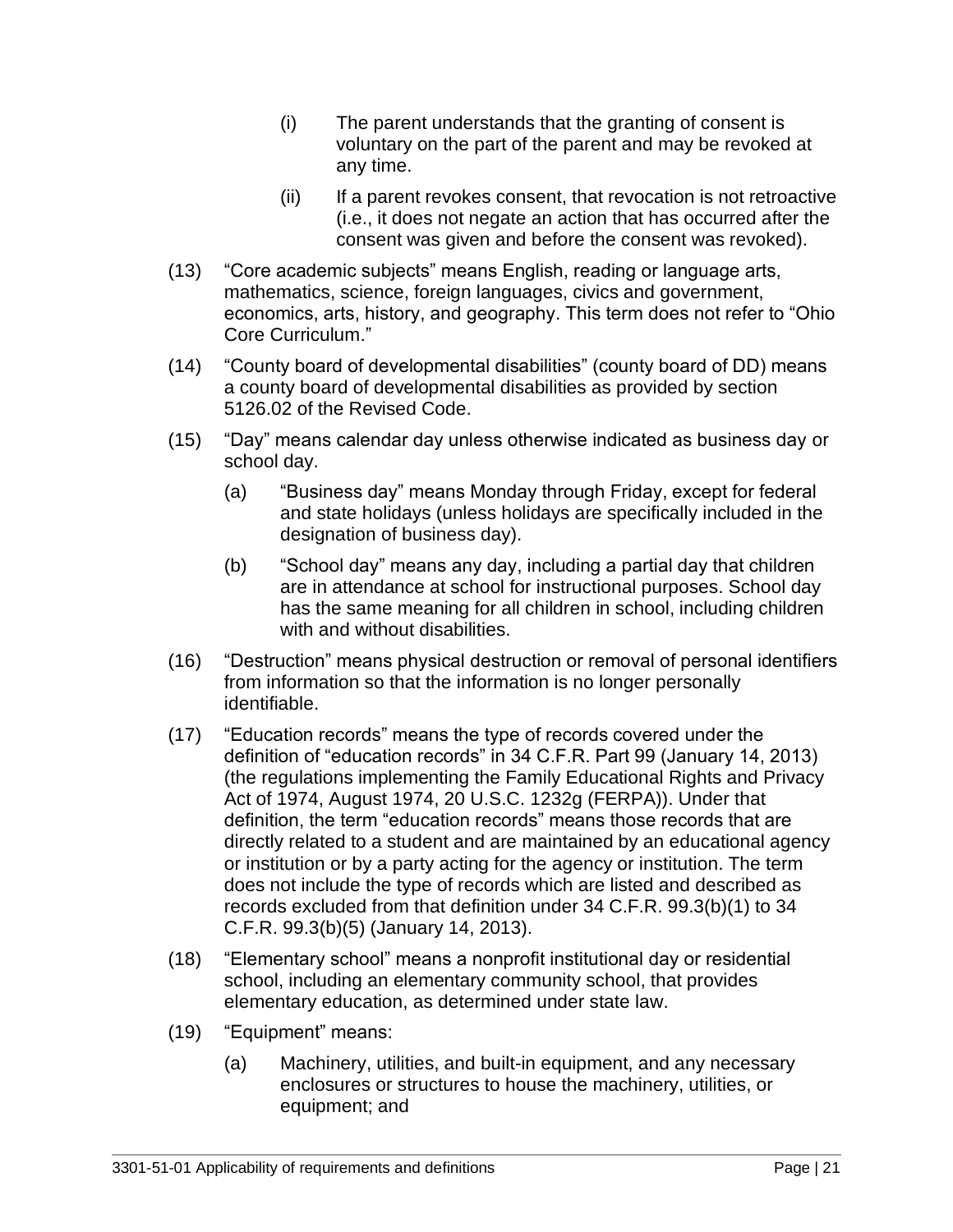(i) The parent understands that the granting of consent is voluntary on the part of the parent and may be revoked at any time.

(ii) If a parent revokes consent, that revocation is not retroactive (i.e., it does not negate an action that has occurred after the consent was given and before the consent was revoked).

(13) "Core academic subjects" means English, reading or language arts, mathematics, science, foreign languages, civics and government, economics, arts, history, and geography. This term does not refer to "Ohio Core Curriculum."

(14) "County board of developmental disabilities" (county board of DD) means a county board of developmental disabilities as provided by section 5126.02 of the Revised Code.

(15) "Day" means calendar day unless otherwise indicated as business day or school day.

(a) "Business day" means Monday through Friday, except for federal and state holidays (unless holidays are specifically included in the designation of business day).

(b) "School day" means any day, including a partial day that children are in attendance at school for instructional purposes. School day has the same meaning for all children in school, including children with and without disabilities.

(16) "Destruction" means physical destruction or removal of personal identifiers from information so that the information is no longer personally identifiable.

(17) "Education records" means the type of records covered under the definition of "education records" in 34 C.F.R. Part 99 (January 14, 2013) (the regulations implementing the Family Educational Rights and Privacy Act of 1974, August 1974, 20 U.S.C. 1232g (FERPA)). Under that definition, the term "education records" means those records that are directly related to a student and are maintained by an educational agency or institution or by a party acting for the agency or institution. The term does not include the type of records which are listed and described as records excluded from that definition under 34 C.F.R. 99.3(b)(1) to 34 C.F.R. 99.3(b)(5) (January 14, 2013).

(18) "Elementary school" means a nonprofit institutional day or residential school, including an elementary community school, that provides elementary education, as determined under state law.

(19) "Equipment" means:

(a) Machinery, utilities, and built-in equipment, and any necessary enclosures or structures to house the machinery, utilities, or equipment; and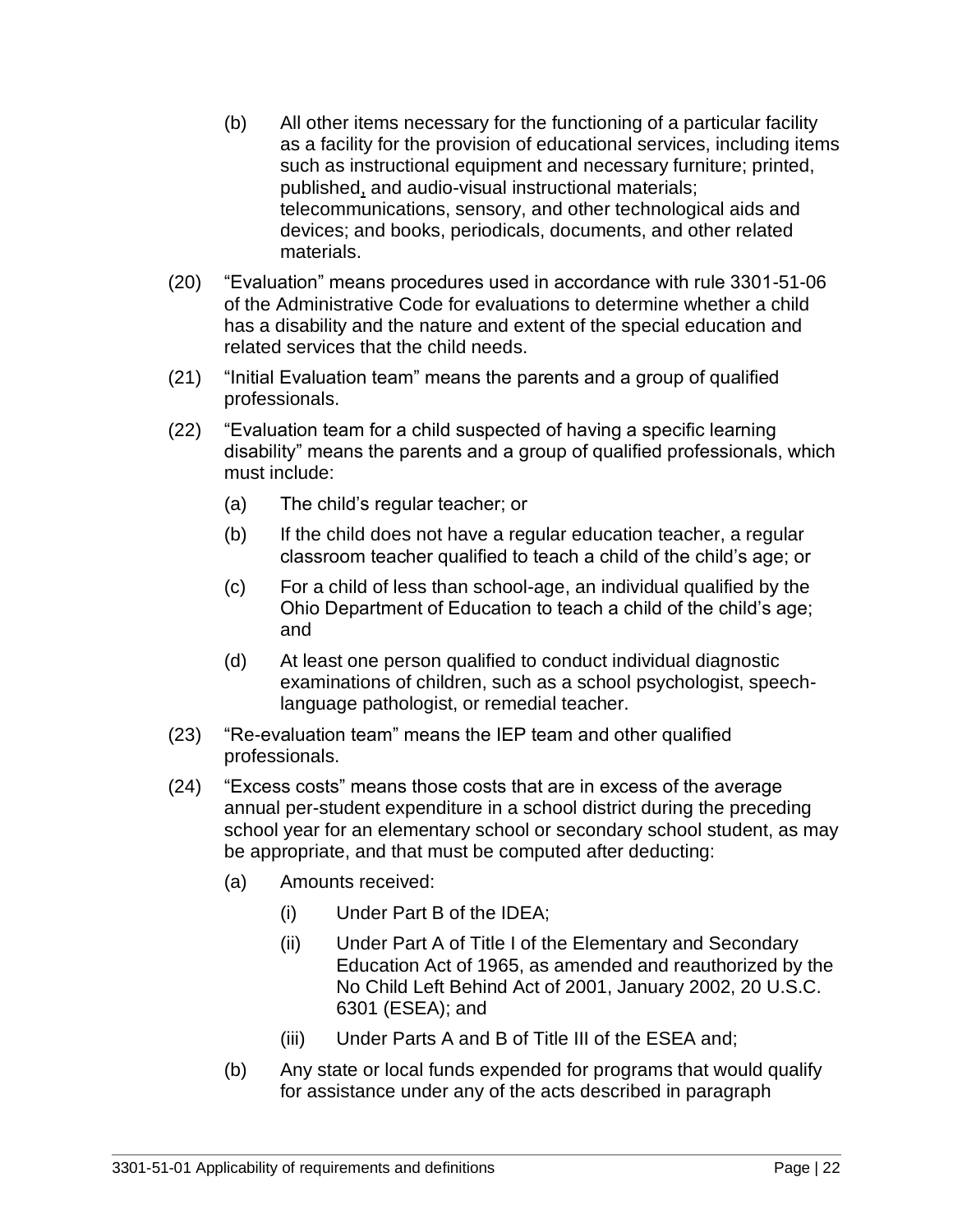(b) All other items necessary for the functioning of a particular facility as a facility for the provision of educational services, including items such as instructional equipment and necessary furniture; printed, published, and audio-visual instructional materials; telecommunications, sensory, and other technological aids and devices; and books, periodicals, documents, and other related materials.

(20) "Evaluation" means procedures used in accordance with rule 3301-51-06 of the Administrative Code for evaluations to determine whether a child has a disability and the nature and extent of the special education and related services that the child needs.

(21) "Initial Evaluation team" means the parents and a group of qualified professionals.

(22) "Evaluation team for a child suspected of having a specific learning disability" means the parents and a group of qualified professionals, which must include:

- (a) The child's regular teacher; or
- (b) If the child does not have a regular education teacher, a regular classroom teacher qualified to teach a child of the child's age; or
- (c) For a child of less than school-age, an individual qualified by the Ohio Department of Education to teach a child of the child's age; and
- (d) At least one person qualified to conduct individual diagnostic examinations of children, such as a school psychologist, speech-language pathologist, or remedial teacher.

(23) "Re-evaluation team" means the IEP team and other qualified professionals.

(24) "Excess costs" means those costs that are in excess of the average annual per-student expenditure in a school district during the preceding school year for an elementary school or secondary school student, as may be appropriate, and that must be computed after deducting:

- (a) Amounts received:
  - (i) Under Part B of the IDEA;
  - (ii) Under Part A of Title I of the Elementary and Secondary Education Act of 1965, as amended and reauthorized by the No Child Left Behind Act of 2001, January 2002, 20 U.S.C. 6301 (ESEA); and
  - (iii) Under Parts A and B of Title III of the ESEA and;
- (b) Any state or local funds expended for programs that would qualify for assistance under any of the acts described in paragraph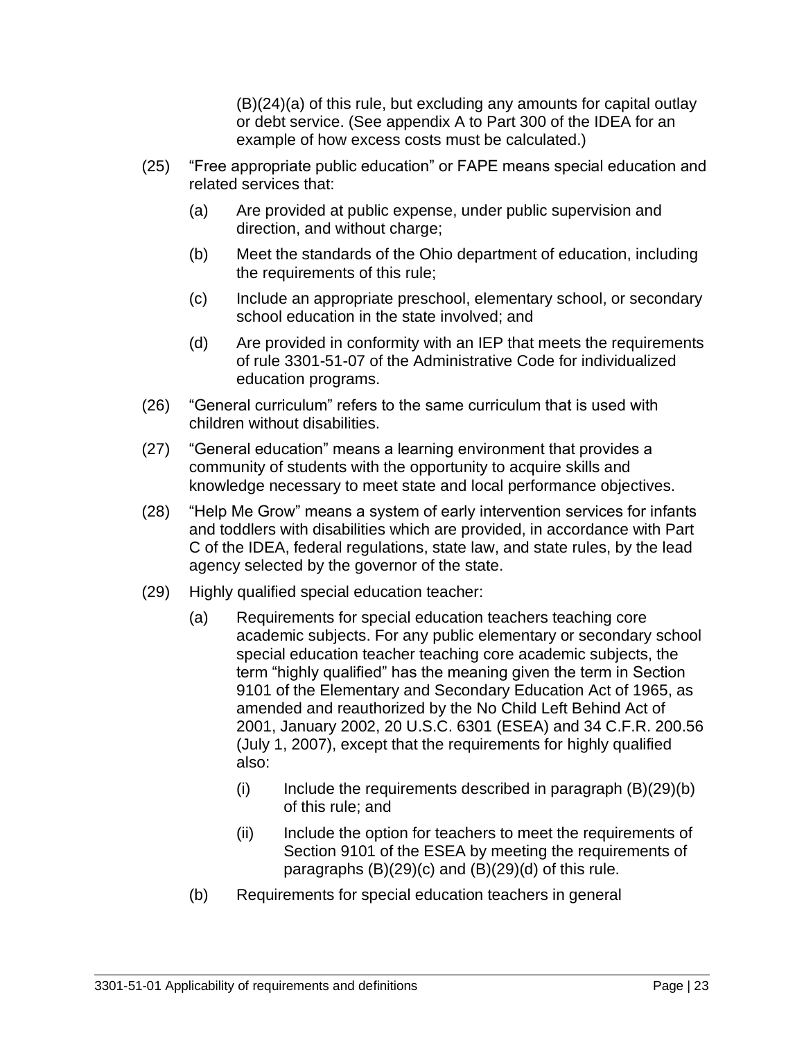(B)(24)(a) of this rule, but excluding any amounts for capital outlay or debt service. (See appendix A to Part 300 of the IDEA for an example of how excess costs must be calculated.)

(25) "Free appropriate public education" or FAPE means special education and related services that:

(a) Are provided at public expense, under public supervision and direction, and without charge;

(b) Meet the standards of the Ohio department of education, including the requirements of this rule;

(c) Include an appropriate preschool, elementary school, or secondary school education in the state involved; and

(d) Are provided in conformity with an IEP that meets the requirements of rule 3301-51-07 of the Administrative Code for individualized education programs.

(26) "General curriculum" refers to the same curriculum that is used with children without disabilities.

(27) "General education" means a learning environment that provides a community of students with the opportunity to acquire skills and knowledge necessary to meet state and local performance objectives.

(28) "Help Me Grow" means a system of early intervention services for infants and toddlers with disabilities which are provided, in accordance with Part C of the IDEA, federal regulations, state law, and state rules, by the lead agency selected by the governor of the state.

(29) Highly qualified special education teacher:

(a) Requirements for special education teachers teaching core academic subjects. For any public elementary or secondary school special education teacher teaching core academic subjects, the term "highly qualified" has the meaning given the term in Section 9101 of the Elementary and Secondary Education Act of 1965, as amended and reauthorized by the No Child Left Behind Act of 2001, January 2002, 20 U.S.C. 6301 (ESEA) and 34 C.F.R. 200.56 (July 1, 2007), except that the requirements for highly qualified also:

(i) Include the requirements described in paragraph (B)(29)(b) of this rule; and

(ii) Include the option for teachers to meet the requirements of Section 9101 of the ESEA by meeting the requirements of paragraphs (B)(29)(c) and (B)(29)(d) of this rule.

(b) Requirements for special education teachers in general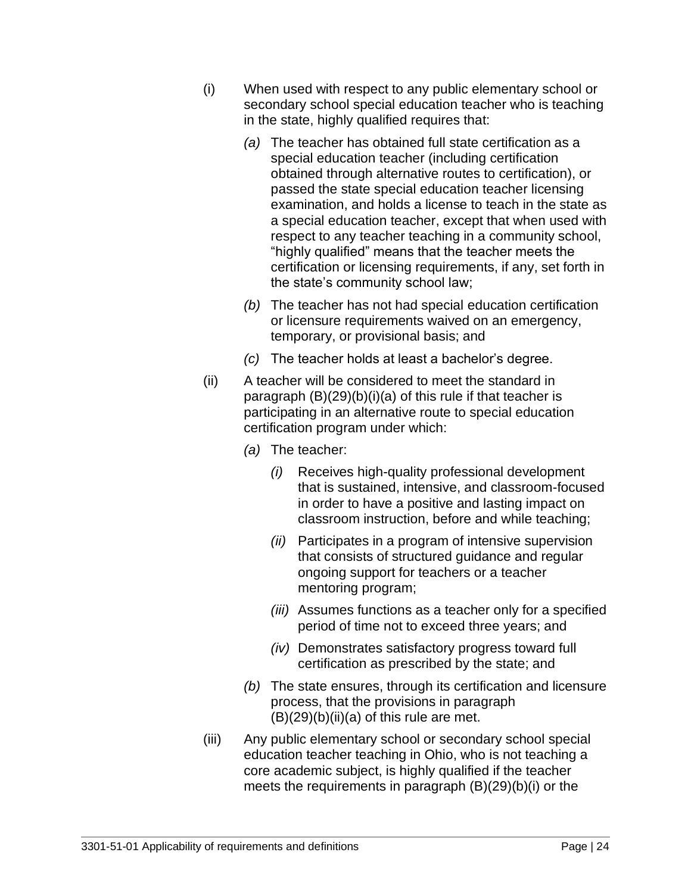(i) When used with respect to any public elementary school or secondary school special education teacher who is teaching in the state, highly qualified requires that:

   *(a)* The teacher has obtained full state certification as a special education teacher (including certification obtained through alternative routes to certification), or passed the state special education teacher licensing examination, and holds a license to teach in the state as a special education teacher, except that when used with respect to any teacher teaching in a community school, "highly qualified" means that the teacher meets the certification or licensing requirements, if any, set forth in the state's community school law;

   *(b)* The teacher has not had special education certification or licensure requirements waived on an emergency, temporary, or provisional basis; and

   *(c)* The teacher holds at least a bachelor's degree.

(ii) A teacher will be considered to meet the standard in paragraph (B)(29)(b)(i)(a) of this rule if that teacher is participating in an alternative route to special education certification program under which:

   *(a)* The teacher:

      *(i)* Receives high-quality professional development that is sustained, intensive, and classroom-focused in order to have a positive and lasting impact on classroom instruction, before and while teaching;

      *(ii)* Participates in a program of intensive supervision that consists of structured guidance and regular ongoing support for teachers or a teacher mentoring program;

      *(iii)* Assumes functions as a teacher only for a specified period of time not to exceed three years; and

      *(iv)* Demonstrates satisfactory progress toward full certification as prescribed by the state; and

   *(b)* The state ensures, through its certification and licensure process, that the provisions in paragraph (B)(29)(b)(ii)(a) of this rule are met.

(iii) Any public elementary school or secondary school special education teacher teaching in Ohio, who is not teaching a core academic subject, is highly qualified if the teacher meets the requirements in paragraph (B)(29)(b)(i) or the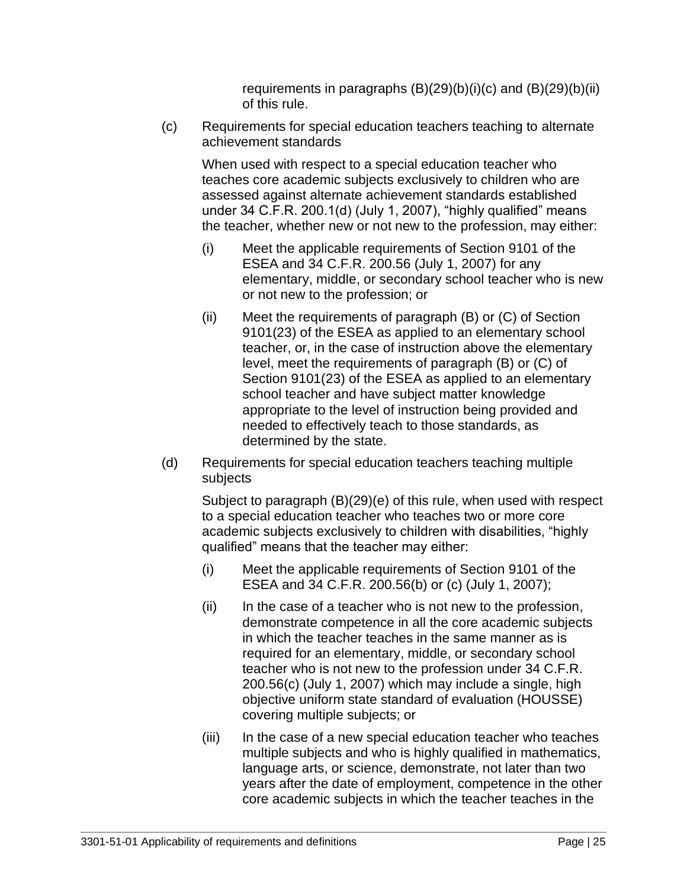requirements in paragraphs (B)(29)(b)(i)(c) and (B)(29)(b)(ii) of this rule.

(c) Requirements for special education teachers teaching to alternate achievement standards

When used with respect to a special education teacher who teaches core academic subjects exclusively to children who are assessed against alternate achievement standards established under 34 C.F.R. 200.1(d) (July 1, 2007), “highly qualified” means the teacher, whether new or not new to the profession, may either:

(i) Meet the applicable requirements of Section 9101 of the ESEA and 34 C.F.R. 200.56 (July 1, 2007) for any elementary, middle, or secondary school teacher who is new or not new to the profession; or

(ii) Meet the requirements of paragraph (B) or (C) of Section 9101(23) of the ESEA as applied to an elementary school teacher, or, in the case of instruction above the elementary level, meet the requirements of paragraph (B) or (C) of Section 9101(23) of the ESEA as applied to an elementary school teacher and have subject matter knowledge appropriate to the level of instruction being provided and needed to effectively teach to those standards, as determined by the state.

(d) Requirements for special education teachers teaching multiple subjects

Subject to paragraph (B)(29)(e) of this rule, when used with respect to a special education teacher who teaches two or more core academic subjects exclusively to children with disabilities, “highly qualified” means that the teacher may either:

(i) Meet the applicable requirements of Section 9101 of the ESEA and 34 C.F.R. 200.56(b) or (c) (July 1, 2007);

(ii) In the case of a teacher who is not new to the profession, demonstrate competence in all the core academic subjects in which the teacher teaches in the same manner as is required for an elementary, middle, or secondary school teacher who is not new to the profession under 34 C.F.R. 200.56(c) (July 1, 2007) which may include a single, high objective uniform state standard of evaluation (HOUSSE) covering multiple subjects; or

(iii) In the case of a new special education teacher who teaches multiple subjects and who is highly qualified in mathematics, language arts, or science, demonstrate, not later than two years after the date of employment, competence in the other core academic subjects in which the teacher teaches in the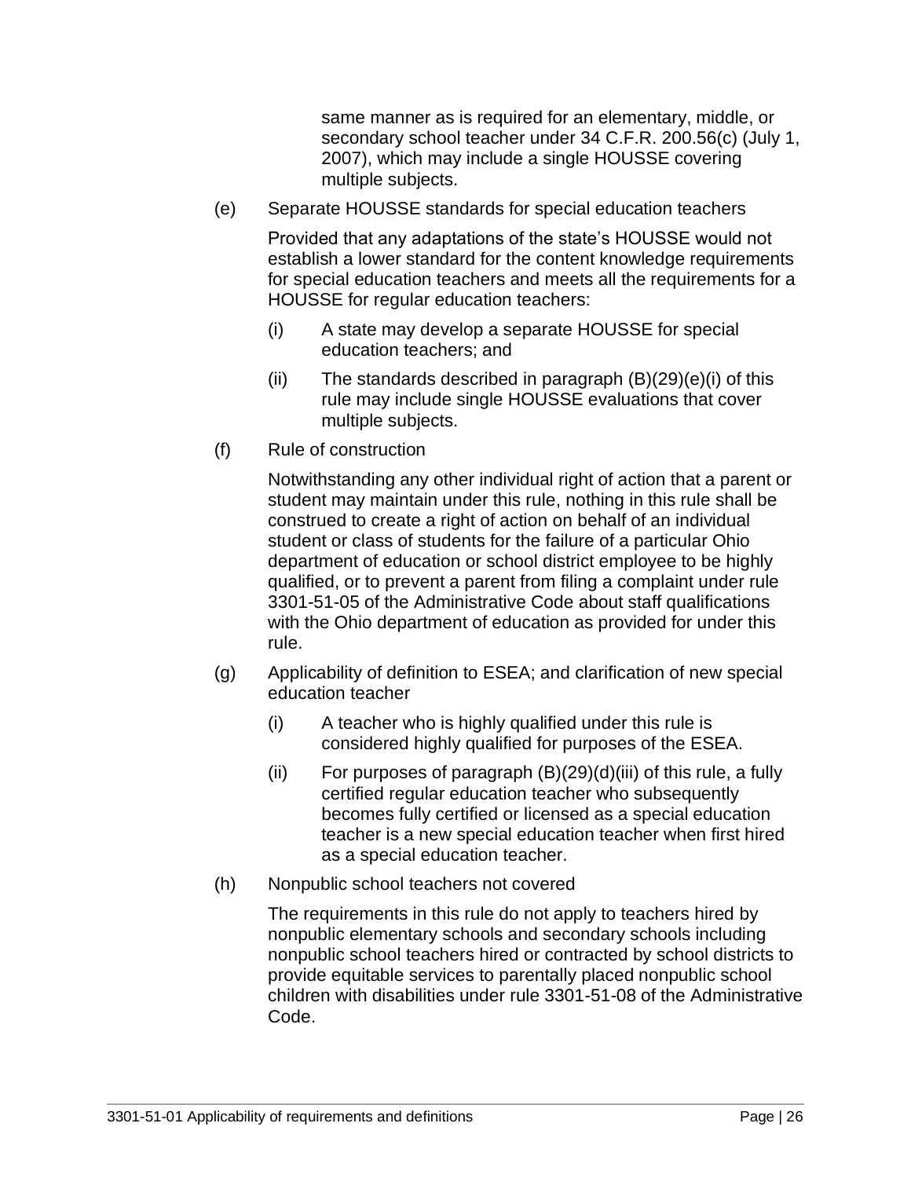same manner as is required for an elementary, middle, or secondary school teacher under 34 C.F.R. 200.56(c) (July 1, 2007), which may include a single HOUSSE covering multiple subjects.

(e) Separate HOUSSE standards for special education teachers

Provided that any adaptations of the state's HOUSSE would not establish a lower standard for the content knowledge requirements for special education teachers and meets all the requirements for a HOUSSE for regular education teachers:

(i) A state may develop a separate HOUSSE for special education teachers; and

(ii) The standards described in paragraph (B)(29)(e)(i) of this rule may include single HOUSSE evaluations that cover multiple subjects.

(f) Rule of construction

Notwithstanding any other individual right of action that a parent or student may maintain under this rule, nothing in this rule shall be construed to create a right of action on behalf of an individual student or class of students for the failure of a particular Ohio department of education or school district employee to be highly qualified, or to prevent a parent from filing a complaint under rule 3301-51-05 of the Administrative Code about staff qualifications with the Ohio department of education as provided for under this rule.

(g) Applicability of definition to ESEA; and clarification of new special education teacher

(i) A teacher who is highly qualified under this rule is considered highly qualified for purposes of the ESEA.

(ii) For purposes of paragraph (B)(29)(d)(iii) of this rule, a fully certified regular education teacher who subsequently becomes fully certified or licensed as a special education teacher is a new special education teacher when first hired as a special education teacher.

(h) Nonpublic school teachers not covered

The requirements in this rule do not apply to teachers hired by nonpublic elementary schools and secondary schools including nonpublic school teachers hired or contracted by school districts to provide equitable services to parentally placed nonpublic school children with disabilities under rule 3301-51-08 of the Administrative Code.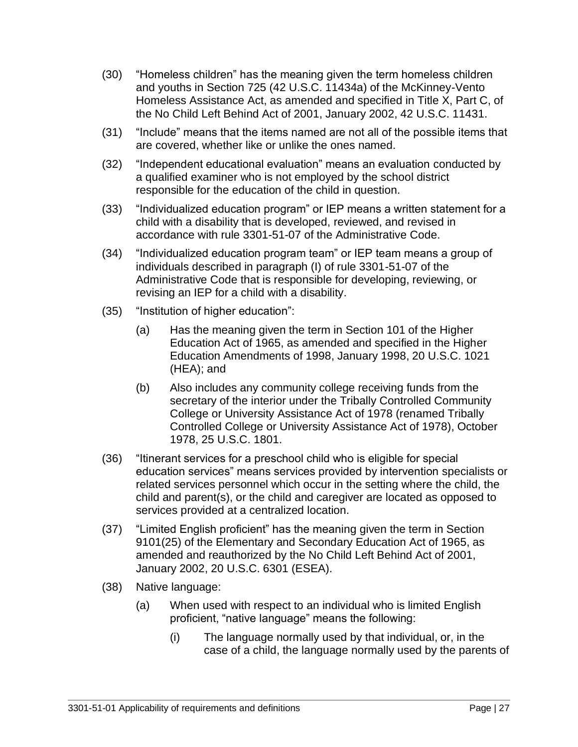(30) "Homeless children" has the meaning given the term homeless children and youths in Section 725 (42 U.S.C. 11434a) of the McKinney-Vento Homeless Assistance Act, as amended and specified in Title X, Part C, of the No Child Left Behind Act of 2001, January 2002, 42 U.S.C. 11431.

(31) "Include" means that the items named are not all of the possible items that are covered, whether like or unlike the ones named.

(32) "Independent educational evaluation" means an evaluation conducted by a qualified examiner who is not employed by the school district responsible for the education of the child in question.

(33) "Individualized education program" or IEP means a written statement for a child with a disability that is developed, reviewed, and revised in accordance with rule 3301-51-07 of the Administrative Code.

(34) "Individualized education program team" or IEP team means a group of individuals described in paragraph (I) of rule 3301-51-07 of the Administrative Code that is responsible for developing, reviewing, or revising an IEP for a child with a disability.

(35) "Institution of higher education":

- (a) Has the meaning given the term in Section 101 of the Higher Education Act of 1965, as amended and specified in the Higher Education Amendments of 1998, January 1998, 20 U.S.C. 1021 (HEA); and
- (b) Also includes any community college receiving funds from the secretary of the interior under the Tribally Controlled Community College or University Assistance Act of 1978 (renamed Tribally Controlled College or University Assistance Act of 1978), October 1978, 25 U.S.C. 1801.

(36) "Itinerant services for a preschool child who is eligible for special education services" means services provided by intervention specialists or related services personnel which occur in the setting where the child, the child and parent(s), or the child and caregiver are located as opposed to services provided at a centralized location.

(37) "Limited English proficient" has the meaning given the term in Section 9101(25) of the Elementary and Secondary Education Act of 1965, as amended and reauthorized by the No Child Left Behind Act of 2001, January 2002, 20 U.S.C. 6301 (ESEA).

(38) Native language:

- (a) When used with respect to an individual who is limited English proficient, "native language" means the following:
  - (i) The language normally used by that individual, or, in the case of a child, the language normally used by the parents of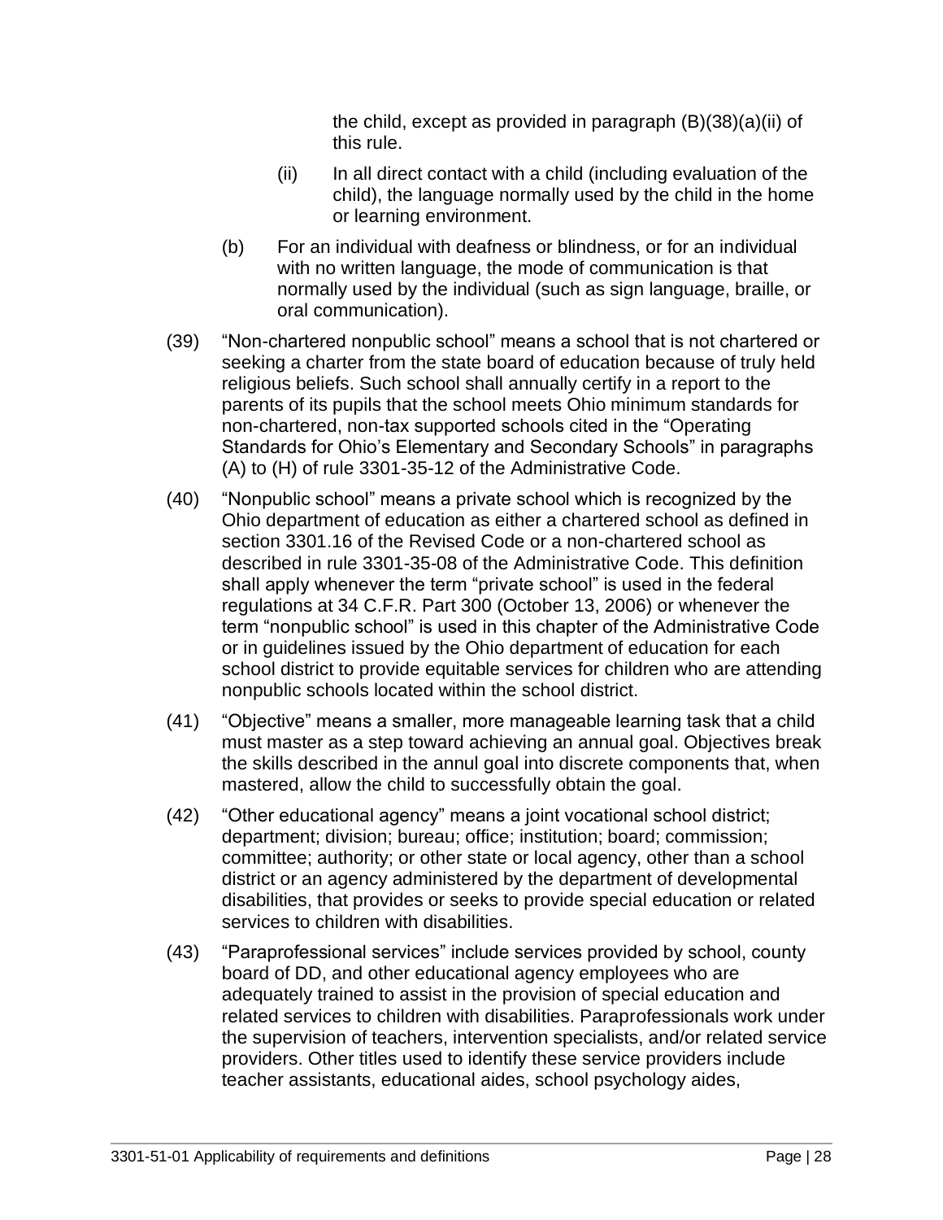the child, except as provided in paragraph (B)(38)(a)(ii) of this rule.

(ii) In all direct contact with a child (including evaluation of the child), the language normally used by the child in the home or learning environment.

(b) For an individual with deafness or blindness, or for an individual with no written language, the mode of communication is that normally used by the individual (such as sign language, braille, or oral communication).

(39) "Non-chartered nonpublic school" means a school that is not chartered or seeking a charter from the state board of education because of truly held religious beliefs. Such school shall annually certify in a report to the parents of its pupils that the school meets Ohio minimum standards for non-chartered, non-tax supported schools cited in the "Operating Standards for Ohio's Elementary and Secondary Schools" in paragraphs (A) to (H) of rule 3301-35-12 of the Administrative Code.

(40) "Nonpublic school" means a private school which is recognized by the Ohio department of education as either a chartered school as defined in section 3301.16 of the Revised Code or a non-chartered school as described in rule 3301-35-08 of the Administrative Code. This definition shall apply whenever the term "private school" is used in the federal regulations at 34 C.F.R. Part 300 (October 13, 2006) or whenever the term "nonpublic school" is used in this chapter of the Administrative Code or in guidelines issued by the Ohio department of education for each school district to provide equitable services for children who are attending nonpublic schools located within the school district.

(41) "Objective" means a smaller, more manageable learning task that a child must master as a step toward achieving an annual goal. Objectives break the skills described in the annul goal into discrete components that, when mastered, allow the child to successfully obtain the goal.

(42) "Other educational agency" means a joint vocational school district; department; division; bureau; office; institution; board; commission; committee; authority; or other state or local agency, other than a school district or an agency administered by the department of developmental disabilities, that provides or seeks to provide special education or related services to children with disabilities.

(43) "Paraprofessional services" include services provided by school, county board of DD, and other educational agency employees who are adequately trained to assist in the provision of special education and related services to children with disabilities. Paraprofessionals work under the supervision of teachers, intervention specialists, and/or related service providers. Other titles used to identify these service providers include teacher assistants, educational aides, school psychology aides,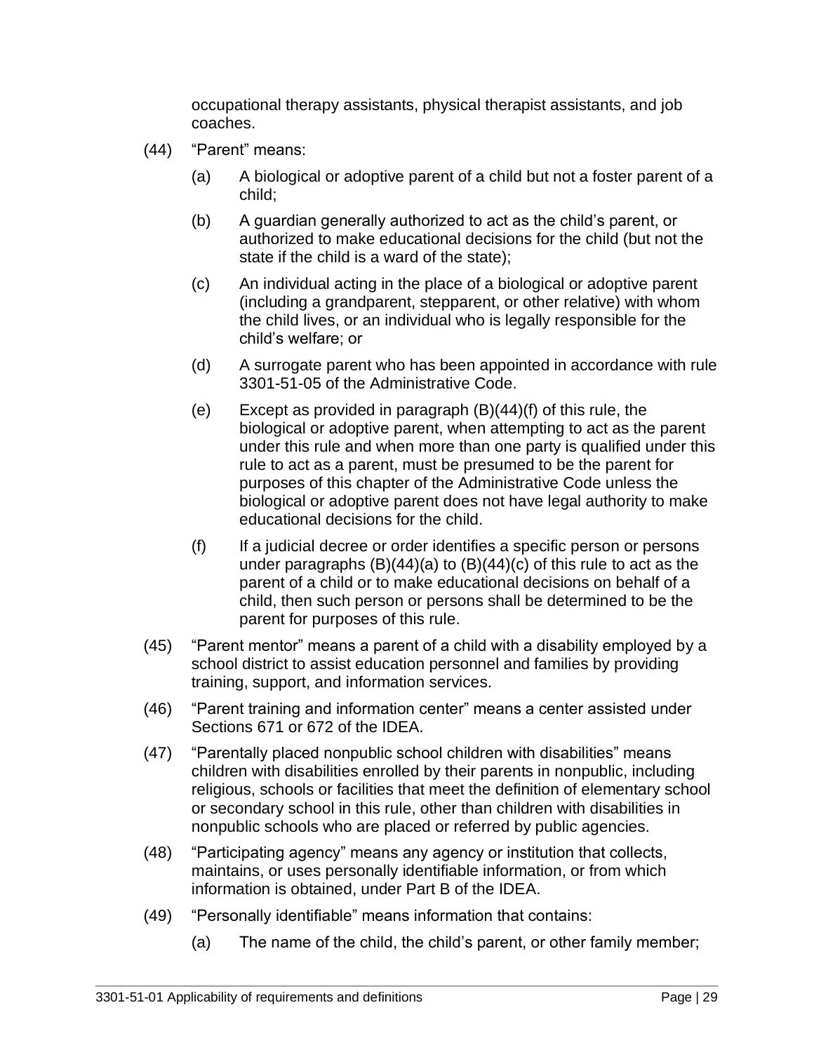occupational therapy assistants, physical therapist assistants, and job coaches.

(44) "Parent" means:

(a) A biological or adoptive parent of a child but not a foster parent of a child;

(b) A guardian generally authorized to act as the child's parent, or authorized to make educational decisions for the child (but not the state if the child is a ward of the state);

(c) An individual acting in the place of a biological or adoptive parent (including a grandparent, stepparent, or other relative) with whom the child lives, or an individual who is legally responsible for the child's welfare; or

(d) A surrogate parent who has been appointed in accordance with rule 3301-51-05 of the Administrative Code.

(e) Except as provided in paragraph (B)(44)(f) of this rule, the biological or adoptive parent, when attempting to act as the parent under this rule and when more than one party is qualified under this rule to act as a parent, must be presumed to be the parent for purposes of this chapter of the Administrative Code unless the biological or adoptive parent does not have legal authority to make educational decisions for the child.

(f) If a judicial decree or order identifies a specific person or persons under paragraphs (B)(44)(a) to (B)(44)(c) of this rule to act as the parent of a child or to make educational decisions on behalf of a child, then such person or persons shall be determined to be the parent for purposes of this rule.

(45) "Parent mentor" means a parent of a child with a disability employed by a school district to assist education personnel and families by providing training, support, and information services.

(46) "Parent training and information center" means a center assisted under Sections 671 or 672 of the IDEA.

(47) "Parentally placed nonpublic school children with disabilities" means children with disabilities enrolled by their parents in nonpublic, including religious, schools or facilities that meet the definition of elementary school or secondary school in this rule, other than children with disabilities in nonpublic schools who are placed or referred by public agencies.

(48) "Participating agency" means any agency or institution that collects, maintains, or uses personally identifiable information, or from which information is obtained, under Part B of the IDEA.

(49) "Personally identifiable" means information that contains:

(a) The name of the child, the child's parent, or other family member;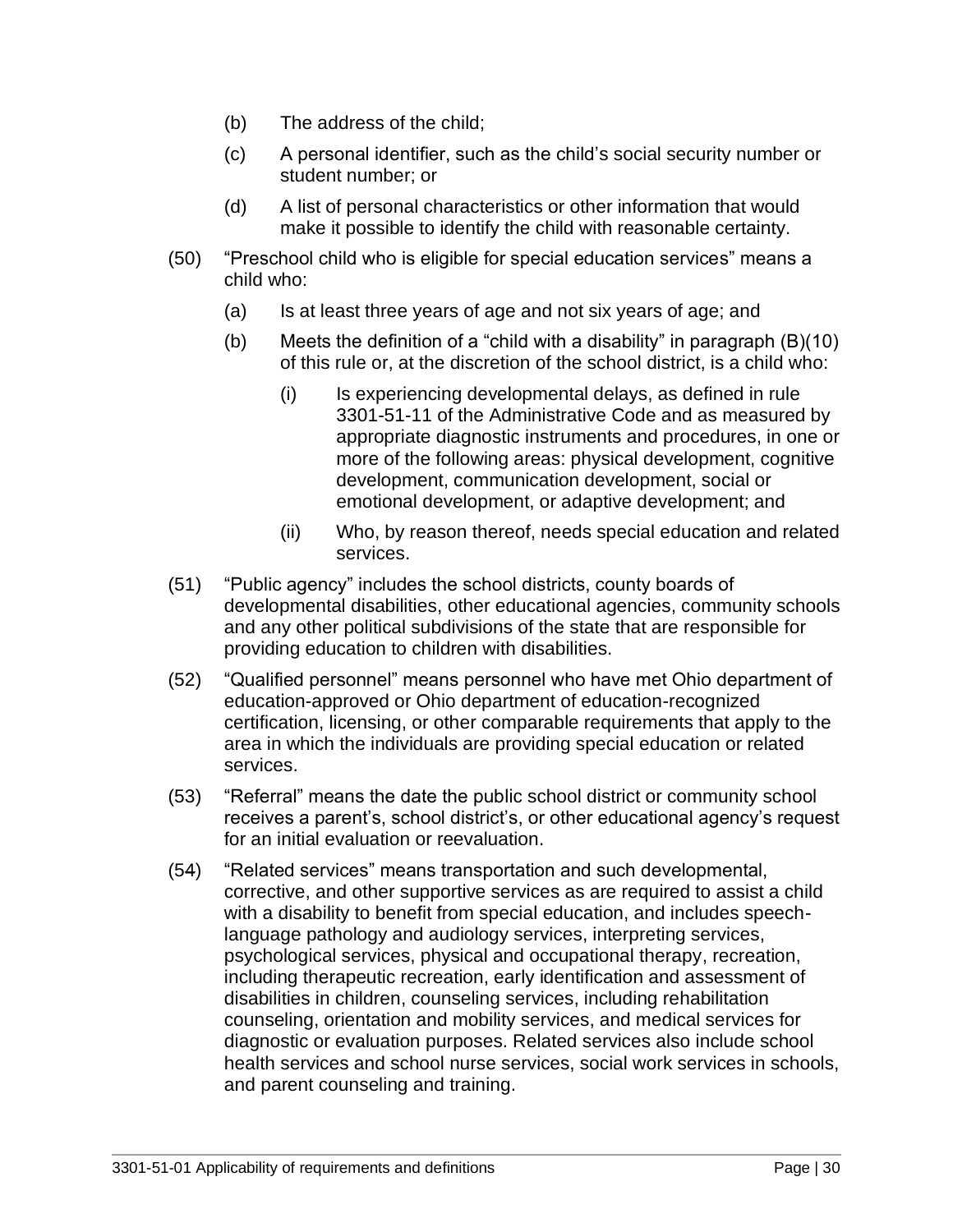- (b) The address of the child;
- (c) A personal identifier, such as the child's social security number or student number; or
- (d) A list of personal characteristics or other information that would make it possible to identify the child with reasonable certainty.

(50) "Preschool child who is eligible for special education services" means a child who:

- (a) Is at least three years of age and not six years of age; and
- (b) Meets the definition of a "child with a disability" in paragraph (B)(10) of this rule or, at the discretion of the school district, is a child who:
  - (i) Is experiencing developmental delays, as defined in rule 3301-51-11 of the Administrative Code and as measured by appropriate diagnostic instruments and procedures, in one or more of the following areas: physical development, cognitive development, communication development, social or emotional development, or adaptive development; and
  - (ii) Who, by reason thereof, needs special education and related services.

(51) "Public agency" includes the school districts, county boards of developmental disabilities, other educational agencies, community schools and any other political subdivisions of the state that are responsible for providing education to children with disabilities.

(52) "Qualified personnel" means personnel who have met Ohio department of education-approved or Ohio department of education-recognized certification, licensing, or other comparable requirements that apply to the area in which the individuals are providing special education or related services.

(53) "Referral" means the date the public school district or community school receives a parent's, school district's, or other educational agency's request for an initial evaluation or reevaluation.

(54) "Related services" means transportation and such developmental, corrective, and other supportive services as are required to assist a child with a disability to benefit from special education, and includes speech-language pathology and audiology services, interpreting services, psychological services, physical and occupational therapy, recreation, including therapeutic recreation, early identification and assessment of disabilities in children, counseling services, including rehabilitation counseling, orientation and mobility services, and medical services for diagnostic or evaluation purposes. Related services also include school health services and school nurse services, social work services in schools, and parent counseling and training.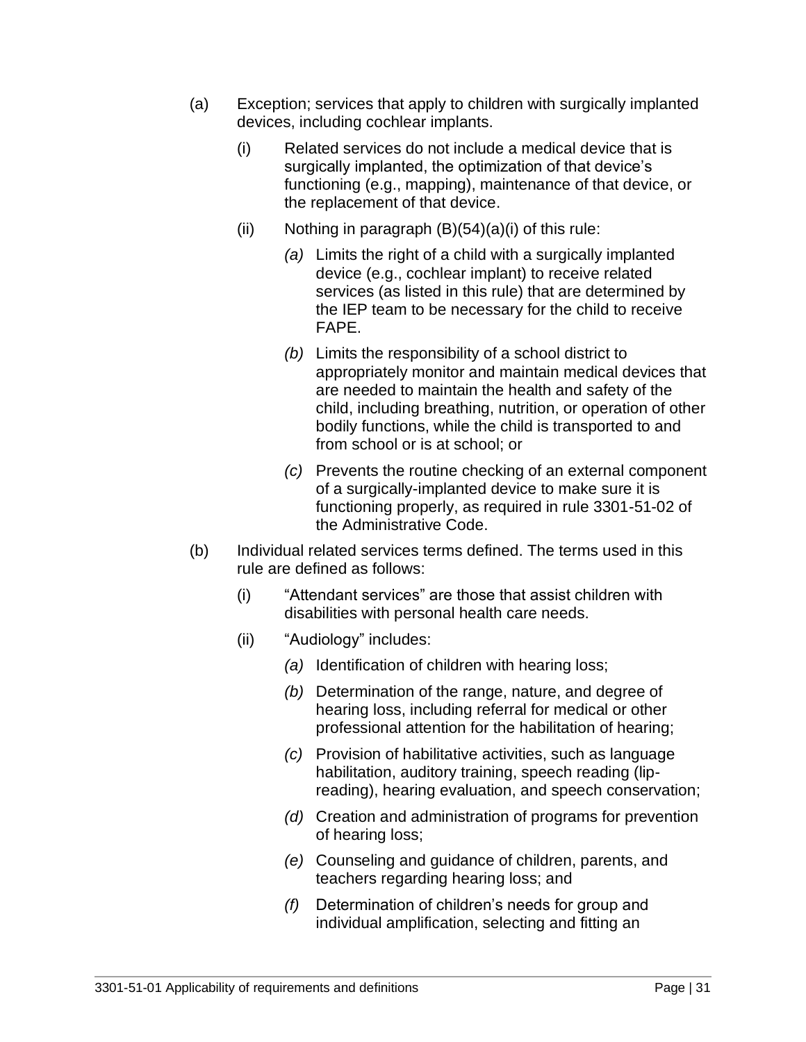(a) Exception; services that apply to children with surgically implanted devices, including cochlear implants.

  (i) Related services do not include a medical device that is surgically implanted, the optimization of that device's functioning (e.g., mapping), maintenance of that device, or the replacement of that device.

  (ii) Nothing in paragraph (B)(54)(a)(i) of this rule:

    *(a)* Limits the right of a child with a surgically implanted device (e.g., cochlear implant) to receive related services (as listed in this rule) that are determined by the IEP team to be necessary for the child to receive FAPE.

    *(b)* Limits the responsibility of a school district to appropriately monitor and maintain medical devices that are needed to maintain the health and safety of the child, including breathing, nutrition, or operation of other bodily functions, while the child is transported to and from school or is at school; or

    *(c)* Prevents the routine checking of an external component of a surgically-implanted device to make sure it is functioning properly, as required in rule 3301-51-02 of the Administrative Code.

(b) Individual related services terms defined. The terms used in this rule are defined as follows:

  (i) "Attendant services" are those that assist children with disabilities with personal health care needs.

  (ii) "Audiology" includes:

    *(a)* Identification of children with hearing loss;

    *(b)* Determination of the range, nature, and degree of hearing loss, including referral for medical or other professional attention for the habilitation of hearing;

    *(c)* Provision of habilitative activities, such as language habilitation, auditory training, speech reading (lip-reading), hearing evaluation, and speech conservation;

    *(d)* Creation and administration of programs for prevention of hearing loss;

    *(e)* Counseling and guidance of children, parents, and teachers regarding hearing loss; and

    *(f)* Determination of children's needs for group and individual amplification, selecting and fitting an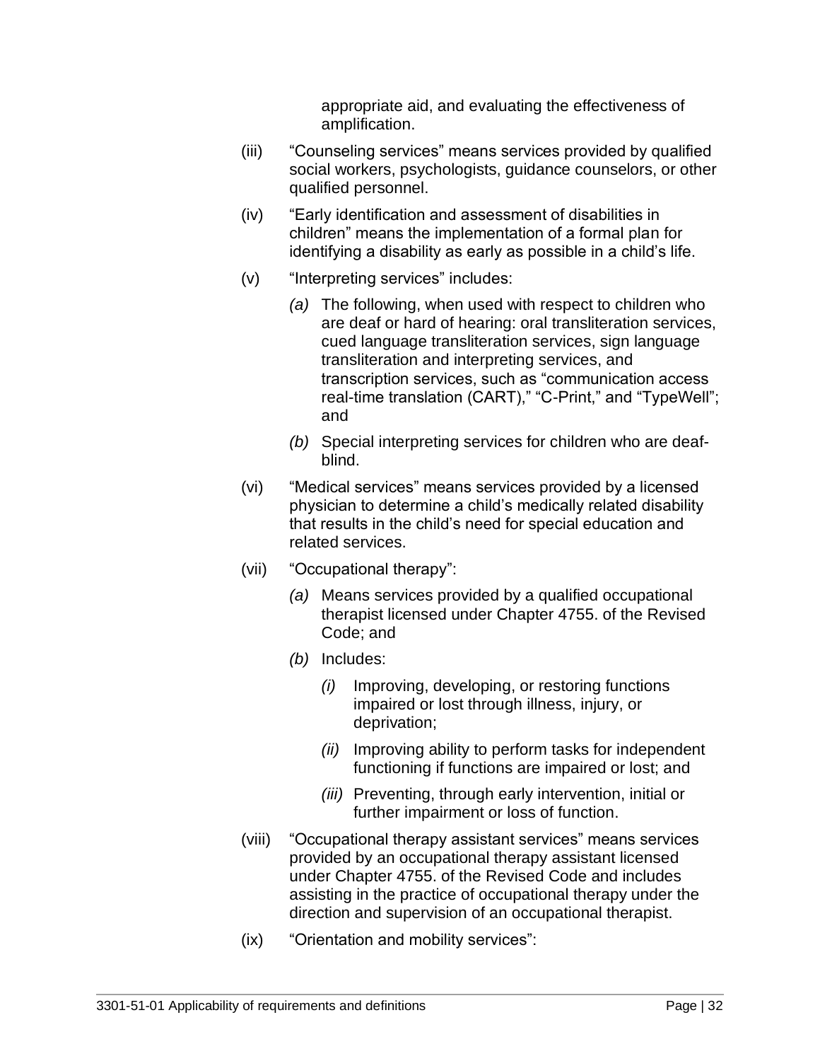appropriate aid, and evaluating the effectiveness of amplification.

(iii) "Counseling services" means services provided by qualified social workers, psychologists, guidance counselors, or other qualified personnel.

(iv) "Early identification and assessment of disabilities in children" means the implementation of a formal plan for identifying a disability as early as possible in a child's life.

(v) "Interpreting services" includes:

*(a)* The following, when used with respect to children who are deaf or hard of hearing: oral transliteration services, cued language transliteration services, sign language transliteration and interpreting services, and transcription services, such as "communication access real-time translation (CART)," "C-Print," and "TypeWell"; and

*(b)* Special interpreting services for children who are deaf-blind.

(vi) "Medical services" means services provided by a licensed physician to determine a child's medically related disability that results in the child's need for special education and related services.

(vii) "Occupational therapy":

*(a)* Means services provided by a qualified occupational therapist licensed under Chapter 4755. of the Revised Code; and

*(b)* Includes:

*(i)* Improving, developing, or restoring functions impaired or lost through illness, injury, or deprivation;

*(ii)* Improving ability to perform tasks for independent functioning if functions are impaired or lost; and

*(iii)* Preventing, through early intervention, initial or further impairment or loss of function.

(viii) "Occupational therapy assistant services" means services provided by an occupational therapy assistant licensed under Chapter 4755. of the Revised Code and includes assisting in the practice of occupational therapy under the direction and supervision of an occupational therapist.

(ix) "Orientation and mobility services":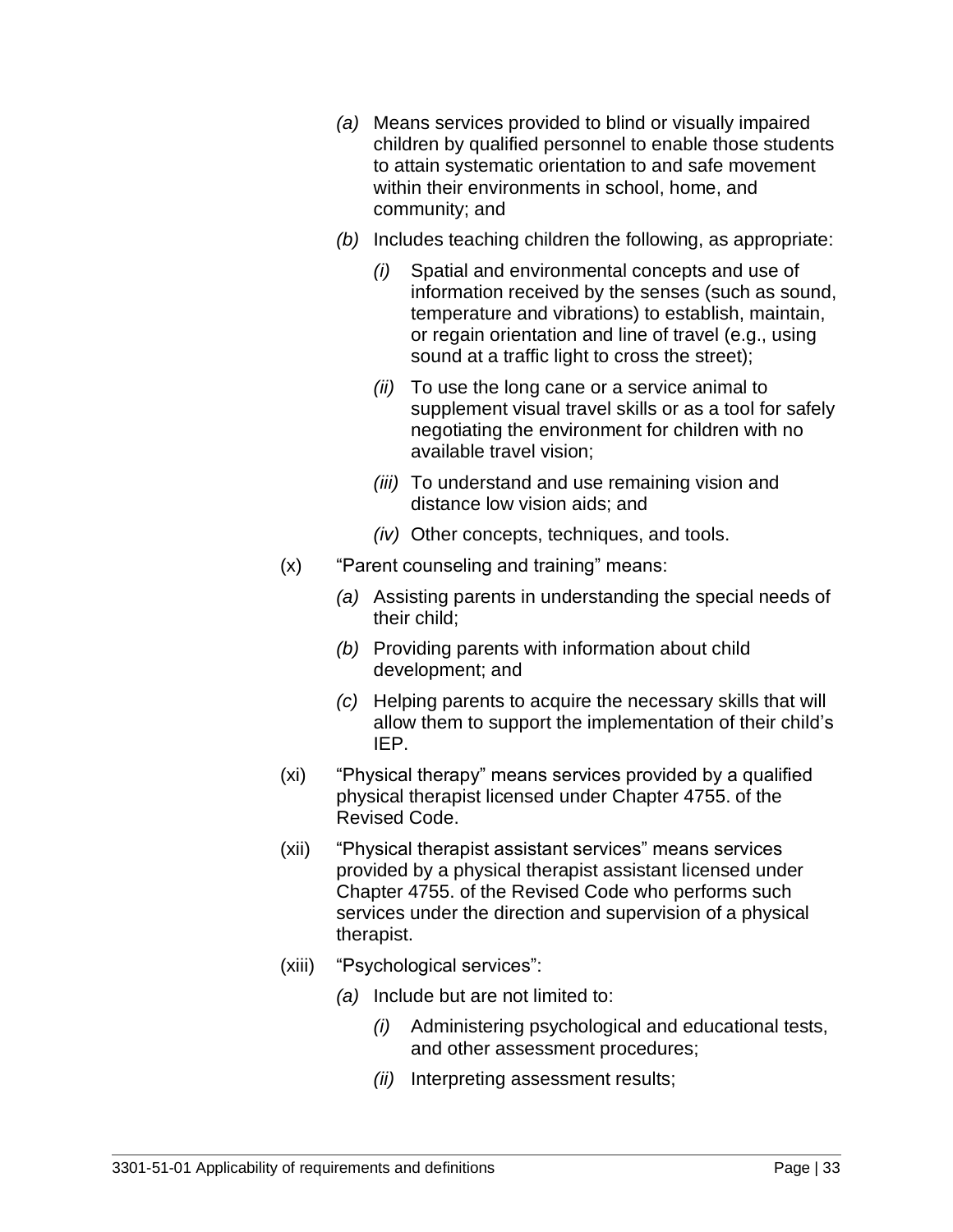- *(a)* Means services provided to blind or visually impaired children by qualified personnel to enable those students to attain systematic orientation to and safe movement within their environments in school, home, and community; and
- *(b)* Includes teaching children the following, as appropriate:
  - *(i)* Spatial and environmental concepts and use of information received by the senses (such as sound, temperature and vibrations) to establish, maintain, or regain orientation and line of travel (e.g., using sound at a traffic light to cross the street);
  - *(ii)* To use the long cane or a service animal to supplement visual travel skills or as a tool for safely negotiating the environment for children with no available travel vision;
  - *(iii)* To understand and use remaining vision and distance low vision aids; and
  - *(iv)* Other concepts, techniques, and tools.

(x) "Parent counseling and training" means:

- *(a)* Assisting parents in understanding the special needs of their child;
- *(b)* Providing parents with information about child development; and
- *(c)* Helping parents to acquire the necessary skills that will allow them to support the implementation of their child's IEP.

(xi) "Physical therapy" means services provided by a qualified physical therapist licensed under Chapter 4755. of the Revised Code.

(xii) "Physical therapist assistant services" means services provided by a physical therapist assistant licensed under Chapter 4755. of the Revised Code who performs such services under the direction and supervision of a physical therapist.

(xiii) "Psychological services":

- *(a)* Include but are not limited to:
  - *(i)* Administering psychological and educational tests, and other assessment procedures;
  - *(ii)* Interpreting assessment results;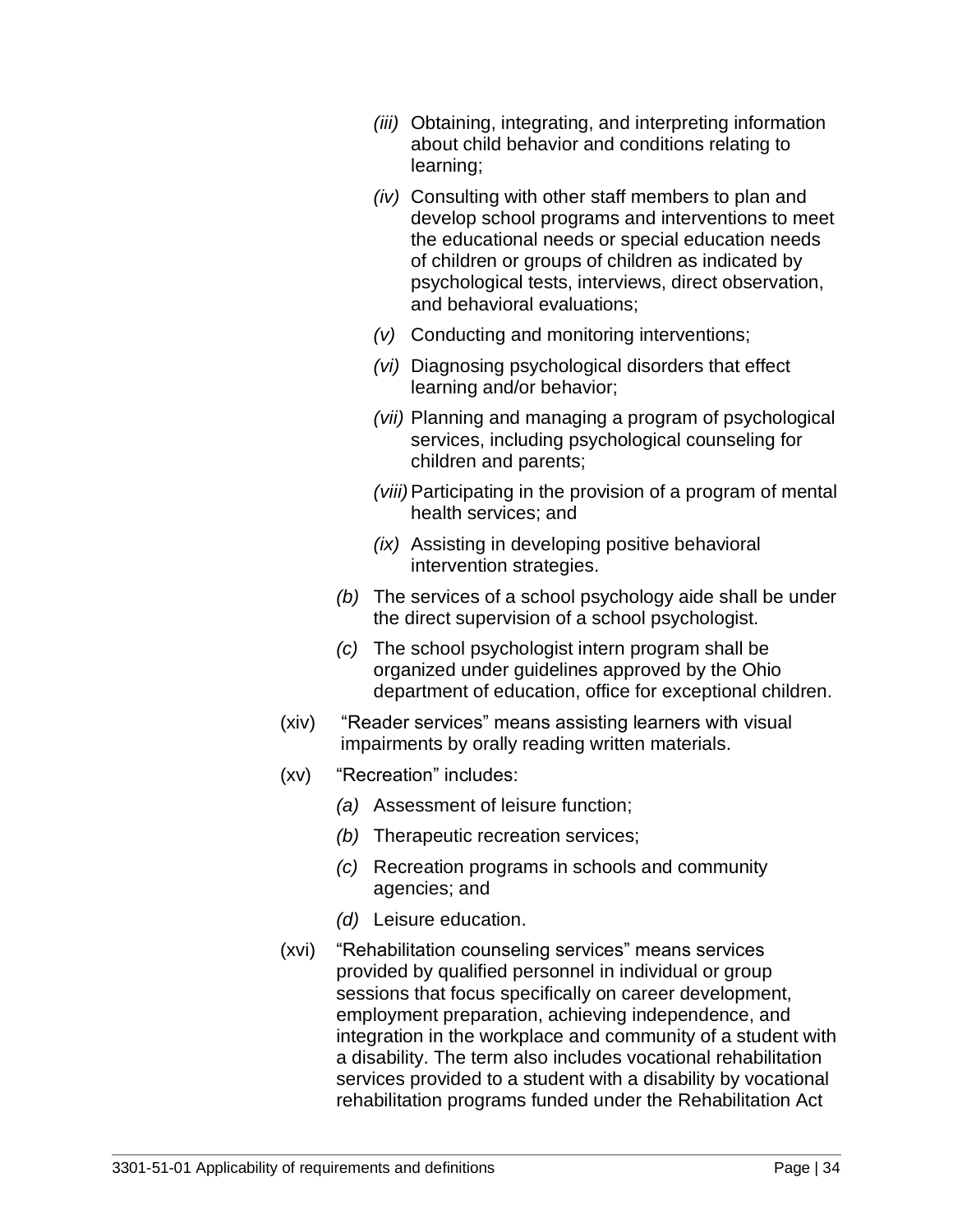*(iii)* Obtaining, integrating, and interpreting information about child behavior and conditions relating to learning;

*(iv)* Consulting with other staff members to plan and develop school programs and interventions to meet the educational needs or special education needs of children or groups of children as indicated by psychological tests, interviews, direct observation, and behavioral evaluations;

*(v)* Conducting and monitoring interventions;

*(vi)* Diagnosing psychological disorders that effect learning and/or behavior;

*(vii)* Planning and managing a program of psychological services, including psychological counseling for children and parents;

*(viii)* Participating in the provision of a program of mental health services; and

*(ix)* Assisting in developing positive behavioral intervention strategies.

*(b)* The services of a school psychology aide shall be under the direct supervision of a school psychologist.

*(c)* The school psychologist intern program shall be organized under guidelines approved by the Ohio department of education, office for exceptional children.

(xiv) "Reader services" means assisting learners with visual impairments by orally reading written materials.

(xv) "Recreation" includes:

*(a)* Assessment of leisure function;

*(b)* Therapeutic recreation services;

*(c)* Recreation programs in schools and community agencies; and

*(d)* Leisure education.

(xvi) "Rehabilitation counseling services" means services provided by qualified personnel in individual or group sessions that focus specifically on career development, employment preparation, achieving independence, and integration in the workplace and community of a student with a disability. The term also includes vocational rehabilitation services provided to a student with a disability by vocational rehabilitation programs funded under the Rehabilitation Act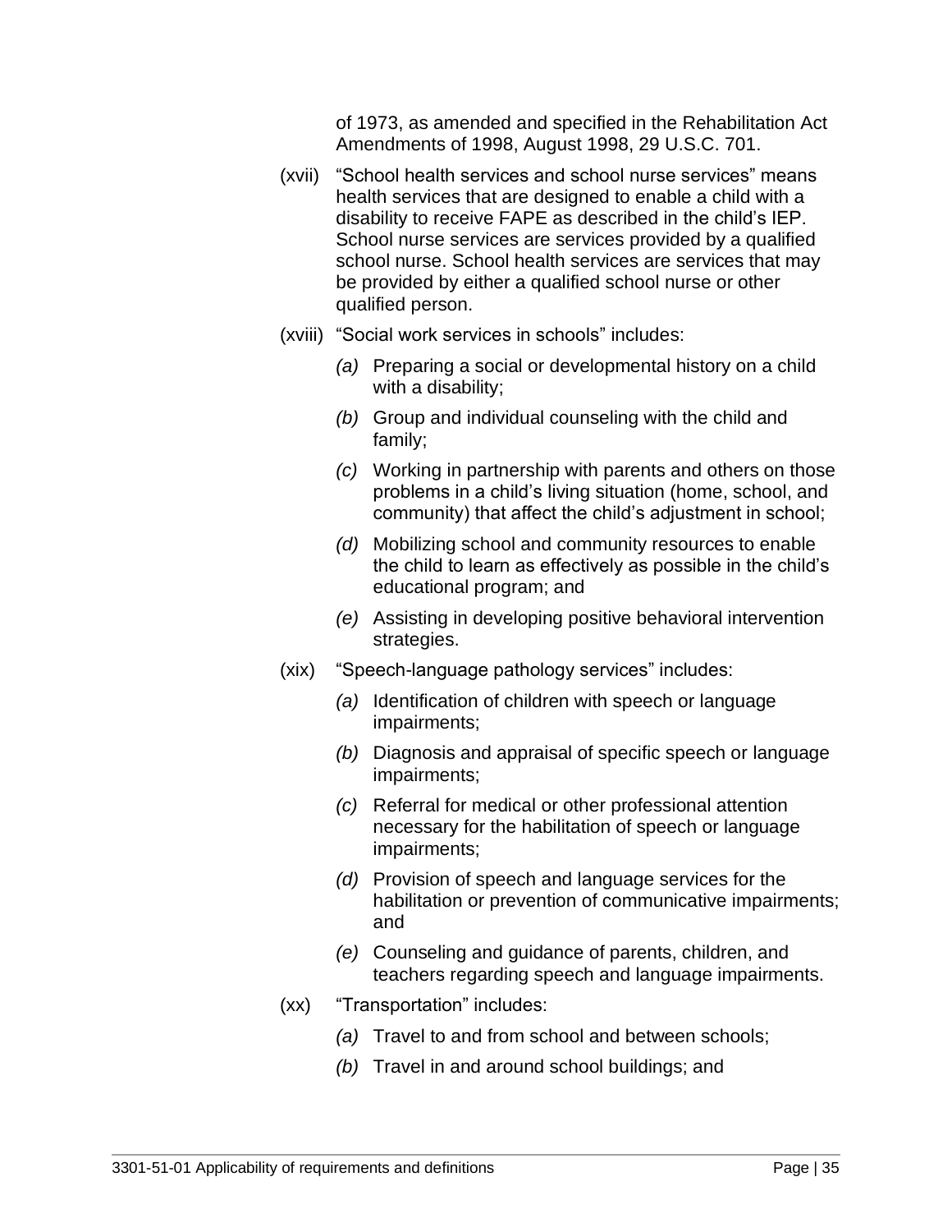of 1973, as amended and specified in the Rehabilitation Act Amendments of 1998, August 1998, 29 U.S.C. 701.

(xvii) "School health services and school nurse services" means health services that are designed to enable a child with a disability to receive FAPE as described in the child's IEP. School nurse services are services provided by a qualified school nurse. School health services are services that may be provided by either a qualified school nurse or other qualified person.

(xviii) "Social work services in schools" includes:

- *(a)* Preparing a social or developmental history on a child with a disability;
- *(b)* Group and individual counseling with the child and family;
- *(c)* Working in partnership with parents and others on those problems in a child's living situation (home, school, and community) that affect the child's adjustment in school;
- *(d)* Mobilizing school and community resources to enable the child to learn as effectively as possible in the child's educational program; and
- *(e)* Assisting in developing positive behavioral intervention strategies.

(xix) "Speech-language pathology services" includes:

- *(a)* Identification of children with speech or language impairments;
- *(b)* Diagnosis and appraisal of specific speech or language impairments;
- *(c)* Referral for medical or other professional attention necessary for the habilitation of speech or language impairments;
- *(d)* Provision of speech and language services for the habilitation or prevention of communicative impairments; and
- *(e)* Counseling and guidance of parents, children, and teachers regarding speech and language impairments.

(xx) "Transportation" includes:

- *(a)* Travel to and from school and between schools;
- *(b)* Travel in and around school buildings; and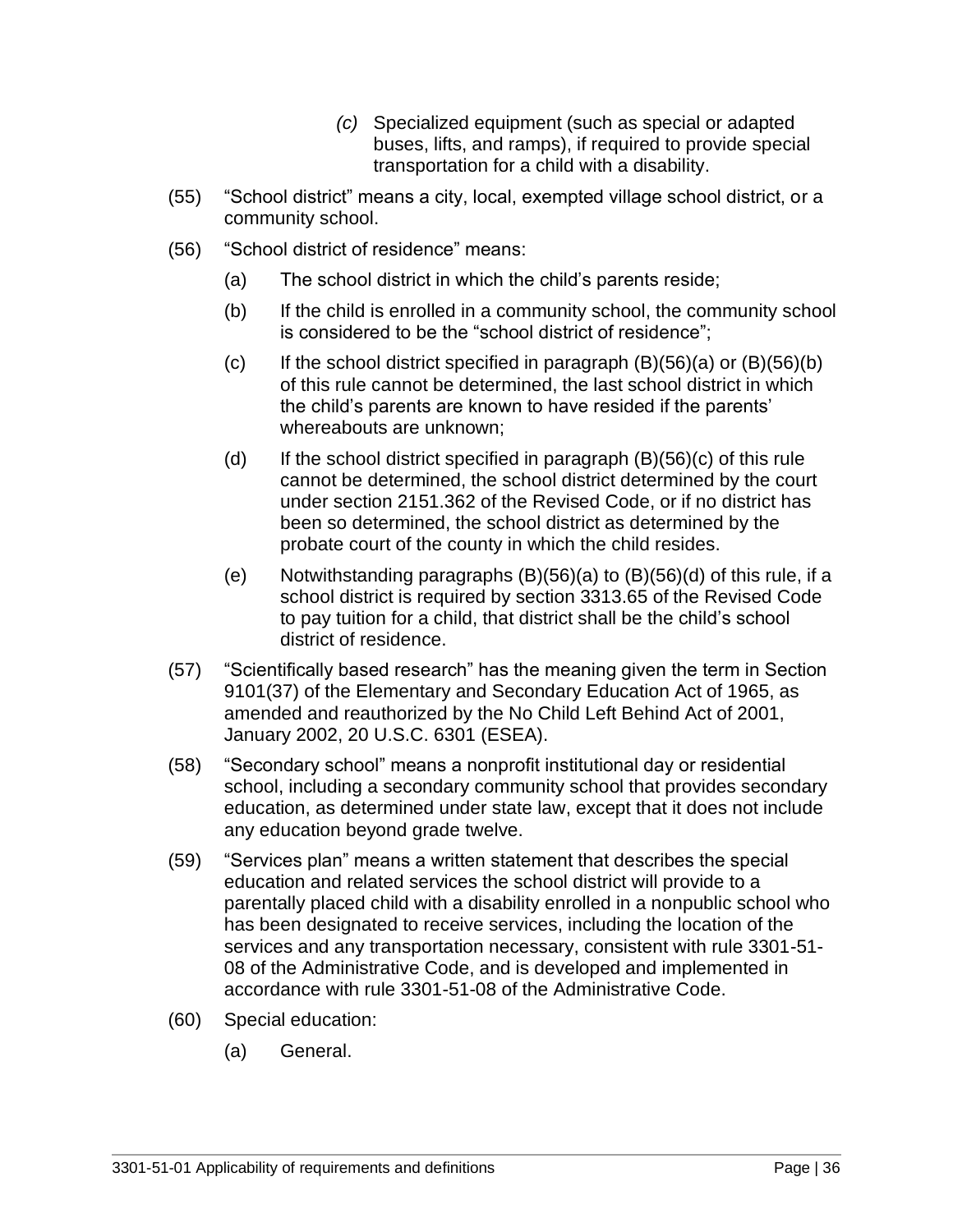*(c)* Specialized equipment (such as special or adapted buses, lifts, and ramps), if required to provide special transportation for a child with a disability.

(55) "School district" means a city, local, exempted village school district, or a community school.

(56) "School district of residence" means:

(a) The school district in which the child's parents reside;

(b) If the child is enrolled in a community school, the community school is considered to be the "school district of residence";

(c) If the school district specified in paragraph (B)(56)(a) or (B)(56)(b) of this rule cannot be determined, the last school district in which the child's parents are known to have resided if the parents' whereabouts are unknown;

(d) If the school district specified in paragraph (B)(56)(c) of this rule cannot be determined, the school district determined by the court under section 2151.362 of the Revised Code, or if no district has been so determined, the school district as determined by the probate court of the county in which the child resides.

(e) Notwithstanding paragraphs (B)(56)(a) to (B)(56)(d) of this rule, if a school district is required by section 3313.65 of the Revised Code to pay tuition for a child, that district shall be the child's school district of residence.

(57) "Scientifically based research" has the meaning given the term in Section 9101(37) of the Elementary and Secondary Education Act of 1965, as amended and reauthorized by the No Child Left Behind Act of 2001, January 2002, 20 U.S.C. 6301 (ESEA).

(58) "Secondary school" means a nonprofit institutional day or residential school, including a secondary community school that provides secondary education, as determined under state law, except that it does not include any education beyond grade twelve.

(59) "Services plan" means a written statement that describes the special education and related services the school district will provide to a parentally placed child with a disability enrolled in a nonpublic school who has been designated to receive services, including the location of the services and any transportation necessary, consistent with rule 3301-51-08 of the Administrative Code, and is developed and implemented in accordance with rule 3301-51-08 of the Administrative Code.

(60) Special education:

(a) General.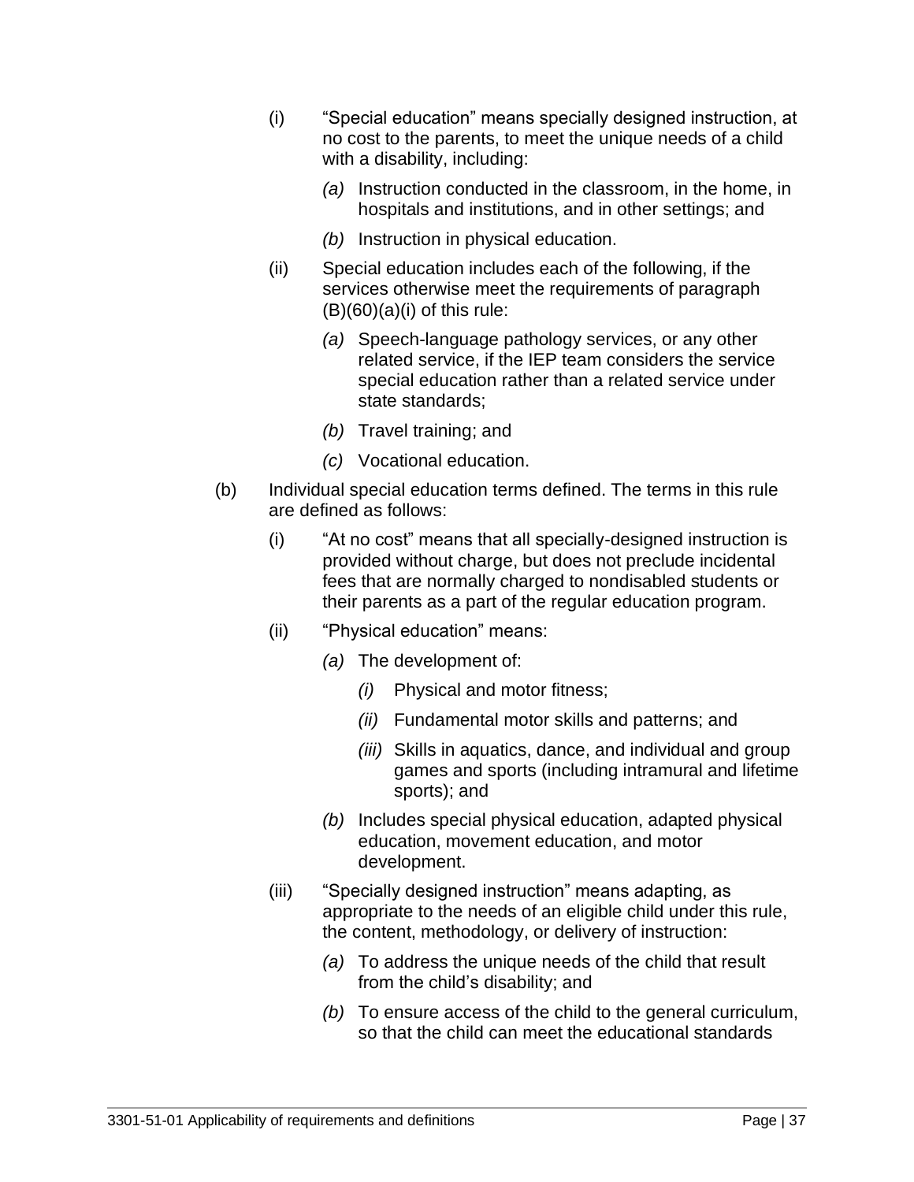(i) "Special education" means specially designed instruction, at no cost to the parents, to meet the unique needs of a child with a disability, including:

*(a)* Instruction conducted in the classroom, in the home, in hospitals and institutions, and in other settings; and

*(b)* Instruction in physical education.

(ii) Special education includes each of the following, if the services otherwise meet the requirements of paragraph (B)(60)(a)(i) of this rule:

*(a)* Speech-language pathology services, or any other related service, if the IEP team considers the service special education rather than a related service under state standards;

*(b)* Travel training; and

*(c)* Vocational education.

(b) Individual special education terms defined. The terms in this rule are defined as follows:

(i) "At no cost" means that all specially-designed instruction is provided without charge, but does not preclude incidental fees that are normally charged to nondisabled students or their parents as a part of the regular education program.

(ii) "Physical education" means:

*(a)* The development of:

*(i)* Physical and motor fitness;

*(ii)* Fundamental motor skills and patterns; and

*(iii)* Skills in aquatics, dance, and individual and group games and sports (including intramural and lifetime sports); and

*(b)* Includes special physical education, adapted physical education, movement education, and motor development.

(iii) "Specially designed instruction" means adapting, as appropriate to the needs of an eligible child under this rule, the content, methodology, or delivery of instruction:

*(a)* To address the unique needs of the child that result from the child's disability; and

*(b)* To ensure access of the child to the general curriculum, so that the child can meet the educational standards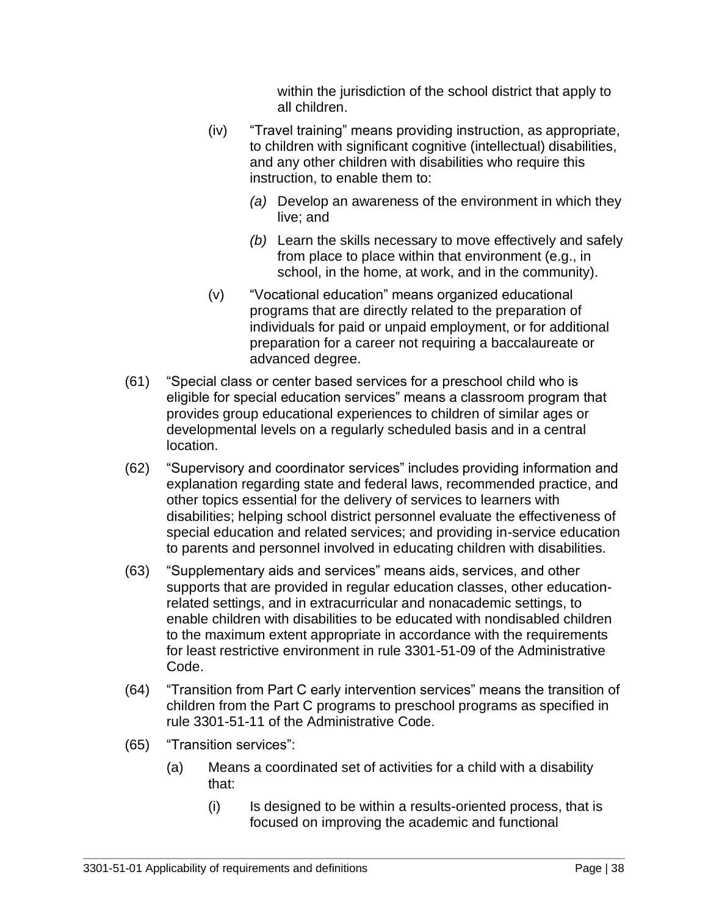within the jurisdiction of the school district that apply to all children.

(iv) "Travel training" means providing instruction, as appropriate, to children with significant cognitive (intellectual) disabilities, and any other children with disabilities who require this instruction, to enable them to:

*(a)* Develop an awareness of the environment in which they live; and

*(b)* Learn the skills necessary to move effectively and safely from place to place within that environment (e.g., in school, in the home, at work, and in the community).

(v) "Vocational education" means organized educational programs that are directly related to the preparation of individuals for paid or unpaid employment, or for additional preparation for a career not requiring a baccalaureate or advanced degree.

(61) "Special class or center based services for a preschool child who is eligible for special education services" means a classroom program that provides group educational experiences to children of similar ages or developmental levels on a regularly scheduled basis and in a central location.

(62) "Supervisory and coordinator services" includes providing information and explanation regarding state and federal laws, recommended practice, and other topics essential for the delivery of services to learners with disabilities; helping school district personnel evaluate the effectiveness of special education and related services; and providing in-service education to parents and personnel involved in educating children with disabilities.

(63) "Supplementary aids and services" means aids, services, and other supports that are provided in regular education classes, other education-related settings, and in extracurricular and nonacademic settings, to enable children with disabilities to be educated with nondisabled children to the maximum extent appropriate in accordance with the requirements for least restrictive environment in rule 3301-51-09 of the Administrative Code.

(64) "Transition from Part C early intervention services" means the transition of children from the Part C programs to preschool programs as specified in rule 3301-51-11 of the Administrative Code.

(65) "Transition services":

(a) Means a coordinated set of activities for a child with a disability that:

(i) Is designed to be within a results-oriented process, that is focused on improving the academic and functional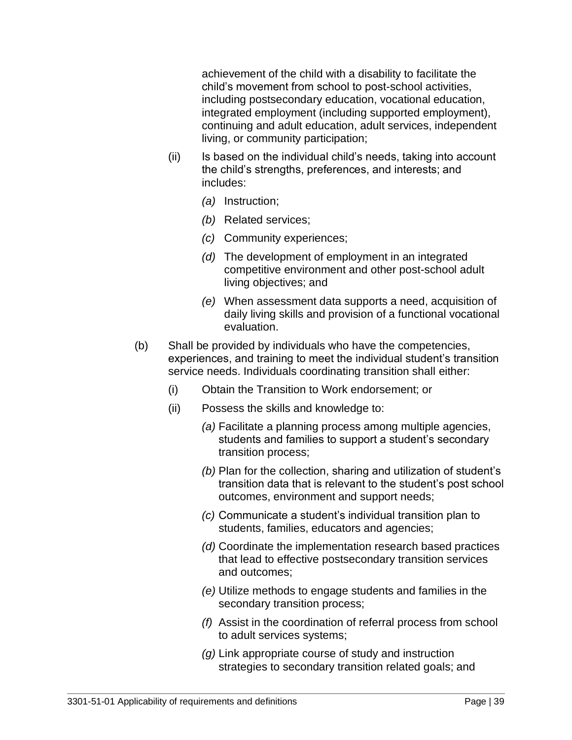achievement of the child with a disability to facilitate the child's movement from school to post-school activities, including postsecondary education, vocational education, integrated employment (including supported employment), continuing and adult education, adult services, independent living, or community participation;

(ii) Is based on the individual child's needs, taking into account the child's strengths, preferences, and interests; and includes:

*(a)* Instruction;

*(b)* Related services;

*(c)* Community experiences;

*(d)* The development of employment in an integrated competitive environment and other post-school adult living objectives; and

*(e)* When assessment data supports a need, acquisition of daily living skills and provision of a functional vocational evaluation.

(b) Shall be provided by individuals who have the competencies, experiences, and training to meet the individual student's transition service needs. Individuals coordinating transition shall either:

(i) Obtain the Transition to Work endorsement; or

(ii) Possess the skills and knowledge to:

*(a)* Facilitate a planning process among multiple agencies, students and families to support a student's secondary transition process;

*(b)* Plan for the collection, sharing and utilization of student's transition data that is relevant to the student's post school outcomes, environment and support needs;

*(c)* Communicate a student's individual transition plan to students, families, educators and agencies;

*(d)* Coordinate the implementation research based practices that lead to effective postsecondary transition services and outcomes;

*(e)* Utilize methods to engage students and families in the secondary transition process;

*(f)* Assist in the coordination of referral process from school to adult services systems;

*(g)* Link appropriate course of study and instruction strategies to secondary transition related goals; and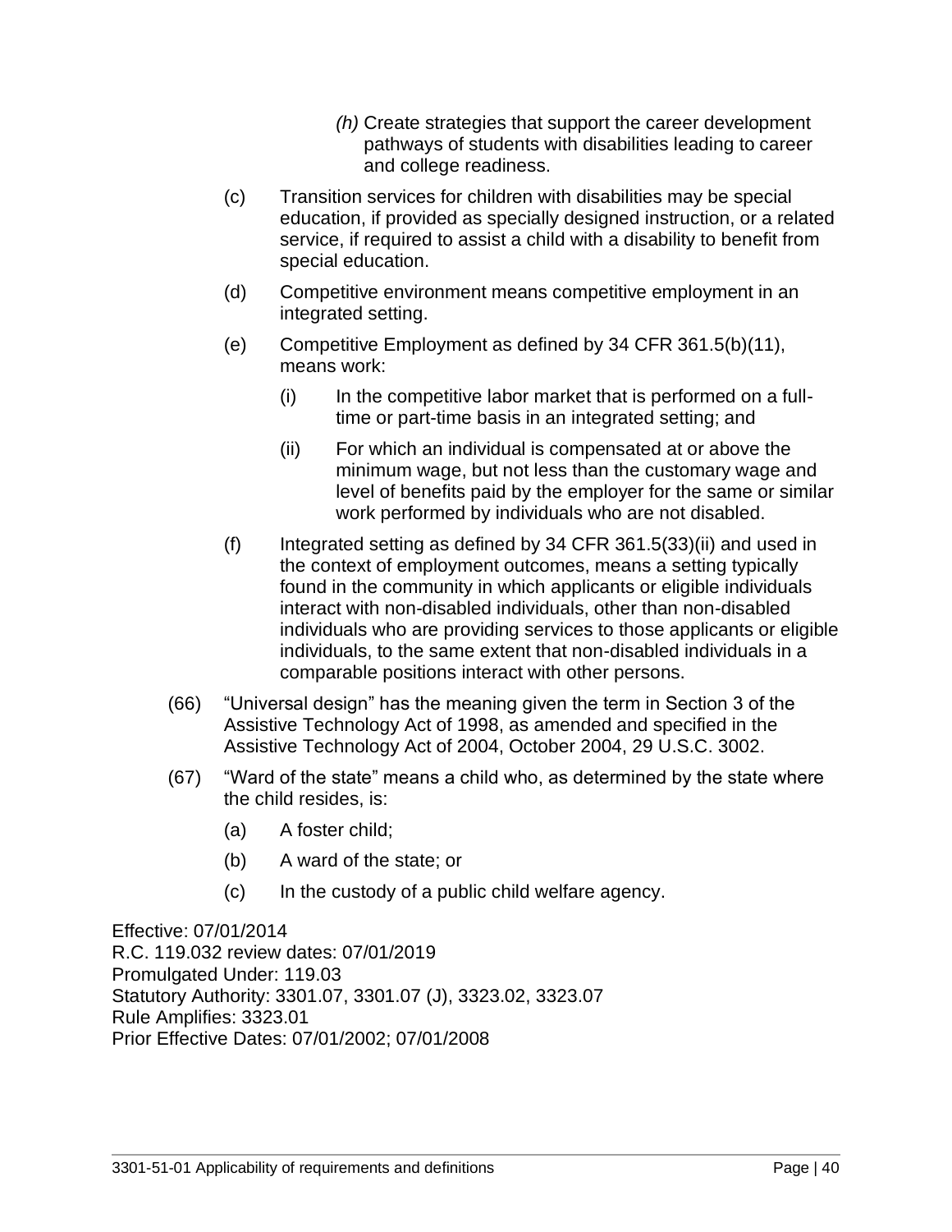*(h)* Create strategies that support the career development pathways of students with disabilities leading to career and college readiness.

(c) Transition services for children with disabilities may be special education, if provided as specially designed instruction, or a related service, if required to assist a child with a disability to benefit from special education.

(d) Competitive environment means competitive employment in an integrated setting.

(e) Competitive Employment as defined by 34 CFR 361.5(b)(11), means work:

  (i) In the competitive labor market that is performed on a full-time or part-time basis in an integrated setting; and

  (ii) For which an individual is compensated at or above the minimum wage, but not less than the customary wage and level of benefits paid by the employer for the same or similar work performed by individuals who are not disabled.

(f) Integrated setting as defined by 34 CFR 361.5(33)(ii) and used in the context of employment outcomes, means a setting typically found in the community in which applicants or eligible individuals interact with non-disabled individuals, other than non-disabled individuals who are providing services to those applicants or eligible individuals, to the same extent that non-disabled individuals in a comparable positions interact with other persons.

(66) "Universal design" has the meaning given the term in Section 3 of the Assistive Technology Act of 1998, as amended and specified in the Assistive Technology Act of 2004, October 2004, 29 U.S.C. 3002.

(67) "Ward of the state" means a child who, as determined by the state where the child resides, is:

  (a) A foster child;

  (b) A ward of the state; or

  (c) In the custody of a public child welfare agency.

Effective: 07/01/2014
R.C. 119.032 review dates: 07/01/2019
Promulgated Under: 119.03
Statutory Authority: 3301.07, 3301.07 (J), 3323.02, 3323.07
Rule Amplifies: 3323.01
Prior Effective Dates: 07/01/2002; 07/01/2008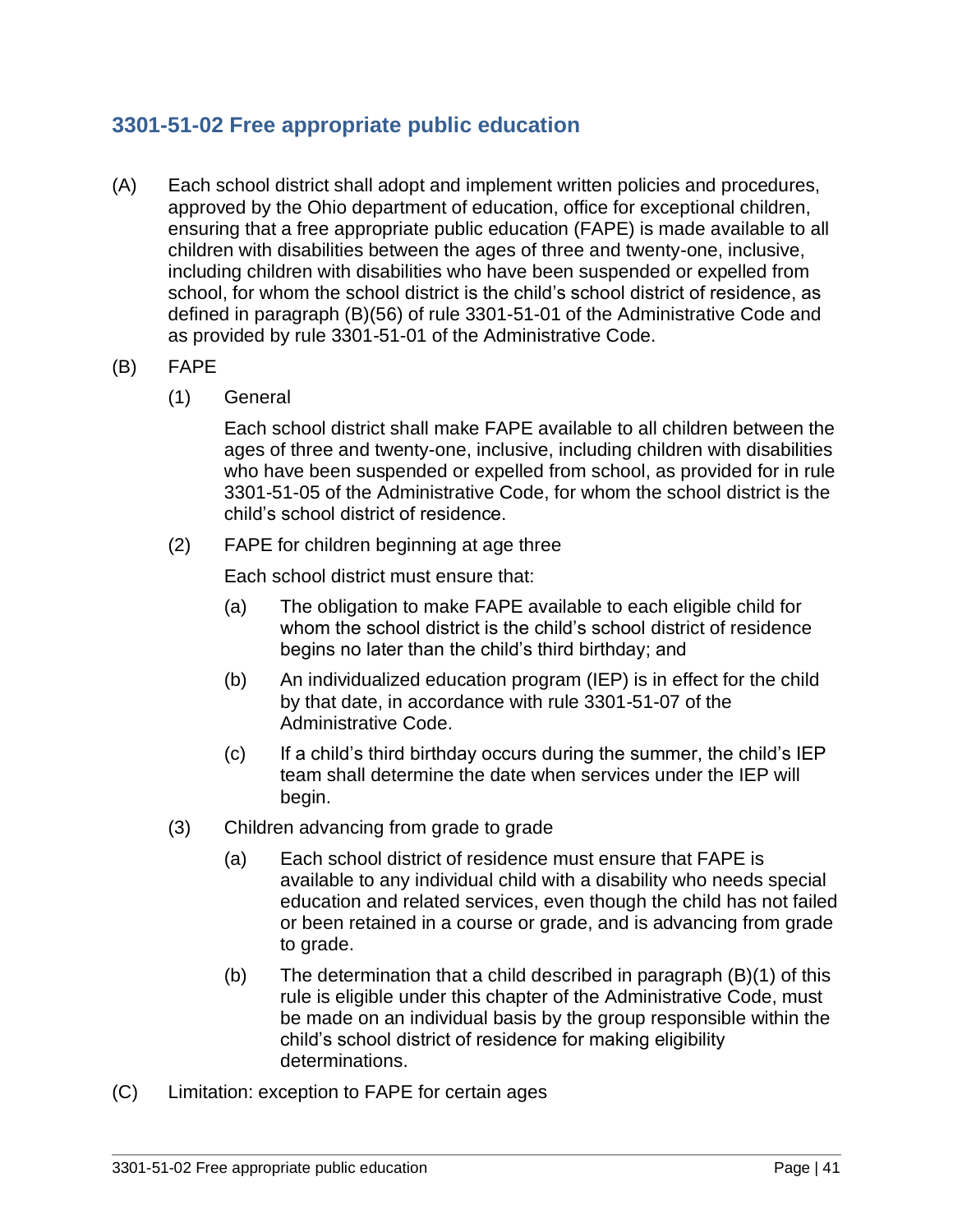## 3301-51-02 Free appropriate public education

(A) Each school district shall adopt and implement written policies and procedures, approved by the Ohio department of education, office for exceptional children, ensuring that a free appropriate public education (FAPE) is made available to all children with disabilities between the ages of three and twenty-one, inclusive, including children with disabilities who have been suspended or expelled from school, for whom the school district is the child's school district of residence, as defined in paragraph (B)(56) of rule 3301-51-01 of the Administrative Code and as provided by rule 3301-51-01 of the Administrative Code.

(B) FAPE

(1) General

Each school district shall make FAPE available to all children between the ages of three and twenty-one, inclusive, including children with disabilities who have been suspended or expelled from school, as provided for in rule 3301-51-05 of the Administrative Code, for whom the school district is the child's school district of residence.

(2) FAPE for children beginning at age three

Each school district must ensure that:

(a) The obligation to make FAPE available to each eligible child for whom the school district is the child's school district of residence begins no later than the child's third birthday; and

(b) An individualized education program (IEP) is in effect for the child by that date, in accordance with rule 3301-51-07 of the Administrative Code.

(c) If a child's third birthday occurs during the summer, the child's IEP team shall determine the date when services under the IEP will begin.

(3) Children advancing from grade to grade

(a) Each school district of residence must ensure that FAPE is available to any individual child with a disability who needs special education and related services, even though the child has not failed or been retained in a course or grade, and is advancing from grade to grade.

(b) The determination that a child described in paragraph (B)(1) of this rule is eligible under this chapter of the Administrative Code, must be made on an individual basis by the group responsible within the child's school district of residence for making eligibility determinations.

(C) Limitation: exception to FAPE for certain ages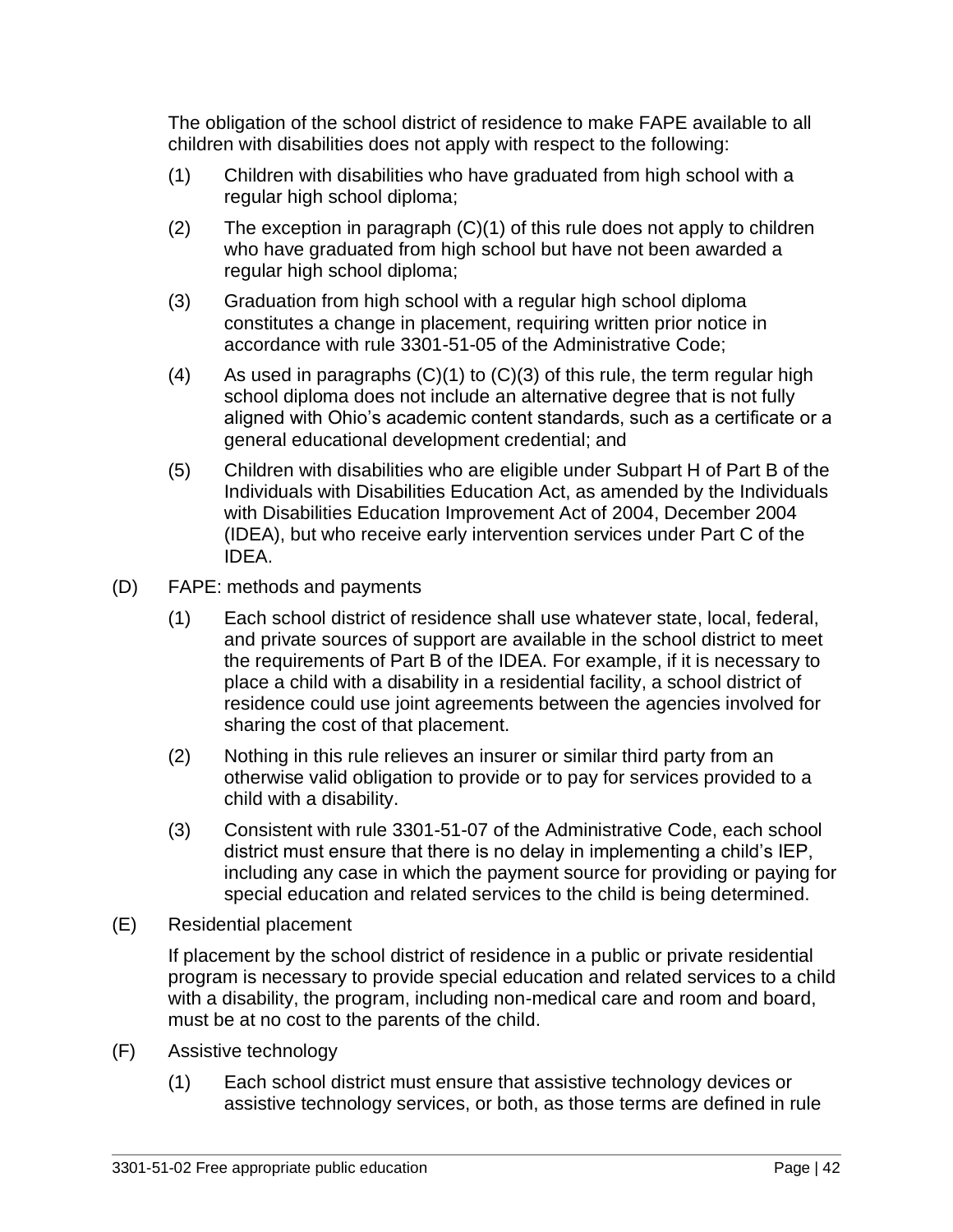The obligation of the school district of residence to make FAPE available to all children with disabilities does not apply with respect to the following:

(1) Children with disabilities who have graduated from high school with a regular high school diploma;

(2) The exception in paragraph (C)(1) of this rule does not apply to children who have graduated from high school but have not been awarded a regular high school diploma;

(3) Graduation from high school with a regular high school diploma constitutes a change in placement, requiring written prior notice in accordance with rule 3301-51-05 of the Administrative Code;

(4) As used in paragraphs (C)(1) to (C)(3) of this rule, the term regular high school diploma does not include an alternative degree that is not fully aligned with Ohio's academic content standards, such as a certificate or a general educational development credential; and

(5) Children with disabilities who are eligible under Subpart H of Part B of the Individuals with Disabilities Education Act, as amended by the Individuals with Disabilities Education Improvement Act of 2004, December 2004 (IDEA), but who receive early intervention services under Part C of the IDEA.

(D) FAPE: methods and payments

(1) Each school district of residence shall use whatever state, local, federal, and private sources of support are available in the school district to meet the requirements of Part B of the IDEA. For example, if it is necessary to place a child with a disability in a residential facility, a school district of residence could use joint agreements between the agencies involved for sharing the cost of that placement.

(2) Nothing in this rule relieves an insurer or similar third party from an otherwise valid obligation to provide or to pay for services provided to a child with a disability.

(3) Consistent with rule 3301-51-07 of the Administrative Code, each school district must ensure that there is no delay in implementing a child's IEP, including any case in which the payment source for providing or paying for special education and related services to the child is being determined.

(E) Residential placement

If placement by the school district of residence in a public or private residential program is necessary to provide special education and related services to a child with a disability, the program, including non-medical care and room and board, must be at no cost to the parents of the child.

(F) Assistive technology

(1) Each school district must ensure that assistive technology devices or assistive technology services, or both, as those terms are defined in rule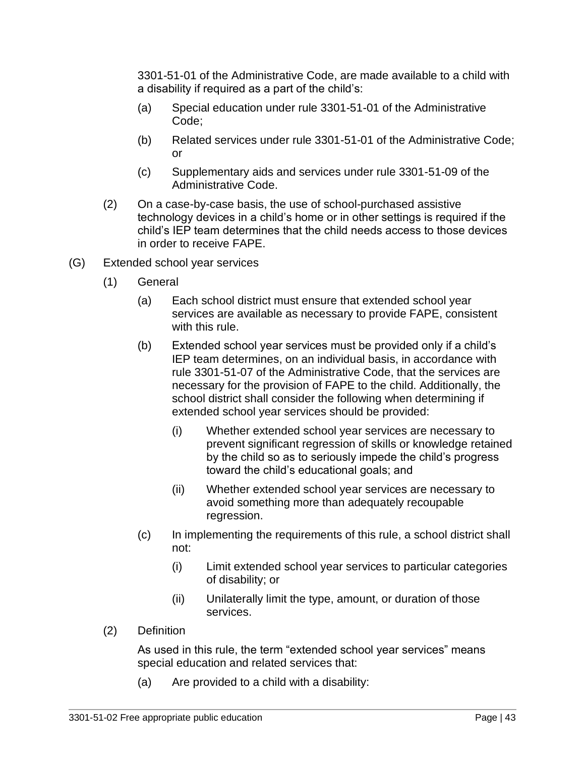3301-51-01 of the Administrative Code, are made available to a child with a disability if required as a part of the child's:

(a) Special education under rule 3301-51-01 of the Administrative Code;

(b) Related services under rule 3301-51-01 of the Administrative Code; or

(c) Supplementary aids and services under rule 3301-51-09 of the Administrative Code.

(2) On a case-by-case basis, the use of school-purchased assistive technology devices in a child's home or in other settings is required if the child's IEP team determines that the child needs access to those devices in order to receive FAPE.

(G) Extended school year services

(1) General

(a) Each school district must ensure that extended school year services are available as necessary to provide FAPE, consistent with this rule.

(b) Extended school year services must be provided only if a child's IEP team determines, on an individual basis, in accordance with rule 3301-51-07 of the Administrative Code, that the services are necessary for the provision of FAPE to the child. Additionally, the school district shall consider the following when determining if extended school year services should be provided:

(i) Whether extended school year services are necessary to prevent significant regression of skills or knowledge retained by the child so as to seriously impede the child's progress toward the child's educational goals; and

(ii) Whether extended school year services are necessary to avoid something more than adequately recoupable regression.

(c) In implementing the requirements of this rule, a school district shall not:

(i) Limit extended school year services to particular categories of disability; or

(ii) Unilaterally limit the type, amount, or duration of those services.

(2) Definition

As used in this rule, the term "extended school year services" means special education and related services that:

(a) Are provided to a child with a disability: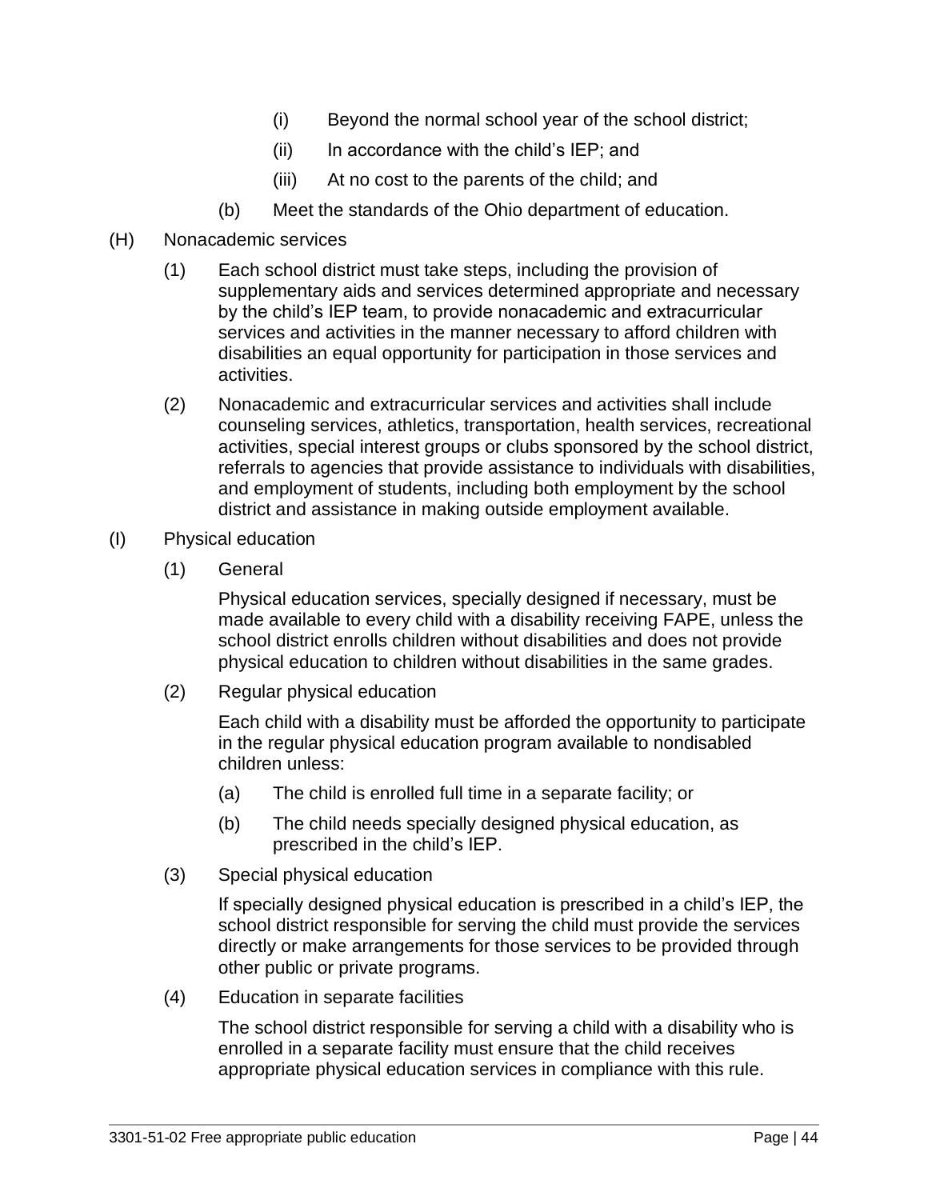(i) Beyond the normal school year of the school district;

(ii) In accordance with the child's IEP; and

(iii) At no cost to the parents of the child; and

(b) Meet the standards of the Ohio department of education.

(H) Nonacademic services

(1) Each school district must take steps, including the provision of supplementary aids and services determined appropriate and necessary by the child's IEP team, to provide nonacademic and extracurricular services and activities in the manner necessary to afford children with disabilities an equal opportunity for participation in those services and activities.

(2) Nonacademic and extracurricular services and activities shall include counseling services, athletics, transportation, health services, recreational activities, special interest groups or clubs sponsored by the school district, referrals to agencies that provide assistance to individuals with disabilities, and employment of students, including both employment by the school district and assistance in making outside employment available.

(I) Physical education

(1) General

Physical education services, specially designed if necessary, must be made available to every child with a disability receiving FAPE, unless the school district enrolls children without disabilities and does not provide physical education to children without disabilities in the same grades.

(2) Regular physical education

Each child with a disability must be afforded the opportunity to participate in the regular physical education program available to nondisabled children unless:

(a) The child is enrolled full time in a separate facility; or

(b) The child needs specially designed physical education, as prescribed in the child's IEP.

(3) Special physical education

If specially designed physical education is prescribed in a child's IEP, the school district responsible for serving the child must provide the services directly or make arrangements for those services to be provided through other public or private programs.

(4) Education in separate facilities

The school district responsible for serving a child with a disability who is enrolled in a separate facility must ensure that the child receives appropriate physical education services in compliance with this rule.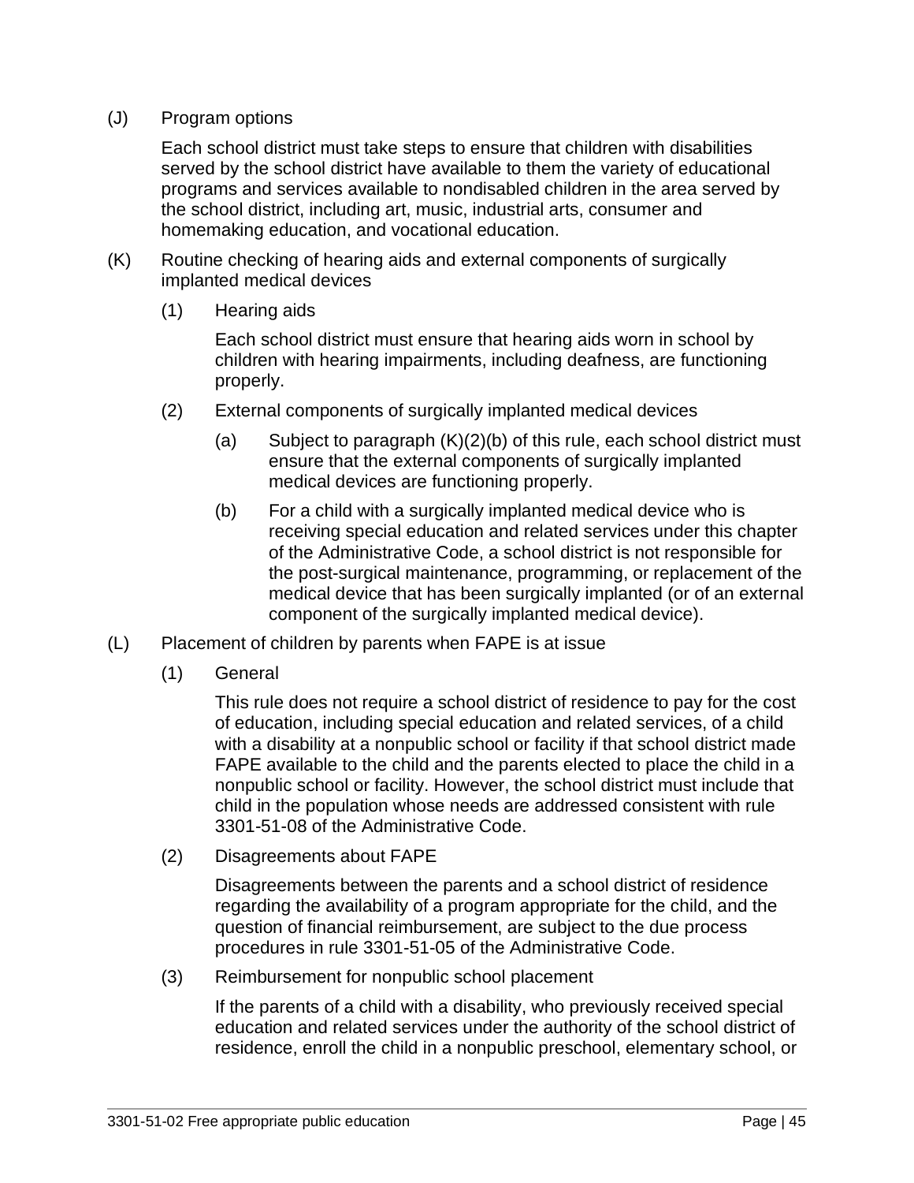(J) Program options

Each school district must take steps to ensure that children with disabilities served by the school district have available to them the variety of educational programs and services available to nondisabled children in the area served by the school district, including art, music, industrial arts, consumer and homemaking education, and vocational education.

(K) Routine checking of hearing aids and external components of surgically implanted medical devices

(1) Hearing aids

Each school district must ensure that hearing aids worn in school by children with hearing impairments, including deafness, are functioning properly.

(2) External components of surgically implanted medical devices

(a) Subject to paragraph (K)(2)(b) of this rule, each school district must ensure that the external components of surgically implanted medical devices are functioning properly.

(b) For a child with a surgically implanted medical device who is receiving special education and related services under this chapter of the Administrative Code, a school district is not responsible for the post-surgical maintenance, programming, or replacement of the medical device that has been surgically implanted (or of an external component of the surgically implanted medical device).

(L) Placement of children by parents when FAPE is at issue

(1) General

This rule does not require a school district of residence to pay for the cost of education, including special education and related services, of a child with a disability at a nonpublic school or facility if that school district made FAPE available to the child and the parents elected to place the child in a nonpublic school or facility. However, the school district must include that child in the population whose needs are addressed consistent with rule 3301-51-08 of the Administrative Code.

(2) Disagreements about FAPE

Disagreements between the parents and a school district of residence regarding the availability of a program appropriate for the child, and the question of financial reimbursement, are subject to the due process procedures in rule 3301-51-05 of the Administrative Code.

(3) Reimbursement for nonpublic school placement

If the parents of a child with a disability, who previously received special education and related services under the authority of the school district of residence, enroll the child in a nonpublic preschool, elementary school, or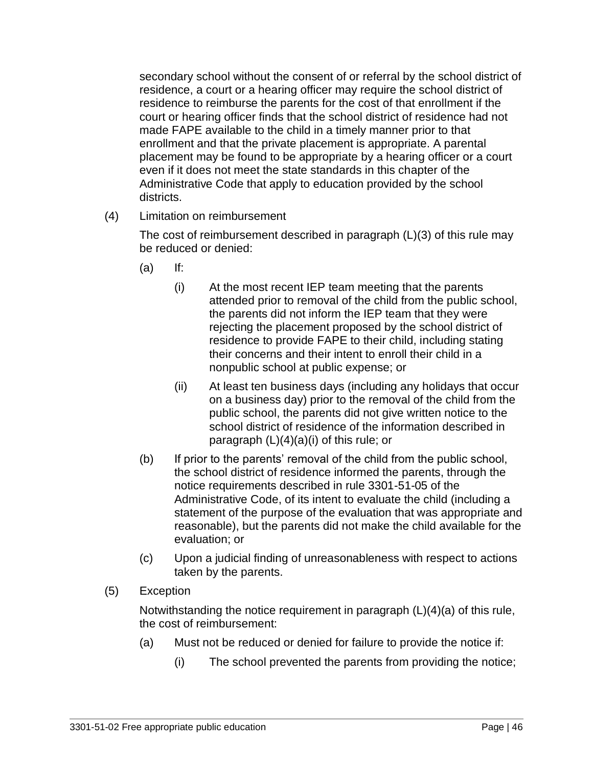secondary school without the consent of or referral by the school district of residence, a court or a hearing officer may require the school district of residence to reimburse the parents for the cost of that enrollment if the court or hearing officer finds that the school district of residence had not made FAPE available to the child in a timely manner prior to that enrollment and that the private placement is appropriate. A parental placement may be found to be appropriate by a hearing officer or a court even if it does not meet the state standards in this chapter of the Administrative Code that apply to education provided by the school districts.

(4) Limitation on reimbursement

The cost of reimbursement described in paragraph (L)(3) of this rule may be reduced or denied:

(a) If:

(i) At the most recent IEP team meeting that the parents attended prior to removal of the child from the public school, the parents did not inform the IEP team that they were rejecting the placement proposed by the school district of residence to provide FAPE to their child, including stating their concerns and their intent to enroll their child in a nonpublic school at public expense; or

(ii) At least ten business days (including any holidays that occur on a business day) prior to the removal of the child from the public school, the parents did not give written notice to the school district of residence of the information described in paragraph (L)(4)(a)(i) of this rule; or

(b) If prior to the parents' removal of the child from the public school, the school district of residence informed the parents, through the notice requirements described in rule 3301-51-05 of the Administrative Code, of its intent to evaluate the child (including a statement of the purpose of the evaluation that was appropriate and reasonable), but the parents did not make the child available for the evaluation; or

(c) Upon a judicial finding of unreasonableness with respect to actions taken by the parents.

(5) Exception

Notwithstanding the notice requirement in paragraph (L)(4)(a) of this rule, the cost of reimbursement:

(a) Must not be reduced or denied for failure to provide the notice if:

(i) The school prevented the parents from providing the notice;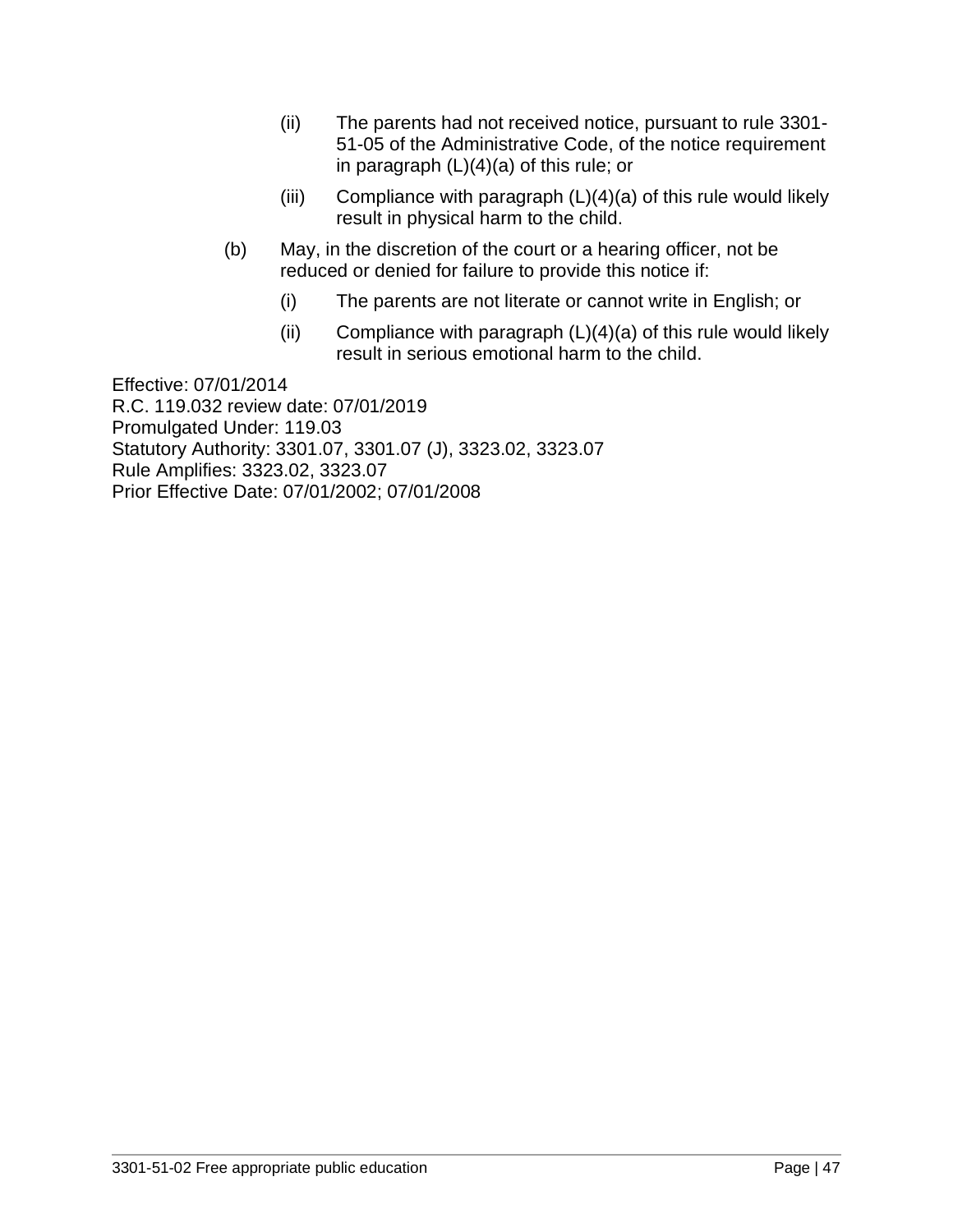(ii) The parents had not received notice, pursuant to rule 3301-51-05 of the Administrative Code, of the notice requirement in paragraph (L)(4)(a) of this rule; or

(iii) Compliance with paragraph (L)(4)(a) of this rule would likely result in physical harm to the child.

(b) May, in the discretion of the court or a hearing officer, not be reduced or denied for failure to provide this notice if:

(i) The parents are not literate or cannot write in English; or

(ii) Compliance with paragraph (L)(4)(a) of this rule would likely result in serious emotional harm to the child.

Effective: 07/01/2014
R.C. 119.032 review date: 07/01/2019
Promulgated Under: 119.03
Statutory Authority: 3301.07, 3301.07 (J), 3323.02, 3323.07
Rule Amplifies: 3323.02, 3323.07
Prior Effective Date: 07/01/2002; 07/01/2008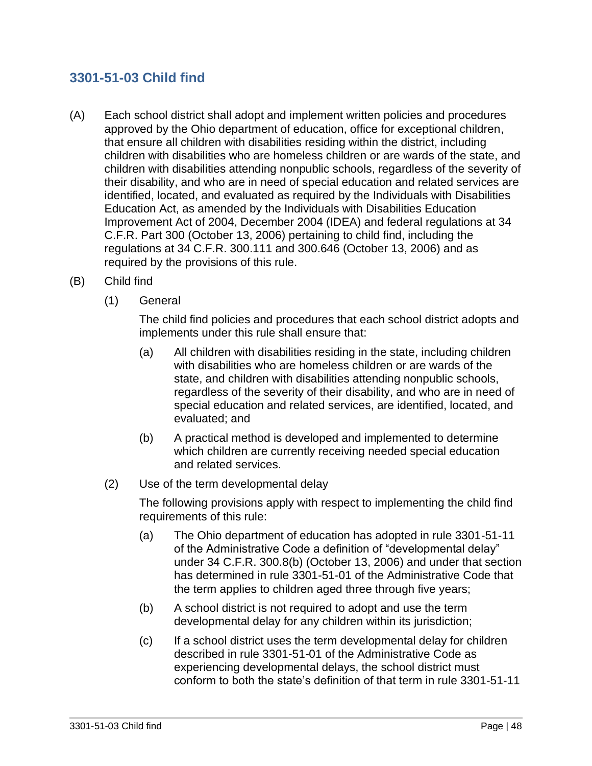## 3301-51-03 Child find

(A) Each school district shall adopt and implement written policies and procedures approved by the Ohio department of education, office for exceptional children, that ensure all children with disabilities residing within the district, including children with disabilities who are homeless children or are wards of the state, and children with disabilities attending nonpublic schools, regardless of the severity of their disability, and who are in need of special education and related services are identified, located, and evaluated as required by the Individuals with Disabilities Education Act, as amended by the Individuals with Disabilities Education Improvement Act of 2004, December 2004 (IDEA) and federal regulations at 34 C.F.R. Part 300 (October 13, 2006) pertaining to child find, including the regulations at 34 C.F.R. 300.111 and 300.646 (October 13, 2006) and as required by the provisions of this rule.

(B) Child find

(1) General

The child find policies and procedures that each school district adopts and implements under this rule shall ensure that:

(a) All children with disabilities residing in the state, including children with disabilities who are homeless children or are wards of the state, and children with disabilities attending nonpublic schools, regardless of the severity of their disability, and who are in need of special education and related services, are identified, located, and evaluated; and

(b) A practical method is developed and implemented to determine which children are currently receiving needed special education and related services.

(2) Use of the term developmental delay

The following provisions apply with respect to implementing the child find requirements of this rule:

(a) The Ohio department of education has adopted in rule 3301-51-11 of the Administrative Code a definition of "developmental delay" under 34 C.F.R. 300.8(b) (October 13, 2006) and under that section has determined in rule 3301-51-01 of the Administrative Code that the term applies to children aged three through five years;

(b) A school district is not required to adopt and use the term developmental delay for any children within its jurisdiction;

(c) If a school district uses the term developmental delay for children described in rule 3301-51-01 of the Administrative Code as experiencing developmental delays, the school district must conform to both the state's definition of that term in rule 3301-51-11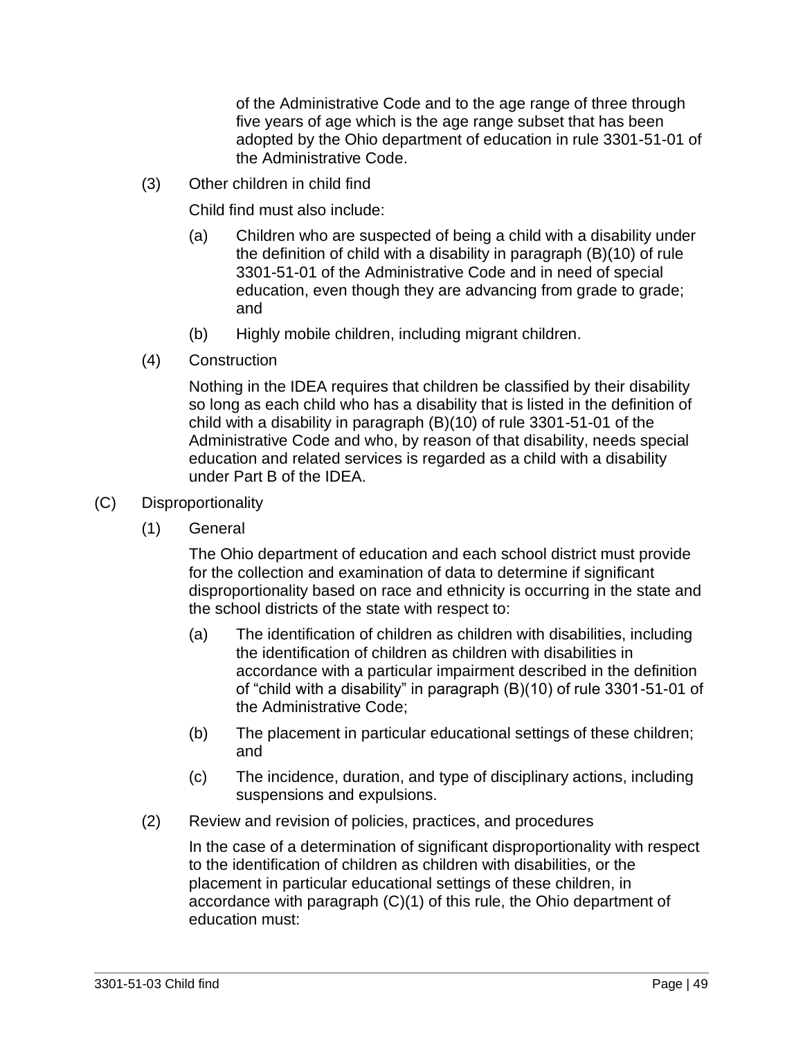of the Administrative Code and to the age range of three through five years of age which is the age range subset that has been adopted by the Ohio department of education in rule 3301-51-01 of the Administrative Code.

(3) Other children in child find

Child find must also include:

(a) Children who are suspected of being a child with a disability under the definition of child with a disability in paragraph (B)(10) of rule 3301-51-01 of the Administrative Code and in need of special education, even though they are advancing from grade to grade; and

(b) Highly mobile children, including migrant children.

(4) Construction

Nothing in the IDEA requires that children be classified by their disability so long as each child who has a disability that is listed in the definition of child with a disability in paragraph (B)(10) of rule 3301-51-01 of the Administrative Code and who, by reason of that disability, needs special education and related services is regarded as a child with a disability under Part B of the IDEA.

(C) Disproportionality

(1) General

The Ohio department of education and each school district must provide for the collection and examination of data to determine if significant disproportionality based on race and ethnicity is occurring in the state and the school districts of the state with respect to:

(a) The identification of children as children with disabilities, including the identification of children as children with disabilities in accordance with a particular impairment described in the definition of "child with a disability" in paragraph (B)(10) of rule 3301-51-01 of the Administrative Code;

(b) The placement in particular educational settings of these children; and

(c) The incidence, duration, and type of disciplinary actions, including suspensions and expulsions.

(2) Review and revision of policies, practices, and procedures

In the case of a determination of significant disproportionality with respect to the identification of children as children with disabilities, or the placement in particular educational settings of these children, in accordance with paragraph (C)(1) of this rule, the Ohio department of education must: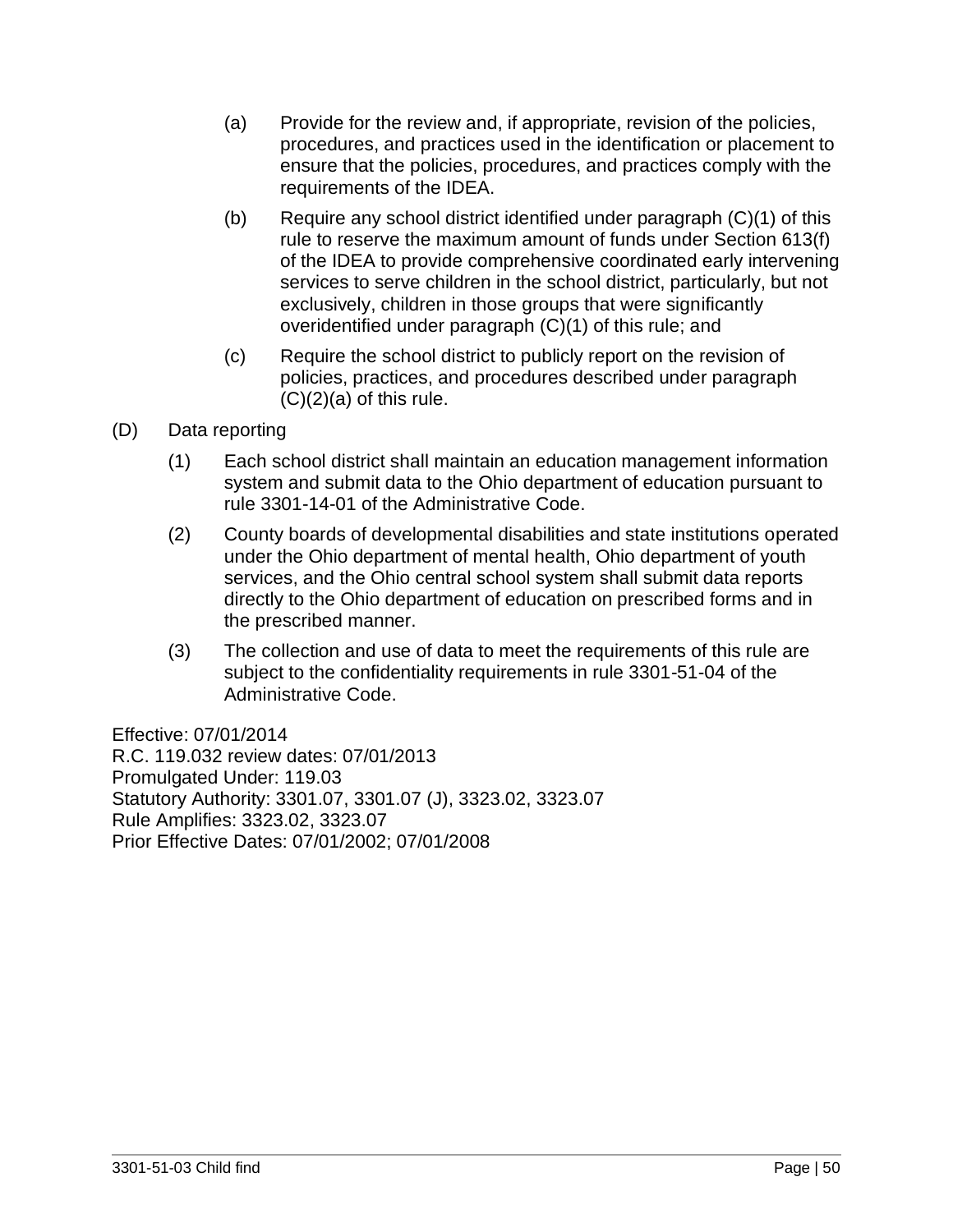(a) Provide for the review and, if appropriate, revision of the policies, procedures, and practices used in the identification or placement to ensure that the policies, procedures, and practices comply with the requirements of the IDEA.

(b) Require any school district identified under paragraph (C)(1) of this rule to reserve the maximum amount of funds under Section 613(f) of the IDEA to provide comprehensive coordinated early intervening services to serve children in the school district, particularly, but not exclusively, children in those groups that were significantly overidentified under paragraph (C)(1) of this rule; and

(c) Require the school district to publicly report on the revision of policies, practices, and procedures described under paragraph (C)(2)(a) of this rule.

(D) Data reporting

(1) Each school district shall maintain an education management information system and submit data to the Ohio department of education pursuant to rule 3301-14-01 of the Administrative Code.

(2) County boards of developmental disabilities and state institutions operated under the Ohio department of mental health, Ohio department of youth services, and the Ohio central school system shall submit data reports directly to the Ohio department of education on prescribed forms and in the prescribed manner.

(3) The collection and use of data to meet the requirements of this rule are subject to the confidentiality requirements in rule 3301-51-04 of the Administrative Code.

Effective: 07/01/2014
R.C. 119.032 review dates: 07/01/2013
Promulgated Under: 119.03
Statutory Authority: 3301.07, 3301.07 (J), 3323.02, 3323.07
Rule Amplifies: 3323.02, 3323.07
Prior Effective Dates: 07/01/2002; 07/01/2008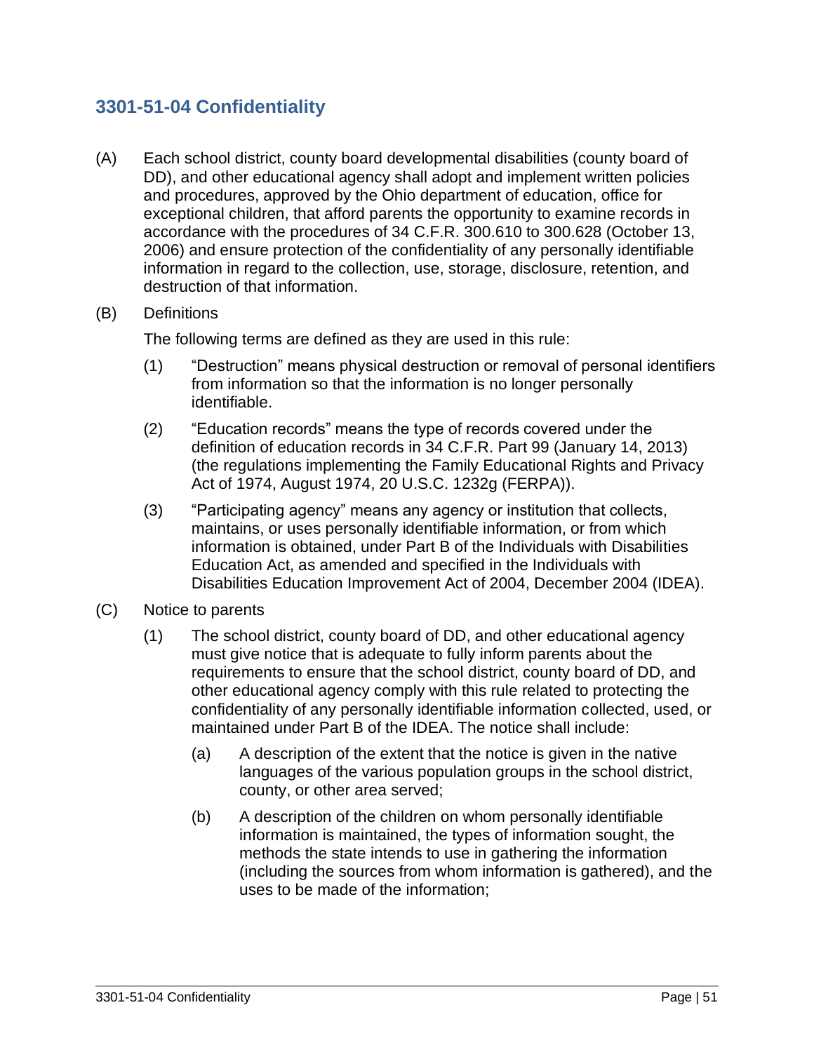## 3301-51-04 Confidentiality

(A) Each school district, county board developmental disabilities (county board of DD), and other educational agency shall adopt and implement written policies and procedures, approved by the Ohio department of education, office for exceptional children, that afford parents the opportunity to examine records in accordance with the procedures of 34 C.F.R. 300.610 to 300.628 (October 13, 2006) and ensure protection of the confidentiality of any personally identifiable information in regard to the collection, use, storage, disclosure, retention, and destruction of that information.

(B) Definitions

The following terms are defined as they are used in this rule:

(1) "Destruction" means physical destruction or removal of personal identifiers from information so that the information is no longer personally identifiable.

(2) "Education records" means the type of records covered under the definition of education records in 34 C.F.R. Part 99 (January 14, 2013) (the regulations implementing the Family Educational Rights and Privacy Act of 1974, August 1974, 20 U.S.C. 1232g (FERPA)).

(3) "Participating agency" means any agency or institution that collects, maintains, or uses personally identifiable information, or from which information is obtained, under Part B of the Individuals with Disabilities Education Act, as amended and specified in the Individuals with Disabilities Education Improvement Act of 2004, December 2004 (IDEA).

(C) Notice to parents

(1) The school district, county board of DD, and other educational agency must give notice that is adequate to fully inform parents about the requirements to ensure that the school district, county board of DD, and other educational agency comply with this rule related to protecting the confidentiality of any personally identifiable information collected, used, or maintained under Part B of the IDEA. The notice shall include:

(a) A description of the extent that the notice is given in the native languages of the various population groups in the school district, county, or other area served;

(b) A description of the children on whom personally identifiable information is maintained, the types of information sought, the methods the state intends to use in gathering the information (including the sources from whom information is gathered), and the uses to be made of the information;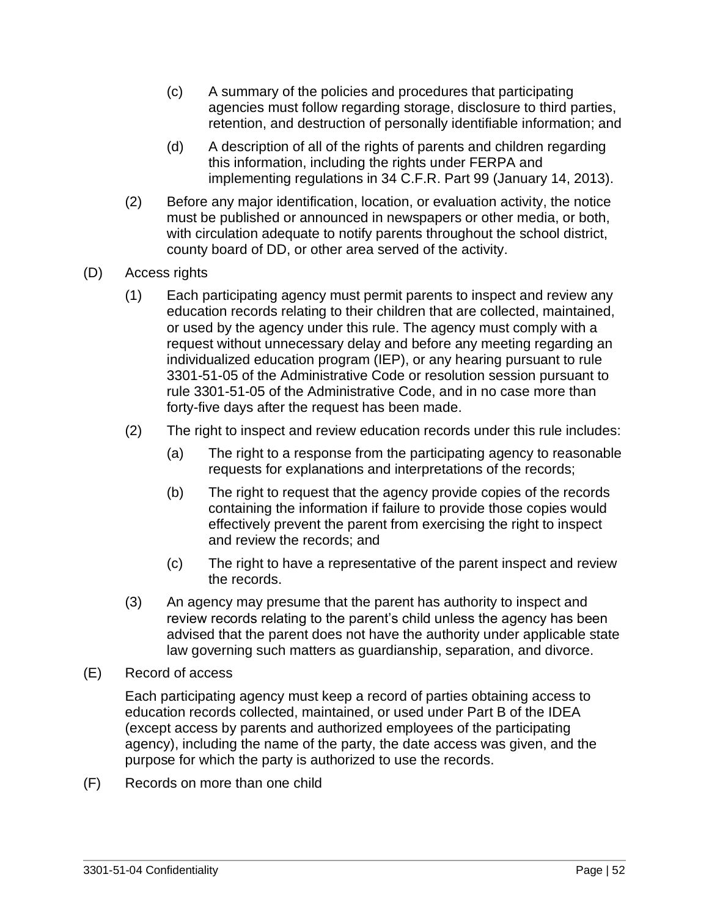(c) A summary of the policies and procedures that participating agencies must follow regarding storage, disclosure to third parties, retention, and destruction of personally identifiable information; and

(d) A description of all of the rights of parents and children regarding this information, including the rights under FERPA and implementing regulations in 34 C.F.R. Part 99 (January 14, 2013).

(2) Before any major identification, location, or evaluation activity, the notice must be published or announced in newspapers or other media, or both, with circulation adequate to notify parents throughout the school district, county board of DD, or other area served of the activity.

(D) Access rights

(1) Each participating agency must permit parents to inspect and review any education records relating to their children that are collected, maintained, or used by the agency under this rule. The agency must comply with a request without unnecessary delay and before any meeting regarding an individualized education program (IEP), or any hearing pursuant to rule 3301-51-05 of the Administrative Code or resolution session pursuant to rule 3301-51-05 of the Administrative Code, and in no case more than forty-five days after the request has been made.

(2) The right to inspect and review education records under this rule includes:

(a) The right to a response from the participating agency to reasonable requests for explanations and interpretations of the records;

(b) The right to request that the agency provide copies of the records containing the information if failure to provide those copies would effectively prevent the parent from exercising the right to inspect and review the records; and

(c) The right to have a representative of the parent inspect and review the records.

(3) An agency may presume that the parent has authority to inspect and review records relating to the parent's child unless the agency has been advised that the parent does not have the authority under applicable state law governing such matters as guardianship, separation, and divorce.

(E) Record of access

Each participating agency must keep a record of parties obtaining access to education records collected, maintained, or used under Part B of the IDEA (except access by parents and authorized employees of the participating agency), including the name of the party, the date access was given, and the purpose for which the party is authorized to use the records.

(F) Records on more than one child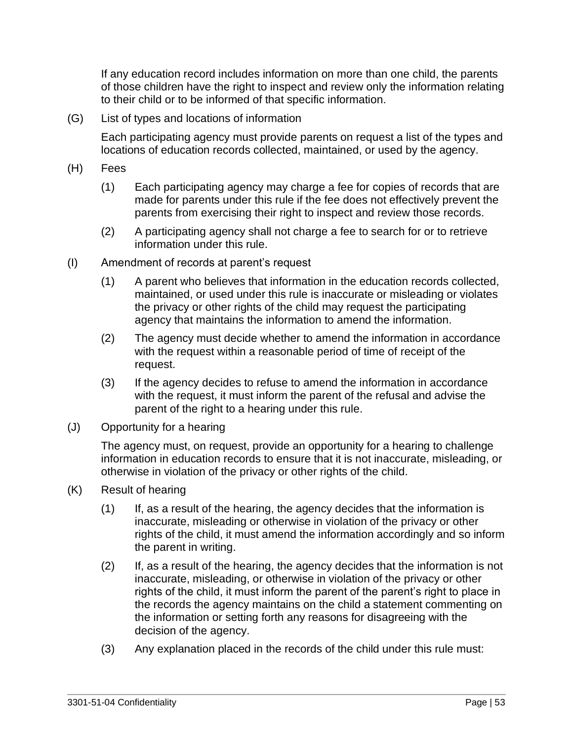If any education record includes information on more than one child, the parents of those children have the right to inspect and review only the information relating to their child or to be informed of that specific information.

(G) List of types and locations of information

Each participating agency must provide parents on request a list of the types and locations of education records collected, maintained, or used by the agency.

(H) Fees

(1) Each participating agency may charge a fee for copies of records that are made for parents under this rule if the fee does not effectively prevent the parents from exercising their right to inspect and review those records.

(2) A participating agency shall not charge a fee to search for or to retrieve information under this rule.

(I) Amendment of records at parent's request

(1) A parent who believes that information in the education records collected, maintained, or used under this rule is inaccurate or misleading or violates the privacy or other rights of the child may request the participating agency that maintains the information to amend the information.

(2) The agency must decide whether to amend the information in accordance with the request within a reasonable period of time of receipt of the request.

(3) If the agency decides to refuse to amend the information in accordance with the request, it must inform the parent of the refusal and advise the parent of the right to a hearing under this rule.

(J) Opportunity for a hearing

The agency must, on request, provide an opportunity for a hearing to challenge information in education records to ensure that it is not inaccurate, misleading, or otherwise in violation of the privacy or other rights of the child.

(K) Result of hearing

(1) If, as a result of the hearing, the agency decides that the information is inaccurate, misleading or otherwise in violation of the privacy or other rights of the child, it must amend the information accordingly and so inform the parent in writing.

(2) If, as a result of the hearing, the agency decides that the information is not inaccurate, misleading, or otherwise in violation of the privacy or other rights of the child, it must inform the parent of the parent's right to place in the records the agency maintains on the child a statement commenting on the information or setting forth any reasons for disagreeing with the decision of the agency.

(3) Any explanation placed in the records of the child under this rule must: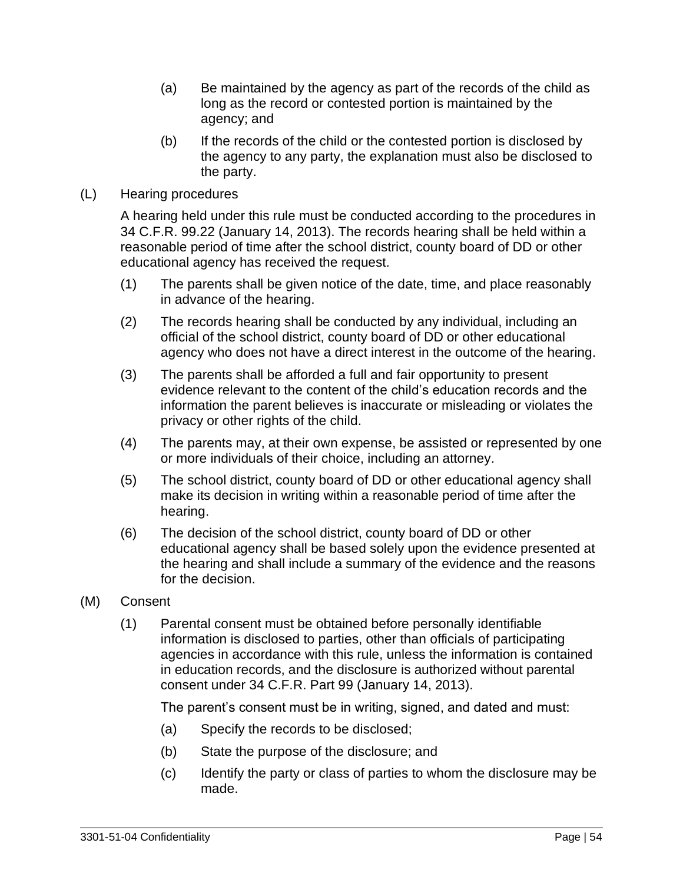(a) Be maintained by the agency as part of the records of the child as long as the record or contested portion is maintained by the agency; and

(b) If the records of the child or the contested portion is disclosed by the agency to any party, the explanation must also be disclosed to the party.

(L) Hearing procedures

A hearing held under this rule must be conducted according to the procedures in 34 C.F.R. 99.22 (January 14, 2013). The records hearing shall be held within a reasonable period of time after the school district, county board of DD or other educational agency has received the request.

(1) The parents shall be given notice of the date, time, and place reasonably in advance of the hearing.

(2) The records hearing shall be conducted by any individual, including an official of the school district, county board of DD or other educational agency who does not have a direct interest in the outcome of the hearing.

(3) The parents shall be afforded a full and fair opportunity to present evidence relevant to the content of the child's education records and the information the parent believes is inaccurate or misleading or violates the privacy or other rights of the child.

(4) The parents may, at their own expense, be assisted or represented by one or more individuals of their choice, including an attorney.

(5) The school district, county board of DD or other educational agency shall make its decision in writing within a reasonable period of time after the hearing.

(6) The decision of the school district, county board of DD or other educational agency shall be based solely upon the evidence presented at the hearing and shall include a summary of the evidence and the reasons for the decision.

(M) Consent

(1) Parental consent must be obtained before personally identifiable information is disclosed to parties, other than officials of participating agencies in accordance with this rule, unless the information is contained in education records, and the disclosure is authorized without parental consent under 34 C.F.R. Part 99 (January 14, 2013).

The parent's consent must be in writing, signed, and dated and must:

(a) Specify the records to be disclosed;

(b) State the purpose of the disclosure; and

(c) Identify the party or class of parties to whom the disclosure may be made.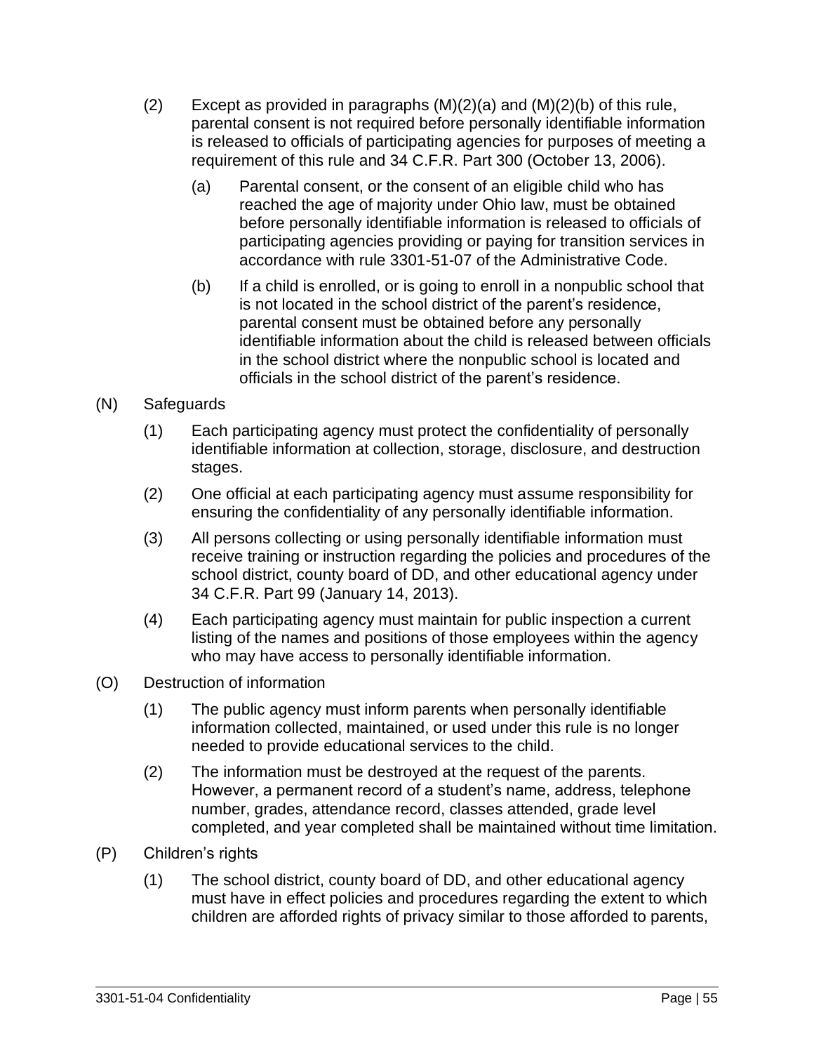(2) Except as provided in paragraphs (M)(2)(a) and (M)(2)(b) of this rule, parental consent is not required before personally identifiable information is released to officials of participating agencies for purposes of meeting a requirement of this rule and 34 C.F.R. Part 300 (October 13, 2006).

   (a) Parental consent, or the consent of an eligible child who has reached the age of majority under Ohio law, must be obtained before personally identifiable information is released to officials of participating agencies providing or paying for transition services in accordance with rule 3301-51-07 of the Administrative Code.

   (b) If a child is enrolled, or is going to enroll in a nonpublic school that is not located in the school district of the parent's residence, parental consent must be obtained before any personally identifiable information about the child is released between officials in the school district where the nonpublic school is located and officials in the school district of the parent's residence.

(N) Safeguards

(1) Each participating agency must protect the confidentiality of personally identifiable information at collection, storage, disclosure, and destruction stages.

(2) One official at each participating agency must assume responsibility for ensuring the confidentiality of any personally identifiable information.

(3) All persons collecting or using personally identifiable information must receive training or instruction regarding the policies and procedures of the school district, county board of DD, and other educational agency under 34 C.F.R. Part 99 (January 14, 2013).

(4) Each participating agency must maintain for public inspection a current listing of the names and positions of those employees within the agency who may have access to personally identifiable information.

(O) Destruction of information

(1) The public agency must inform parents when personally identifiable information collected, maintained, or used under this rule is no longer needed to provide educational services to the child.

(2) The information must be destroyed at the request of the parents. However, a permanent record of a student's name, address, telephone number, grades, attendance record, classes attended, grade level completed, and year completed shall be maintained without time limitation.

(P) Children's rights

(1) The school district, county board of DD, and other educational agency must have in effect policies and procedures regarding the extent to which children are afforded rights of privacy similar to those afforded to parents,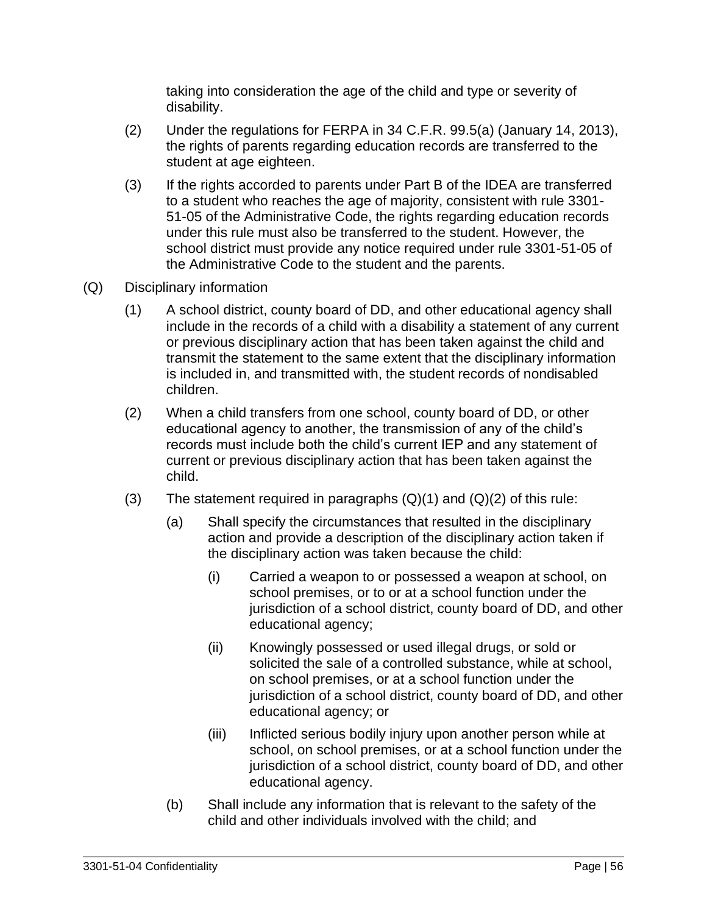taking into consideration the age of the child and type or severity of disability.

(2) Under the regulations for FERPA in 34 C.F.R. 99.5(a) (January 14, 2013), the rights of parents regarding education records are transferred to the student at age eighteen.

(3) If the rights accorded to parents under Part B of the IDEA are transferred to a student who reaches the age of majority, consistent with rule 3301-51-05 of the Administrative Code, the rights regarding education records under this rule must also be transferred to the student. However, the school district must provide any notice required under rule 3301-51-05 of the Administrative Code to the student and the parents.

(Q) Disciplinary information

(1) A school district, county board of DD, and other educational agency shall include in the records of a child with a disability a statement of any current or previous disciplinary action that has been taken against the child and transmit the statement to the same extent that the disciplinary information is included in, and transmitted with, the student records of nondisabled children.

(2) When a child transfers from one school, county board of DD, or other educational agency to another, the transmission of any of the child's records must include both the child's current IEP and any statement of current or previous disciplinary action that has been taken against the child.

(3) The statement required in paragraphs (Q)(1) and (Q)(2) of this rule:

(a) Shall specify the circumstances that resulted in the disciplinary action and provide a description of the disciplinary action taken if the disciplinary action was taken because the child:

(i) Carried a weapon to or possessed a weapon at school, on school premises, or to or at a school function under the jurisdiction of a school district, county board of DD, and other educational agency;

(ii) Knowingly possessed or used illegal drugs, or sold or solicited the sale of a controlled substance, while at school, on school premises, or at a school function under the jurisdiction of a school district, county board of DD, and other educational agency; or

(iii) Inflicted serious bodily injury upon another person while at school, on school premises, or at a school function under the jurisdiction of a school district, county board of DD, and other educational agency.

(b) Shall include any information that is relevant to the safety of the child and other individuals involved with the child; and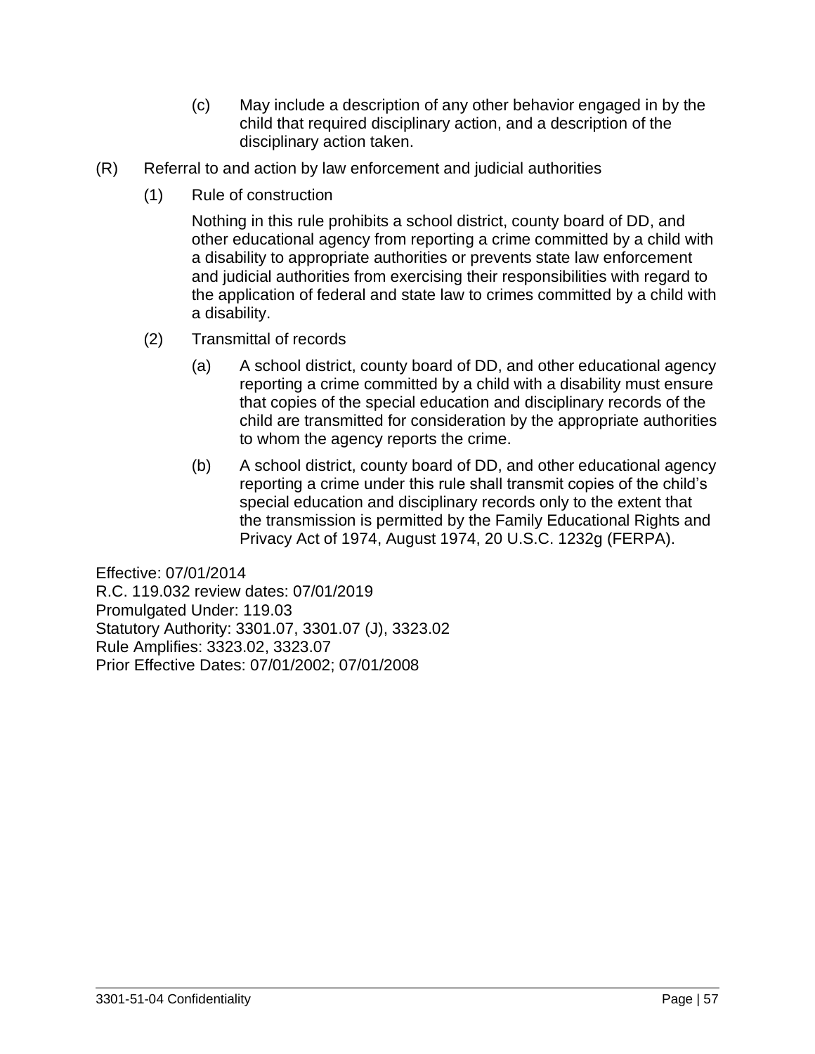(c) May include a description of any other behavior engaged in by the child that required disciplinary action, and a description of the disciplinary action taken.

(R) Referral to and action by law enforcement and judicial authorities

(1) Rule of construction

Nothing in this rule prohibits a school district, county board of DD, and other educational agency from reporting a crime committed by a child with a disability to appropriate authorities or prevents state law enforcement and judicial authorities from exercising their responsibilities with regard to the application of federal and state law to crimes committed by a child with a disability.

(2) Transmittal of records

(a) A school district, county board of DD, and other educational agency reporting a crime committed by a child with a disability must ensure that copies of the special education and disciplinary records of the child are transmitted for consideration by the appropriate authorities to whom the agency reports the crime.

(b) A school district, county board of DD, and other educational agency reporting a crime under this rule shall transmit copies of the child's special education and disciplinary records only to the extent that the transmission is permitted by the Family Educational Rights and Privacy Act of 1974, August 1974, 20 U.S.C. 1232g (FERPA).

Effective: 07/01/2014
R.C. 119.032 review dates: 07/01/2019
Promulgated Under: 119.03
Statutory Authority: 3301.07, 3301.07 (J), 3323.02
Rule Amplifies: 3323.02, 3323.07
Prior Effective Dates: 07/01/2002; 07/01/2008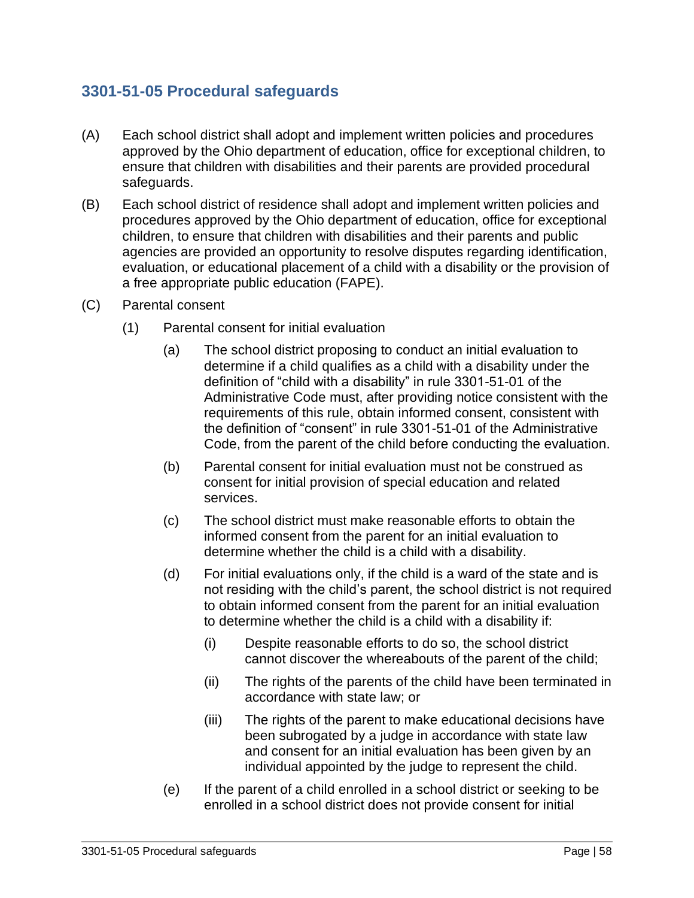## 3301-51-05 Procedural safeguards

(A) Each school district shall adopt and implement written policies and procedures approved by the Ohio department of education, office for exceptional children, to ensure that children with disabilities and their parents are provided procedural safeguards.

(B) Each school district of residence shall adopt and implement written policies and procedures approved by the Ohio department of education, office for exceptional children, to ensure that children with disabilities and their parents and public agencies are provided an opportunity to resolve disputes regarding identification, evaluation, or educational placement of a child with a disability or the provision of a free appropriate public education (FAPE).

(C) Parental consent

- (1) Parental consent for initial evaluation
  - (a) The school district proposing to conduct an initial evaluation to determine if a child qualifies as a child with a disability under the definition of "child with a disability" in rule 3301-51-01 of the Administrative Code must, after providing notice consistent with the requirements of this rule, obtain informed consent, consistent with the definition of "consent" in rule 3301-51-01 of the Administrative Code, from the parent of the child before conducting the evaluation.
  - (b) Parental consent for initial evaluation must not be construed as consent for initial provision of special education and related services.
  - (c) The school district must make reasonable efforts to obtain the informed consent from the parent for an initial evaluation to determine whether the child is a child with a disability.
  - (d) For initial evaluations only, if the child is a ward of the state and is not residing with the child's parent, the school district is not required to obtain informed consent from the parent for an initial evaluation to determine whether the child is a child with a disability if:
    - (i) Despite reasonable efforts to do so, the school district cannot discover the whereabouts of the parent of the child;
    - (ii) The rights of the parents of the child have been terminated in accordance with state law; or
    - (iii) The rights of the parent to make educational decisions have been subrogated by a judge in accordance with state law and consent for an initial evaluation has been given by an individual appointed by the judge to represent the child.
  - (e) If the parent of a child enrolled in a school district or seeking to be enrolled in a school district does not provide consent for initial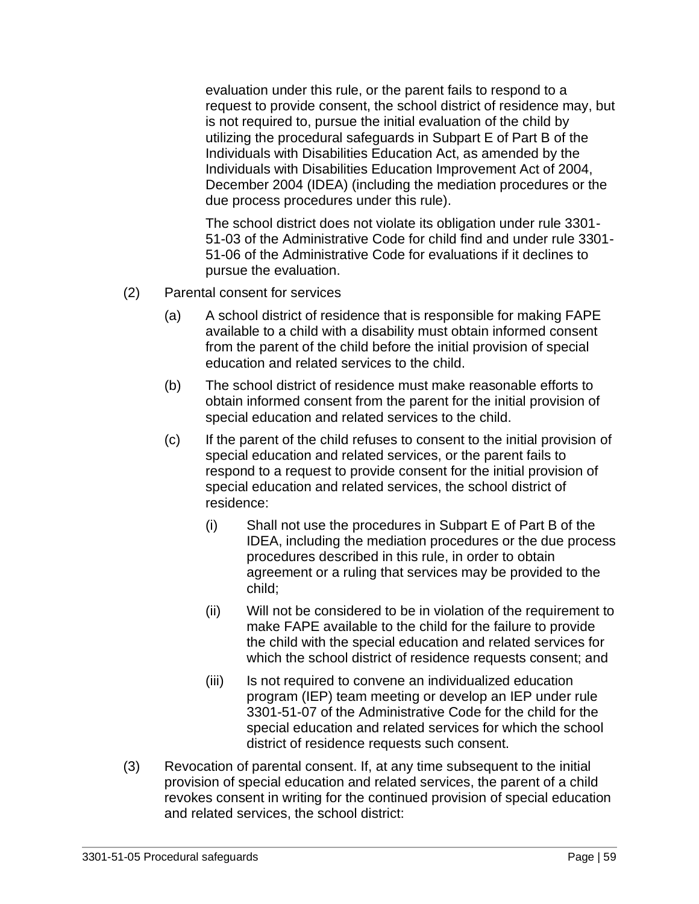evaluation under this rule, or the parent fails to respond to a request to provide consent, the school district of residence may, but is not required to, pursue the initial evaluation of the child by utilizing the procedural safeguards in Subpart E of Part B of the Individuals with Disabilities Education Act, as amended by the Individuals with Disabilities Education Improvement Act of 2004, December 2004 (IDEA) (including the mediation procedures or the due process procedures under this rule).

The school district does not violate its obligation under rule 3301-51-03 of the Administrative Code for child find and under rule 3301-51-06 of the Administrative Code for evaluations if it declines to pursue the evaluation.

(2) Parental consent for services

(a) A school district of residence that is responsible for making FAPE available to a child with a disability must obtain informed consent from the parent of the child before the initial provision of special education and related services to the child.

(b) The school district of residence must make reasonable efforts to obtain informed consent from the parent for the initial provision of special education and related services to the child.

(c) If the parent of the child refuses to consent to the initial provision of special education and related services, or the parent fails to respond to a request to provide consent for the initial provision of special education and related services, the school district of residence:

(i) Shall not use the procedures in Subpart E of Part B of the IDEA, including the mediation procedures or the due process procedures described in this rule, in order to obtain agreement or a ruling that services may be provided to the child;

(ii) Will not be considered to be in violation of the requirement to make FAPE available to the child for the failure to provide the child with the special education and related services for which the school district of residence requests consent; and

(iii) Is not required to convene an individualized education program (IEP) team meeting or develop an IEP under rule 3301-51-07 of the Administrative Code for the child for the special education and related services for which the school district of residence requests such consent.

(3) Revocation of parental consent. If, at any time subsequent to the initial provision of special education and related services, the parent of a child revokes consent in writing for the continued provision of special education and related services, the school district: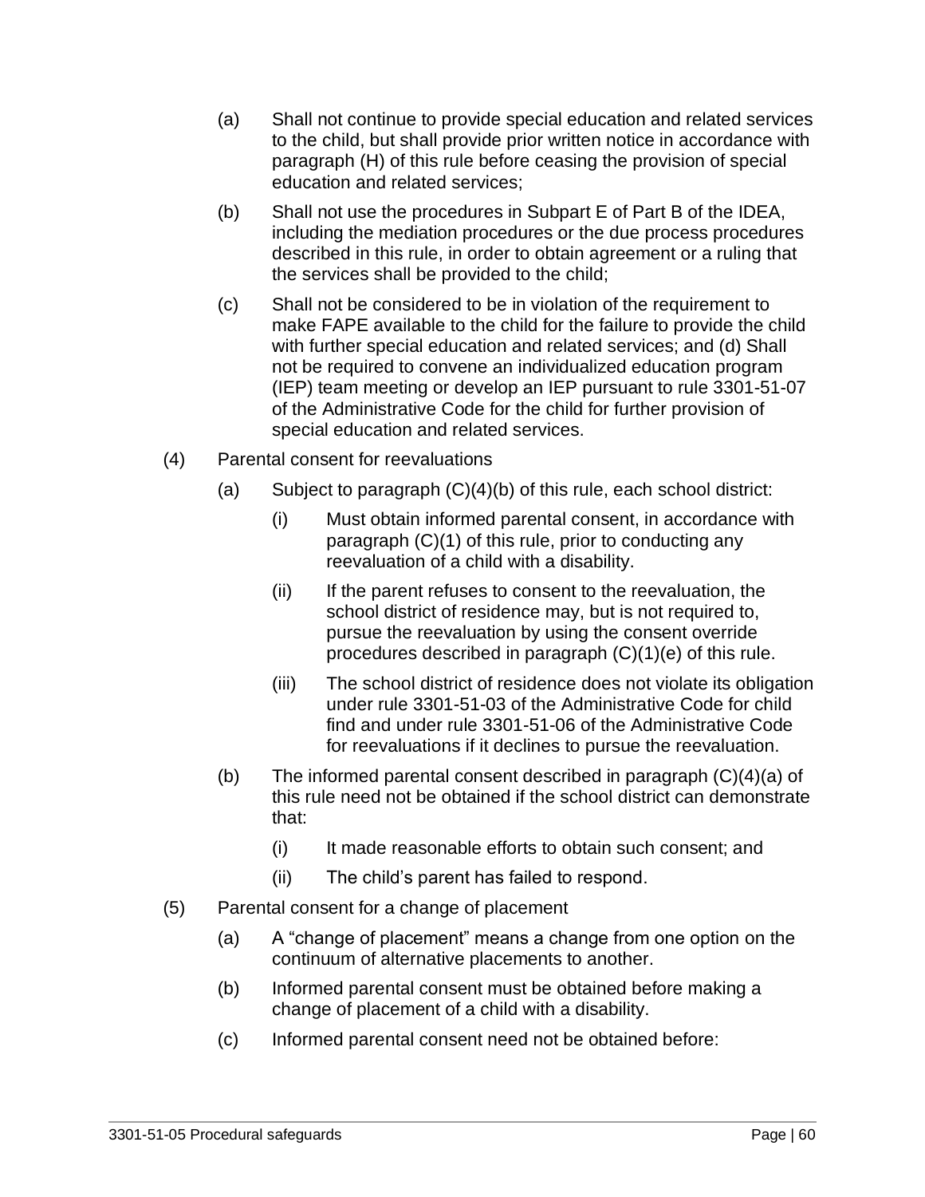(a) Shall not continue to provide special education and related services to the child, but shall provide prior written notice in accordance with paragraph (H) of this rule before ceasing the provision of special education and related services;

(b) Shall not use the procedures in Subpart E of Part B of the IDEA, including the mediation procedures or the due process procedures described in this rule, in order to obtain agreement or a ruling that the services shall be provided to the child;

(c) Shall not be considered to be in violation of the requirement to make FAPE available to the child for the failure to provide the child with further special education and related services; and (d) Shall not be required to convene an individualized education program (IEP) team meeting or develop an IEP pursuant to rule 3301-51-07 of the Administrative Code for the child for further provision of special education and related services.

(4) Parental consent for reevaluations

(a) Subject to paragraph (C)(4)(b) of this rule, each school district:

(i) Must obtain informed parental consent, in accordance with paragraph (C)(1) of this rule, prior to conducting any reevaluation of a child with a disability.

(ii) If the parent refuses to consent to the reevaluation, the school district of residence may, but is not required to, pursue the reevaluation by using the consent override procedures described in paragraph (C)(1)(e) of this rule.

(iii) The school district of residence does not violate its obligation under rule 3301-51-03 of the Administrative Code for child find and under rule 3301-51-06 of the Administrative Code for reevaluations if it declines to pursue the reevaluation.

(b) The informed parental consent described in paragraph (C)(4)(a) of this rule need not be obtained if the school district can demonstrate that:

(i) It made reasonable efforts to obtain such consent; and

(ii) The child's parent has failed to respond.

(5) Parental consent for a change of placement

(a) A "change of placement" means a change from one option on the continuum of alternative placements to another.

(b) Informed parental consent must be obtained before making a change of placement of a child with a disability.

(c) Informed parental consent need not be obtained before: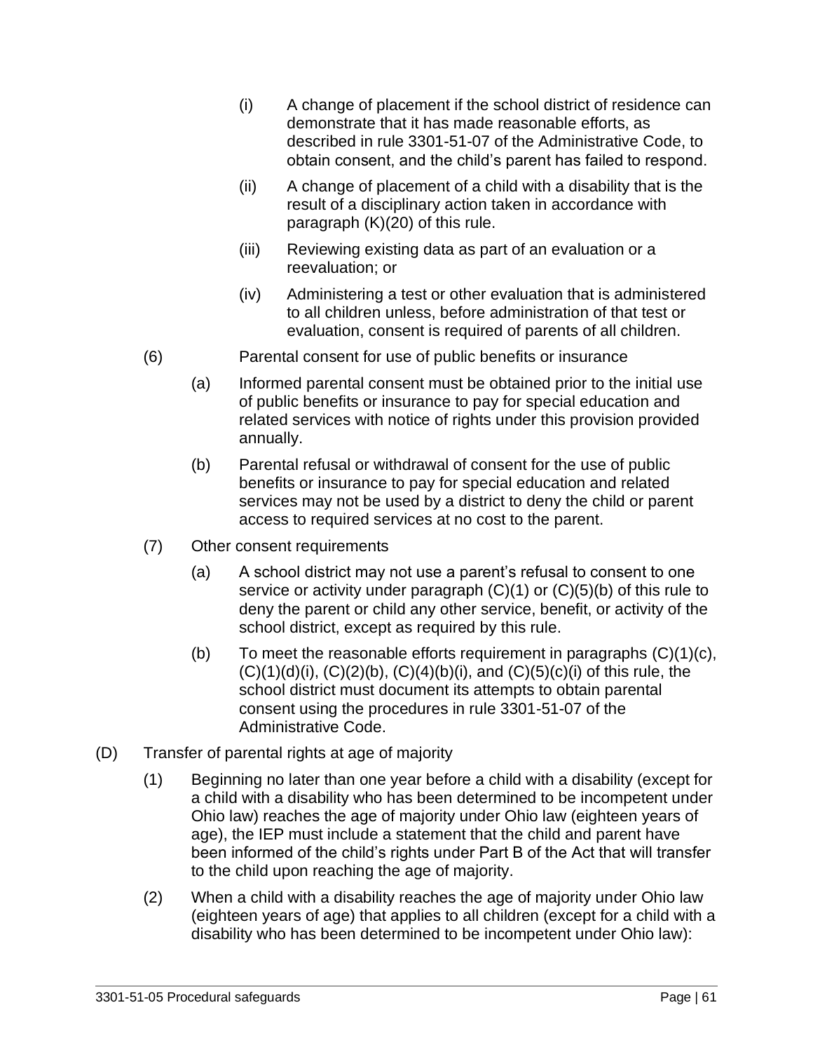(i) A change of placement if the school district of residence can demonstrate that it has made reasonable efforts, as described in rule 3301-51-07 of the Administrative Code, to obtain consent, and the child's parent has failed to respond.

(ii) A change of placement of a child with a disability that is the result of a disciplinary action taken in accordance with paragraph (K)(20) of this rule.

(iii) Reviewing existing data as part of an evaluation or a reevaluation; or

(iv) Administering a test or other evaluation that is administered to all children unless, before administration of that test or evaluation, consent is required of parents of all children.

(6) Parental consent for use of public benefits or insurance

(a) Informed parental consent must be obtained prior to the initial use of public benefits or insurance to pay for special education and related services with notice of rights under this provision provided annually.

(b) Parental refusal or withdrawal of consent for the use of public benefits or insurance to pay for special education and related services may not be used by a district to deny the child or parent access to required services at no cost to the parent.

(7) Other consent requirements

(a) A school district may not use a parent's refusal to consent to one service or activity under paragraph (C)(1) or (C)(5)(b) of this rule to deny the parent or child any other service, benefit, or activity of the school district, except as required by this rule.

(b) To meet the reasonable efforts requirement in paragraphs (C)(1)(c), (C)(1)(d)(i), (C)(2)(b), (C)(4)(b)(i), and (C)(5)(c)(i) of this rule, the school district must document its attempts to obtain parental consent using the procedures in rule 3301-51-07 of the Administrative Code.

(D) Transfer of parental rights at age of majority

(1) Beginning no later than one year before a child with a disability (except for a child with a disability who has been determined to be incompetent under Ohio law) reaches the age of majority under Ohio law (eighteen years of age), the IEP must include a statement that the child and parent have been informed of the child's rights under Part B of the Act that will transfer to the child upon reaching the age of majority.

(2) When a child with a disability reaches the age of majority under Ohio law (eighteen years of age) that applies to all children (except for a child with a disability who has been determined to be incompetent under Ohio law):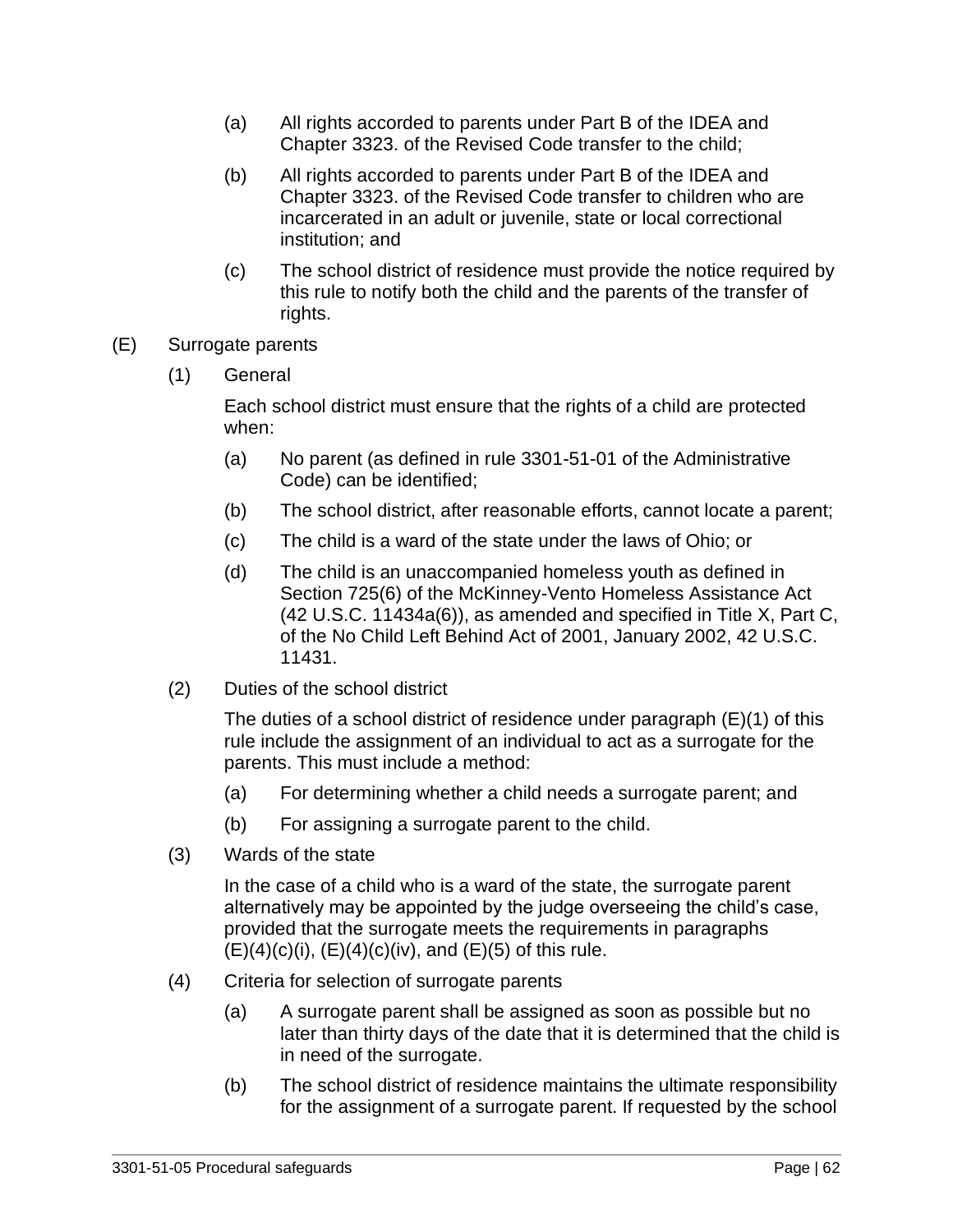(a) All rights accorded to parents under Part B of the IDEA and Chapter 3323. of the Revised Code transfer to the child;

(b) All rights accorded to parents under Part B of the IDEA and Chapter 3323. of the Revised Code transfer to children who are incarcerated in an adult or juvenile, state or local correctional institution; and

(c) The school district of residence must provide the notice required by this rule to notify both the child and the parents of the transfer of rights.

(E) Surrogate parents

(1) General

Each school district must ensure that the rights of a child are protected when:

(a) No parent (as defined in rule 3301-51-01 of the Administrative Code) can be identified;

(b) The school district, after reasonable efforts, cannot locate a parent;

(c) The child is a ward of the state under the laws of Ohio; or

(d) The child is an unaccompanied homeless youth as defined in Section 725(6) of the McKinney-Vento Homeless Assistance Act (42 U.S.C. 11434a(6)), as amended and specified in Title X, Part C, of the No Child Left Behind Act of 2001, January 2002, 42 U.S.C. 11431.

(2) Duties of the school district

The duties of a school district of residence under paragraph (E)(1) of this rule include the assignment of an individual to act as a surrogate for the parents. This must include a method:

(a) For determining whether a child needs a surrogate parent; and

(b) For assigning a surrogate parent to the child.

(3) Wards of the state

In the case of a child who is a ward of the state, the surrogate parent alternatively may be appointed by the judge overseeing the child's case, provided that the surrogate meets the requirements in paragraphs (E)(4)(c)(i), (E)(4)(c)(iv), and (E)(5) of this rule.

(4) Criteria for selection of surrogate parents

(a) A surrogate parent shall be assigned as soon as possible but no later than thirty days of the date that it is determined that the child is in need of the surrogate.

(b) The school district of residence maintains the ultimate responsibility for the assignment of a surrogate parent. If requested by the school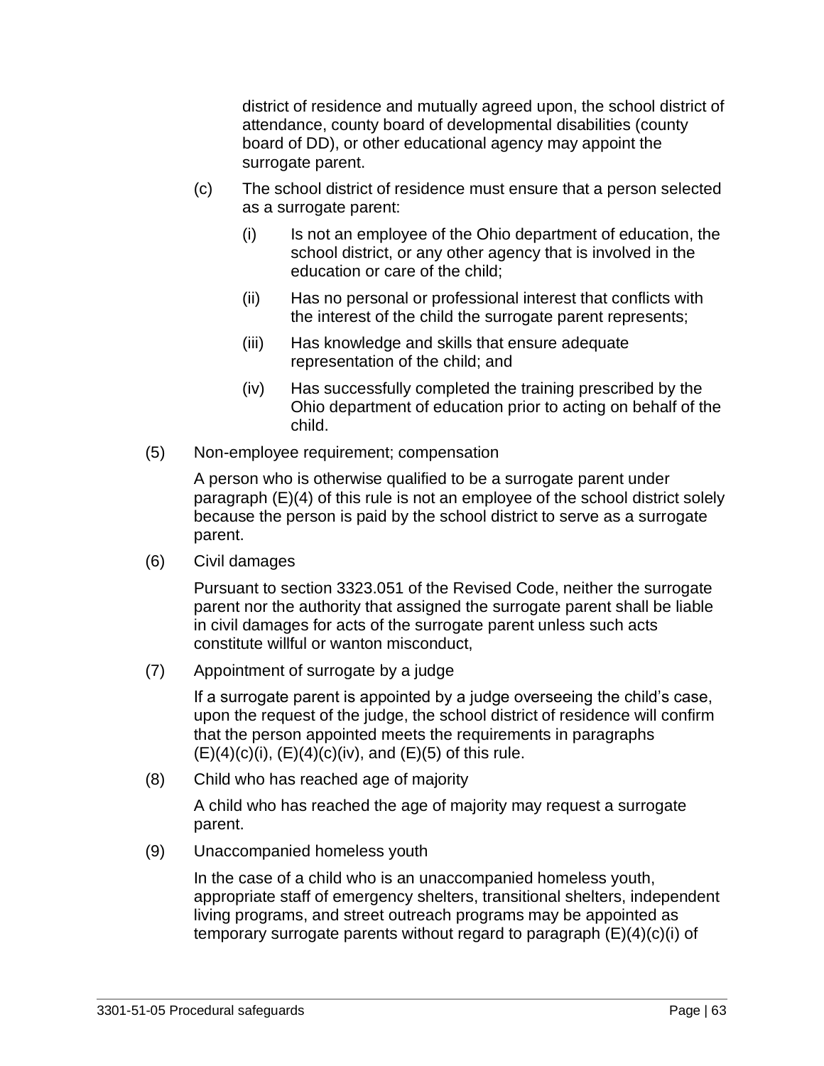district of residence and mutually agreed upon, the school district of attendance, county board of developmental disabilities (county board of DD), or other educational agency may appoint the surrogate parent.

(c) The school district of residence must ensure that a person selected as a surrogate parent:

(i) Is not an employee of the Ohio department of education, the school district, or any other agency that is involved in the education or care of the child;

(ii) Has no personal or professional interest that conflicts with the interest of the child the surrogate parent represents;

(iii) Has knowledge and skills that ensure adequate representation of the child; and

(iv) Has successfully completed the training prescribed by the Ohio department of education prior to acting on behalf of the child.

(5) Non-employee requirement; compensation

A person who is otherwise qualified to be a surrogate parent under paragraph (E)(4) of this rule is not an employee of the school district solely because the person is paid by the school district to serve as a surrogate parent.

(6) Civil damages

Pursuant to section 3323.051 of the Revised Code, neither the surrogate parent nor the authority that assigned the surrogate parent shall be liable in civil damages for acts of the surrogate parent unless such acts constitute willful or wanton misconduct,

(7) Appointment of surrogate by a judge

If a surrogate parent is appointed by a judge overseeing the child's case, upon the request of the judge, the school district of residence will confirm that the person appointed meets the requirements in paragraphs (E)(4)(c)(i), (E)(4)(c)(iv), and (E)(5) of this rule.

(8) Child who has reached age of majority

A child who has reached the age of majority may request a surrogate parent.

(9) Unaccompanied homeless youth

In the case of a child who is an unaccompanied homeless youth, appropriate staff of emergency shelters, transitional shelters, independent living programs, and street outreach programs may be appointed as temporary surrogate parents without regard to paragraph (E)(4)(c)(i) of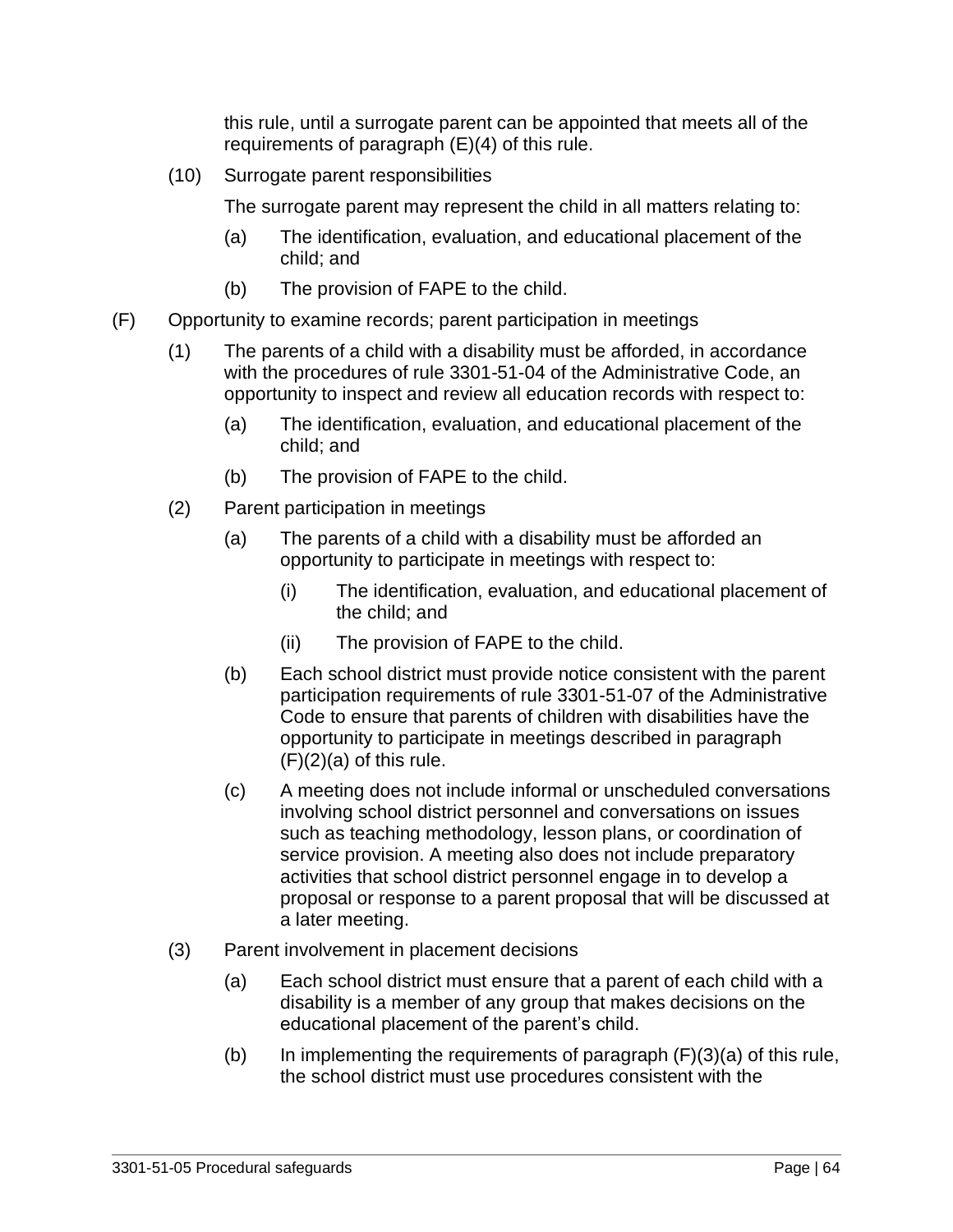this rule, until a surrogate parent can be appointed that meets all of the requirements of paragraph (E)(4) of this rule.

(10) Surrogate parent responsibilities

The surrogate parent may represent the child in all matters relating to:

(a) The identification, evaluation, and educational placement of the child; and

(b) The provision of FAPE to the child.

(F) Opportunity to examine records; parent participation in meetings

(1) The parents of a child with a disability must be afforded, in accordance with the procedures of rule 3301-51-04 of the Administrative Code, an opportunity to inspect and review all education records with respect to:

(a) The identification, evaluation, and educational placement of the child; and

(b) The provision of FAPE to the child.

(2) Parent participation in meetings

(a) The parents of a child with a disability must be afforded an opportunity to participate in meetings with respect to:

(i) The identification, evaluation, and educational placement of the child; and

(ii) The provision of FAPE to the child.

(b) Each school district must provide notice consistent with the parent participation requirements of rule 3301-51-07 of the Administrative Code to ensure that parents of children with disabilities have the opportunity to participate in meetings described in paragraph (F)(2)(a) of this rule.

(c) A meeting does not include informal or unscheduled conversations involving school district personnel and conversations on issues such as teaching methodology, lesson plans, or coordination of service provision. A meeting also does not include preparatory activities that school district personnel engage in to develop a proposal or response to a parent proposal that will be discussed at a later meeting.

(3) Parent involvement in placement decisions

(a) Each school district must ensure that a parent of each child with a disability is a member of any group that makes decisions on the educational placement of the parent's child.

(b) In implementing the requirements of paragraph (F)(3)(a) of this rule, the school district must use procedures consistent with the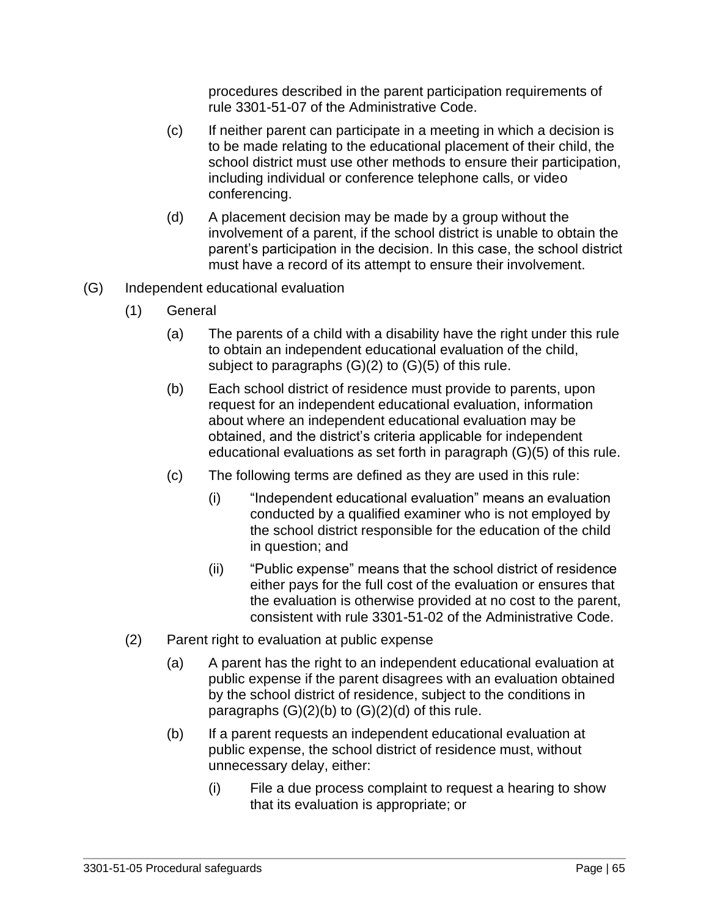procedures described in the parent participation requirements of rule 3301-51-07 of the Administrative Code.

(c) If neither parent can participate in a meeting in which a decision is to be made relating to the educational placement of their child, the school district must use other methods to ensure their participation, including individual or conference telephone calls, or video conferencing.

(d) A placement decision may be made by a group without the involvement of a parent, if the school district is unable to obtain the parent's participation in the decision. In this case, the school district must have a record of its attempt to ensure their involvement.

(G) Independent educational evaluation

(1) General

(a) The parents of a child with a disability have the right under this rule to obtain an independent educational evaluation of the child, subject to paragraphs (G)(2) to (G)(5) of this rule.

(b) Each school district of residence must provide to parents, upon request for an independent educational evaluation, information about where an independent educational evaluation may be obtained, and the district's criteria applicable for independent educational evaluations as set forth in paragraph (G)(5) of this rule.

(c) The following terms are defined as they are used in this rule:

(i) "Independent educational evaluation" means an evaluation conducted by a qualified examiner who is not employed by the school district responsible for the education of the child in question; and

(ii) "Public expense" means that the school district of residence either pays for the full cost of the evaluation or ensures that the evaluation is otherwise provided at no cost to the parent, consistent with rule 3301-51-02 of the Administrative Code.

(2) Parent right to evaluation at public expense

(a) A parent has the right to an independent educational evaluation at public expense if the parent disagrees with an evaluation obtained by the school district of residence, subject to the conditions in paragraphs (G)(2)(b) to (G)(2)(d) of this rule.

(b) If a parent requests an independent educational evaluation at public expense, the school district of residence must, without unnecessary delay, either:

(i) File a due process complaint to request a hearing to show that its evaluation is appropriate; or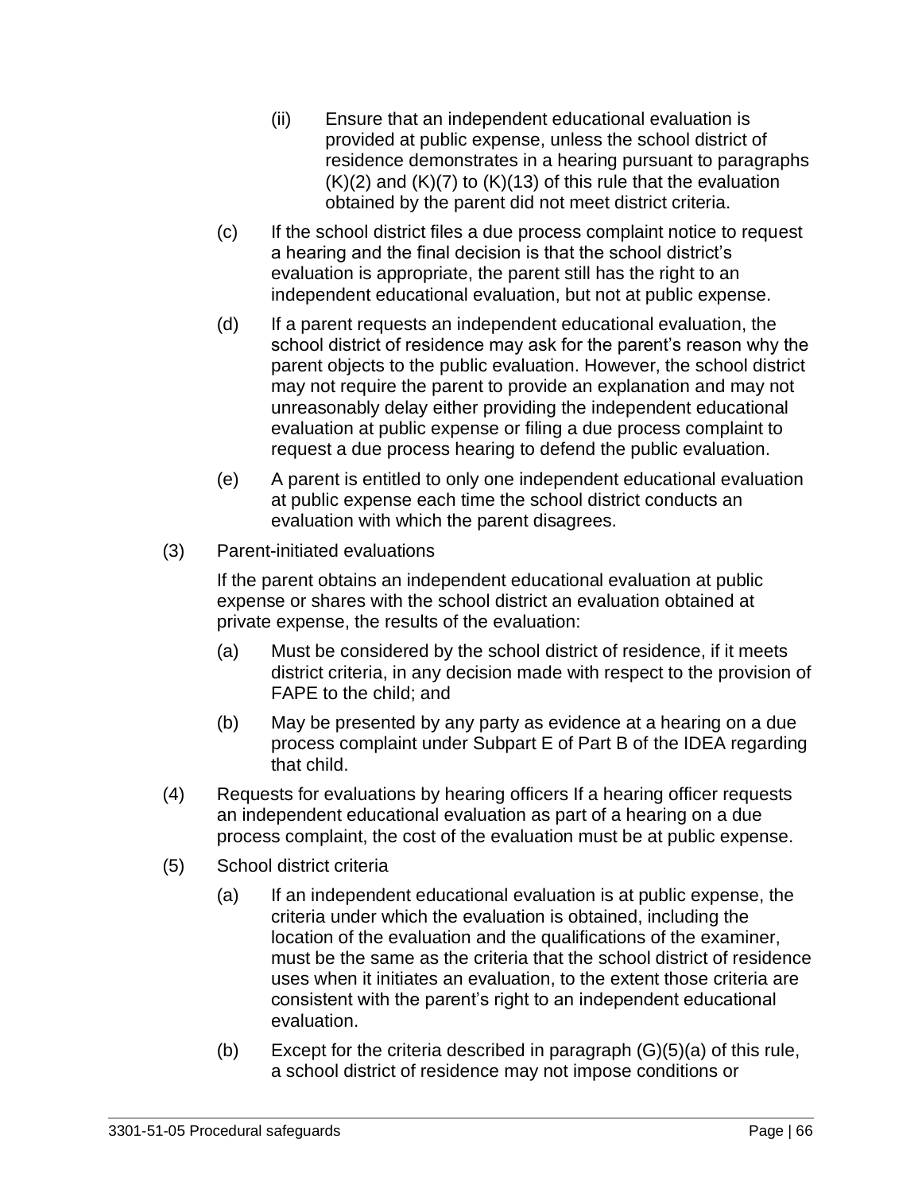(ii) Ensure that an independent educational evaluation is provided at public expense, unless the school district of residence demonstrates in a hearing pursuant to paragraphs (K)(2) and (K)(7) to (K)(13) of this rule that the evaluation obtained by the parent did not meet district criteria.

(c) If the school district files a due process complaint notice to request a hearing and the final decision is that the school district's evaluation is appropriate, the parent still has the right to an independent educational evaluation, but not at public expense.

(d) If a parent requests an independent educational evaluation, the school district of residence may ask for the parent's reason why the parent objects to the public evaluation. However, the school district may not require the parent to provide an explanation and may not unreasonably delay either providing the independent educational evaluation at public expense or filing a due process complaint to request a due process hearing to defend the public evaluation.

(e) A parent is entitled to only one independent educational evaluation at public expense each time the school district conducts an evaluation with which the parent disagrees.

(3) Parent-initiated evaluations

If the parent obtains an independent educational evaluation at public expense or shares with the school district an evaluation obtained at private expense, the results of the evaluation:

(a) Must be considered by the school district of residence, if it meets district criteria, in any decision made with respect to the provision of FAPE to the child; and

(b) May be presented by any party as evidence at a hearing on a due process complaint under Subpart E of Part B of the IDEA regarding that child.

(4) Requests for evaluations by hearing officers If a hearing officer requests an independent educational evaluation as part of a hearing on a due process complaint, the cost of the evaluation must be at public expense.

(5) School district criteria

(a) If an independent educational evaluation is at public expense, the criteria under which the evaluation is obtained, including the location of the evaluation and the qualifications of the examiner, must be the same as the criteria that the school district of residence uses when it initiates an evaluation, to the extent those criteria are consistent with the parent's right to an independent educational evaluation.

(b) Except for the criteria described in paragraph (G)(5)(a) of this rule, a school district of residence may not impose conditions or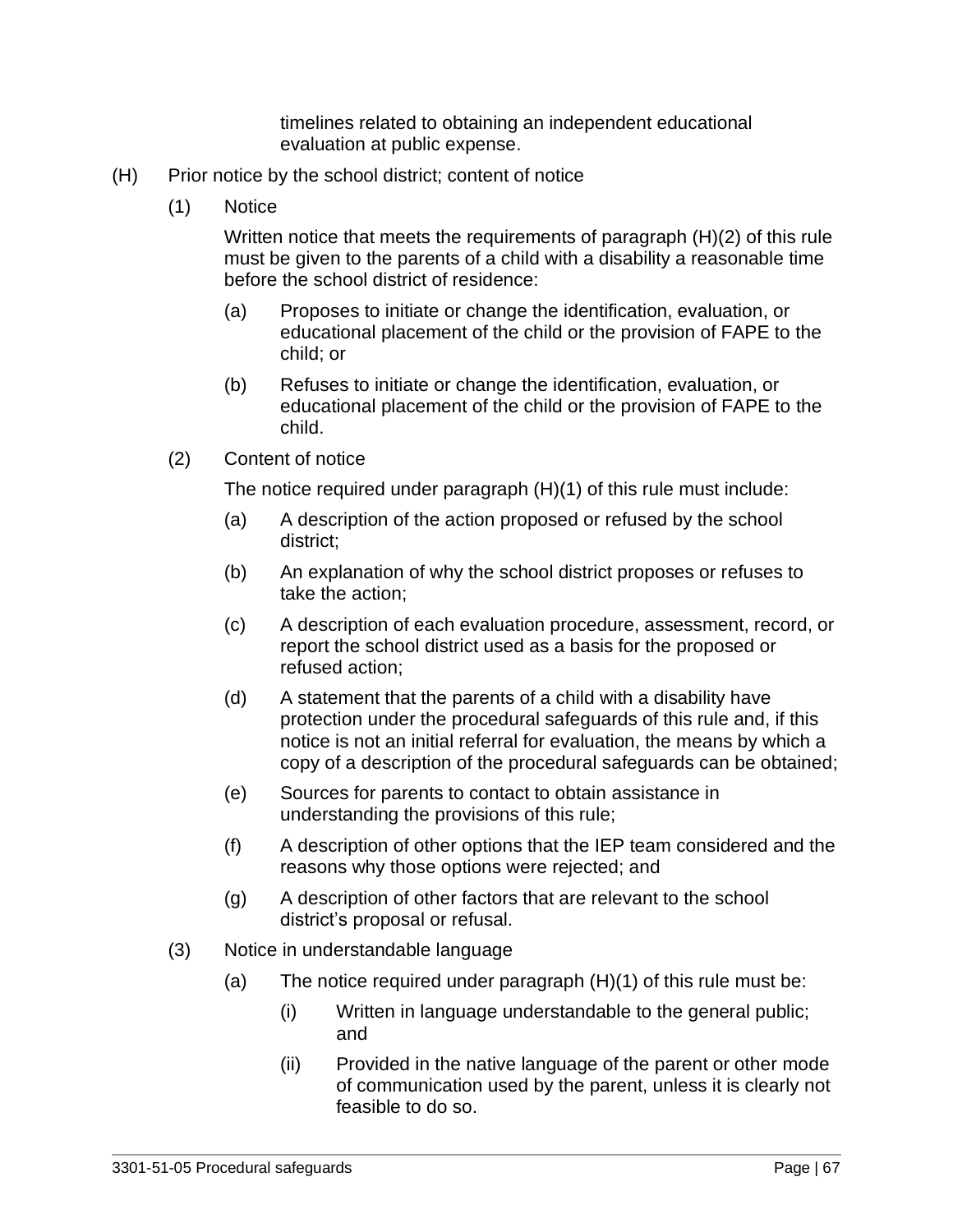timelines related to obtaining an independent educational evaluation at public expense.

(H) Prior notice by the school district; content of notice

(1) Notice

Written notice that meets the requirements of paragraph (H)(2) of this rule must be given to the parents of a child with a disability a reasonable time before the school district of residence:

(a) Proposes to initiate or change the identification, evaluation, or educational placement of the child or the provision of FAPE to the child; or

(b) Refuses to initiate or change the identification, evaluation, or educational placement of the child or the provision of FAPE to the child.

(2) Content of notice

The notice required under paragraph (H)(1) of this rule must include:

(a) A description of the action proposed or refused by the school district;

(b) An explanation of why the school district proposes or refuses to take the action;

(c) A description of each evaluation procedure, assessment, record, or report the school district used as a basis for the proposed or refused action;

(d) A statement that the parents of a child with a disability have protection under the procedural safeguards of this rule and, if this notice is not an initial referral for evaluation, the means by which a copy of a description of the procedural safeguards can be obtained;

(e) Sources for parents to contact to obtain assistance in understanding the provisions of this rule;

(f) A description of other options that the IEP team considered and the reasons why those options were rejected; and

(g) A description of other factors that are relevant to the school district's proposal or refusal.

(3) Notice in understandable language

(a) The notice required under paragraph (H)(1) of this rule must be:

(i) Written in language understandable to the general public; and

(ii) Provided in the native language of the parent or other mode of communication used by the parent, unless it is clearly not feasible to do so.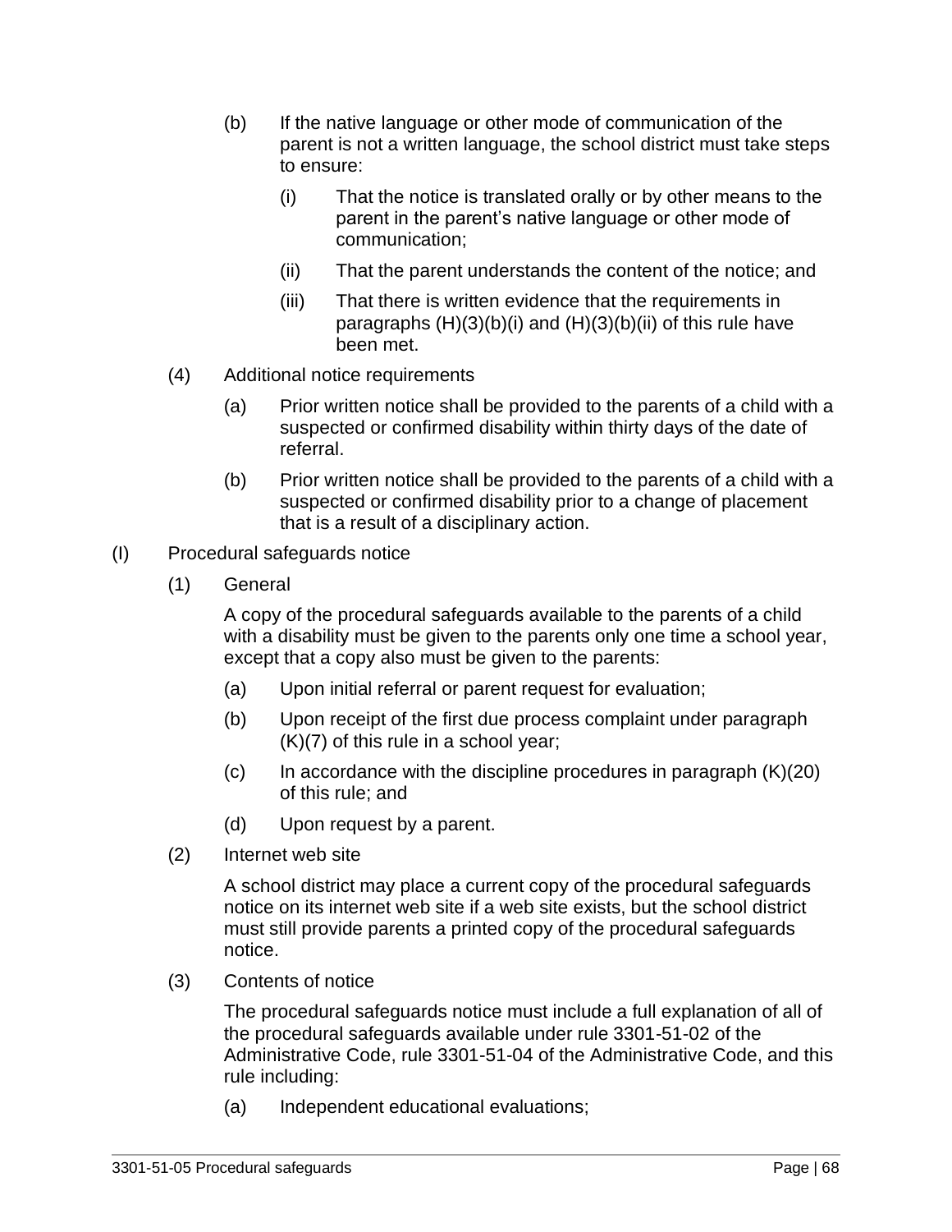(b) If the native language or other mode of communication of the parent is not a written language, the school district must take steps to ensure:

   (i) That the notice is translated orally or by other means to the parent in the parent's native language or other mode of communication;

   (ii) That the parent understands the content of the notice; and

   (iii) That there is written evidence that the requirements in paragraphs (H)(3)(b)(i) and (H)(3)(b)(ii) of this rule have been met.

(4) Additional notice requirements

   (a) Prior written notice shall be provided to the parents of a child with a suspected or confirmed disability within thirty days of the date of referral.

   (b) Prior written notice shall be provided to the parents of a child with a suspected or confirmed disability prior to a change of placement that is a result of a disciplinary action.

(I) Procedural safeguards notice

(1) General

A copy of the procedural safeguards available to the parents of a child with a disability must be given to the parents only one time a school year, except that a copy also must be given to the parents:

   (a) Upon initial referral or parent request for evaluation;

   (b) Upon receipt of the first due process complaint under paragraph (K)(7) of this rule in a school year;

   (c) In accordance with the discipline procedures in paragraph (K)(20) of this rule; and

   (d) Upon request by a parent.

(2) Internet web site

A school district may place a current copy of the procedural safeguards notice on its internet web site if a web site exists, but the school district must still provide parents a printed copy of the procedural safeguards notice.

(3) Contents of notice

The procedural safeguards notice must include a full explanation of all of the procedural safeguards available under rule 3301-51-02 of the Administrative Code, rule 3301-51-04 of the Administrative Code, and this rule including:

   (a) Independent educational evaluations;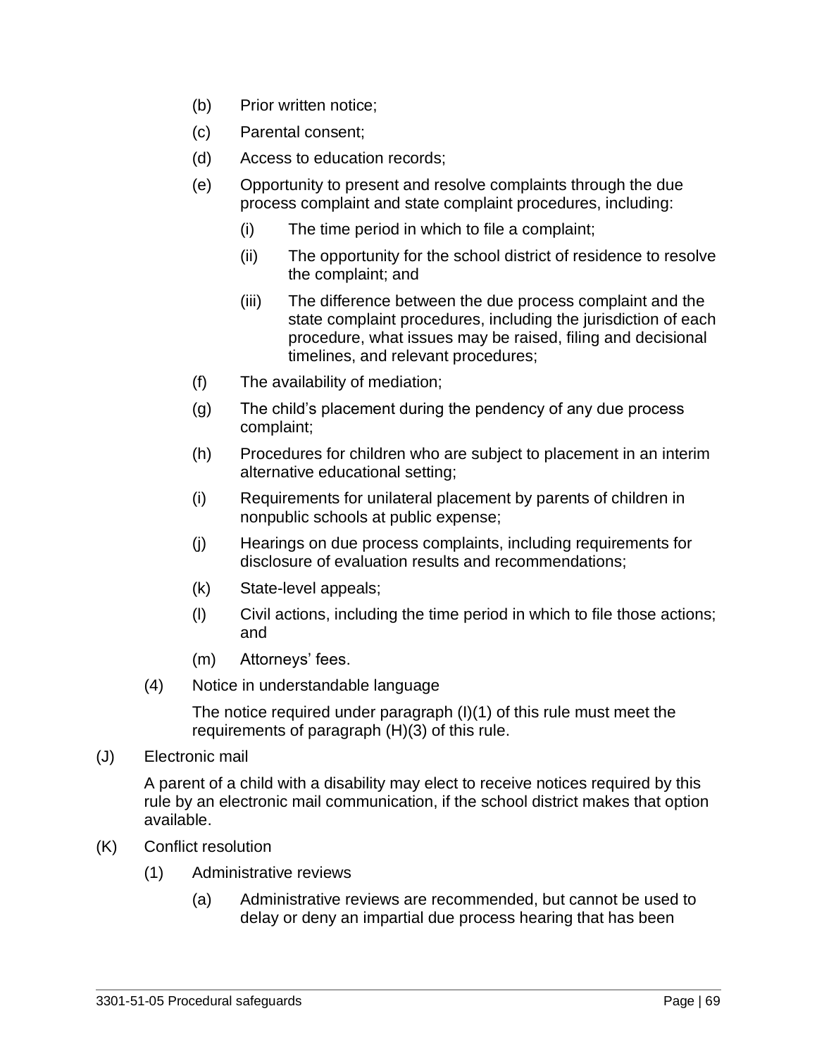(b) Prior written notice;

(c) Parental consent;

(d) Access to education records;

(e) Opportunity to present and resolve complaints through the due process complaint and state complaint procedures, including:

  (i) The time period in which to file a complaint;

  (ii) The opportunity for the school district of residence to resolve the complaint; and

  (iii) The difference between the due process complaint and the state complaint procedures, including the jurisdiction of each procedure, what issues may be raised, filing and decisional timelines, and relevant procedures;

(f) The availability of mediation;

(g) The child's placement during the pendency of any due process complaint;

(h) Procedures for children who are subject to placement in an interim alternative educational setting;

(i) Requirements for unilateral placement by parents of children in nonpublic schools at public expense;

(j) Hearings on due process complaints, including requirements for disclosure of evaluation results and recommendations;

(k) State-level appeals;

(l) Civil actions, including the time period in which to file those actions; and

(m) Attorneys' fees.

(4) Notice in understandable language

The notice required under paragraph (I)(1) of this rule must meet the requirements of paragraph (H)(3) of this rule.

(J) Electronic mail

A parent of a child with a disability may elect to receive notices required by this rule by an electronic mail communication, if the school district makes that option available.

(K) Conflict resolution

(1) Administrative reviews

  (a) Administrative reviews are recommended, but cannot be used to delay or deny an impartial due process hearing that has been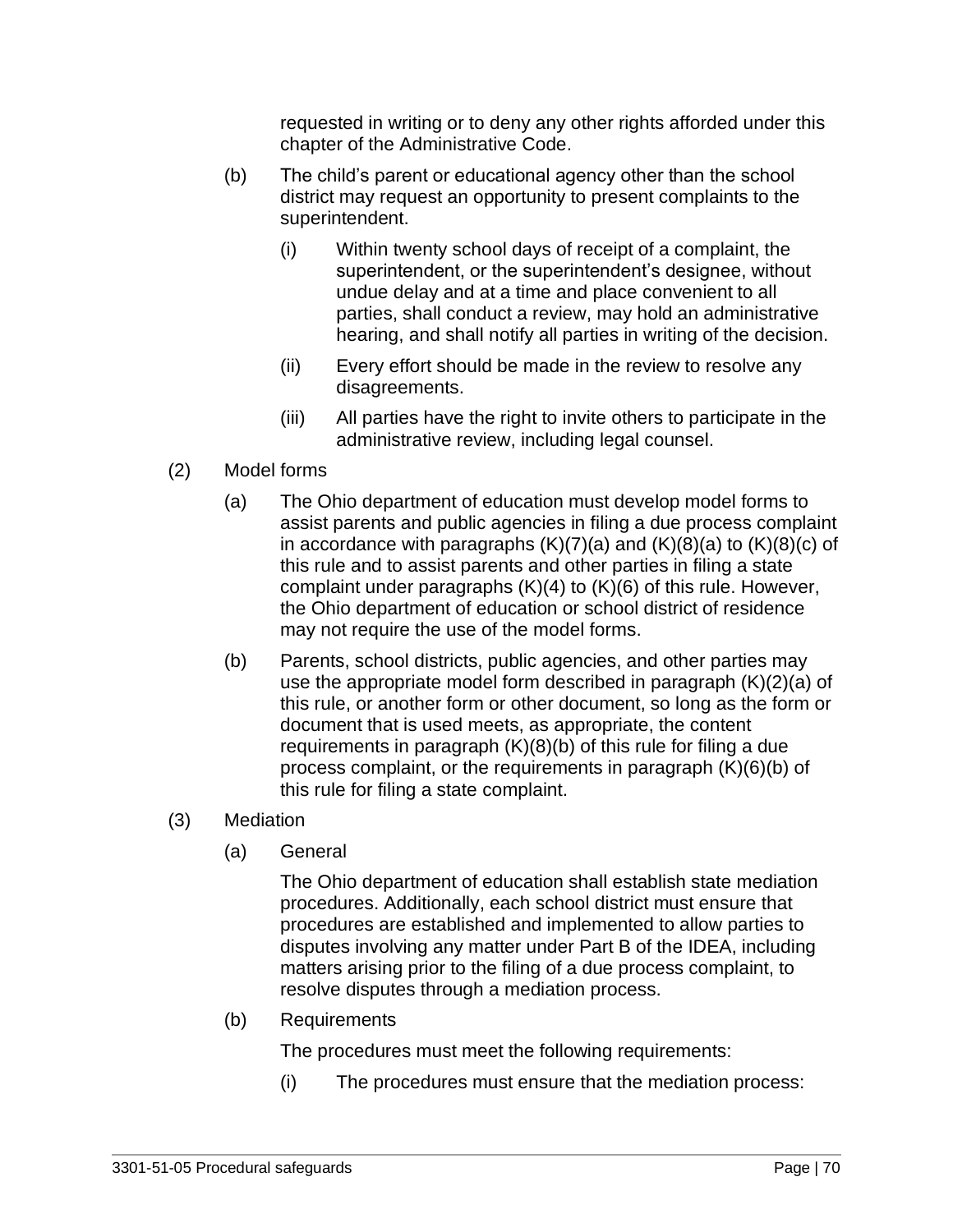requested in writing or to deny any other rights afforded under this chapter of the Administrative Code.

(b) The child's parent or educational agency other than the school district may request an opportunity to present complaints to the superintendent.

(i) Within twenty school days of receipt of a complaint, the superintendent, or the superintendent's designee, without undue delay and at a time and place convenient to all parties, shall conduct a review, may hold an administrative hearing, and shall notify all parties in writing of the decision.

(ii) Every effort should be made in the review to resolve any disagreements.

(iii) All parties have the right to invite others to participate in the administrative review, including legal counsel.

(2) Model forms

(a) The Ohio department of education must develop model forms to assist parents and public agencies in filing a due process complaint in accordance with paragraphs (K)(7)(a) and (K)(8)(a) to (K)(8)(c) of this rule and to assist parents and other parties in filing a state complaint under paragraphs (K)(4) to (K)(6) of this rule. However, the Ohio department of education or school district of residence may not require the use of the model forms.

(b) Parents, school districts, public agencies, and other parties may use the appropriate model form described in paragraph (K)(2)(a) of this rule, or another form or other document, so long as the form or document that is used meets, as appropriate, the content requirements in paragraph (K)(8)(b) of this rule for filing a due process complaint, or the requirements in paragraph (K)(6)(b) of this rule for filing a state complaint.

(3) Mediation

(a) General

The Ohio department of education shall establish state mediation procedures. Additionally, each school district must ensure that procedures are established and implemented to allow parties to disputes involving any matter under Part B of the IDEA, including matters arising prior to the filing of a due process complaint, to resolve disputes through a mediation process.

(b) Requirements

The procedures must meet the following requirements:

(i) The procedures must ensure that the mediation process: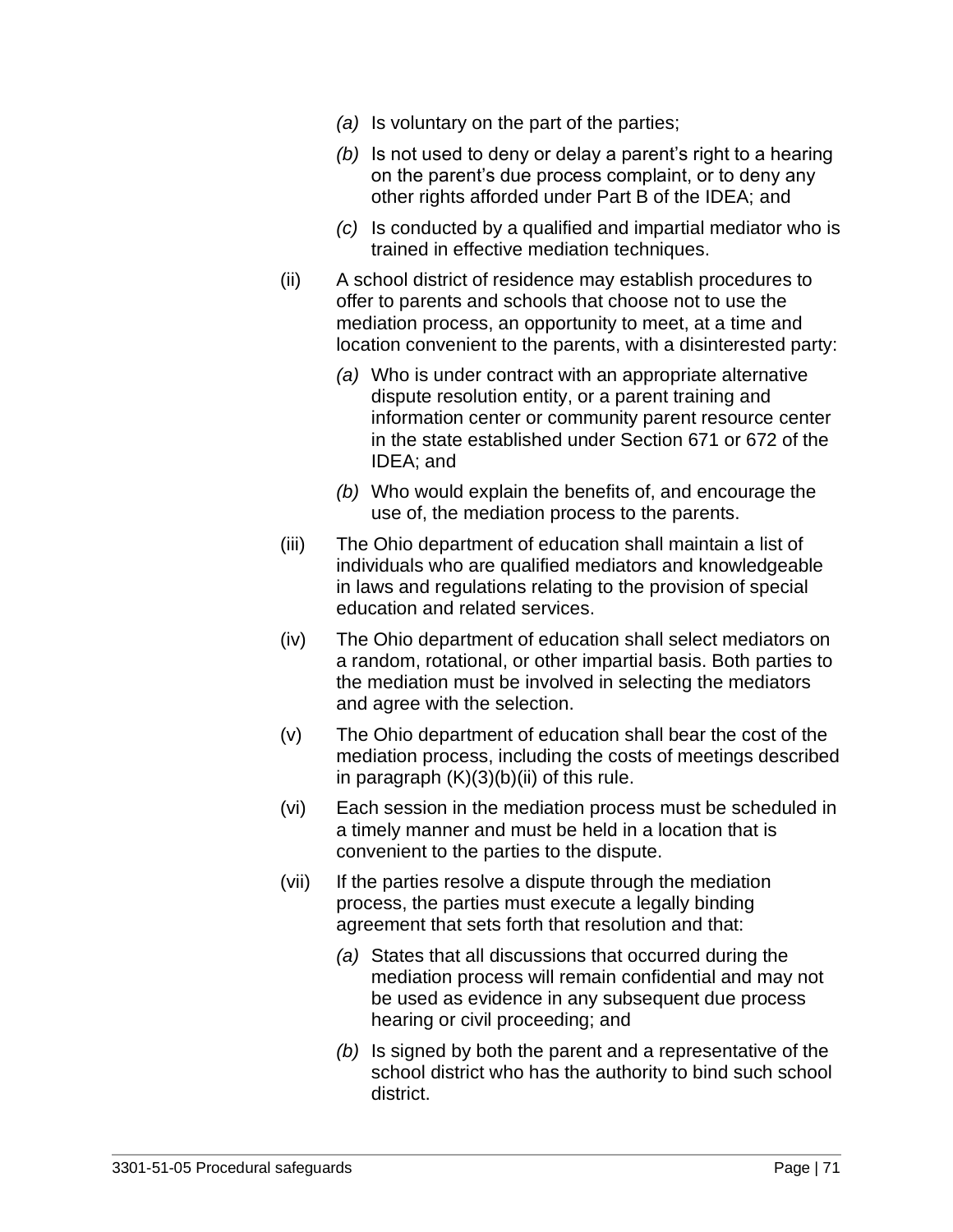*(a)* Is voluntary on the part of the parties;

*(b)* Is not used to deny or delay a parent's right to a hearing on the parent's due process complaint, or to deny any other rights afforded under Part B of the IDEA; and

*(c)* Is conducted by a qualified and impartial mediator who is trained in effective mediation techniques.

(ii) A school district of residence may establish procedures to offer to parents and schools that choose not to use the mediation process, an opportunity to meet, at a time and location convenient to the parents, with a disinterested party:

*(a)* Who is under contract with an appropriate alternative dispute resolution entity, or a parent training and information center or community parent resource center in the state established under Section 671 or 672 of the IDEA; and

*(b)* Who would explain the benefits of, and encourage the use of, the mediation process to the parents.

(iii) The Ohio department of education shall maintain a list of individuals who are qualified mediators and knowledgeable in laws and regulations relating to the provision of special education and related services.

(iv) The Ohio department of education shall select mediators on a random, rotational, or other impartial basis. Both parties to the mediation must be involved in selecting the mediators and agree with the selection.

(v) The Ohio department of education shall bear the cost of the mediation process, including the costs of meetings described in paragraph (K)(3)(b)(ii) of this rule.

(vi) Each session in the mediation process must be scheduled in a timely manner and must be held in a location that is convenient to the parties to the dispute.

(vii) If the parties resolve a dispute through the mediation process, the parties must execute a legally binding agreement that sets forth that resolution and that:

*(a)* States that all discussions that occurred during the mediation process will remain confidential and may not be used as evidence in any subsequent due process hearing or civil proceeding; and

*(b)* Is signed by both the parent and a representative of the school district who has the authority to bind such school district.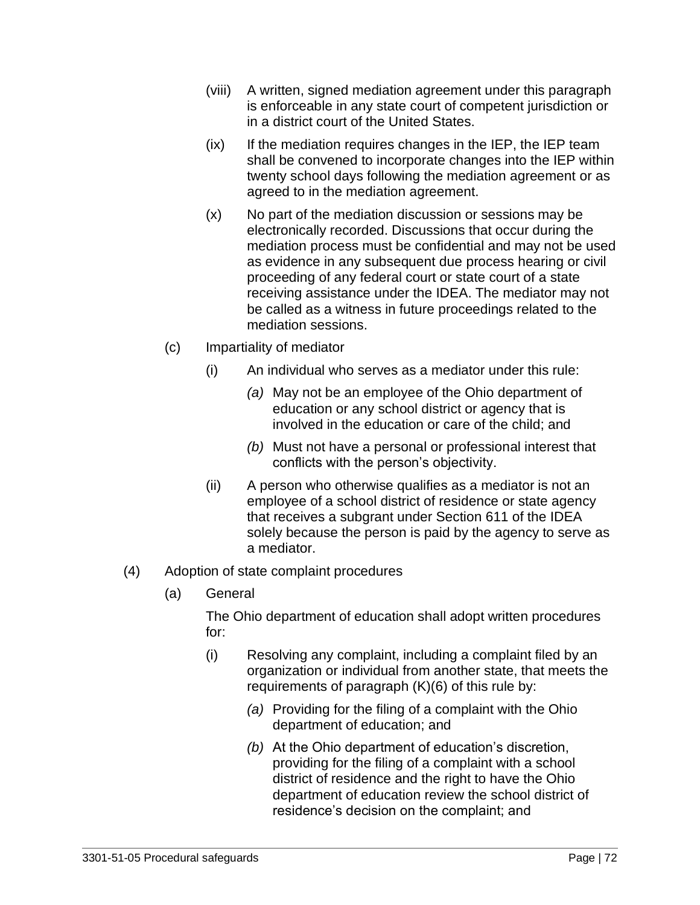(viii) A written, signed mediation agreement under this paragraph is enforceable in any state court of competent jurisdiction or in a district court of the United States.

(ix) If the mediation requires changes in the IEP, the IEP team shall be convened to incorporate changes into the IEP within twenty school days following the mediation agreement or as agreed to in the mediation agreement.

(x) No part of the mediation discussion or sessions may be electronically recorded. Discussions that occur during the mediation process must be confidential and may not be used as evidence in any subsequent due process hearing or civil proceeding of any federal court or state court of a state receiving assistance under the IDEA. The mediator may not be called as a witness in future proceedings related to the mediation sessions.

(c) Impartiality of mediator

(i) An individual who serves as a mediator under this rule:

*(a)* May not be an employee of the Ohio department of education or any school district or agency that is involved in the education or care of the child; and

*(b)* Must not have a personal or professional interest that conflicts with the person's objectivity.

(ii) A person who otherwise qualifies as a mediator is not an employee of a school district of residence or state agency that receives a subgrant under Section 611 of the IDEA solely because the person is paid by the agency to serve as a mediator.

(4) Adoption of state complaint procedures

(a) General

The Ohio department of education shall adopt written procedures for:

(i) Resolving any complaint, including a complaint filed by an organization or individual from another state, that meets the requirements of paragraph (K)(6) of this rule by:

*(a)* Providing for the filing of a complaint with the Ohio department of education; and

*(b)* At the Ohio department of education's discretion, providing for the filing of a complaint with a school district of residence and the right to have the Ohio department of education review the school district of residence's decision on the complaint; and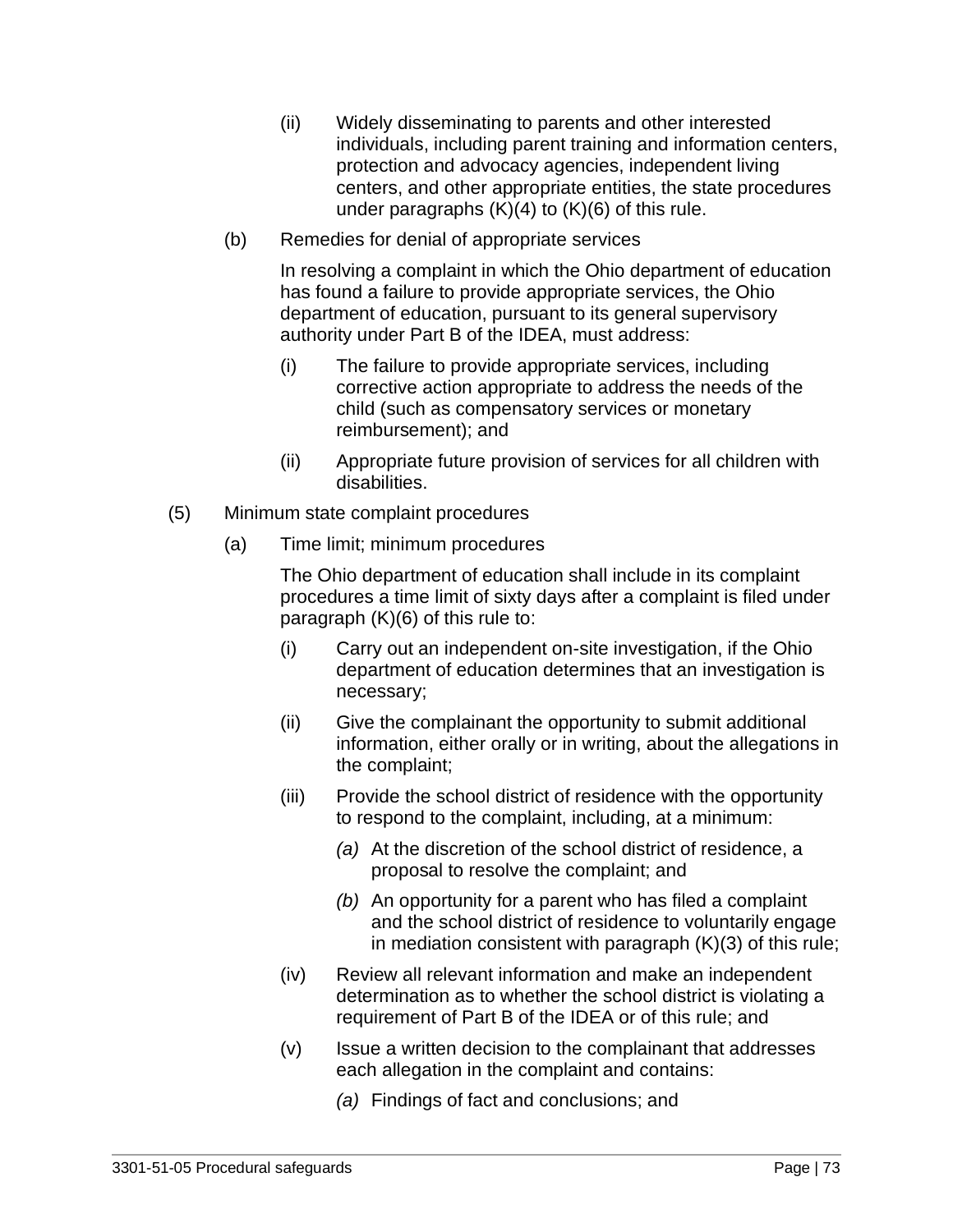(ii) Widely disseminating to parents and other interested individuals, including parent training and information centers, protection and advocacy agencies, independent living centers, and other appropriate entities, the state procedures under paragraphs (K)(4) to (K)(6) of this rule.

(b) Remedies for denial of appropriate services

In resolving a complaint in which the Ohio department of education has found a failure to provide appropriate services, the Ohio department of education, pursuant to its general supervisory authority under Part B of the IDEA, must address:

(i) The failure to provide appropriate services, including corrective action appropriate to address the needs of the child (such as compensatory services or monetary reimbursement); and

(ii) Appropriate future provision of services for all children with disabilities.

(5) Minimum state complaint procedures

(a) Time limit; minimum procedures

The Ohio department of education shall include in its complaint procedures a time limit of sixty days after a complaint is filed under paragraph (K)(6) of this rule to:

(i) Carry out an independent on-site investigation, if the Ohio department of education determines that an investigation is necessary;

(ii) Give the complainant the opportunity to submit additional information, either orally or in writing, about the allegations in the complaint;

(iii) Provide the school district of residence with the opportunity to respond to the complaint, including, at a minimum:

*(a)* At the discretion of the school district of residence, a proposal to resolve the complaint; and

*(b)* An opportunity for a parent who has filed a complaint and the school district of residence to voluntarily engage in mediation consistent with paragraph (K)(3) of this rule;

(iv) Review all relevant information and make an independent determination as to whether the school district is violating a requirement of Part B of the IDEA or of this rule; and

(v) Issue a written decision to the complainant that addresses each allegation in the complaint and contains:

*(a)* Findings of fact and conclusions; and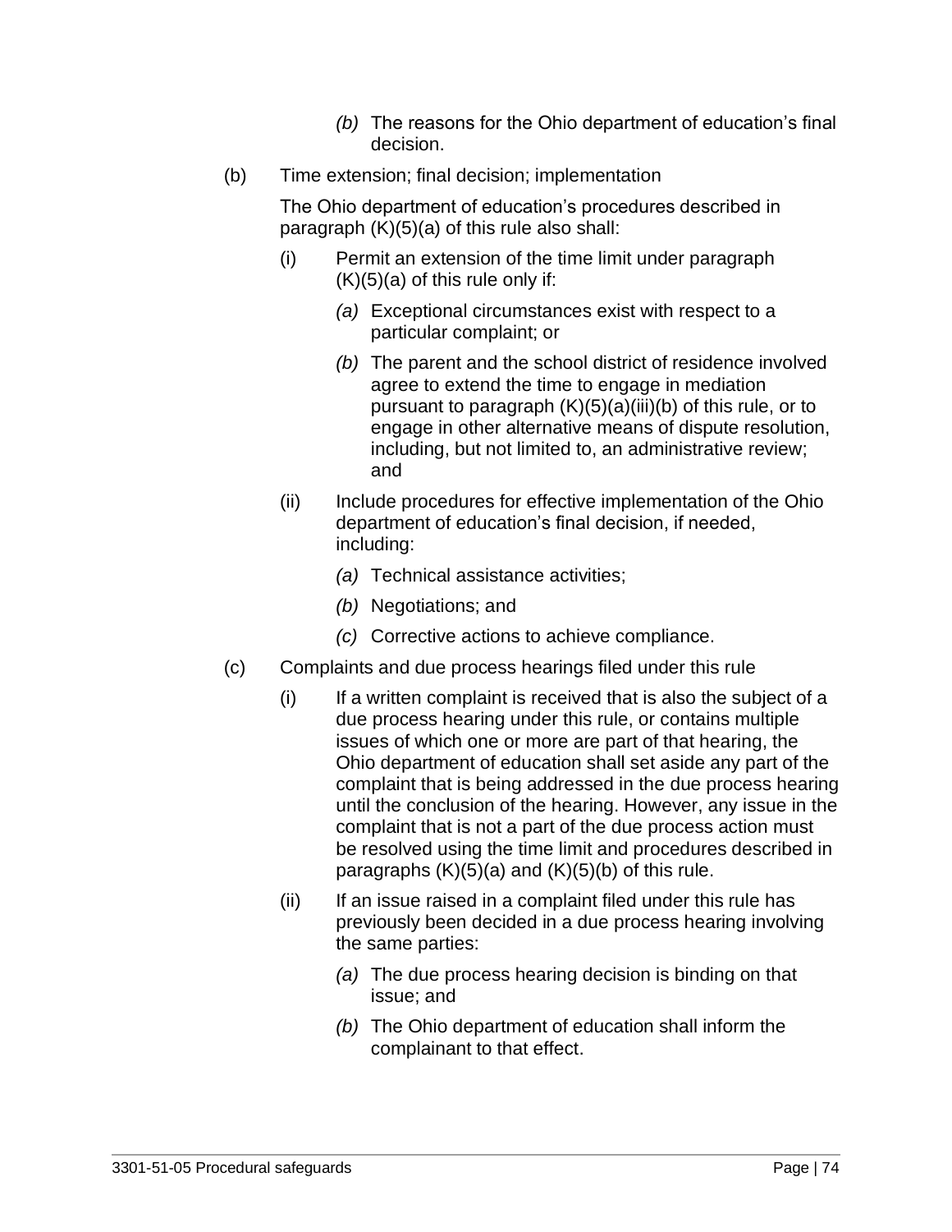*(b)* The reasons for the Ohio department of education's final decision.

(b) Time extension; final decision; implementation

The Ohio department of education's procedures described in paragraph (K)(5)(a) of this rule also shall:

(i) Permit an extension of the time limit under paragraph (K)(5)(a) of this rule only if:

*(a)* Exceptional circumstances exist with respect to a particular complaint; or

*(b)* The parent and the school district of residence involved agree to extend the time to engage in mediation pursuant to paragraph (K)(5)(a)(iii)(b) of this rule, or to engage in other alternative means of dispute resolution, including, but not limited to, an administrative review; and

(ii) Include procedures for effective implementation of the Ohio department of education's final decision, if needed, including:

*(a)* Technical assistance activities;

*(b)* Negotiations; and

*(c)* Corrective actions to achieve compliance.

(c) Complaints and due process hearings filed under this rule

(i) If a written complaint is received that is also the subject of a due process hearing under this rule, or contains multiple issues of which one or more are part of that hearing, the Ohio department of education shall set aside any part of the complaint that is being addressed in the due process hearing until the conclusion of the hearing. However, any issue in the complaint that is not a part of the due process action must be resolved using the time limit and procedures described in paragraphs (K)(5)(a) and (K)(5)(b) of this rule.

(ii) If an issue raised in a complaint filed under this rule has previously been decided in a due process hearing involving the same parties:

*(a)* The due process hearing decision is binding on that issue; and

*(b)* The Ohio department of education shall inform the complainant to that effect.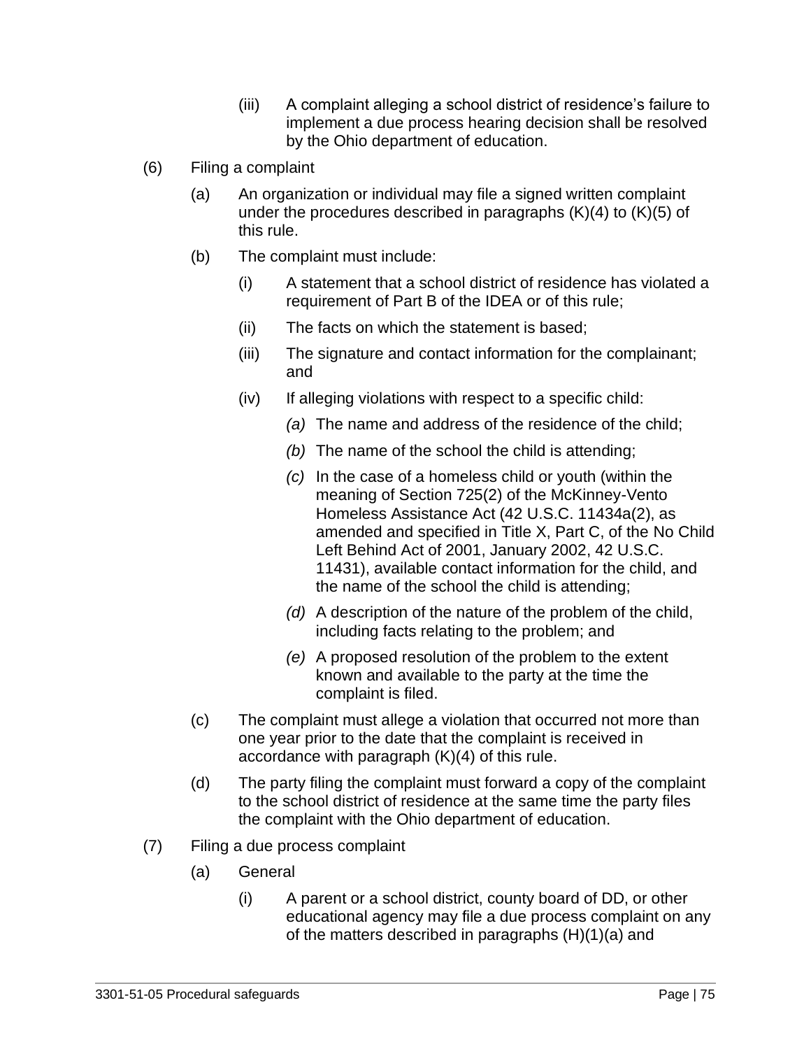(iii) A complaint alleging a school district of residence's failure to implement a due process hearing decision shall be resolved by the Ohio department of education.

(6) Filing a complaint

(a) An organization or individual may file a signed written complaint under the procedures described in paragraphs (K)(4) to (K)(5) of this rule.

(b) The complaint must include:

(i) A statement that a school district of residence has violated a requirement of Part B of the IDEA or of this rule;

(ii) The facts on which the statement is based;

(iii) The signature and contact information for the complainant; and

(iv) If alleging violations with respect to a specific child:

*(a)* The name and address of the residence of the child;

*(b)* The name of the school the child is attending;

*(c)* In the case of a homeless child or youth (within the meaning of Section 725(2) of the McKinney-Vento Homeless Assistance Act (42 U.S.C. 11434a(2), as amended and specified in Title X, Part C, of the No Child Left Behind Act of 2001, January 2002, 42 U.S.C. 11431), available contact information for the child, and the name of the school the child is attending;

*(d)* A description of the nature of the problem of the child, including facts relating to the problem; and

*(e)* A proposed resolution of the problem to the extent known and available to the party at the time the complaint is filed.

(c) The complaint must allege a violation that occurred not more than one year prior to the date that the complaint is received in accordance with paragraph (K)(4) of this rule.

(d) The party filing the complaint must forward a copy of the complaint to the school district of residence at the same time the party files the complaint with the Ohio department of education.

(7) Filing a due process complaint

(a) General

(i) A parent or a school district, county board of DD, or other educational agency may file a due process complaint on any of the matters described in paragraphs (H)(1)(a) and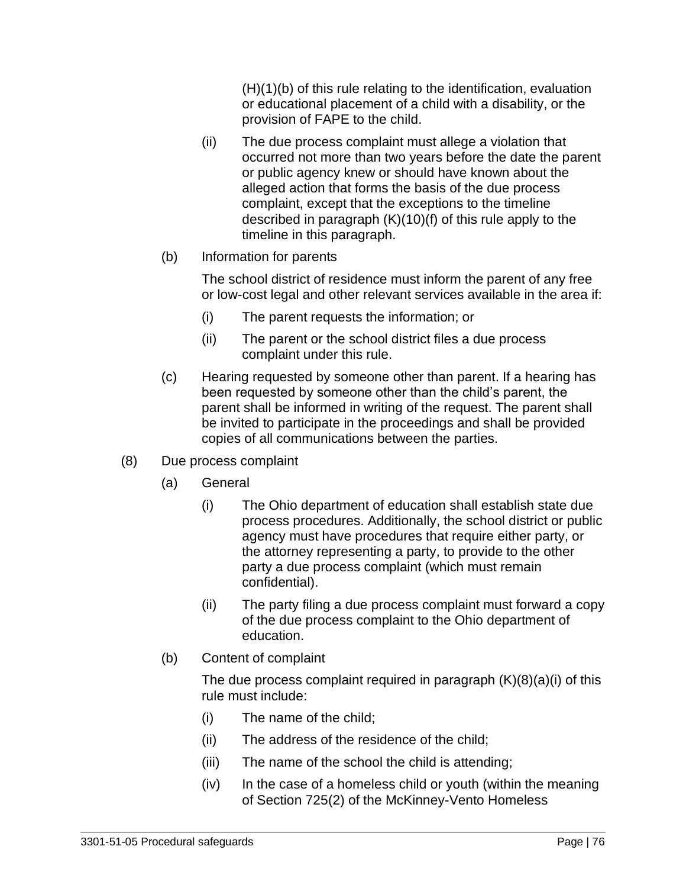(H)(1)(b) of this rule relating to the identification, evaluation or educational placement of a child with a disability, or the provision of FAPE to the child.

(ii) The due process complaint must allege a violation that occurred not more than two years before the date the parent or public agency knew or should have known about the alleged action that forms the basis of the due process complaint, except that the exceptions to the timeline described in paragraph (K)(10)(f) of this rule apply to the timeline in this paragraph.

(b) Information for parents

The school district of residence must inform the parent of any free or low-cost legal and other relevant services available in the area if:

(i) The parent requests the information; or

(ii) The parent or the school district files a due process complaint under this rule.

(c) Hearing requested by someone other than parent. If a hearing has been requested by someone other than the child's parent, the parent shall be informed in writing of the request. The parent shall be invited to participate in the proceedings and shall be provided copies of all communications between the parties.

(8) Due process complaint

(a) General

(i) The Ohio department of education shall establish state due process procedures. Additionally, the school district or public agency must have procedures that require either party, or the attorney representing a party, to provide to the other party a due process complaint (which must remain confidential).

(ii) The party filing a due process complaint must forward a copy of the due process complaint to the Ohio department of education.

(b) Content of complaint

The due process complaint required in paragraph (K)(8)(a)(i) of this rule must include:

(i) The name of the child;

(ii) The address of the residence of the child;

(iii) The name of the school the child is attending;

(iv) In the case of a homeless child or youth (within the meaning of Section 725(2) of the McKinney-Vento Homeless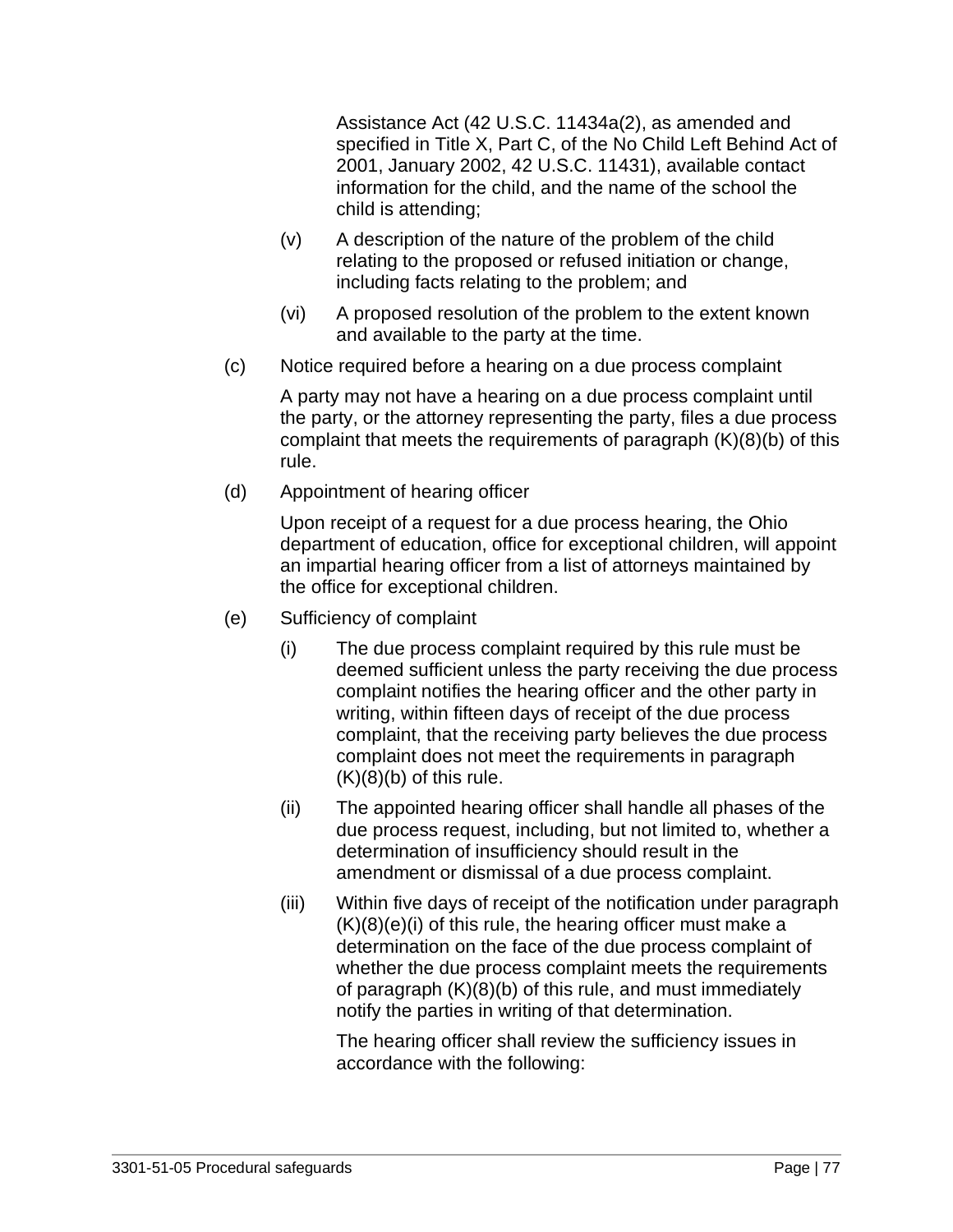Assistance Act (42 U.S.C. 11434a(2), as amended and specified in Title X, Part C, of the No Child Left Behind Act of 2001, January 2002, 42 U.S.C. 11431), available contact information for the child, and the name of the school the child is attending;

(v) A description of the nature of the problem of the child relating to the proposed or refused initiation or change, including facts relating to the problem; and

(vi) A proposed resolution of the problem to the extent known and available to the party at the time.

(c) Notice required before a hearing on a due process complaint

A party may not have a hearing on a due process complaint until the party, or the attorney representing the party, files a due process complaint that meets the requirements of paragraph (K)(8)(b) of this rule.

(d) Appointment of hearing officer

Upon receipt of a request for a due process hearing, the Ohio department of education, office for exceptional children, will appoint an impartial hearing officer from a list of attorneys maintained by the office for exceptional children.

(e) Sufficiency of complaint

(i) The due process complaint required by this rule must be deemed sufficient unless the party receiving the due process complaint notifies the hearing officer and the other party in writing, within fifteen days of receipt of the due process complaint, that the receiving party believes the due process complaint does not meet the requirements in paragraph (K)(8)(b) of this rule.

(ii) The appointed hearing officer shall handle all phases of the due process request, including, but not limited to, whether a determination of insufficiency should result in the amendment or dismissal of a due process complaint.

(iii) Within five days of receipt of the notification under paragraph (K)(8)(e)(i) of this rule, the hearing officer must make a determination on the face of the due process complaint of whether the due process complaint meets the requirements of paragraph (K)(8)(b) of this rule, and must immediately notify the parties in writing of that determination.

The hearing officer shall review the sufficiency issues in accordance with the following: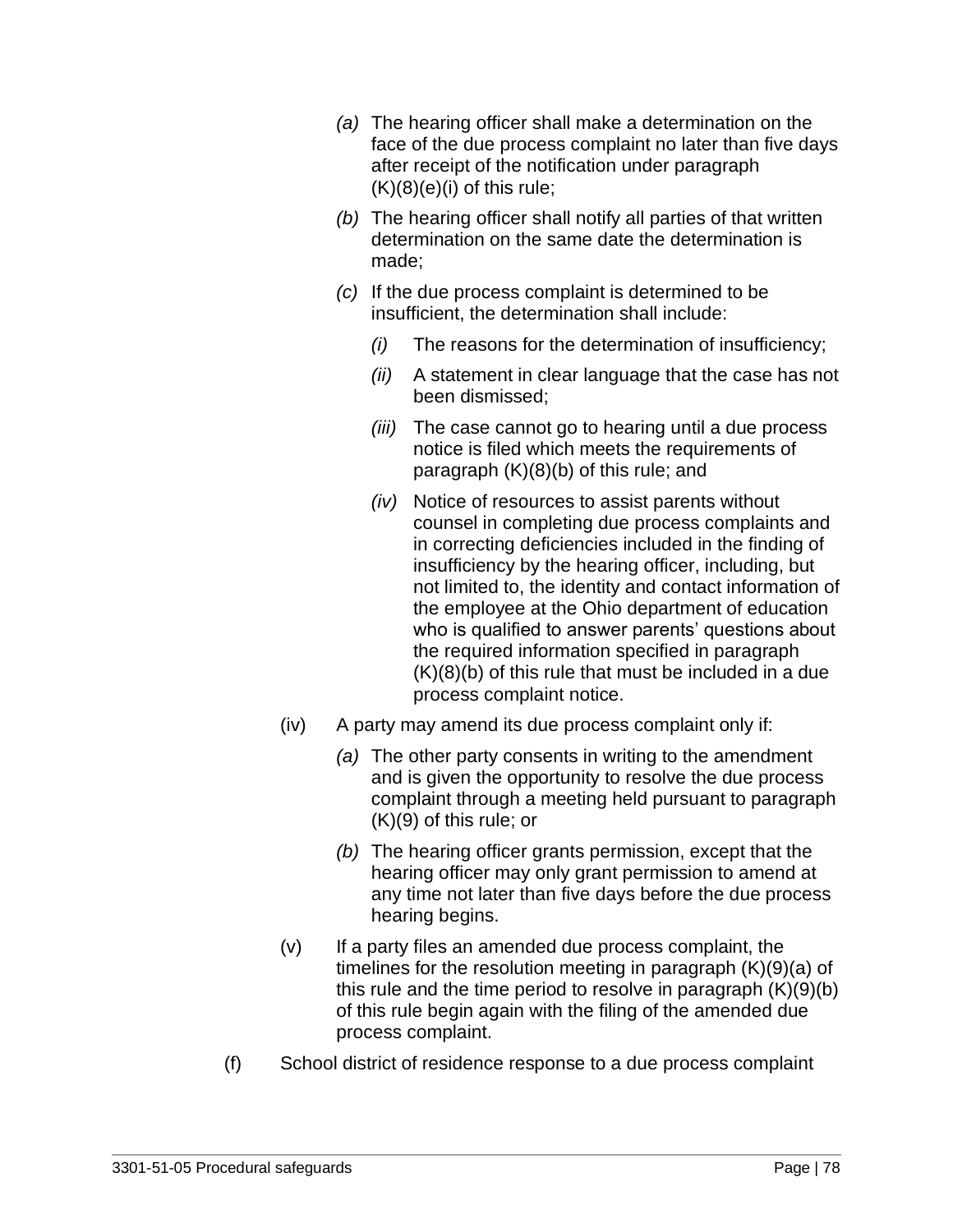- *(a)* The hearing officer shall make a determination on the face of the due process complaint no later than five days after receipt of the notification under paragraph (K)(8)(e)(i) of this rule;
- *(b)* The hearing officer shall notify all parties of that written determination on the same date the determination is made;
- *(c)* If the due process complaint is determined to be insufficient, the determination shall include:
  - *(i)* The reasons for the determination of insufficiency;
  - *(ii)* A statement in clear language that the case has not been dismissed;
  - *(iii)* The case cannot go to hearing until a due process notice is filed which meets the requirements of paragraph (K)(8)(b) of this rule; and
  - *(iv)* Notice of resources to assist parents without counsel in completing due process complaints and in correcting deficiencies included in the finding of insufficiency by the hearing officer, including, but not limited to, the identity and contact information of the employee at the Ohio department of education who is qualified to answer parents' questions about the required information specified in paragraph (K)(8)(b) of this rule that must be included in a due process complaint notice.

(iv) A party may amend its due process complaint only if:

- *(a)* The other party consents in writing to the amendment and is given the opportunity to resolve the due process complaint through a meeting held pursuant to paragraph (K)(9) of this rule; or
- *(b)* The hearing officer grants permission, except that the hearing officer may only grant permission to amend at any time not later than five days before the due process hearing begins.

(v) If a party files an amended due process complaint, the timelines for the resolution meeting in paragraph (K)(9)(a) of this rule and the time period to resolve in paragraph (K)(9)(b) of this rule begin again with the filing of the amended due process complaint.

(f) School district of residence response to a due process complaint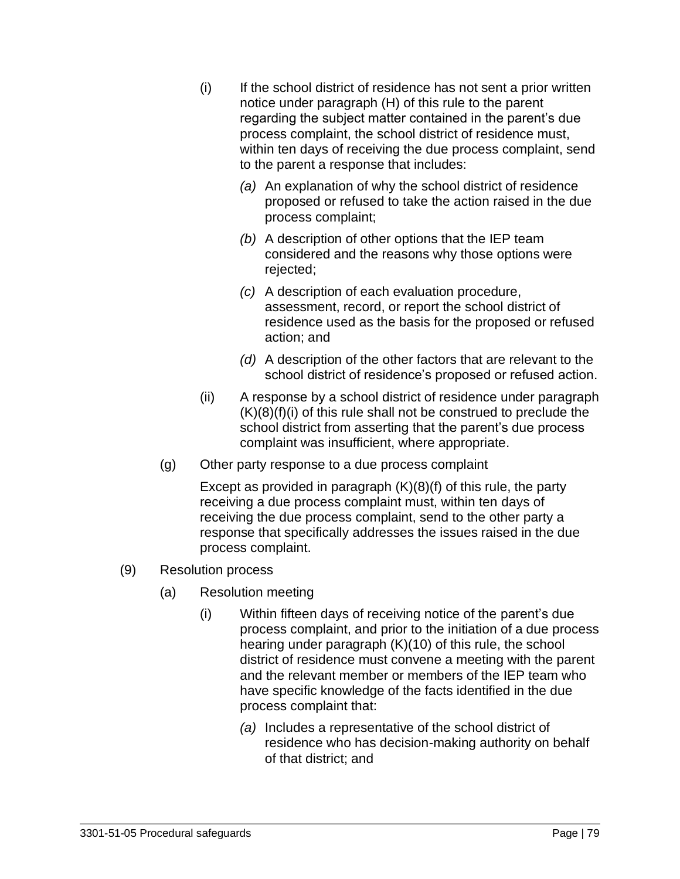(i) If the school district of residence has not sent a prior written notice under paragraph (H) of this rule to the parent regarding the subject matter contained in the parent's due process complaint, the school district of residence must, within ten days of receiving the due process complaint, send to the parent a response that includes:

*(a)* An explanation of why the school district of residence proposed or refused to take the action raised in the due process complaint;

*(b)* A description of other options that the IEP team considered and the reasons why those options were rejected;

*(c)* A description of each evaluation procedure, assessment, record, or report the school district of residence used as the basis for the proposed or refused action; and

*(d)* A description of the other factors that are relevant to the school district of residence's proposed or refused action.

(ii) A response by a school district of residence under paragraph (K)(8)(f)(i) of this rule shall not be construed to preclude the school district from asserting that the parent's due process complaint was insufficient, where appropriate.

(g) Other party response to a due process complaint

Except as provided in paragraph (K)(8)(f) of this rule, the party receiving a due process complaint must, within ten days of receiving the due process complaint, send to the other party a response that specifically addresses the issues raised in the due process complaint.

(9) Resolution process

(a) Resolution meeting

(i) Within fifteen days of receiving notice of the parent's due process complaint, and prior to the initiation of a due process hearing under paragraph (K)(10) of this rule, the school district of residence must convene a meeting with the parent and the relevant member or members of the IEP team who have specific knowledge of the facts identified in the due process complaint that:

*(a)* Includes a representative of the school district of residence who has decision-making authority on behalf of that district; and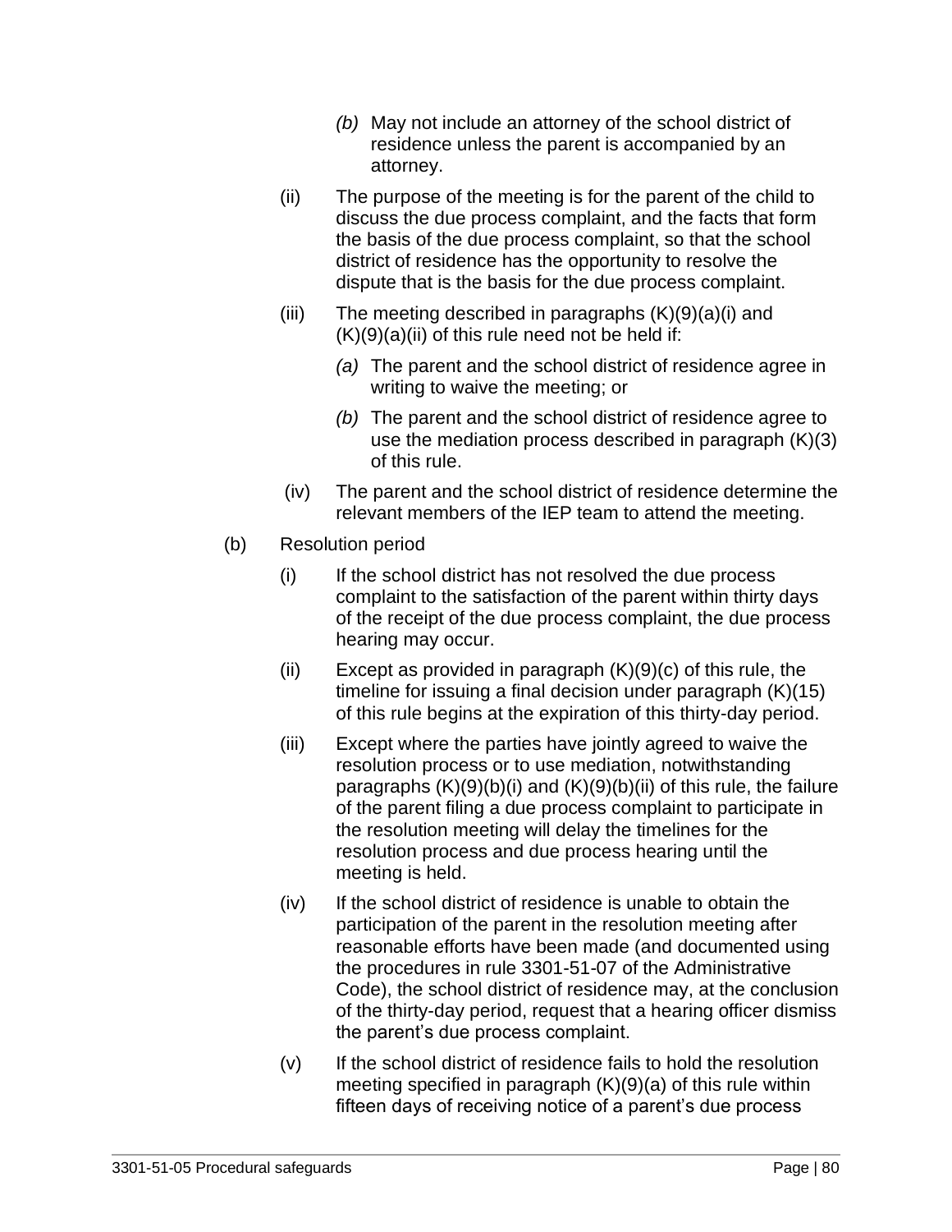*(b)* May not include an attorney of the school district of residence unless the parent is accompanied by an attorney.

(ii) The purpose of the meeting is for the parent of the child to discuss the due process complaint, and the facts that form the basis of the due process complaint, so that the school district of residence has the opportunity to resolve the dispute that is the basis for the due process complaint.

(iii) The meeting described in paragraphs (K)(9)(a)(i) and (K)(9)(a)(ii) of this rule need not be held if:

*(a)* The parent and the school district of residence agree in writing to waive the meeting; or

*(b)* The parent and the school district of residence agree to use the mediation process described in paragraph (K)(3) of this rule.

(iv) The parent and the school district of residence determine the relevant members of the IEP team to attend the meeting.

(b) Resolution period

(i) If the school district has not resolved the due process complaint to the satisfaction of the parent within thirty days of the receipt of the due process complaint, the due process hearing may occur.

(ii) Except as provided in paragraph (K)(9)(c) of this rule, the timeline for issuing a final decision under paragraph (K)(15) of this rule begins at the expiration of this thirty-day period.

(iii) Except where the parties have jointly agreed to waive the resolution process or to use mediation, notwithstanding paragraphs (K)(9)(b)(i) and (K)(9)(b)(ii) of this rule, the failure of the parent filing a due process complaint to participate in the resolution meeting will delay the timelines for the resolution process and due process hearing until the meeting is held.

(iv) If the school district of residence is unable to obtain the participation of the parent in the resolution meeting after reasonable efforts have been made (and documented using the procedures in rule 3301-51-07 of the Administrative Code), the school district of residence may, at the conclusion of the thirty-day period, request that a hearing officer dismiss the parent's due process complaint.

(v) If the school district of residence fails to hold the resolution meeting specified in paragraph (K)(9)(a) of this rule within fifteen days of receiving notice of a parent's due process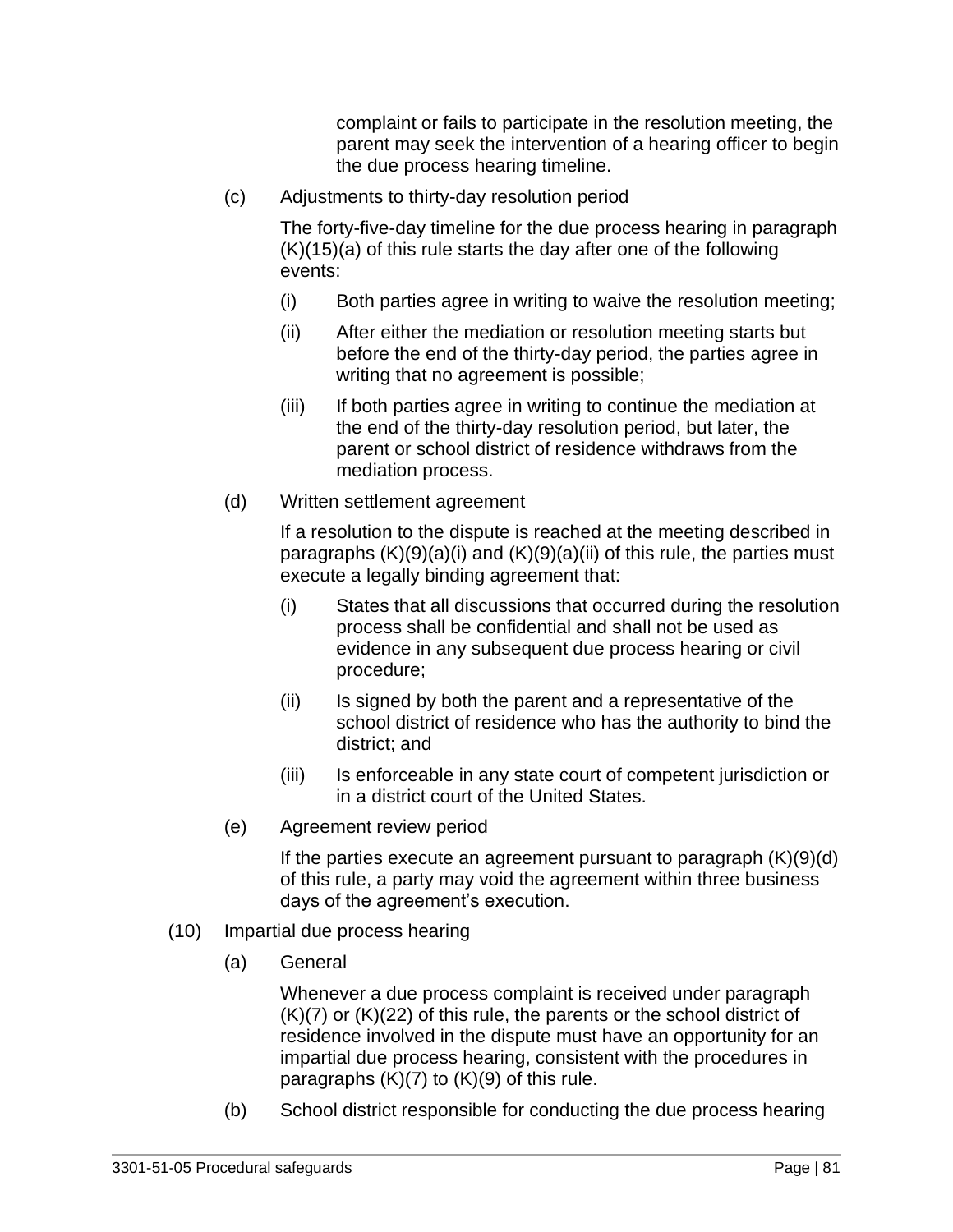complaint or fails to participate in the resolution meeting, the parent may seek the intervention of a hearing officer to begin the due process hearing timeline.

(c) Adjustments to thirty-day resolution period

The forty-five-day timeline for the due process hearing in paragraph (K)(15)(a) of this rule starts the day after one of the following events:

(i) Both parties agree in writing to waive the resolution meeting;

(ii) After either the mediation or resolution meeting starts but before the end of the thirty-day period, the parties agree in writing that no agreement is possible;

(iii) If both parties agree in writing to continue the mediation at the end of the thirty-day resolution period, but later, the parent or school district of residence withdraws from the mediation process.

(d) Written settlement agreement

If a resolution to the dispute is reached at the meeting described in paragraphs (K)(9)(a)(i) and (K)(9)(a)(ii) of this rule, the parties must execute a legally binding agreement that:

(i) States that all discussions that occurred during the resolution process shall be confidential and shall not be used as evidence in any subsequent due process hearing or civil procedure;

(ii) Is signed by both the parent and a representative of the school district of residence who has the authority to bind the district; and

(iii) Is enforceable in any state court of competent jurisdiction or in a district court of the United States.

(e) Agreement review period

If the parties execute an agreement pursuant to paragraph (K)(9)(d) of this rule, a party may void the agreement within three business days of the agreement's execution.

(10) Impartial due process hearing

(a) General

Whenever a due process complaint is received under paragraph (K)(7) or (K)(22) of this rule, the parents or the school district of residence involved in the dispute must have an opportunity for an impartial due process hearing, consistent with the procedures in paragraphs (K)(7) to (K)(9) of this rule.

(b) School district responsible for conducting the due process hearing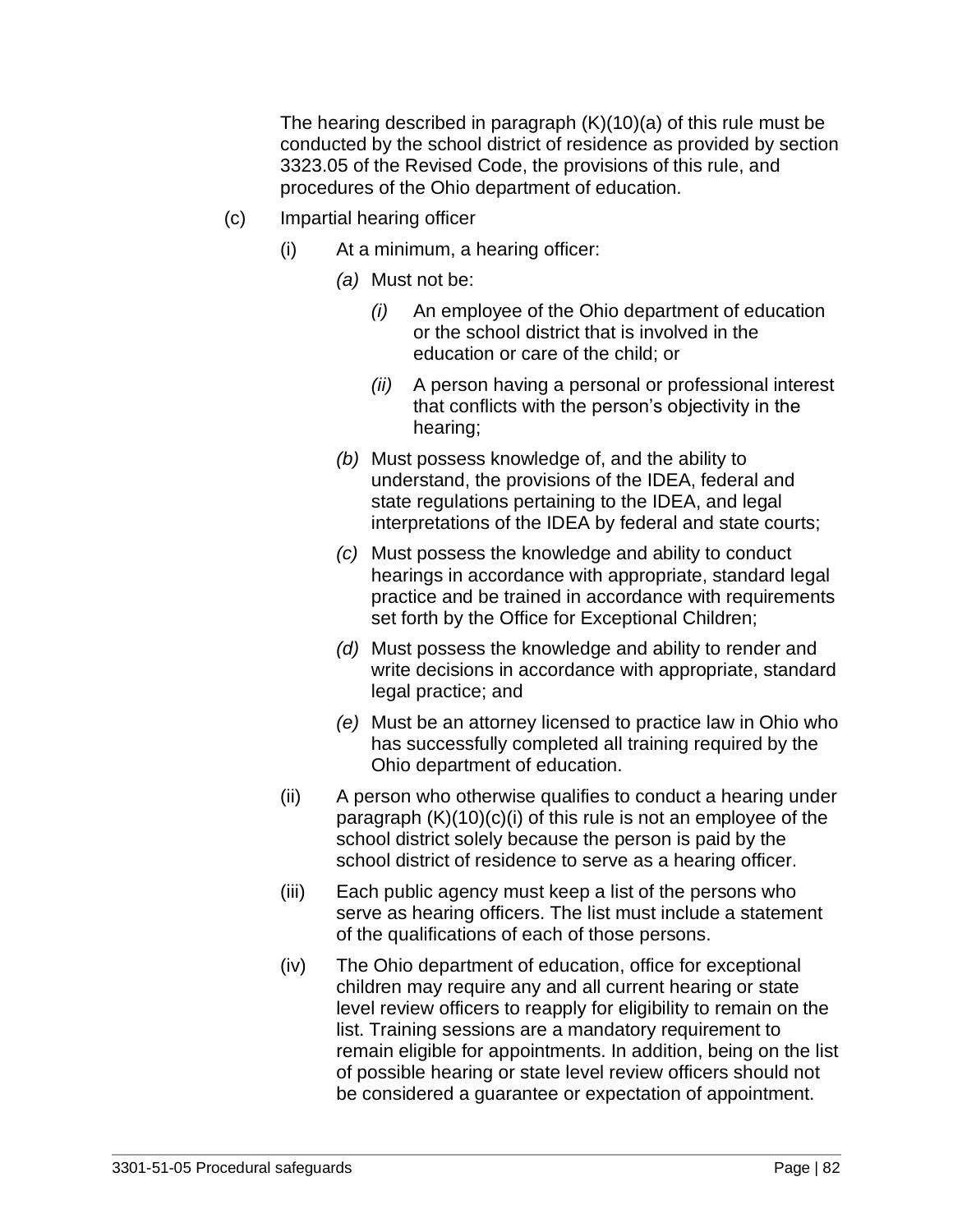The hearing described in paragraph (K)(10)(a) of this rule must be conducted by the school district of residence as provided by section 3323.05 of the Revised Code, the provisions of this rule, and procedures of the Ohio department of education.

(c) Impartial hearing officer

(i) At a minimum, a hearing officer:

*(a)* Must not be:

*(i)* An employee of the Ohio department of education or the school district that is involved in the education or care of the child; or

*(ii)* A person having a personal or professional interest that conflicts with the person's objectivity in the hearing;

*(b)* Must possess knowledge of, and the ability to understand, the provisions of the IDEA, federal and state regulations pertaining to the IDEA, and legal interpretations of the IDEA by federal and state courts;

*(c)* Must possess the knowledge and ability to conduct hearings in accordance with appropriate, standard legal practice and be trained in accordance with requirements set forth by the Office for Exceptional Children;

*(d)* Must possess the knowledge and ability to render and write decisions in accordance with appropriate, standard legal practice; and

*(e)* Must be an attorney licensed to practice law in Ohio who has successfully completed all training required by the Ohio department of education.

(ii) A person who otherwise qualifies to conduct a hearing under paragraph (K)(10)(c)(i) of this rule is not an employee of the school district solely because the person is paid by the school district of residence to serve as a hearing officer.

(iii) Each public agency must keep a list of the persons who serve as hearing officers. The list must include a statement of the qualifications of each of those persons.

(iv) The Ohio department of education, office for exceptional children may require any and all current hearing or state level review officers to reapply for eligibility to remain on the list. Training sessions are a mandatory requirement to remain eligible for appointments. In addition, being on the list of possible hearing or state level review officers should not be considered a guarantee or expectation of appointment.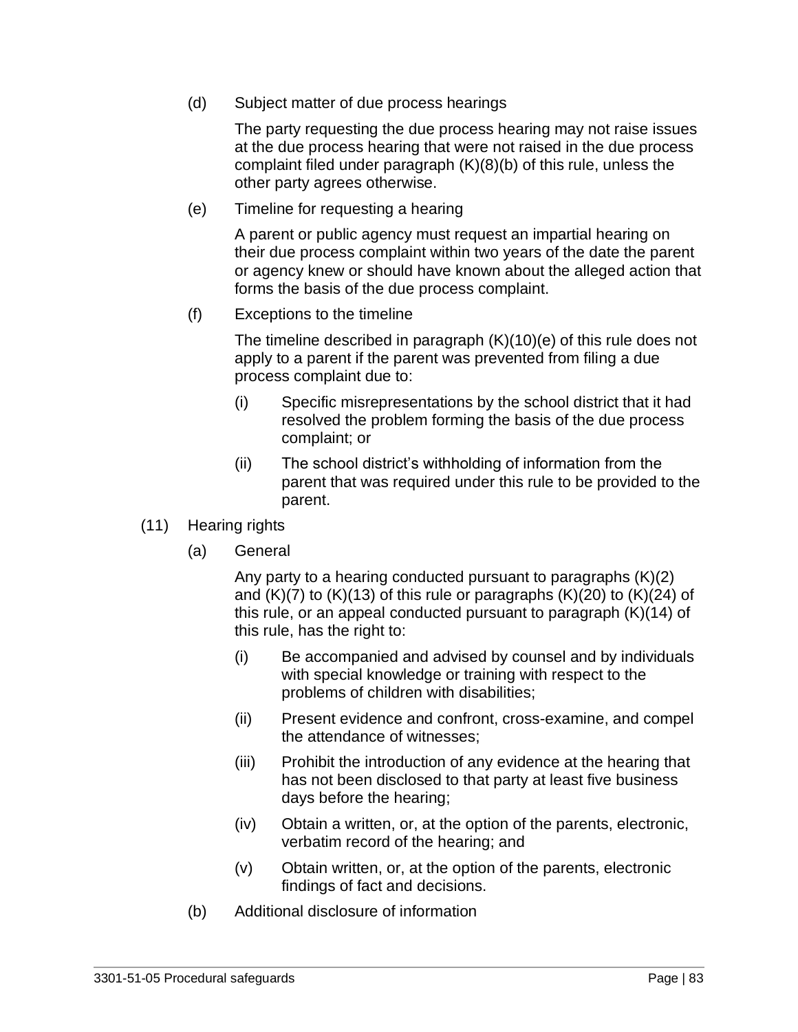(d) Subject matter of due process hearings

The party requesting the due process hearing may not raise issues at the due process hearing that were not raised in the due process complaint filed under paragraph (K)(8)(b) of this rule, unless the other party agrees otherwise.

(e) Timeline for requesting a hearing

A parent or public agency must request an impartial hearing on their due process complaint within two years of the date the parent or agency knew or should have known about the alleged action that forms the basis of the due process complaint.

(f) Exceptions to the timeline

The timeline described in paragraph (K)(10)(e) of this rule does not apply to a parent if the parent was prevented from filing a due process complaint due to:

(i) Specific misrepresentations by the school district that it had resolved the problem forming the basis of the due process complaint; or

(ii) The school district's withholding of information from the parent that was required under this rule to be provided to the parent.

(11) Hearing rights

(a) General

Any party to a hearing conducted pursuant to paragraphs (K)(2) and (K)(7) to (K)(13) of this rule or paragraphs (K)(20) to (K)(24) of this rule, or an appeal conducted pursuant to paragraph (K)(14) of this rule, has the right to:

(i) Be accompanied and advised by counsel and by individuals with special knowledge or training with respect to the problems of children with disabilities;

(ii) Present evidence and confront, cross-examine, and compel the attendance of witnesses;

(iii) Prohibit the introduction of any evidence at the hearing that has not been disclosed to that party at least five business days before the hearing;

(iv) Obtain a written, or, at the option of the parents, electronic, verbatim record of the hearing; and

(v) Obtain written, or, at the option of the parents, electronic findings of fact and decisions.

(b) Additional disclosure of information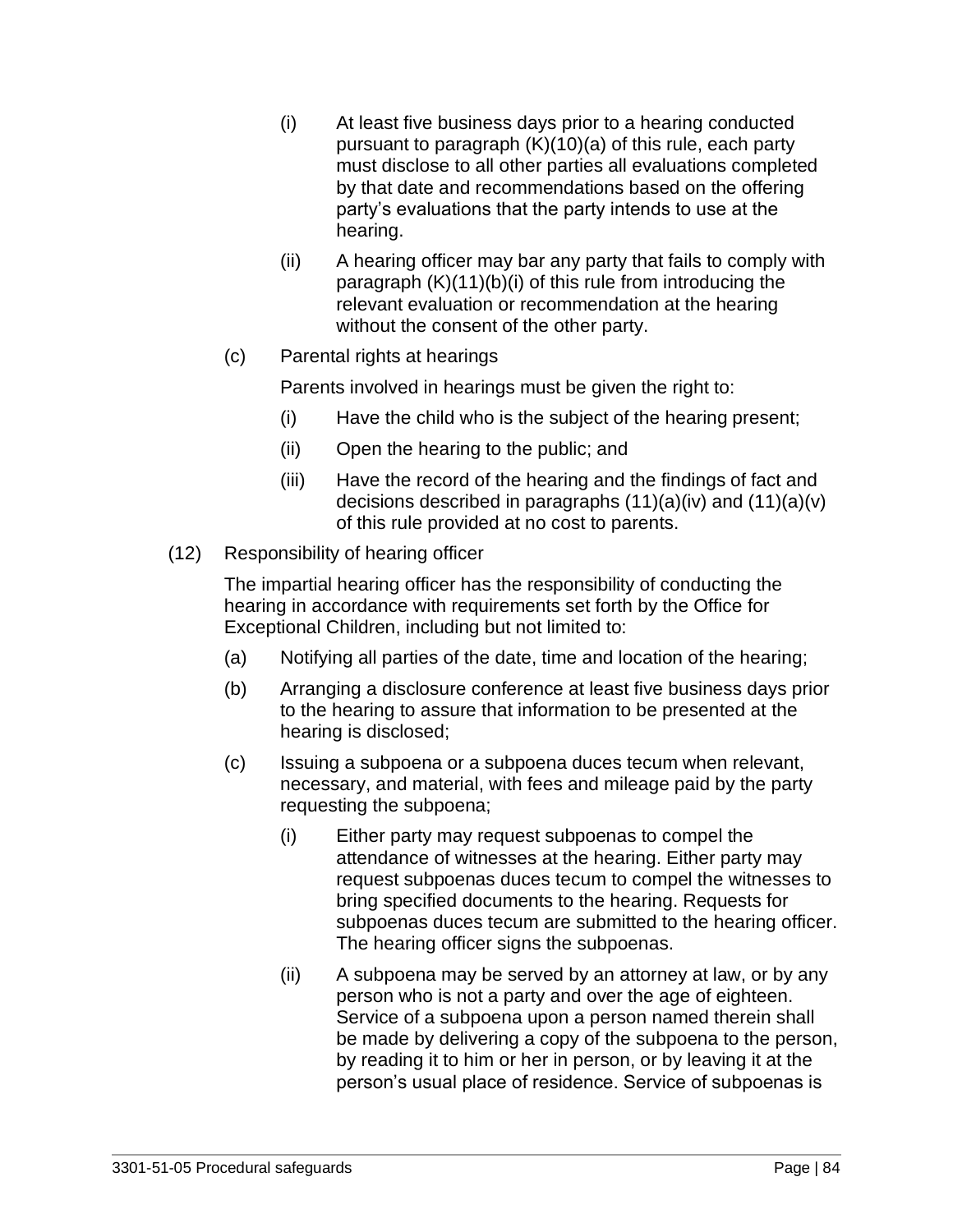(i) At least five business days prior to a hearing conducted pursuant to paragraph (K)(10)(a) of this rule, each party must disclose to all other parties all evaluations completed by that date and recommendations based on the offering party's evaluations that the party intends to use at the hearing.

(ii) A hearing officer may bar any party that fails to comply with paragraph (K)(11)(b)(i) of this rule from introducing the relevant evaluation or recommendation at the hearing without the consent of the other party.

(c) Parental rights at hearings

Parents involved in hearings must be given the right to:

(i) Have the child who is the subject of the hearing present;

(ii) Open the hearing to the public; and

(iii) Have the record of the hearing and the findings of fact and decisions described in paragraphs (11)(a)(iv) and (11)(a)(v) of this rule provided at no cost to parents.

(12) Responsibility of hearing officer

The impartial hearing officer has the responsibility of conducting the hearing in accordance with requirements set forth by the Office for Exceptional Children, including but not limited to:

(a) Notifying all parties of the date, time and location of the hearing;

(b) Arranging a disclosure conference at least five business days prior to the hearing to assure that information to be presented at the hearing is disclosed;

(c) Issuing a subpoena or a subpoena duces tecum when relevant, necessary, and material, with fees and mileage paid by the party requesting the subpoena;

(i) Either party may request subpoenas to compel the attendance of witnesses at the hearing. Either party may request subpoenas duces tecum to compel the witnesses to bring specified documents to the hearing. Requests for subpoenas duces tecum are submitted to the hearing officer. The hearing officer signs the subpoenas.

(ii) A subpoena may be served by an attorney at law, or by any person who is not a party and over the age of eighteen. Service of a subpoena upon a person named therein shall be made by delivering a copy of the subpoena to the person, by reading it to him or her in person, or by leaving it at the person's usual place of residence. Service of subpoenas is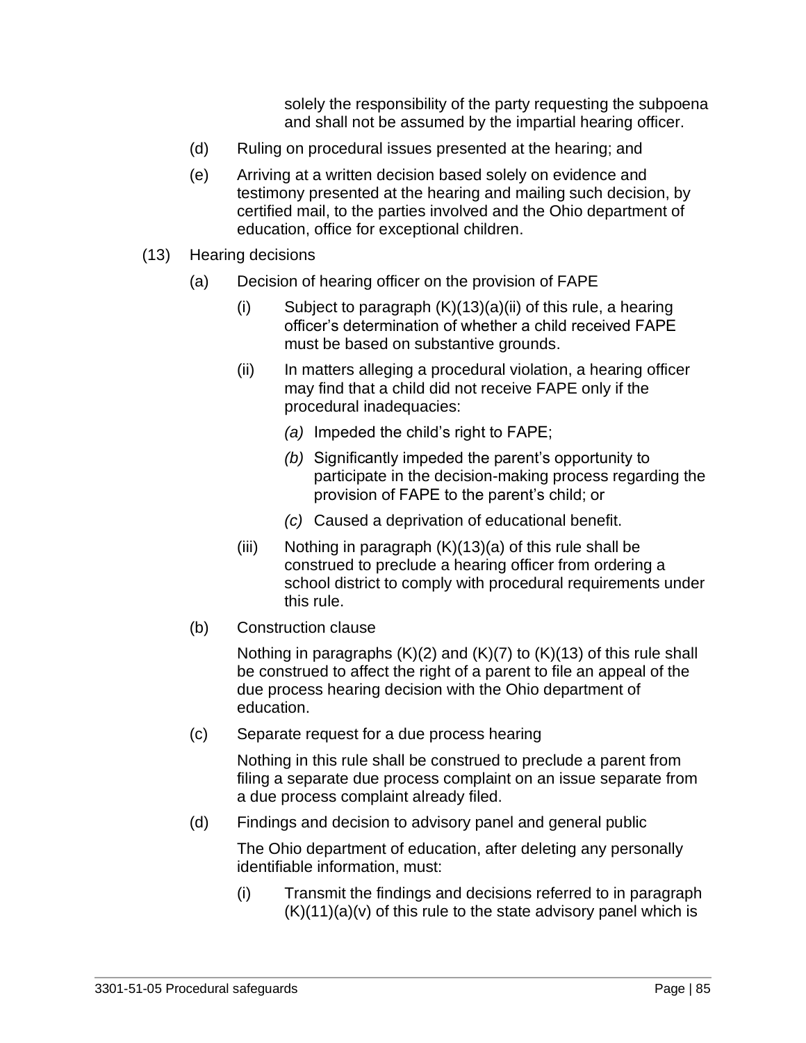solely the responsibility of the party requesting the subpoena and shall not be assumed by the impartial hearing officer.

(d) Ruling on procedural issues presented at the hearing; and

(e) Arriving at a written decision based solely on evidence and testimony presented at the hearing and mailing such decision, by certified mail, to the parties involved and the Ohio department of education, office for exceptional children.

(13) Hearing decisions

(a) Decision of hearing officer on the provision of FAPE

(i) Subject to paragraph (K)(13)(a)(ii) of this rule, a hearing officer's determination of whether a child received FAPE must be based on substantive grounds.

(ii) In matters alleging a procedural violation, a hearing officer may find that a child did not receive FAPE only if the procedural inadequacies:

*(a)* Impeded the child's right to FAPE;

*(b)* Significantly impeded the parent's opportunity to participate in the decision-making process regarding the provision of FAPE to the parent's child; or

*(c)* Caused a deprivation of educational benefit.

(iii) Nothing in paragraph (K)(13)(a) of this rule shall be construed to preclude a hearing officer from ordering a school district to comply with procedural requirements under this rule.

(b) Construction clause

Nothing in paragraphs (K)(2) and (K)(7) to (K)(13) of this rule shall be construed to affect the right of a parent to file an appeal of the due process hearing decision with the Ohio department of education.

(c) Separate request for a due process hearing

Nothing in this rule shall be construed to preclude a parent from filing a separate due process complaint on an issue separate from a due process complaint already filed.

(d) Findings and decision to advisory panel and general public

The Ohio department of education, after deleting any personally identifiable information, must:

(i) Transmit the findings and decisions referred to in paragraph (K)(11)(a)(v) of this rule to the state advisory panel which is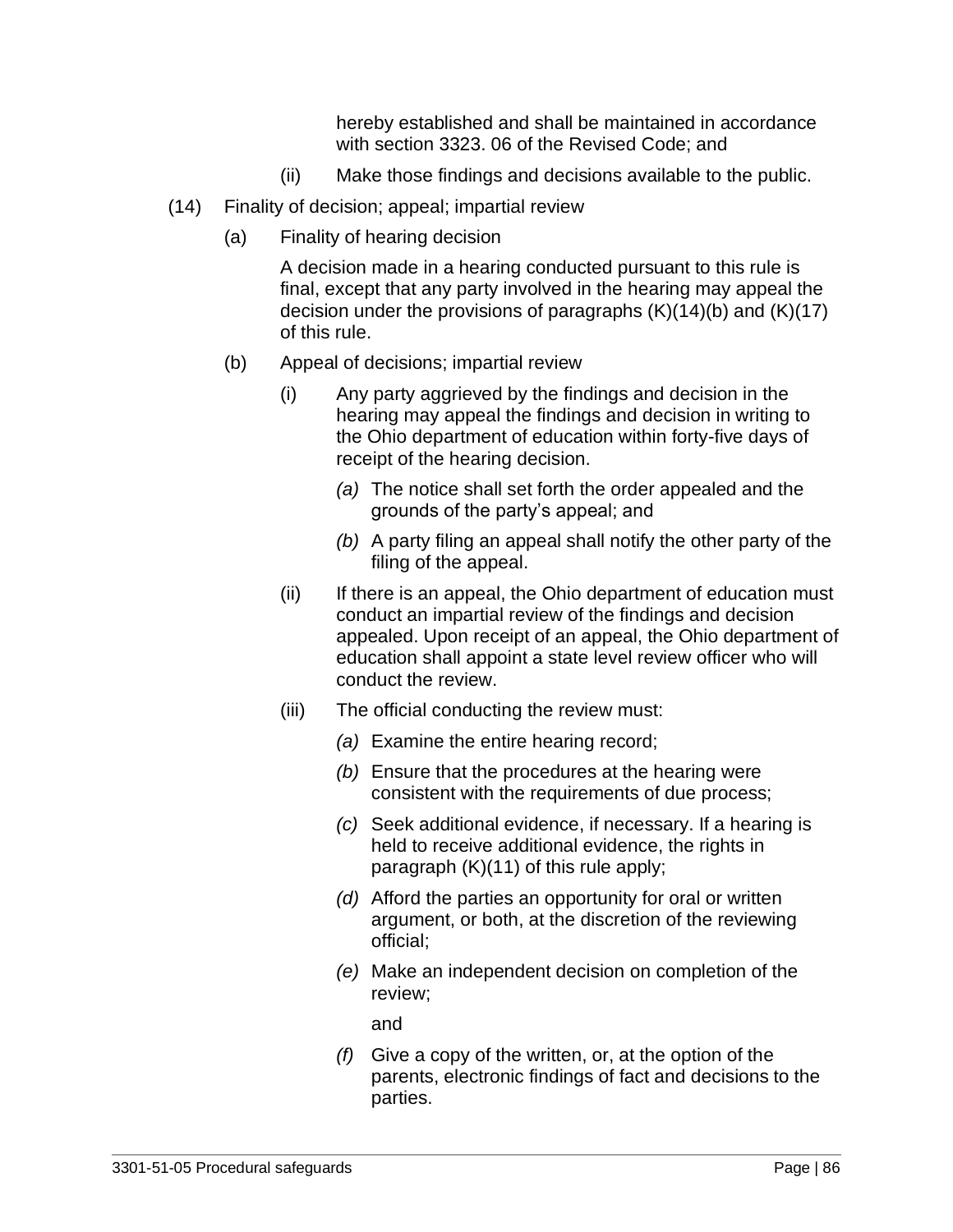hereby established and shall be maintained in accordance with section 3323. 06 of the Revised Code; and

(ii) Make those findings and decisions available to the public.

(14) Finality of decision; appeal; impartial review

(a) Finality of hearing decision

A decision made in a hearing conducted pursuant to this rule is final, except that any party involved in the hearing may appeal the decision under the provisions of paragraphs (K)(14)(b) and (K)(17) of this rule.

(b) Appeal of decisions; impartial review

(i) Any party aggrieved by the findings and decision in the hearing may appeal the findings and decision in writing to the Ohio department of education within forty-five days of receipt of the hearing decision.

*(a)* The notice shall set forth the order appealed and the grounds of the party's appeal; and

*(b)* A party filing an appeal shall notify the other party of the filing of the appeal.

(ii) If there is an appeal, the Ohio department of education must conduct an impartial review of the findings and decision appealed. Upon receipt of an appeal, the Ohio department of education shall appoint a state level review officer who will conduct the review.

(iii) The official conducting the review must:

*(a)* Examine the entire hearing record;

*(b)* Ensure that the procedures at the hearing were consistent with the requirements of due process;

*(c)* Seek additional evidence, if necessary. If a hearing is held to receive additional evidence, the rights in paragraph (K)(11) of this rule apply;

*(d)* Afford the parties an opportunity for oral or written argument, or both, at the discretion of the reviewing official;

*(e)* Make an independent decision on completion of the review;

and

*(f)* Give a copy of the written, or, at the option of the parents, electronic findings of fact and decisions to the parties.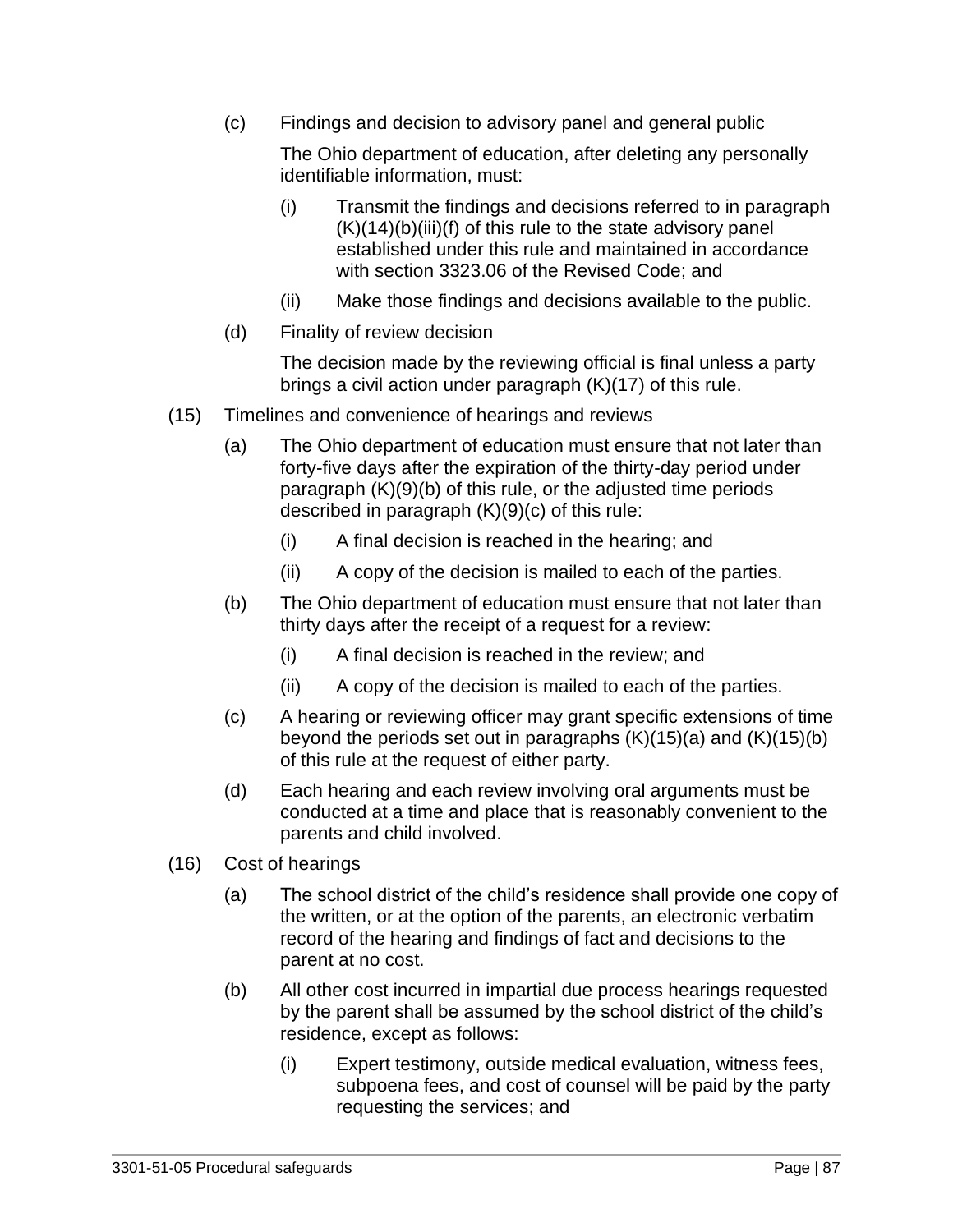(c) Findings and decision to advisory panel and general public

The Ohio department of education, after deleting any personally identifiable information, must:

(i) Transmit the findings and decisions referred to in paragraph (K)(14)(b)(iii)(f) of this rule to the state advisory panel established under this rule and maintained in accordance with section 3323.06 of the Revised Code; and

(ii) Make those findings and decisions available to the public.

(d) Finality of review decision

The decision made by the reviewing official is final unless a party brings a civil action under paragraph (K)(17) of this rule.

(15) Timelines and convenience of hearings and reviews

(a) The Ohio department of education must ensure that not later than forty-five days after the expiration of the thirty-day period under paragraph (K)(9)(b) of this rule, or the adjusted time periods described in paragraph (K)(9)(c) of this rule:

(i) A final decision is reached in the hearing; and

(ii) A copy of the decision is mailed to each of the parties.

(b) The Ohio department of education must ensure that not later than thirty days after the receipt of a request for a review:

(i) A final decision is reached in the review; and

(ii) A copy of the decision is mailed to each of the parties.

(c) A hearing or reviewing officer may grant specific extensions of time beyond the periods set out in paragraphs (K)(15)(a) and (K)(15)(b) of this rule at the request of either party.

(d) Each hearing and each review involving oral arguments must be conducted at a time and place that is reasonably convenient to the parents and child involved.

(16) Cost of hearings

(a) The school district of the child's residence shall provide one copy of the written, or at the option of the parents, an electronic verbatim record of the hearing and findings of fact and decisions to the parent at no cost.

(b) All other cost incurred in impartial due process hearings requested by the parent shall be assumed by the school district of the child's residence, except as follows:

(i) Expert testimony, outside medical evaluation, witness fees, subpoena fees, and cost of counsel will be paid by the party requesting the services; and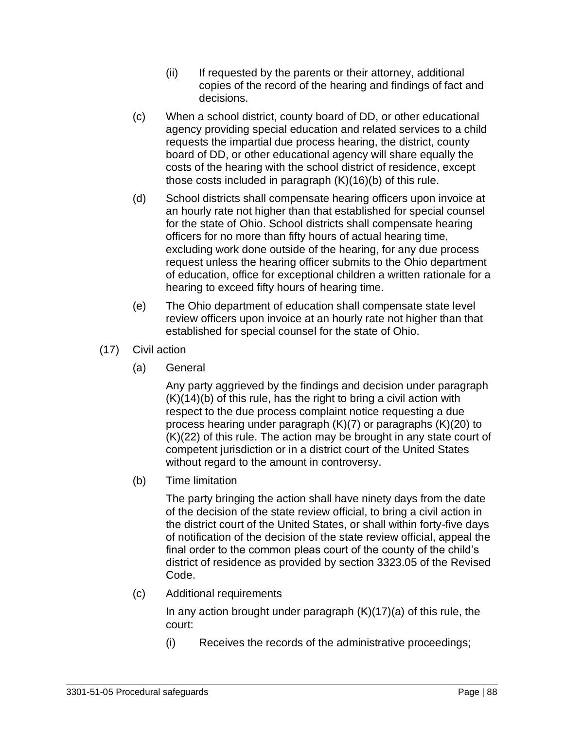(ii) If requested by the parents or their attorney, additional copies of the record of the hearing and findings of fact and decisions.

(c) When a school district, county board of DD, or other educational agency providing special education and related services to a child requests the impartial due process hearing, the district, county board of DD, or other educational agency will share equally the costs of the hearing with the school district of residence, except those costs included in paragraph (K)(16)(b) of this rule.

(d) School districts shall compensate hearing officers upon invoice at an hourly rate not higher than that established for special counsel for the state of Ohio. School districts shall compensate hearing officers for no more than fifty hours of actual hearing time, excluding work done outside of the hearing, for any due process request unless the hearing officer submits to the Ohio department of education, office for exceptional children a written rationale for a hearing to exceed fifty hours of hearing time.

(e) The Ohio department of education shall compensate state level review officers upon invoice at an hourly rate not higher than that established for special counsel for the state of Ohio.

(17) Civil action

(a) General

Any party aggrieved by the findings and decision under paragraph (K)(14)(b) of this rule, has the right to bring a civil action with respect to the due process complaint notice requesting a due process hearing under paragraph (K)(7) or paragraphs (K)(20) to (K)(22) of this rule. The action may be brought in any state court of competent jurisdiction or in a district court of the United States without regard to the amount in controversy.

(b) Time limitation

The party bringing the action shall have ninety days from the date of the decision of the state review official, to bring a civil action in the district court of the United States, or shall within forty-five days of notification of the decision of the state review official, appeal the final order to the common pleas court of the county of the child's district of residence as provided by section 3323.05 of the Revised Code.

(c) Additional requirements

In any action brought under paragraph (K)(17)(a) of this rule, the court:

(i) Receives the records of the administrative proceedings;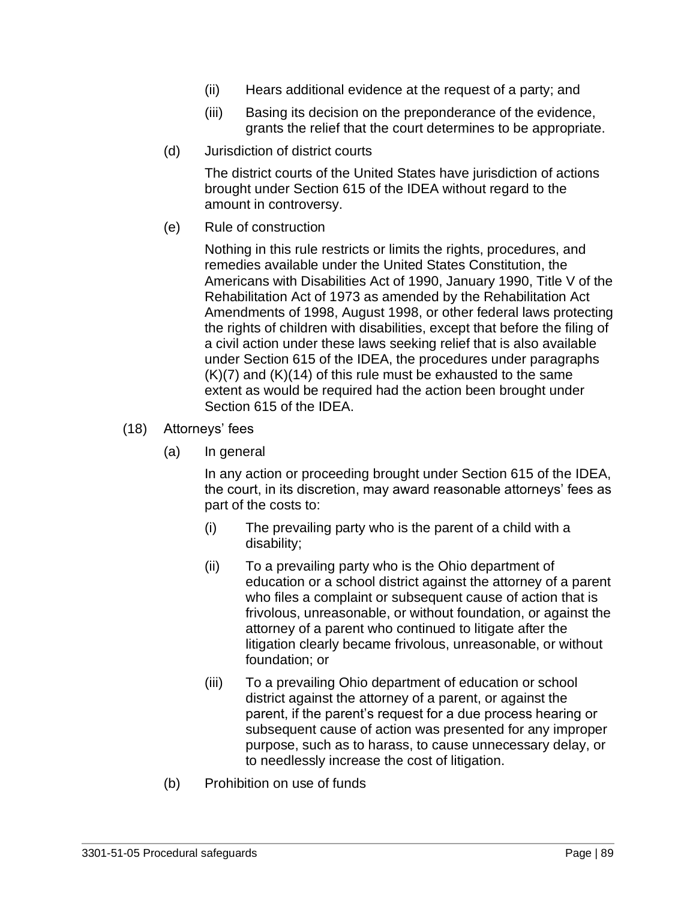(ii) Hears additional evidence at the request of a party; and

(iii) Basing its decision on the preponderance of the evidence, grants the relief that the court determines to be appropriate.

(d) Jurisdiction of district courts

The district courts of the United States have jurisdiction of actions brought under Section 615 of the IDEA without regard to the amount in controversy.

(e) Rule of construction

Nothing in this rule restricts or limits the rights, procedures, and remedies available under the United States Constitution, the Americans with Disabilities Act of 1990, January 1990, Title V of the Rehabilitation Act of 1973 as amended by the Rehabilitation Act Amendments of 1998, August 1998, or other federal laws protecting the rights of children with disabilities, except that before the filing of a civil action under these laws seeking relief that is also available under Section 615 of the IDEA, the procedures under paragraphs (K)(7) and (K)(14) of this rule must be exhausted to the same extent as would be required had the action been brought under Section 615 of the IDEA.

(18) Attorneys' fees

(a) In general

In any action or proceeding brought under Section 615 of the IDEA, the court, in its discretion, may award reasonable attorneys' fees as part of the costs to:

(i) The prevailing party who is the parent of a child with a disability;

(ii) To a prevailing party who is the Ohio department of education or a school district against the attorney of a parent who files a complaint or subsequent cause of action that is frivolous, unreasonable, or without foundation, or against the attorney of a parent who continued to litigate after the litigation clearly became frivolous, unreasonable, or without foundation; or

(iii) To a prevailing Ohio department of education or school district against the attorney of a parent, or against the parent, if the parent's request for a due process hearing or subsequent cause of action was presented for any improper purpose, such as to harass, to cause unnecessary delay, or to needlessly increase the cost of litigation.

(b) Prohibition on use of funds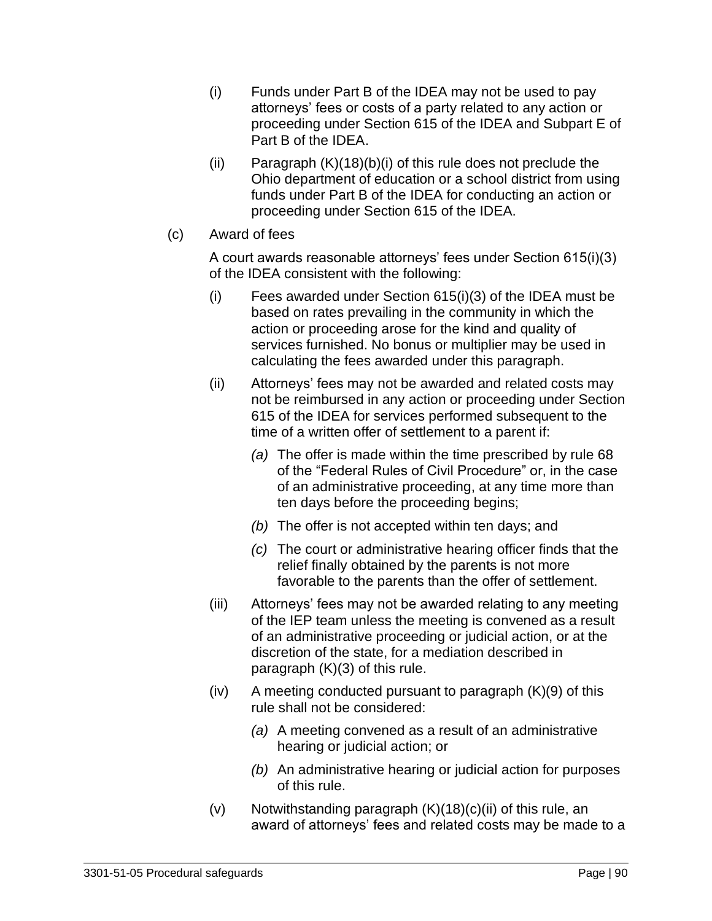- (i) Funds under Part B of the IDEA may not be used to pay attorneys' fees or costs of a party related to any action or proceeding under Section 615 of the IDEA and Subpart E of Part B of the IDEA.
- (ii) Paragraph (K)(18)(b)(i) of this rule does not preclude the Ohio department of education or a school district from using funds under Part B of the IDEA for conducting an action or proceeding under Section 615 of the IDEA.

(c) Award of fees

A court awards reasonable attorneys' fees under Section 615(i)(3) of the IDEA consistent with the following:

- (i) Fees awarded under Section 615(i)(3) of the IDEA must be based on rates prevailing in the community in which the action or proceeding arose for the kind and quality of services furnished. No bonus or multiplier may be used in calculating the fees awarded under this paragraph.
- (ii) Attorneys' fees may not be awarded and related costs may not be reimbursed in any action or proceeding under Section 615 of the IDEA for services performed subsequent to the time of a written offer of settlement to a parent if:
  - *(a)* The offer is made within the time prescribed by rule 68 of the "Federal Rules of Civil Procedure" or, in the case of an administrative proceeding, at any time more than ten days before the proceeding begins;
  - *(b)* The offer is not accepted within ten days; and
  - *(c)* The court or administrative hearing officer finds that the relief finally obtained by the parents is not more favorable to the parents than the offer of settlement.
- (iii) Attorneys' fees may not be awarded relating to any meeting of the IEP team unless the meeting is convened as a result of an administrative proceeding or judicial action, or at the discretion of the state, for a mediation described in paragraph (K)(3) of this rule.
- (iv) A meeting conducted pursuant to paragraph (K)(9) of this rule shall not be considered:
  - *(a)* A meeting convened as a result of an administrative hearing or judicial action; or
  - *(b)* An administrative hearing or judicial action for purposes of this rule.
- (v) Notwithstanding paragraph (K)(18)(c)(ii) of this rule, an award of attorneys' fees and related costs may be made to a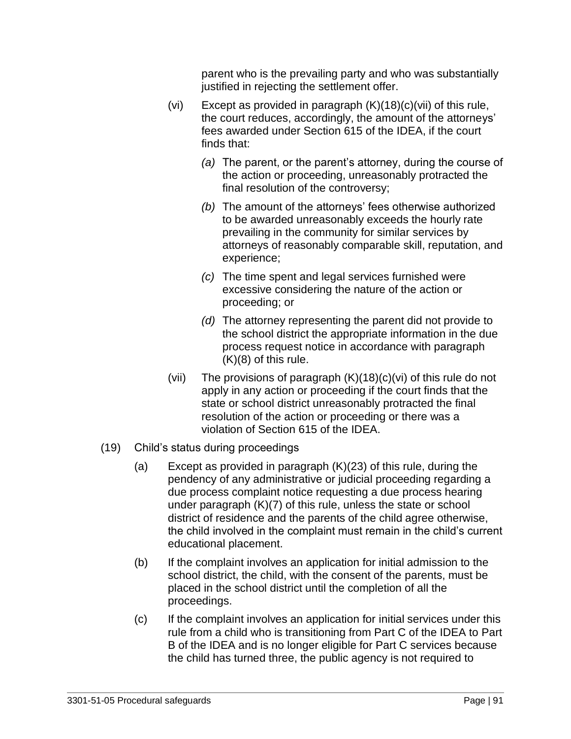parent who is the prevailing party and who was substantially justified in rejecting the settlement offer.

(vi) Except as provided in paragraph (K)(18)(c)(vii) of this rule, the court reduces, accordingly, the amount of the attorneys' fees awarded under Section 615 of the IDEA, if the court finds that:

*(a)* The parent, or the parent's attorney, during the course of the action or proceeding, unreasonably protracted the final resolution of the controversy;

*(b)* The amount of the attorneys' fees otherwise authorized to be awarded unreasonably exceeds the hourly rate prevailing in the community for similar services by attorneys of reasonably comparable skill, reputation, and experience;

*(c)* The time spent and legal services furnished were excessive considering the nature of the action or proceeding; or

*(d)* The attorney representing the parent did not provide to the school district the appropriate information in the due process request notice in accordance with paragraph (K)(8) of this rule.

(vii) The provisions of paragraph (K)(18)(c)(vi) of this rule do not apply in any action or proceeding if the court finds that the state or school district unreasonably protracted the final resolution of the action or proceeding or there was a violation of Section 615 of the IDEA.

(19) Child's status during proceedings

(a) Except as provided in paragraph (K)(23) of this rule, during the pendency of any administrative or judicial proceeding regarding a due process complaint notice requesting a due process hearing under paragraph (K)(7) of this rule, unless the state or school district of residence and the parents of the child agree otherwise, the child involved in the complaint must remain in the child's current educational placement.

(b) If the complaint involves an application for initial admission to the school district, the child, with the consent of the parents, must be placed in the school district until the completion of all the proceedings.

(c) If the complaint involves an application for initial services under this rule from a child who is transitioning from Part C of the IDEA to Part B of the IDEA and is no longer eligible for Part C services because the child has turned three, the public agency is not required to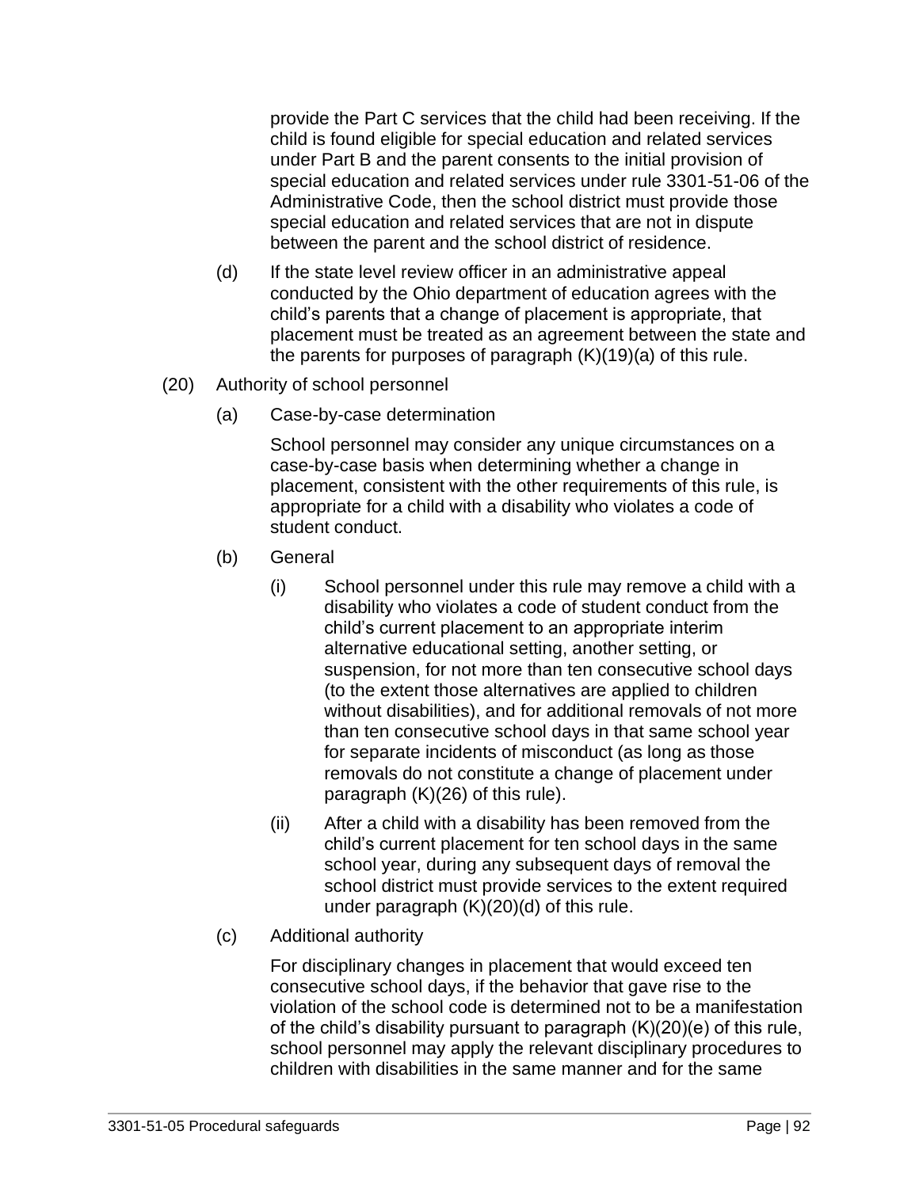provide the Part C services that the child had been receiving. If the child is found eligible for special education and related services under Part B and the parent consents to the initial provision of special education and related services under rule 3301-51-06 of the Administrative Code, then the school district must provide those special education and related services that are not in dispute between the parent and the school district of residence.

(d) If the state level review officer in an administrative appeal conducted by the Ohio department of education agrees with the child's parents that a change of placement is appropriate, that placement must be treated as an agreement between the state and the parents for purposes of paragraph (K)(19)(a) of this rule.

(20) Authority of school personnel

(a) Case-by-case determination

School personnel may consider any unique circumstances on a case-by-case basis when determining whether a change in placement, consistent with the other requirements of this rule, is appropriate for a child with a disability who violates a code of student conduct.

(b) General

(i) School personnel under this rule may remove a child with a disability who violates a code of student conduct from the child's current placement to an appropriate interim alternative educational setting, another setting, or suspension, for not more than ten consecutive school days (to the extent those alternatives are applied to children without disabilities), and for additional removals of not more than ten consecutive school days in that same school year for separate incidents of misconduct (as long as those removals do not constitute a change of placement under paragraph (K)(26) of this rule).

(ii) After a child with a disability has been removed from the child's current placement for ten school days in the same school year, during any subsequent days of removal the school district must provide services to the extent required under paragraph (K)(20)(d) of this rule.

(c) Additional authority

For disciplinary changes in placement that would exceed ten consecutive school days, if the behavior that gave rise to the violation of the school code is determined not to be a manifestation of the child's disability pursuant to paragraph (K)(20)(e) of this rule, school personnel may apply the relevant disciplinary procedures to children with disabilities in the same manner and for the same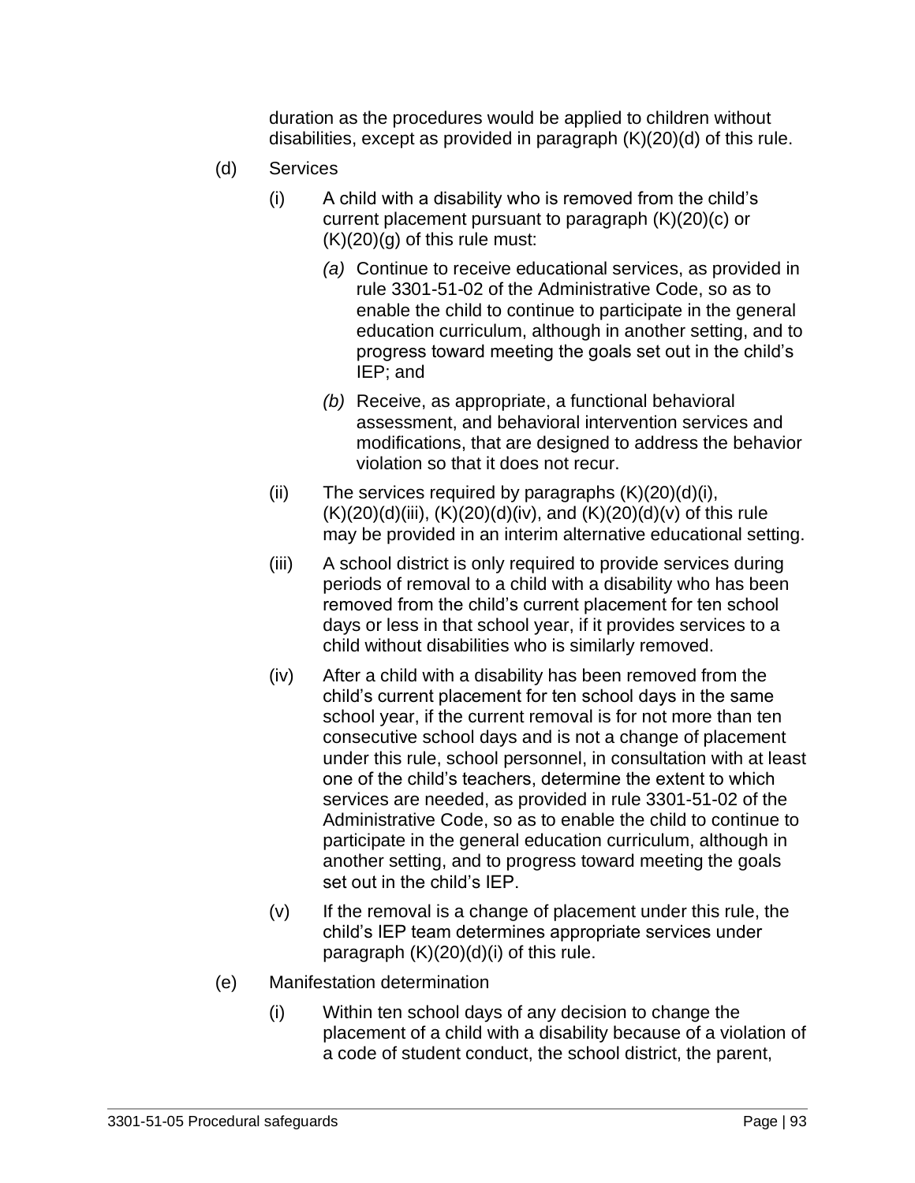duration as the procedures would be applied to children without disabilities, except as provided in paragraph (K)(20)(d) of this rule.

(d) Services

(i) A child with a disability who is removed from the child's current placement pursuant to paragraph (K)(20)(c) or (K)(20)(g) of this rule must:

*(a)* Continue to receive educational services, as provided in rule 3301-51-02 of the Administrative Code, so as to enable the child to continue to participate in the general education curriculum, although in another setting, and to progress toward meeting the goals set out in the child's IEP; and

*(b)* Receive, as appropriate, a functional behavioral assessment, and behavioral intervention services and modifications, that are designed to address the behavior violation so that it does not recur.

(ii) The services required by paragraphs (K)(20)(d)(i), (K)(20)(d)(iii), (K)(20)(d)(iv), and (K)(20)(d)(v) of this rule may be provided in an interim alternative educational setting.

(iii) A school district is only required to provide services during periods of removal to a child with a disability who has been removed from the child's current placement for ten school days or less in that school year, if it provides services to a child without disabilities who is similarly removed.

(iv) After a child with a disability has been removed from the child's current placement for ten school days in the same school year, if the current removal is for not more than ten consecutive school days and is not a change of placement under this rule, school personnel, in consultation with at least one of the child's teachers, determine the extent to which services are needed, as provided in rule 3301-51-02 of the Administrative Code, so as to enable the child to continue to participate in the general education curriculum, although in another setting, and to progress toward meeting the goals set out in the child's IEP.

(v) If the removal is a change of placement under this rule, the child's IEP team determines appropriate services under paragraph (K)(20)(d)(i) of this rule.

(e) Manifestation determination

(i) Within ten school days of any decision to change the placement of a child with a disability because of a violation of a code of student conduct, the school district, the parent,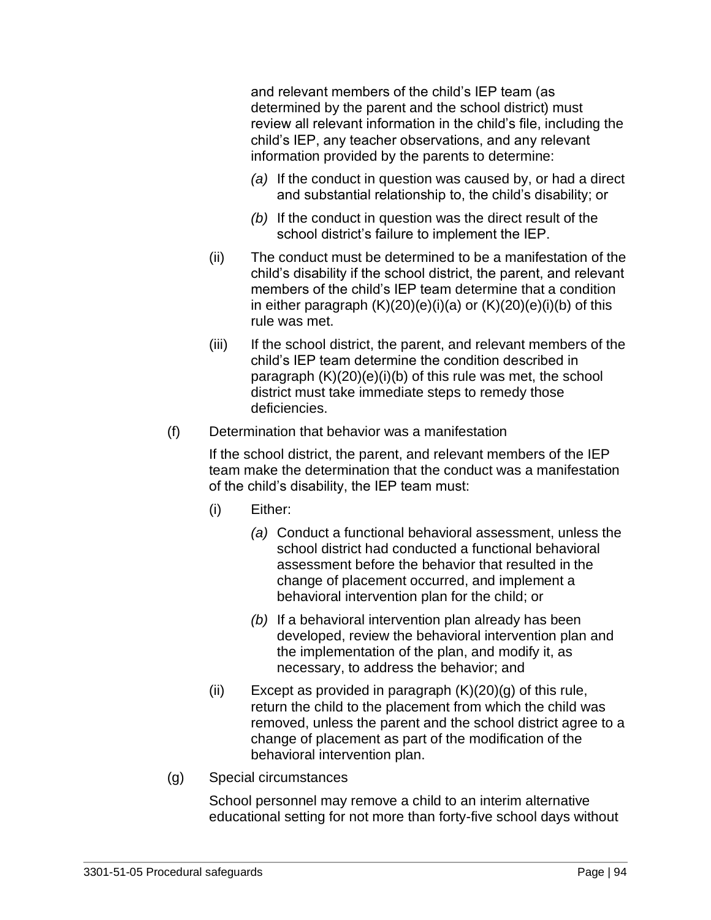and relevant members of the child's IEP team (as determined by the parent and the school district) must review all relevant information in the child's file, including the child's IEP, any teacher observations, and any relevant information provided by the parents to determine:

*(a)* If the conduct in question was caused by, or had a direct and substantial relationship to, the child's disability; or

*(b)* If the conduct in question was the direct result of the school district's failure to implement the IEP.

(ii) The conduct must be determined to be a manifestation of the child's disability if the school district, the parent, and relevant members of the child's IEP team determine that a condition in either paragraph (K)(20)(e)(i)(a) or (K)(20)(e)(i)(b) of this rule was met.

(iii) If the school district, the parent, and relevant members of the child's IEP team determine the condition described in paragraph (K)(20)(e)(i)(b) of this rule was met, the school district must take immediate steps to remedy those deficiencies.

(f) Determination that behavior was a manifestation

If the school district, the parent, and relevant members of the IEP team make the determination that the conduct was a manifestation of the child's disability, the IEP team must:

(i) Either:

*(a)* Conduct a functional behavioral assessment, unless the school district had conducted a functional behavioral assessment before the behavior that resulted in the change of placement occurred, and implement a behavioral intervention plan for the child; or

*(b)* If a behavioral intervention plan already has been developed, review the behavioral intervention plan and the implementation of the plan, and modify it, as necessary, to address the behavior; and

(ii) Except as provided in paragraph (K)(20)(g) of this rule, return the child to the placement from which the child was removed, unless the parent and the school district agree to a change of placement as part of the modification of the behavioral intervention plan.

(g) Special circumstances

School personnel may remove a child to an interim alternative educational setting for not more than forty-five school days without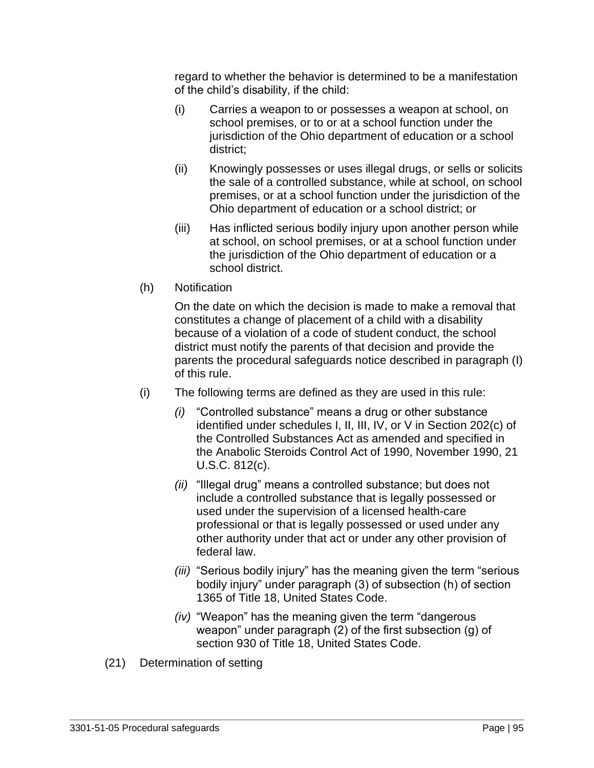regard to whether the behavior is determined to be a manifestation of the child's disability, if the child:

(i) Carries a weapon to or possesses a weapon at school, on school premises, or to or at a school function under the jurisdiction of the Ohio department of education or a school district;

(ii) Knowingly possesses or uses illegal drugs, or sells or solicits the sale of a controlled substance, while at school, on school premises, or at a school function under the jurisdiction of the Ohio department of education or a school district; or

(iii) Has inflicted serious bodily injury upon another person while at school, on school premises, or at a school function under the jurisdiction of the Ohio department of education or a school district.

(h) Notification

On the date on which the decision is made to make a removal that constitutes a change of placement of a child with a disability because of a violation of a code of student conduct, the school district must notify the parents of that decision and provide the parents the procedural safeguards notice described in paragraph (I) of this rule.

(i) The following terms are defined as they are used in this rule:

*(i)* "Controlled substance" means a drug or other substance identified under schedules I, II, III, IV, or V in Section 202(c) of the Controlled Substances Act as amended and specified in the Anabolic Steroids Control Act of 1990, November 1990, 21 U.S.C. 812(c).

*(ii)* "Illegal drug" means a controlled substance; but does not include a controlled substance that is legally possessed or used under the supervision of a licensed health-care professional or that is legally possessed or used under any other authority under that act or under any other provision of federal law.

*(iii)* "Serious bodily injury" has the meaning given the term "serious bodily injury" under paragraph (3) of subsection (h) of section 1365 of Title 18, United States Code.

*(iv)* "Weapon" has the meaning given the term "dangerous weapon" under paragraph (2) of the first subsection (g) of section 930 of Title 18, United States Code.

(21) Determination of setting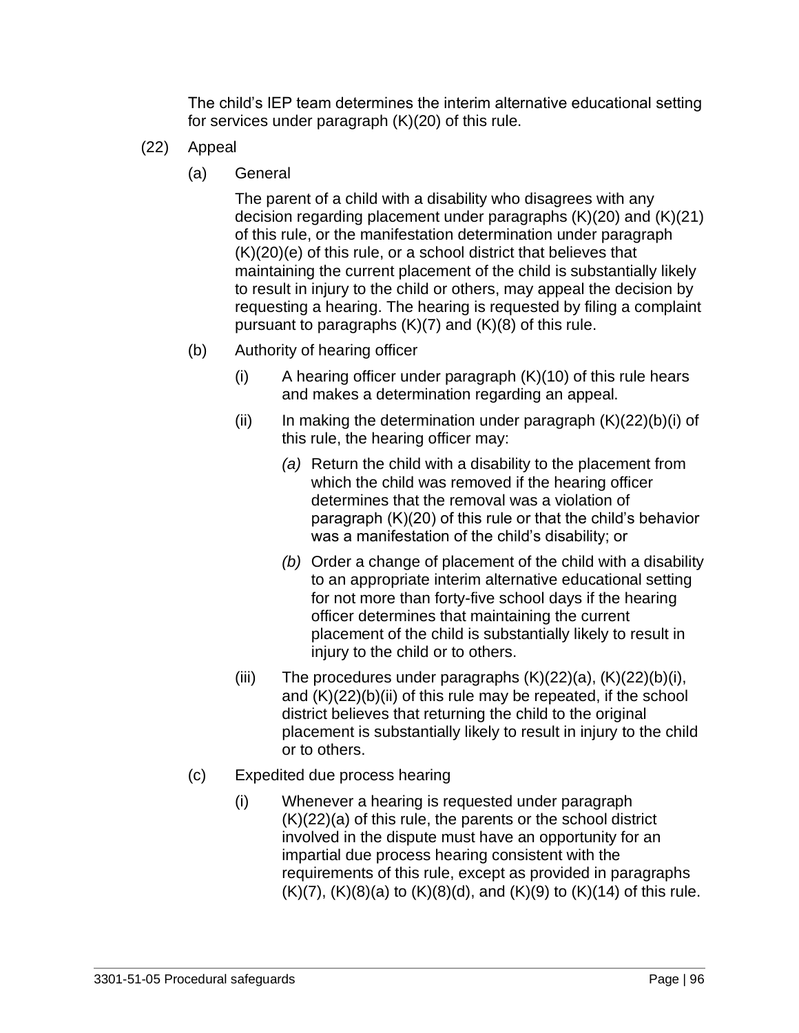The child's IEP team determines the interim alternative educational setting for services under paragraph (K)(20) of this rule.

(22) Appeal

(a) General

The parent of a child with a disability who disagrees with any decision regarding placement under paragraphs (K)(20) and (K)(21) of this rule, or the manifestation determination under paragraph (K)(20)(e) of this rule, or a school district that believes that maintaining the current placement of the child is substantially likely to result in injury to the child or others, may appeal the decision by requesting a hearing. The hearing is requested by filing a complaint pursuant to paragraphs (K)(7) and (K)(8) of this rule.

(b) Authority of hearing officer

(i) A hearing officer under paragraph (K)(10) of this rule hears and makes a determination regarding an appeal.

(ii) In making the determination under paragraph (K)(22)(b)(i) of this rule, the hearing officer may:

*(a)* Return the child with a disability to the placement from which the child was removed if the hearing officer determines that the removal was a violation of paragraph (K)(20) of this rule or that the child's behavior was a manifestation of the child's disability; or

*(b)* Order a change of placement of the child with a disability to an appropriate interim alternative educational setting for not more than forty-five school days if the hearing officer determines that maintaining the current placement of the child is substantially likely to result in injury to the child or to others.

(iii) The procedures under paragraphs (K)(22)(a), (K)(22)(b)(i), and (K)(22)(b)(ii) of this rule may be repeated, if the school district believes that returning the child to the original placement is substantially likely to result in injury to the child or to others.

(c) Expedited due process hearing

(i) Whenever a hearing is requested under paragraph (K)(22)(a) of this rule, the parents or the school district involved in the dispute must have an opportunity for an impartial due process hearing consistent with the requirements of this rule, except as provided in paragraphs (K)(7), (K)(8)(a) to (K)(8)(d), and (K)(9) to (K)(14) of this rule.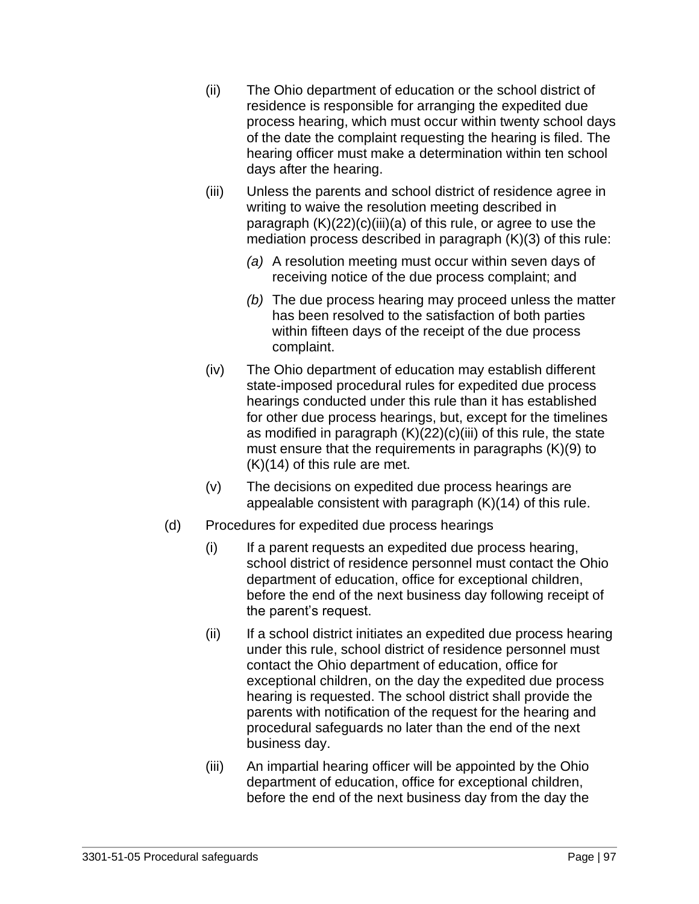(ii) The Ohio department of education or the school district of residence is responsible for arranging the expedited due process hearing, which must occur within twenty school days of the date the complaint requesting the hearing is filed. The hearing officer must make a determination within ten school days after the hearing.

(iii) Unless the parents and school district of residence agree in writing to waive the resolution meeting described in paragraph (K)(22)(c)(iii)(a) of this rule, or agree to use the mediation process described in paragraph (K)(3) of this rule:

*(a)* A resolution meeting must occur within seven days of receiving notice of the due process complaint; and

*(b)* The due process hearing may proceed unless the matter has been resolved to the satisfaction of both parties within fifteen days of the receipt of the due process complaint.

(iv) The Ohio department of education may establish different state-imposed procedural rules for expedited due process hearings conducted under this rule than it has established for other due process hearings, but, except for the timelines as modified in paragraph (K)(22)(c)(iii) of this rule, the state must ensure that the requirements in paragraphs (K)(9) to (K)(14) of this rule are met.

(v) The decisions on expedited due process hearings are appealable consistent with paragraph (K)(14) of this rule.

(d) Procedures for expedited due process hearings

(i) If a parent requests an expedited due process hearing, school district of residence personnel must contact the Ohio department of education, office for exceptional children, before the end of the next business day following receipt of the parent's request.

(ii) If a school district initiates an expedited due process hearing under this rule, school district of residence personnel must contact the Ohio department of education, office for exceptional children, on the day the expedited due process hearing is requested. The school district shall provide the parents with notification of the request for the hearing and procedural safeguards no later than the end of the next business day.

(iii) An impartial hearing officer will be appointed by the Ohio department of education, office for exceptional children, before the end of the next business day from the day the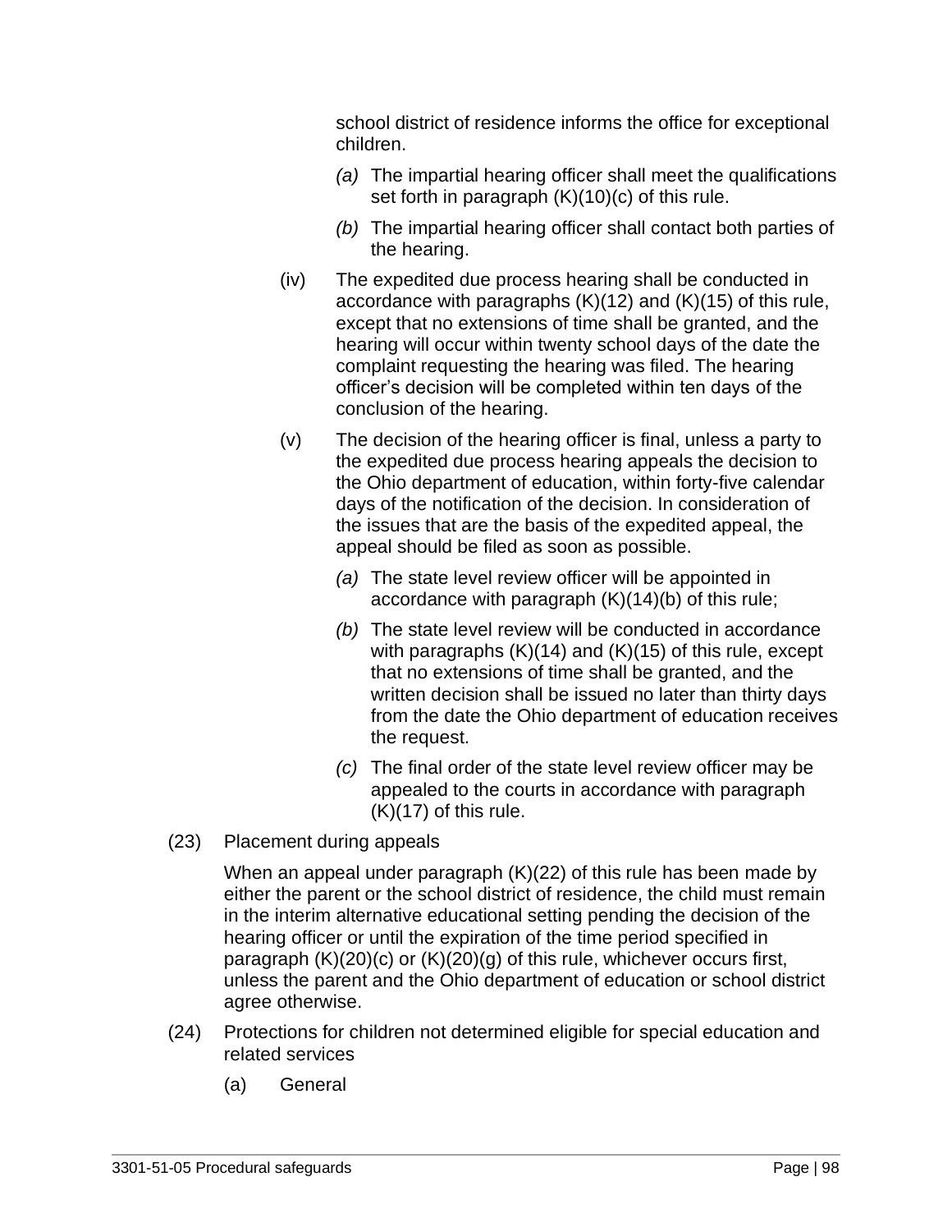school district of residence informs the office for exceptional children.

- *(a)* The impartial hearing officer shall meet the qualifications set forth in paragraph (K)(10)(c) of this rule.
- *(b)* The impartial hearing officer shall contact both parties of the hearing.

(iv) The expedited due process hearing shall be conducted in accordance with paragraphs (K)(12) and (K)(15) of this rule, except that no extensions of time shall be granted, and the hearing will occur within twenty school days of the date the complaint requesting the hearing was filed. The hearing officer's decision will be completed within ten days of the conclusion of the hearing.

(v) The decision of the hearing officer is final, unless a party to the expedited due process hearing appeals the decision to the Ohio department of education, within forty-five calendar days of the notification of the decision. In consideration of the issues that are the basis of the expedited appeal, the appeal should be filed as soon as possible.

- *(a)* The state level review officer will be appointed in accordance with paragraph (K)(14)(b) of this rule;
- *(b)* The state level review will be conducted in accordance with paragraphs (K)(14) and (K)(15) of this rule, except that no extensions of time shall be granted, and the written decision shall be issued no later than thirty days from the date the Ohio department of education receives the request.
- *(c)* The final order of the state level review officer may be appealed to the courts in accordance with paragraph (K)(17) of this rule.

(23) Placement during appeals

When an appeal under paragraph (K)(22) of this rule has been made by either the parent or the school district of residence, the child must remain in the interim alternative educational setting pending the decision of the hearing officer or until the expiration of the time period specified in paragraph (K)(20)(c) or (K)(20)(g) of this rule, whichever occurs first, unless the parent and the Ohio department of education or school district agree otherwise.

(24) Protections for children not determined eligible for special education and related services

(a) General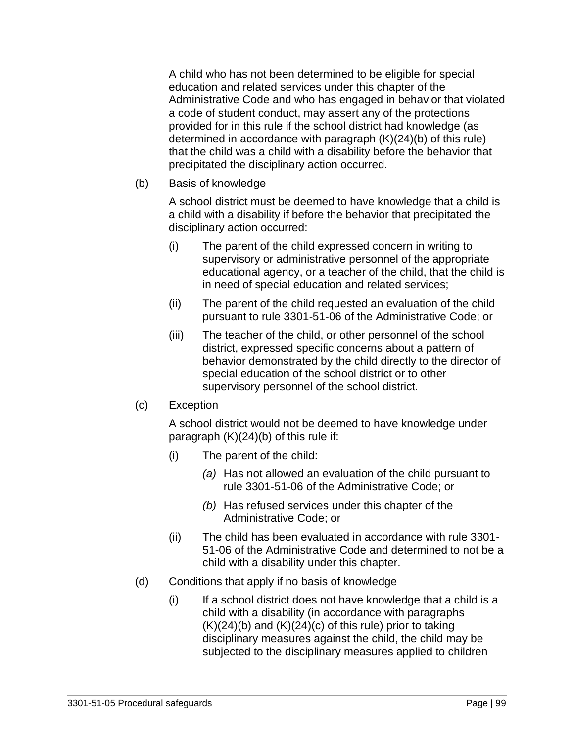A child who has not been determined to be eligible for special education and related services under this chapter of the Administrative Code and who has engaged in behavior that violated a code of student conduct, may assert any of the protections provided for in this rule if the school district had knowledge (as determined in accordance with paragraph (K)(24)(b) of this rule) that the child was a child with a disability before the behavior that precipitated the disciplinary action occurred.

(b) Basis of knowledge

A school district must be deemed to have knowledge that a child is a child with a disability if before the behavior that precipitated the disciplinary action occurred:

(i) The parent of the child expressed concern in writing to supervisory or administrative personnel of the appropriate educational agency, or a teacher of the child, that the child is in need of special education and related services;

(ii) The parent of the child requested an evaluation of the child pursuant to rule 3301-51-06 of the Administrative Code; or

(iii) The teacher of the child, or other personnel of the school district, expressed specific concerns about a pattern of behavior demonstrated by the child directly to the director of special education of the school district or to other supervisory personnel of the school district.

(c) Exception

A school district would not be deemed to have knowledge under paragraph (K)(24)(b) of this rule if:

(i) The parent of the child:

*(a)* Has not allowed an evaluation of the child pursuant to rule 3301-51-06 of the Administrative Code; or

*(b)* Has refused services under this chapter of the Administrative Code; or

(ii) The child has been evaluated in accordance with rule 3301-51-06 of the Administrative Code and determined to not be a child with a disability under this chapter.

(d) Conditions that apply if no basis of knowledge

(i) If a school district does not have knowledge that a child is a child with a disability (in accordance with paragraphs (K)(24)(b) and (K)(24)(c) of this rule) prior to taking disciplinary measures against the child, the child may be subjected to the disciplinary measures applied to children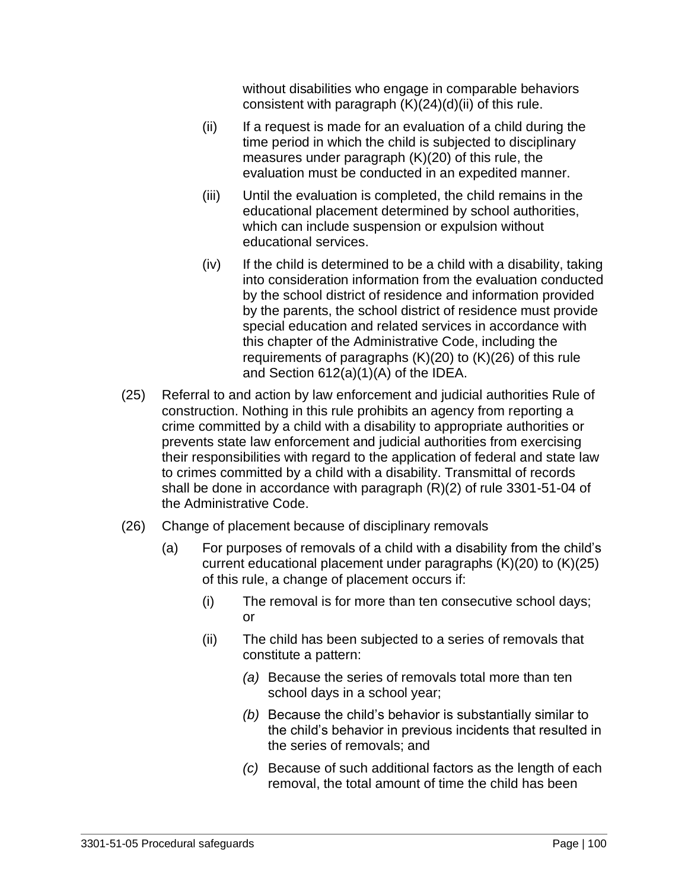without disabilities who engage in comparable behaviors consistent with paragraph (K)(24)(d)(ii) of this rule.

(ii) If a request is made for an evaluation of a child during the time period in which the child is subjected to disciplinary measures under paragraph (K)(20) of this rule, the evaluation must be conducted in an expedited manner.

(iii) Until the evaluation is completed, the child remains in the educational placement determined by school authorities, which can include suspension or expulsion without educational services.

(iv) If the child is determined to be a child with a disability, taking into consideration information from the evaluation conducted by the school district of residence and information provided by the parents, the school district of residence must provide special education and related services in accordance with this chapter of the Administrative Code, including the requirements of paragraphs (K)(20) to (K)(26) of this rule and Section 612(a)(1)(A) of the IDEA.

(25) Referral to and action by law enforcement and judicial authorities Rule of construction. Nothing in this rule prohibits an agency from reporting a crime committed by a child with a disability to appropriate authorities or prevents state law enforcement and judicial authorities from exercising their responsibilities with regard to the application of federal and state law to crimes committed by a child with a disability. Transmittal of records shall be done in accordance with paragraph (R)(2) of rule 3301-51-04 of the Administrative Code.

(26) Change of placement because of disciplinary removals

(a) For purposes of removals of a child with a disability from the child's current educational placement under paragraphs (K)(20) to (K)(25) of this rule, a change of placement occurs if:

(i) The removal is for more than ten consecutive school days; or

(ii) The child has been subjected to a series of removals that constitute a pattern:

*(a)* Because the series of removals total more than ten school days in a school year;

*(b)* Because the child's behavior is substantially similar to the child's behavior in previous incidents that resulted in the series of removals; and

*(c)* Because of such additional factors as the length of each removal, the total amount of time the child has been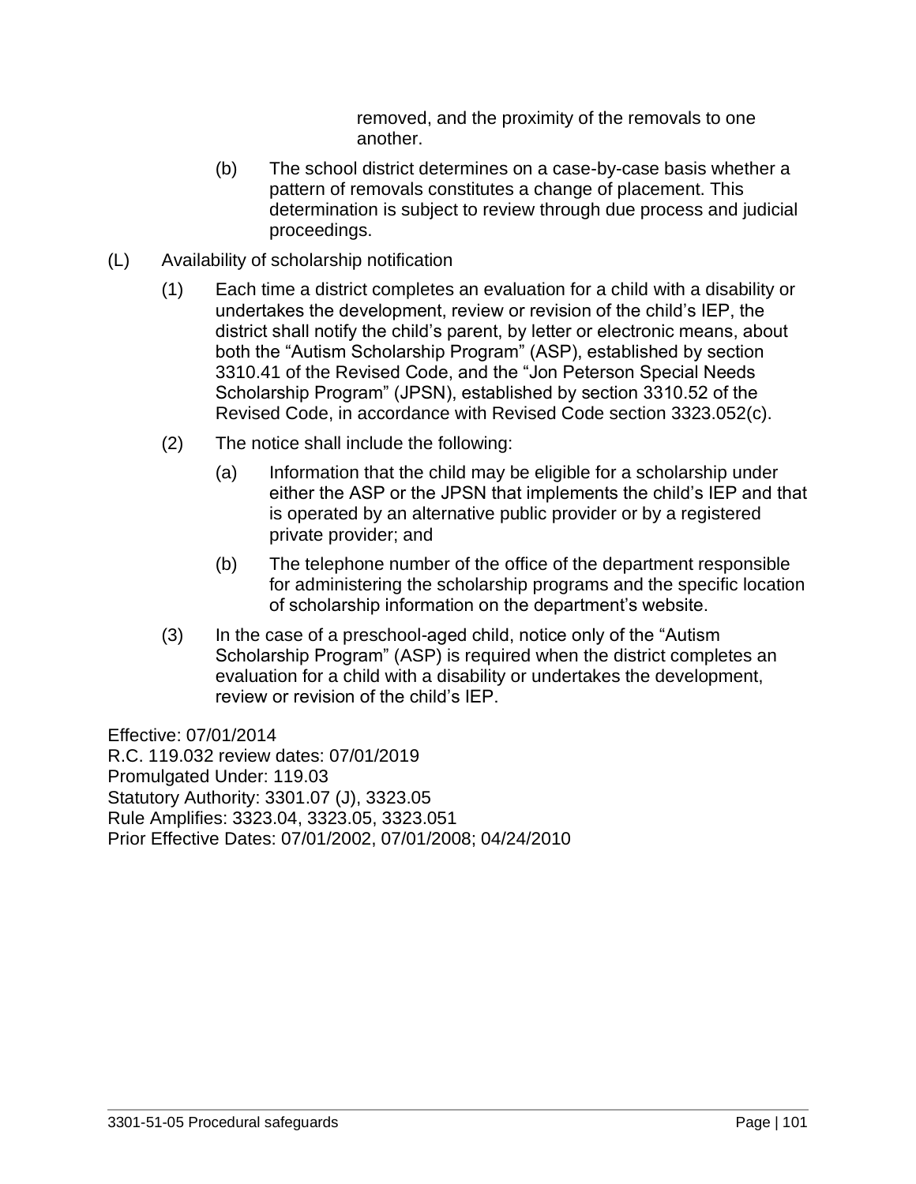removed, and the proximity of the removals to one another.

(b) The school district determines on a case-by-case basis whether a pattern of removals constitutes a change of placement. This determination is subject to review through due process and judicial proceedings.

(L) Availability of scholarship notification

(1) Each time a district completes an evaluation for a child with a disability or undertakes the development, review or revision of the child's IEP, the district shall notify the child's parent, by letter or electronic means, about both the "Autism Scholarship Program" (ASP), established by section 3310.41 of the Revised Code, and the "Jon Peterson Special Needs Scholarship Program" (JPSN), established by section 3310.52 of the Revised Code, in accordance with Revised Code section 3323.052(c).

(2) The notice shall include the following:

(a) Information that the child may be eligible for a scholarship under either the ASP or the JPSN that implements the child's IEP and that is operated by an alternative public provider or by a registered private provider; and

(b) The telephone number of the office of the department responsible for administering the scholarship programs and the specific location of scholarship information on the department's website.

(3) In the case of a preschool-aged child, notice only of the "Autism Scholarship Program" (ASP) is required when the district completes an evaluation for a child with a disability or undertakes the development, review or revision of the child's IEP.

Effective: 07/01/2014
R.C. 119.032 review dates: 07/01/2019
Promulgated Under: 119.03
Statutory Authority: 3301.07 (J), 3323.05
Rule Amplifies: 3323.04, 3323.05, 3323.051
Prior Effective Dates: 07/01/2002, 07/01/2008; 04/24/2010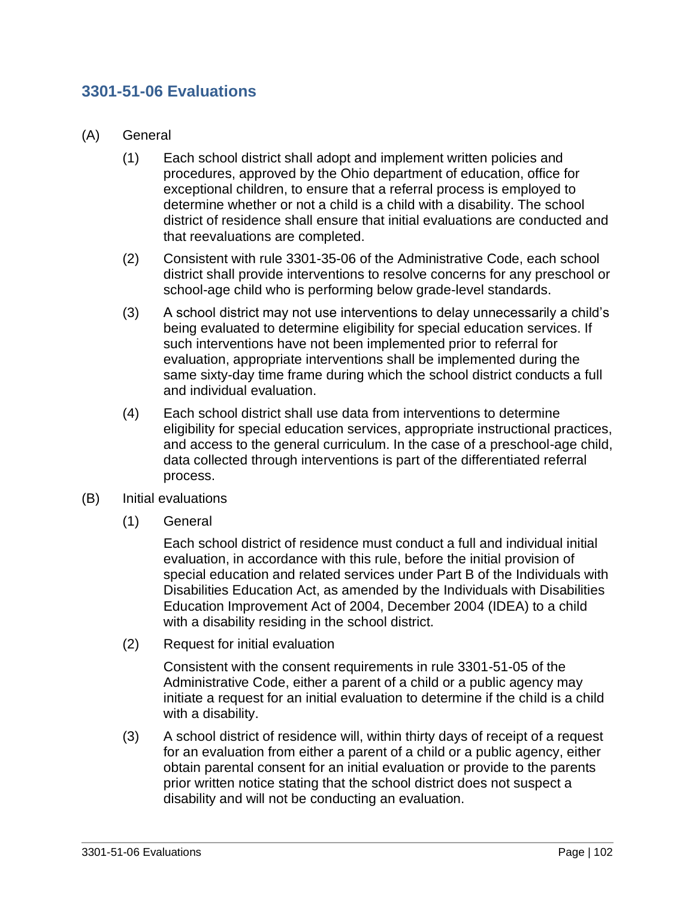## 3301-51-06 Evaluations

(A) General

(1) Each school district shall adopt and implement written policies and procedures, approved by the Ohio department of education, office for exceptional children, to ensure that a referral process is employed to determine whether or not a child is a child with a disability. The school district of residence shall ensure that initial evaluations are conducted and that reevaluations are completed.

(2) Consistent with rule 3301-35-06 of the Administrative Code, each school district shall provide interventions to resolve concerns for any preschool or school-age child who is performing below grade-level standards.

(3) A school district may not use interventions to delay unnecessarily a child's being evaluated to determine eligibility for special education services. If such interventions have not been implemented prior to referral for evaluation, appropriate interventions shall be implemented during the same sixty-day time frame during which the school district conducts a full and individual evaluation.

(4) Each school district shall use data from interventions to determine eligibility for special education services, appropriate instructional practices, and access to the general curriculum. In the case of a preschool-age child, data collected through interventions is part of the differentiated referral process.

(B) Initial evaluations

(1) General

Each school district of residence must conduct a full and individual initial evaluation, in accordance with this rule, before the initial provision of special education and related services under Part B of the Individuals with Disabilities Education Act, as amended by the Individuals with Disabilities Education Improvement Act of 2004, December 2004 (IDEA) to a child with a disability residing in the school district.

(2) Request for initial evaluation

Consistent with the consent requirements in rule 3301-51-05 of the Administrative Code, either a parent of a child or a public agency may initiate a request for an initial evaluation to determine if the child is a child with a disability.

(3) A school district of residence will, within thirty days of receipt of a request for an evaluation from either a parent of a child or a public agency, either obtain parental consent for an initial evaluation or provide to the parents prior written notice stating that the school district does not suspect a disability and will not be conducting an evaluation.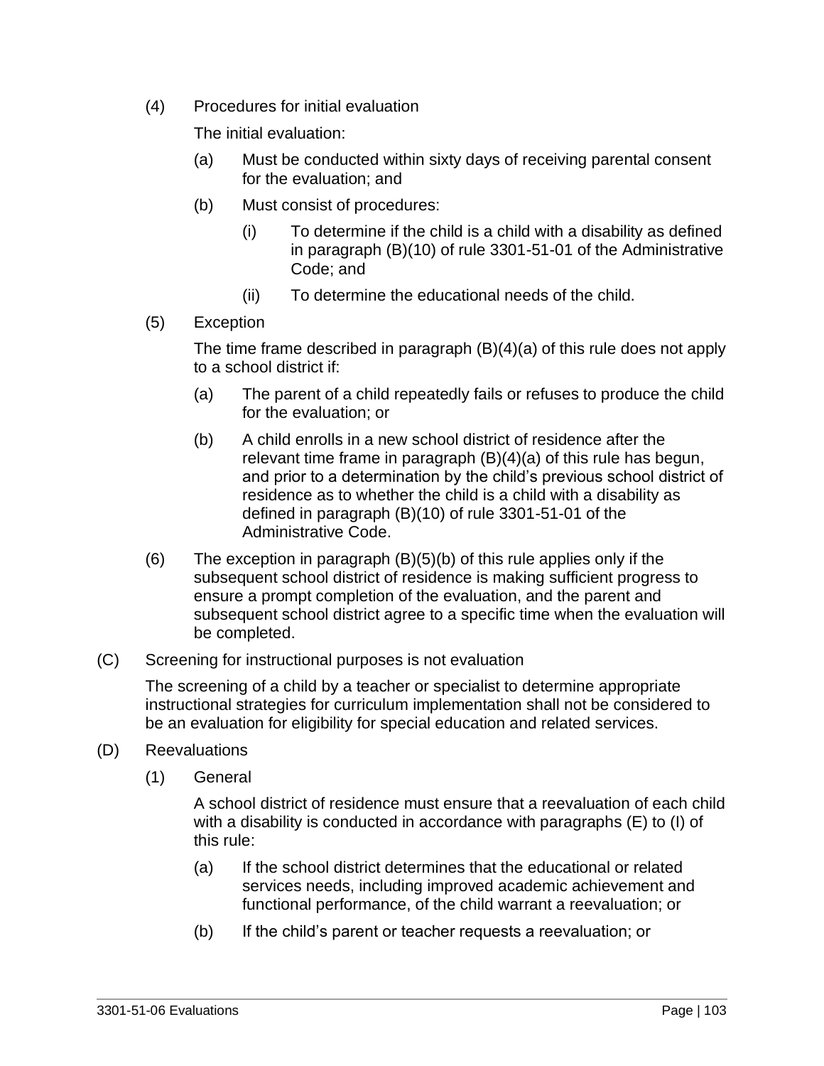(4) Procedures for initial evaluation

The initial evaluation:

(a) Must be conducted within sixty days of receiving parental consent for the evaluation; and

(b) Must consist of procedures:

(i) To determine if the child is a child with a disability as defined in paragraph (B)(10) of rule 3301-51-01 of the Administrative Code; and

(ii) To determine the educational needs of the child.

(5) Exception

The time frame described in paragraph (B)(4)(a) of this rule does not apply to a school district if:

(a) The parent of a child repeatedly fails or refuses to produce the child for the evaluation; or

(b) A child enrolls in a new school district of residence after the relevant time frame in paragraph (B)(4)(a) of this rule has begun, and prior to a determination by the child's previous school district of residence as to whether the child is a child with a disability as defined in paragraph (B)(10) of rule 3301-51-01 of the Administrative Code.

(6) The exception in paragraph (B)(5)(b) of this rule applies only if the subsequent school district of residence is making sufficient progress to ensure a prompt completion of the evaluation, and the parent and subsequent school district agree to a specific time when the evaluation will be completed.

(C) Screening for instructional purposes is not evaluation

The screening of a child by a teacher or specialist to determine appropriate instructional strategies for curriculum implementation shall not be considered to be an evaluation for eligibility for special education and related services.

(D) Reevaluations

(1) General

A school district of residence must ensure that a reevaluation of each child with a disability is conducted in accordance with paragraphs (E) to (I) of this rule:

(a) If the school district determines that the educational or related services needs, including improved academic achievement and functional performance, of the child warrant a reevaluation; or

(b) If the child's parent or teacher requests a reevaluation; or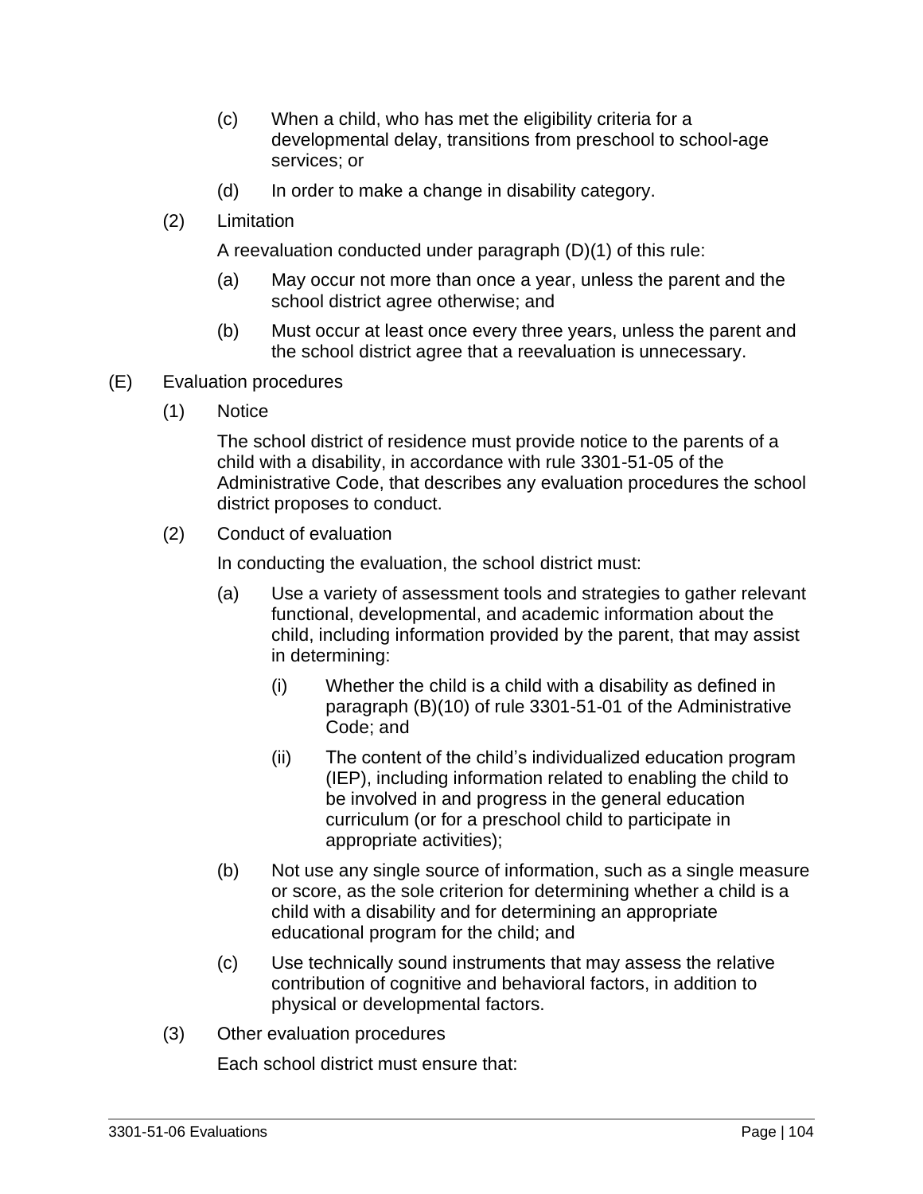(c) When a child, who has met the eligibility criteria for a developmental delay, transitions from preschool to school-age services; or

(d) In order to make a change in disability category.

(2) Limitation

A reevaluation conducted under paragraph (D)(1) of this rule:

(a) May occur not more than once a year, unless the parent and the school district agree otherwise; and

(b) Must occur at least once every three years, unless the parent and the school district agree that a reevaluation is unnecessary.

(E) Evaluation procedures

(1) Notice

The school district of residence must provide notice to the parents of a child with a disability, in accordance with rule 3301-51-05 of the Administrative Code, that describes any evaluation procedures the school district proposes to conduct.

(2) Conduct of evaluation

In conducting the evaluation, the school district must:

(a) Use a variety of assessment tools and strategies to gather relevant functional, developmental, and academic information about the child, including information provided by the parent, that may assist in determining:

(i) Whether the child is a child with a disability as defined in paragraph (B)(10) of rule 3301-51-01 of the Administrative Code; and

(ii) The content of the child's individualized education program (IEP), including information related to enabling the child to be involved in and progress in the general education curriculum (or for a preschool child to participate in appropriate activities);

(b) Not use any single source of information, such as a single measure or score, as the sole criterion for determining whether a child is a child with a disability and for determining an appropriate educational program for the child; and

(c) Use technically sound instruments that may assess the relative contribution of cognitive and behavioral factors, in addition to physical or developmental factors.

(3) Other evaluation procedures

Each school district must ensure that: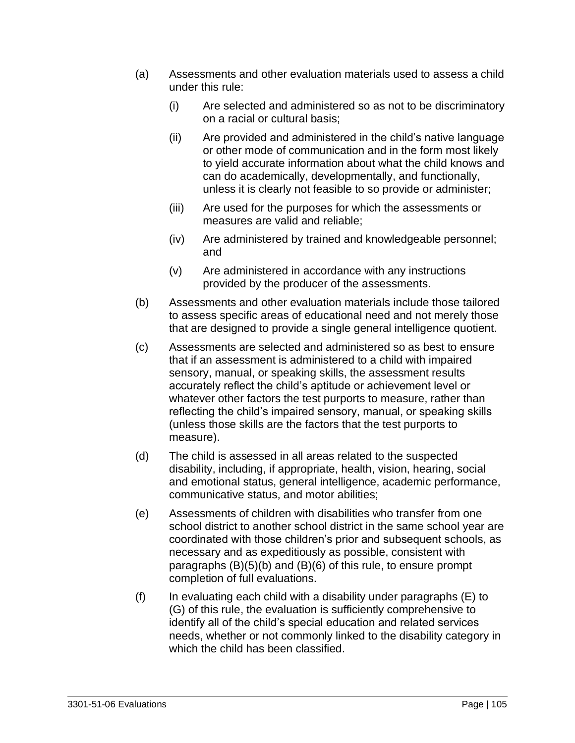(a) Assessments and other evaluation materials used to assess a child under this rule:

    (i) Are selected and administered so as not to be discriminatory on a racial or cultural basis;

    (ii) Are provided and administered in the child's native language or other mode of communication and in the form most likely to yield accurate information about what the child knows and can do academically, developmentally, and functionally, unless it is clearly not feasible to so provide or administer;

    (iii) Are used for the purposes for which the assessments or measures are valid and reliable;

    (iv) Are administered by trained and knowledgeable personnel; and

    (v) Are administered in accordance with any instructions provided by the producer of the assessments.

(b) Assessments and other evaluation materials include those tailored to assess specific areas of educational need and not merely those that are designed to provide a single general intelligence quotient.

(c) Assessments are selected and administered so as best to ensure that if an assessment is administered to a child with impaired sensory, manual, or speaking skills, the assessment results accurately reflect the child's aptitude or achievement level or whatever other factors the test purports to measure, rather than reflecting the child's impaired sensory, manual, or speaking skills (unless those skills are the factors that the test purports to measure).

(d) The child is assessed in all areas related to the suspected disability, including, if appropriate, health, vision, hearing, social and emotional status, general intelligence, academic performance, communicative status, and motor abilities;

(e) Assessments of children with disabilities who transfer from one school district to another school district in the same school year are coordinated with those children's prior and subsequent schools, as necessary and as expeditiously as possible, consistent with paragraphs (B)(5)(b) and (B)(6) of this rule, to ensure prompt completion of full evaluations.

(f) In evaluating each child with a disability under paragraphs (E) to (G) of this rule, the evaluation is sufficiently comprehensive to identify all of the child's special education and related services needs, whether or not commonly linked to the disability category in which the child has been classified.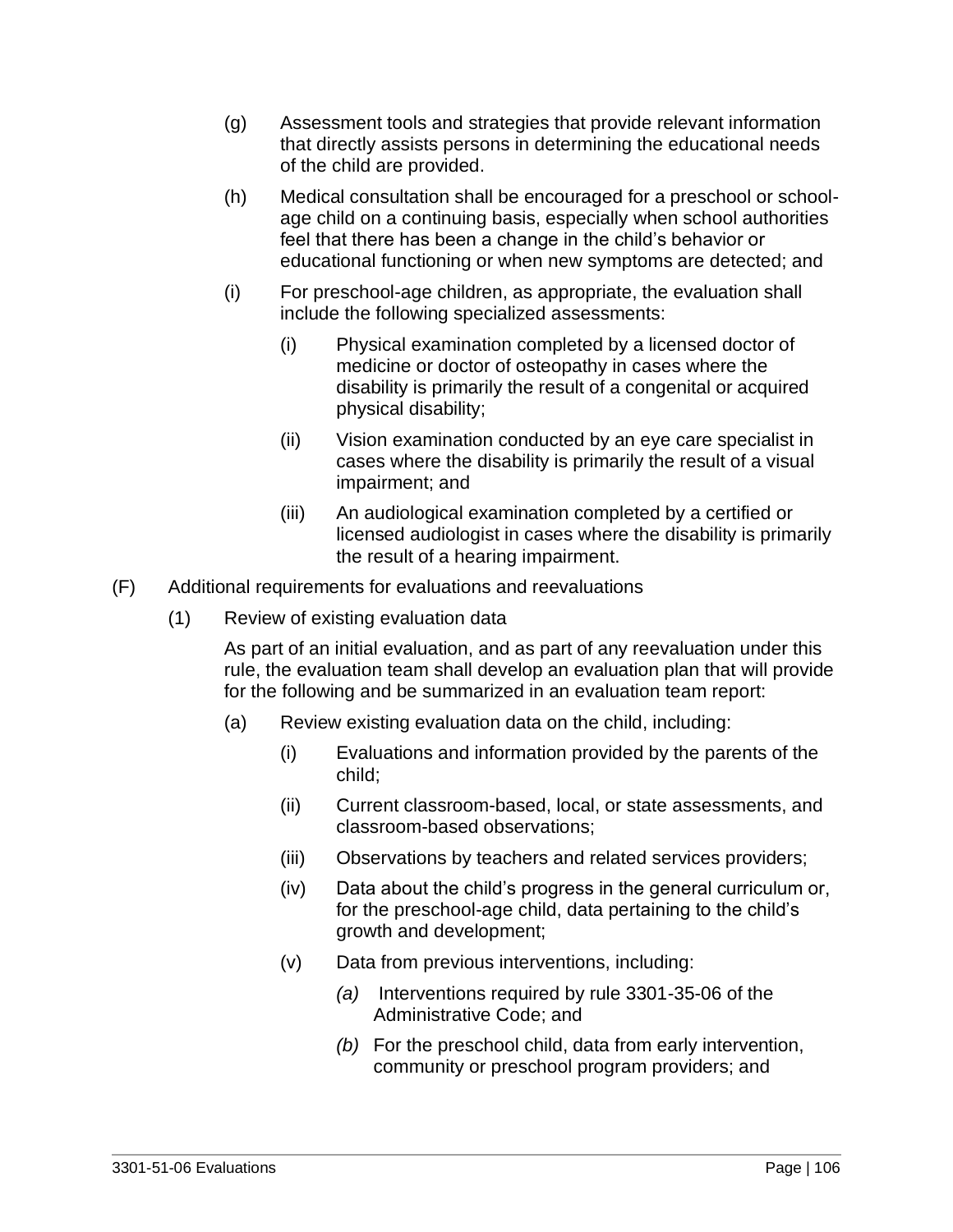(g) Assessment tools and strategies that provide relevant information that directly assists persons in determining the educational needs of the child are provided.

(h) Medical consultation shall be encouraged for a preschool or school-age child on a continuing basis, especially when school authorities feel that there has been a change in the child's behavior or educational functioning or when new symptoms are detected; and

(i) For preschool-age children, as appropriate, the evaluation shall include the following specialized assessments:

 (i) Physical examination completed by a licensed doctor of medicine or doctor of osteopathy in cases where the disability is primarily the result of a congenital or acquired physical disability;

 (ii) Vision examination conducted by an eye care specialist in cases where the disability is primarily the result of a visual impairment; and

 (iii) An audiological examination completed by a certified or licensed audiologist in cases where the disability is primarily the result of a hearing impairment.

(F) Additional requirements for evaluations and reevaluations

 (1) Review of existing evaluation data

 As part of an initial evaluation, and as part of any reevaluation under this rule, the evaluation team shall develop an evaluation plan that will provide for the following and be summarized in an evaluation team report:

 (a) Review existing evaluation data on the child, including:

 (i) Evaluations and information provided by the parents of the child;

 (ii) Current classroom-based, local, or state assessments, and classroom-based observations;

 (iii) Observations by teachers and related services providers;

 (iv) Data about the child's progress in the general curriculum or, for the preschool-age child, data pertaining to the child's growth and development;

 (v) Data from previous interventions, including:

 *(a)* Interventions required by rule 3301-35-06 of the Administrative Code; and

 *(b)* For the preschool child, data from early intervention, community or preschool program providers; and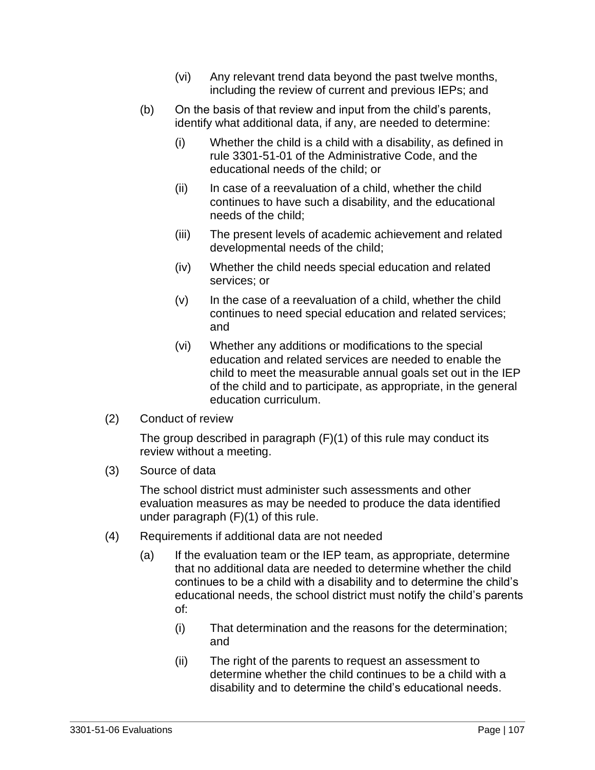(vi) Any relevant trend data beyond the past twelve months, including the review of current and previous IEPs; and

(b) On the basis of that review and input from the child's parents, identify what additional data, if any, are needed to determine:

(i) Whether the child is a child with a disability, as defined in rule 3301-51-01 of the Administrative Code, and the educational needs of the child; or

(ii) In case of a reevaluation of a child, whether the child continues to have such a disability, and the educational needs of the child;

(iii) The present levels of academic achievement and related developmental needs of the child;

(iv) Whether the child needs special education and related services; or

(v) In the case of a reevaluation of a child, whether the child continues to need special education and related services; and

(vi) Whether any additions or modifications to the special education and related services are needed to enable the child to meet the measurable annual goals set out in the IEP of the child and to participate, as appropriate, in the general education curriculum.

(2) Conduct of review

The group described in paragraph (F)(1) of this rule may conduct its review without a meeting.

(3) Source of data

The school district must administer such assessments and other evaluation measures as may be needed to produce the data identified under paragraph (F)(1) of this rule.

(4) Requirements if additional data are not needed

(a) If the evaluation team or the IEP team, as appropriate, determine that no additional data are needed to determine whether the child continues to be a child with a disability and to determine the child's educational needs, the school district must notify the child's parents of:

(i) That determination and the reasons for the determination; and

(ii) The right of the parents to request an assessment to determine whether the child continues to be a child with a disability and to determine the child's educational needs.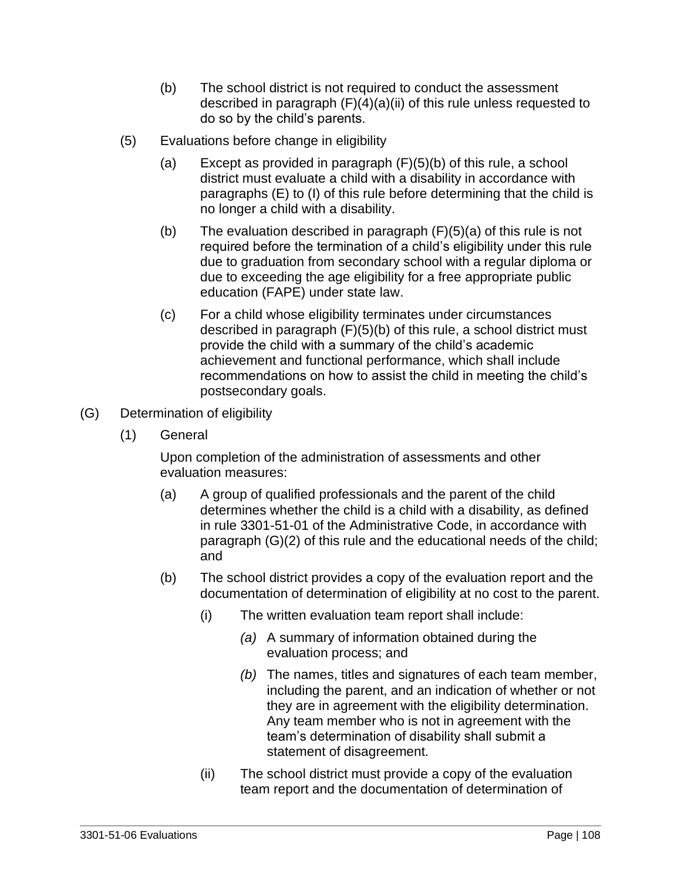(b) The school district is not required to conduct the assessment described in paragraph (F)(4)(a)(ii) of this rule unless requested to do so by the child's parents.

(5) Evaluations before change in eligibility

(a) Except as provided in paragraph (F)(5)(b) of this rule, a school district must evaluate a child with a disability in accordance with paragraphs (E) to (I) of this rule before determining that the child is no longer a child with a disability.

(b) The evaluation described in paragraph (F)(5)(a) of this rule is not required before the termination of a child's eligibility under this rule due to graduation from secondary school with a regular diploma or due to exceeding the age eligibility for a free appropriate public education (FAPE) under state law.

(c) For a child whose eligibility terminates under circumstances described in paragraph (F)(5)(b) of this rule, a school district must provide the child with a summary of the child's academic achievement and functional performance, which shall include recommendations on how to assist the child in meeting the child's postsecondary goals.

(G) Determination of eligibility

(1) General

Upon completion of the administration of assessments and other evaluation measures:

(a) A group of qualified professionals and the parent of the child determines whether the child is a child with a disability, as defined in rule 3301-51-01 of the Administrative Code, in accordance with paragraph (G)(2) of this rule and the educational needs of the child; and

(b) The school district provides a copy of the evaluation report and the documentation of determination of eligibility at no cost to the parent.

(i) The written evaluation team report shall include:

*(a)* A summary of information obtained during the evaluation process; and

*(b)* The names, titles and signatures of each team member, including the parent, and an indication of whether or not they are in agreement with the eligibility determination. Any team member who is not in agreement with the team's determination of disability shall submit a statement of disagreement.

(ii) The school district must provide a copy of the evaluation team report and the documentation of determination of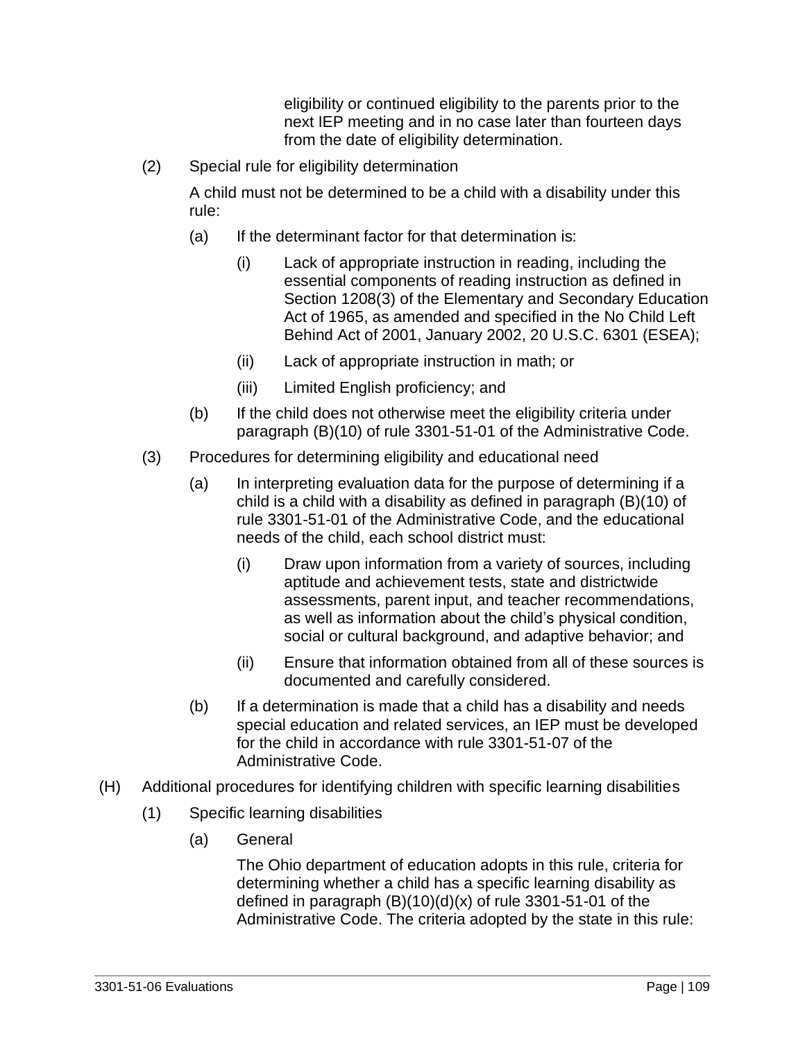eligibility or continued eligibility to the parents prior to the next IEP meeting and in no case later than fourteen days from the date of eligibility determination.

(2) Special rule for eligibility determination

A child must not be determined to be a child with a disability under this rule:

(a) If the determinant factor for that determination is:

(i) Lack of appropriate instruction in reading, including the essential components of reading instruction as defined in Section 1208(3) of the Elementary and Secondary Education Act of 1965, as amended and specified in the No Child Left Behind Act of 2001, January 2002, 20 U.S.C. 6301 (ESEA);

(ii) Lack of appropriate instruction in math; or

(iii) Limited English proficiency; and

(b) If the child does not otherwise meet the eligibility criteria under paragraph (B)(10) of rule 3301-51-01 of the Administrative Code.

(3) Procedures for determining eligibility and educational need

(a) In interpreting evaluation data for the purpose of determining if a child is a child with a disability as defined in paragraph (B)(10) of rule 3301-51-01 of the Administrative Code, and the educational needs of the child, each school district must:

(i) Draw upon information from a variety of sources, including aptitude and achievement tests, state and districtwide assessments, parent input, and teacher recommendations, as well as information about the child's physical condition, social or cultural background, and adaptive behavior; and

(ii) Ensure that information obtained from all of these sources is documented and carefully considered.

(b) If a determination is made that a child has a disability and needs special education and related services, an IEP must be developed for the child in accordance with rule 3301-51-07 of the Administrative Code.

(H) Additional procedures for identifying children with specific learning disabilities

(1) Specific learning disabilities

(a) General

The Ohio department of education adopts in this rule, criteria for determining whether a child has a specific learning disability as defined in paragraph (B)(10)(d)(x) of rule 3301-51-01 of the Administrative Code. The criteria adopted by the state in this rule: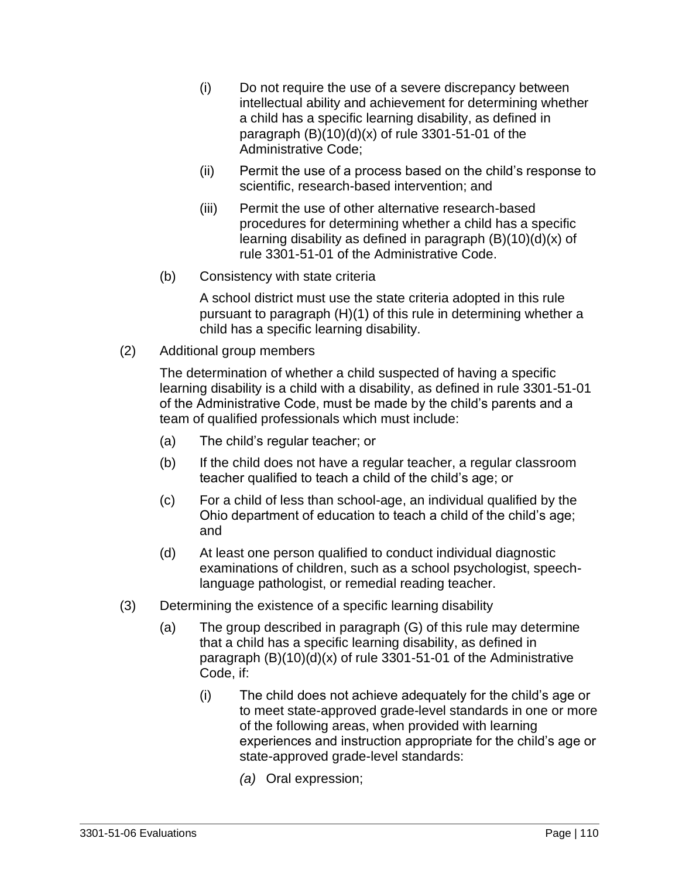(i) Do not require the use of a severe discrepancy between intellectual ability and achievement for determining whether a child has a specific learning disability, as defined in paragraph (B)(10)(d)(x) of rule 3301-51-01 of the Administrative Code;

(ii) Permit the use of a process based on the child's response to scientific, research-based intervention; and

(iii) Permit the use of other alternative research-based procedures for determining whether a child has a specific learning disability as defined in paragraph (B)(10)(d)(x) of rule 3301-51-01 of the Administrative Code.

(b) Consistency with state criteria

A school district must use the state criteria adopted in this rule pursuant to paragraph (H)(1) of this rule in determining whether a child has a specific learning disability.

(2) Additional group members

The determination of whether a child suspected of having a specific learning disability is a child with a disability, as defined in rule 3301-51-01 of the Administrative Code, must be made by the child's parents and a team of qualified professionals which must include:

(a) The child's regular teacher; or

(b) If the child does not have a regular teacher, a regular classroom teacher qualified to teach a child of the child's age; or

(c) For a child of less than school-age, an individual qualified by the Ohio department of education to teach a child of the child's age; and

(d) At least one person qualified to conduct individual diagnostic examinations of children, such as a school psychologist, speech-language pathologist, or remedial reading teacher.

(3) Determining the existence of a specific learning disability

(a) The group described in paragraph (G) of this rule may determine that a child has a specific learning disability, as defined in paragraph (B)(10)(d)(x) of rule 3301-51-01 of the Administrative Code, if:

(i) The child does not achieve adequately for the child's age or to meet state-approved grade-level standards in one or more of the following areas, when provided with learning experiences and instruction appropriate for the child's age or state-approved grade-level standards:

*(a)* Oral expression;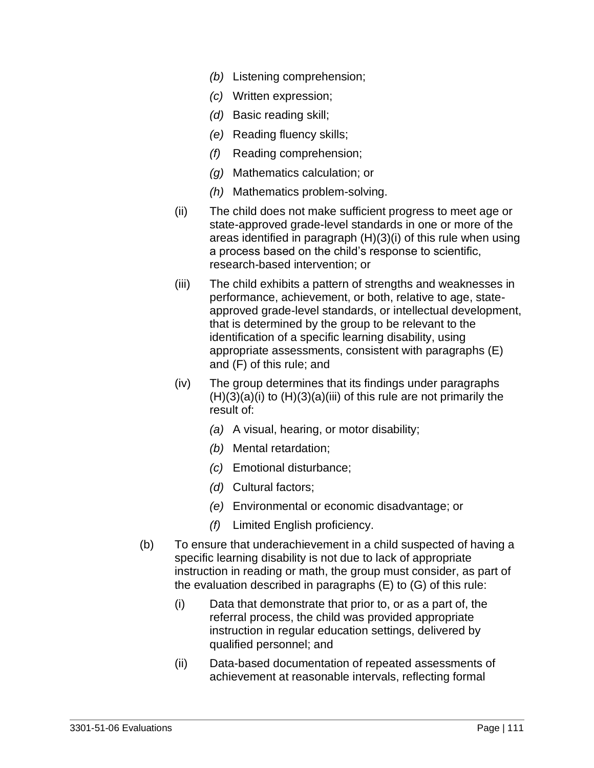- *(b)* Listening comprehension;
- *(c)* Written expression;
- *(d)* Basic reading skill;
- *(e)* Reading fluency skills;
- *(f)* Reading comprehension;
- *(g)* Mathematics calculation; or
- *(h)* Mathematics problem-solving.

(ii) The child does not make sufficient progress to meet age or state-approved grade-level standards in one or more of the areas identified in paragraph (H)(3)(i) of this rule when using a process based on the child's response to scientific, research-based intervention; or

(iii) The child exhibits a pattern of strengths and weaknesses in performance, achievement, or both, relative to age, state-approved grade-level standards, or intellectual development, that is determined by the group to be relevant to the identification of a specific learning disability, using appropriate assessments, consistent with paragraphs (E) and (F) of this rule; and

(iv) The group determines that its findings under paragraphs (H)(3)(a)(i) to (H)(3)(a)(iii) of this rule are not primarily the result of:

- *(a)* A visual, hearing, or motor disability;
- *(b)* Mental retardation;
- *(c)* Emotional disturbance;
- *(d)* Cultural factors;
- *(e)* Environmental or economic disadvantage; or
- *(f)* Limited English proficiency.

(b) To ensure that underachievement in a child suspected of having a specific learning disability is not due to lack of appropriate instruction in reading or math, the group must consider, as part of the evaluation described in paragraphs (E) to (G) of this rule:

(i) Data that demonstrate that prior to, or as a part of, the referral process, the child was provided appropriate instruction in regular education settings, delivered by qualified personnel; and

(ii) Data-based documentation of repeated assessments of achievement at reasonable intervals, reflecting formal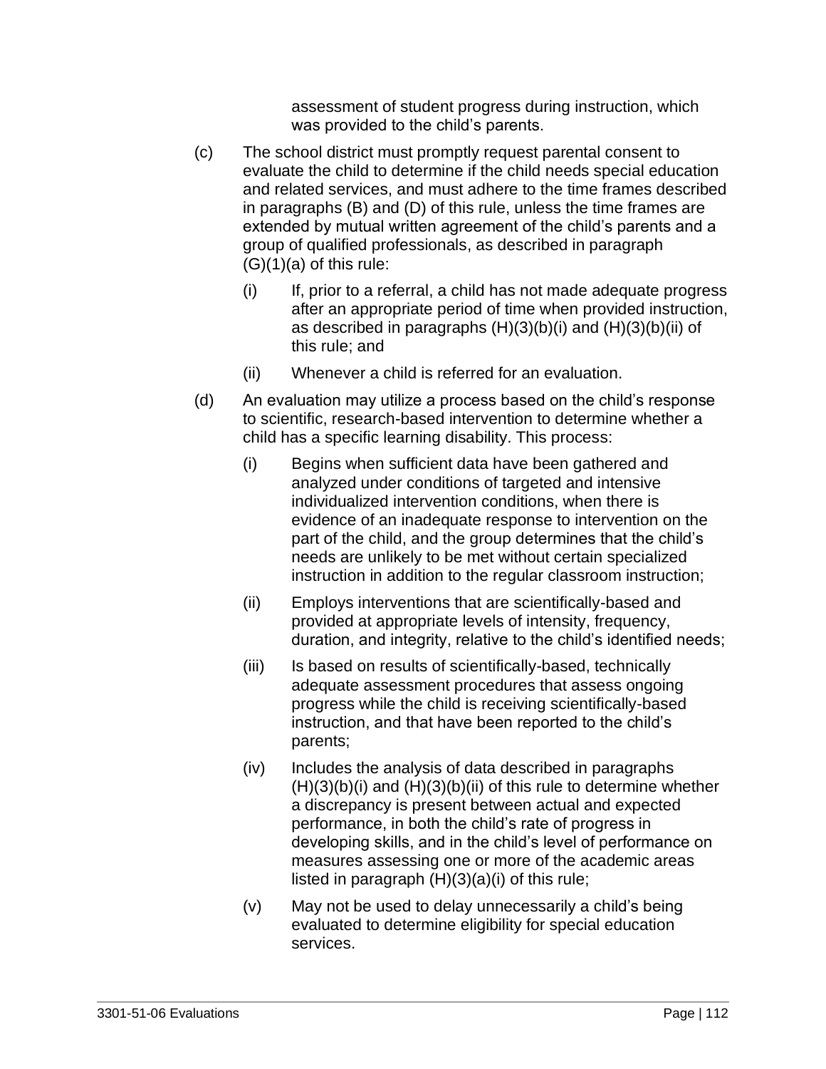assessment of student progress during instruction, which was provided to the child's parents.

(c) The school district must promptly request parental consent to evaluate the child to determine if the child needs special education and related services, and must adhere to the time frames described in paragraphs (B) and (D) of this rule, unless the time frames are extended by mutual written agreement of the child's parents and a group of qualified professionals, as described in paragraph (G)(1)(a) of this rule:

   (i) If, prior to a referral, a child has not made adequate progress after an appropriate period of time when provided instruction, as described in paragraphs (H)(3)(b)(i) and (H)(3)(b)(ii) of this rule; and

   (ii) Whenever a child is referred for an evaluation.

(d) An evaluation may utilize a process based on the child's response to scientific, research-based intervention to determine whether a child has a specific learning disability. This process:

   (i) Begins when sufficient data have been gathered and analyzed under conditions of targeted and intensive individualized intervention conditions, when there is evidence of an inadequate response to intervention on the part of the child, and the group determines that the child's needs are unlikely to be met without certain specialized instruction in addition to the regular classroom instruction;

   (ii) Employs interventions that are scientifically-based and provided at appropriate levels of intensity, frequency, duration, and integrity, relative to the child's identified needs;

   (iii) Is based on results of scientifically-based, technically adequate assessment procedures that assess ongoing progress while the child is receiving scientifically-based instruction, and that have been reported to the child's parents;

   (iv) Includes the analysis of data described in paragraphs (H)(3)(b)(i) and (H)(3)(b)(ii) of this rule to determine whether a discrepancy is present between actual and expected performance, in both the child's rate of progress in developing skills, and in the child's level of performance on measures assessing one or more of the academic areas listed in paragraph (H)(3)(a)(i) of this rule;

   (v) May not be used to delay unnecessarily a child's being evaluated to determine eligibility for special education services.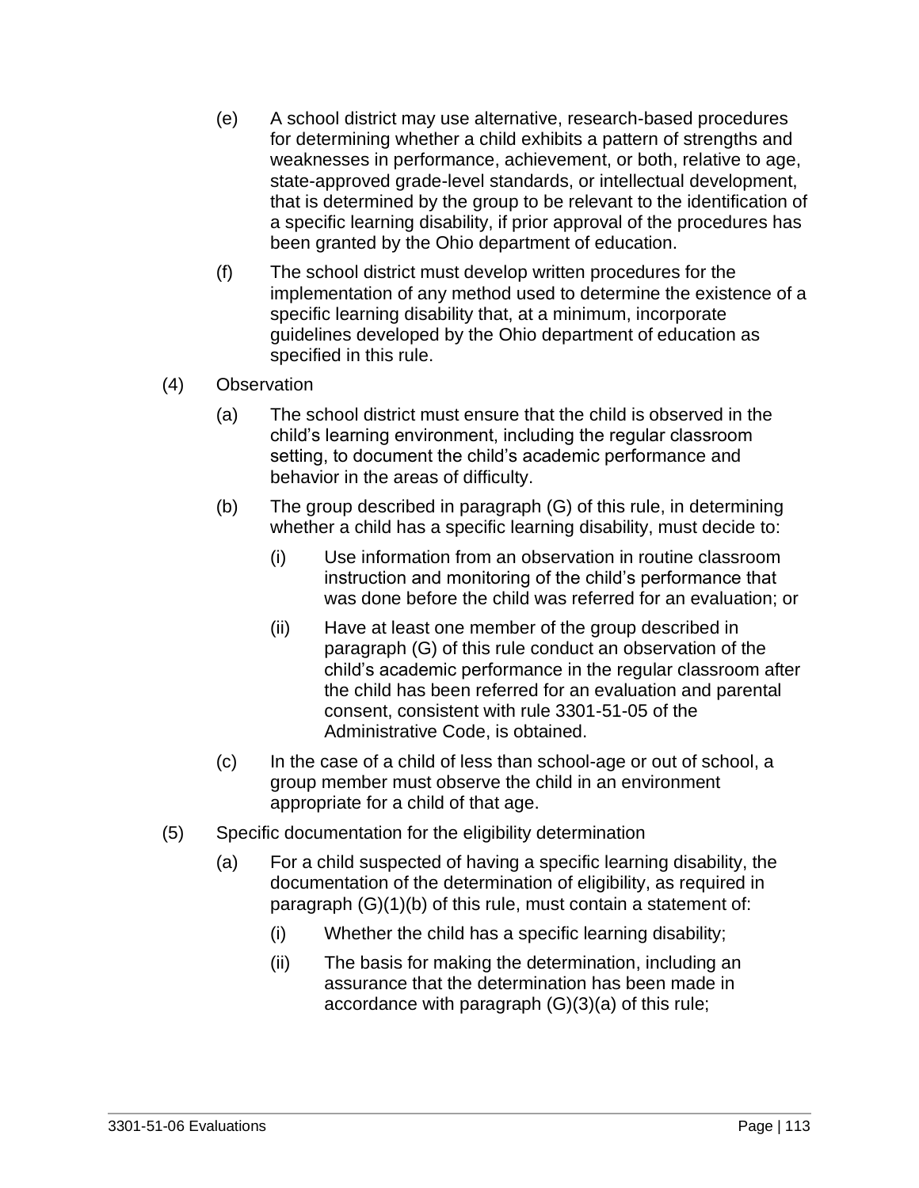(e) A school district may use alternative, research-based procedures for determining whether a child exhibits a pattern of strengths and weaknesses in performance, achievement, or both, relative to age, state-approved grade-level standards, or intellectual development, that is determined by the group to be relevant to the identification of a specific learning disability, if prior approval of the procedures has been granted by the Ohio department of education.

(f) The school district must develop written procedures for the implementation of any method used to determine the existence of a specific learning disability that, at a minimum, incorporate guidelines developed by the Ohio department of education as specified in this rule.

(4) Observation

(a) The school district must ensure that the child is observed in the child's learning environment, including the regular classroom setting, to document the child's academic performance and behavior in the areas of difficulty.

(b) The group described in paragraph (G) of this rule, in determining whether a child has a specific learning disability, must decide to:

(i) Use information from an observation in routine classroom instruction and monitoring of the child's performance that was done before the child was referred for an evaluation; or

(ii) Have at least one member of the group described in paragraph (G) of this rule conduct an observation of the child's academic performance in the regular classroom after the child has been referred for an evaluation and parental consent, consistent with rule 3301-51-05 of the Administrative Code, is obtained.

(c) In the case of a child of less than school-age or out of school, a group member must observe the child in an environment appropriate for a child of that age.

(5) Specific documentation for the eligibility determination

(a) For a child suspected of having a specific learning disability, the documentation of the determination of eligibility, as required in paragraph (G)(1)(b) of this rule, must contain a statement of:

(i) Whether the child has a specific learning disability;

(ii) The basis for making the determination, including an assurance that the determination has been made in accordance with paragraph (G)(3)(a) of this rule;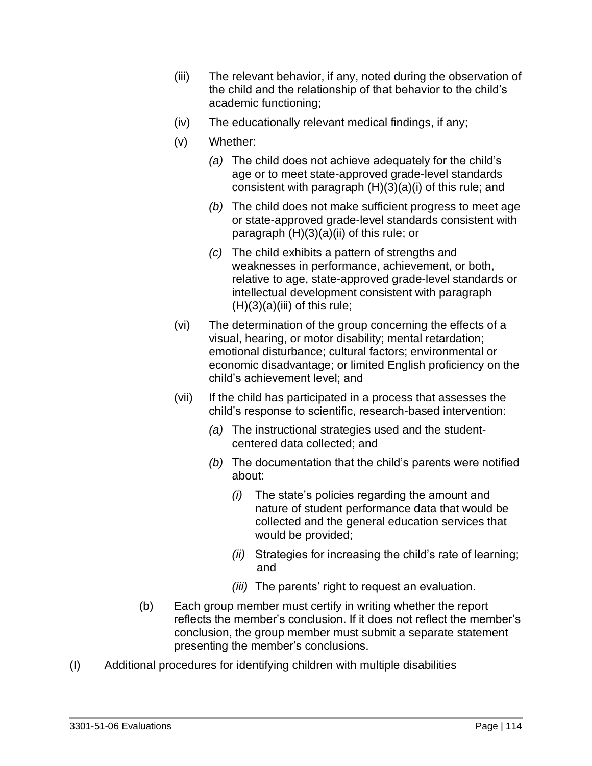(iii) The relevant behavior, if any, noted during the observation of the child and the relationship of that behavior to the child's academic functioning;

(iv) The educationally relevant medical findings, if any;

(v) Whether:

*(a)* The child does not achieve adequately for the child's age or to meet state-approved grade-level standards consistent with paragraph (H)(3)(a)(i) of this rule; and

*(b)* The child does not make sufficient progress to meet age or state-approved grade-level standards consistent with paragraph (H)(3)(a)(ii) of this rule; or

*(c)* The child exhibits a pattern of strengths and weaknesses in performance, achievement, or both, relative to age, state-approved grade-level standards or intellectual development consistent with paragraph (H)(3)(a)(iii) of this rule;

(vi) The determination of the group concerning the effects of a visual, hearing, or motor disability; mental retardation; emotional disturbance; cultural factors; environmental or economic disadvantage; or limited English proficiency on the child's achievement level; and

(vii) If the child has participated in a process that assesses the child's response to scientific, research-based intervention:

*(a)* The instructional strategies used and the student-centered data collected; and

*(b)* The documentation that the child's parents were notified about:

*(i)* The state's policies regarding the amount and nature of student performance data that would be collected and the general education services that would be provided;

*(ii)* Strategies for increasing the child's rate of learning; and

*(iii)* The parents' right to request an evaluation.

(b) Each group member must certify in writing whether the report reflects the member's conclusion. If it does not reflect the member's conclusion, the group member must submit a separate statement presenting the member's conclusions.

(I) Additional procedures for identifying children with multiple disabilities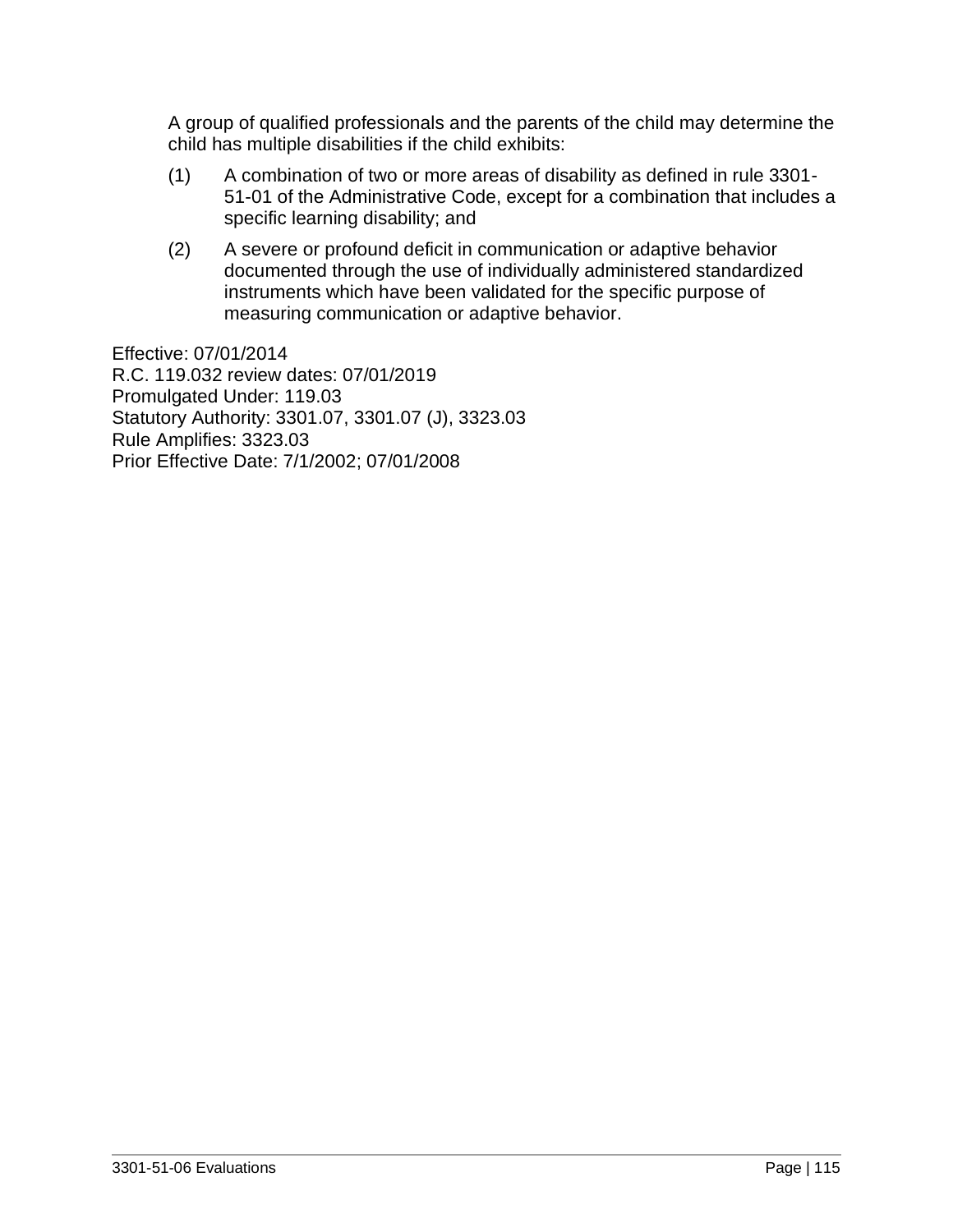A group of qualified professionals and the parents of the child may determine the child has multiple disabilities if the child exhibits:

(1) A combination of two or more areas of disability as defined in rule 3301-51-01 of the Administrative Code, except for a combination that includes a specific learning disability; and

(2) A severe or profound deficit in communication or adaptive behavior documented through the use of individually administered standardized instruments which have been validated for the specific purpose of measuring communication or adaptive behavior.

Effective: 07/01/2014
R.C. 119.032 review dates: 07/01/2019
Promulgated Under: 119.03
Statutory Authority: 3301.07, 3301.07 (J), 3323.03
Rule Amplifies: 3323.03
Prior Effective Date: 7/1/2002; 07/01/2008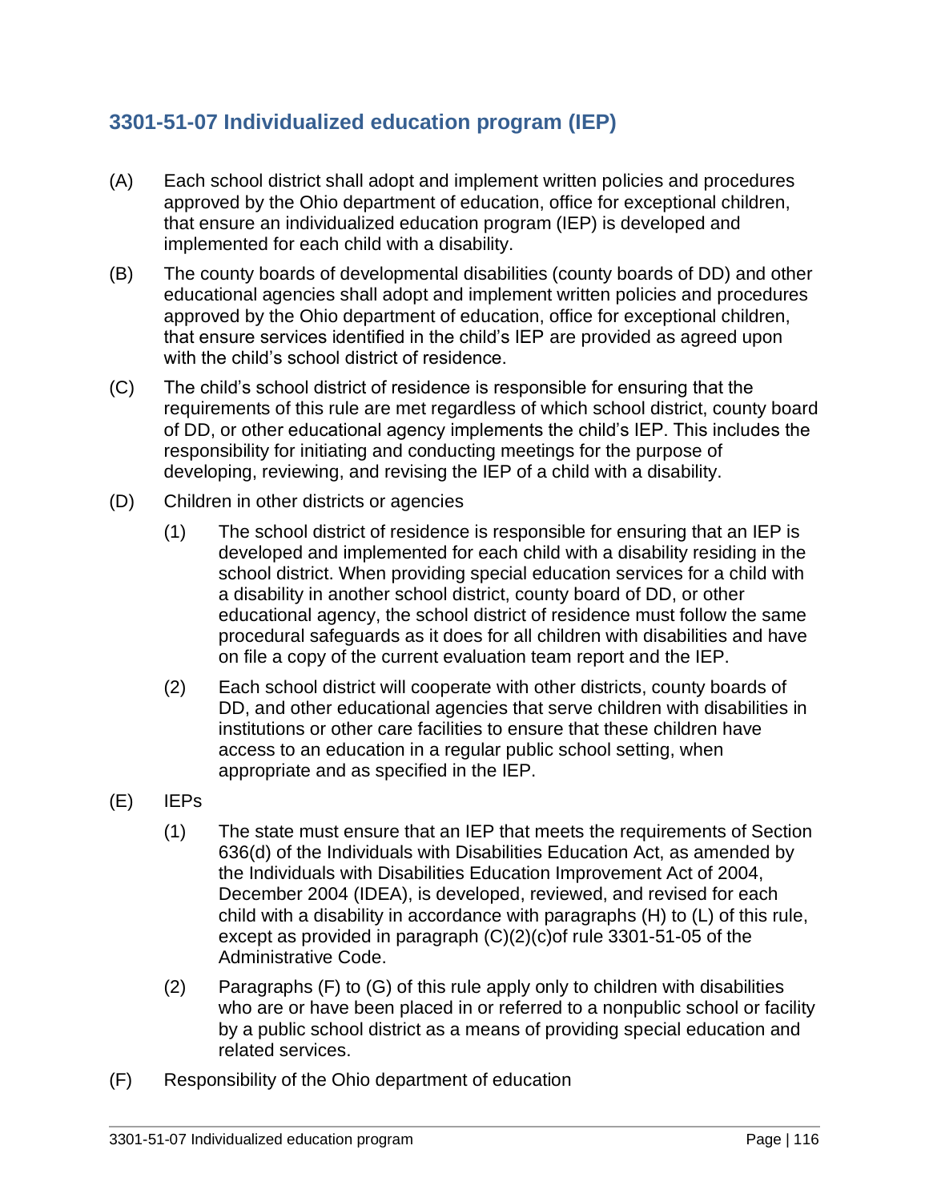## 3301-51-07 Individualized education program (IEP)

(A) Each school district shall adopt and implement written policies and procedures approved by the Ohio department of education, office for exceptional children, that ensure an individualized education program (IEP) is developed and implemented for each child with a disability.

(B) The county boards of developmental disabilities (county boards of DD) and other educational agencies shall adopt and implement written policies and procedures approved by the Ohio department of education, office for exceptional children, that ensure services identified in the child's IEP are provided as agreed upon with the child's school district of residence.

(C) The child's school district of residence is responsible for ensuring that the requirements of this rule are met regardless of which school district, county board of DD, or other educational agency implements the child's IEP. This includes the responsibility for initiating and conducting meetings for the purpose of developing, reviewing, and revising the IEP of a child with a disability.

(D) Children in other districts or agencies

(1) The school district of residence is responsible for ensuring that an IEP is developed and implemented for each child with a disability residing in the school district. When providing special education services for a child with a disability in another school district, county board of DD, or other educational agency, the school district of residence must follow the same procedural safeguards as it does for all children with disabilities and have on file a copy of the current evaluation team report and the IEP.

(2) Each school district will cooperate with other districts, county boards of DD, and other educational agencies that serve children with disabilities in institutions or other care facilities to ensure that these children have access to an education in a regular public school setting, when appropriate and as specified in the IEP.

(E) IEPs

(1) The state must ensure that an IEP that meets the requirements of Section 636(d) of the Individuals with Disabilities Education Act, as amended by the Individuals with Disabilities Education Improvement Act of 2004, December 2004 (IDEA), is developed, reviewed, and revised for each child with a disability in accordance with paragraphs (H) to (L) of this rule, except as provided in paragraph (C)(2)(c)of rule 3301-51-05 of the Administrative Code.

(2) Paragraphs (F) to (G) of this rule apply only to children with disabilities who are or have been placed in or referred to a nonpublic school or facility by a public school district as a means of providing special education and related services.

(F) Responsibility of the Ohio department of education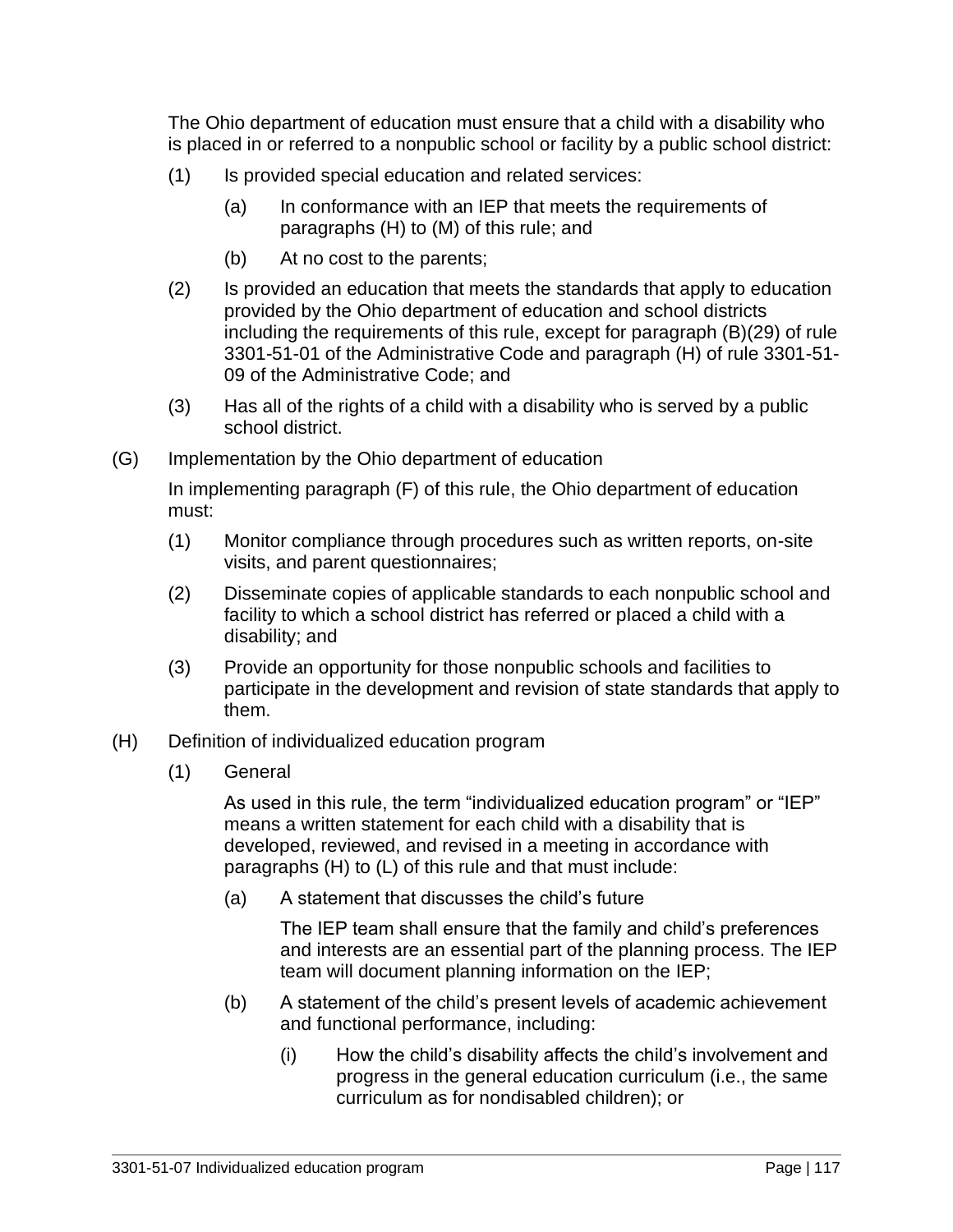The Ohio department of education must ensure that a child with a disability who is placed in or referred to a nonpublic school or facility by a public school district:

(1) Is provided special education and related services:

  (a) In conformance with an IEP that meets the requirements of paragraphs (H) to (M) of this rule; and

  (b) At no cost to the parents;

(2) Is provided an education that meets the standards that apply to education provided by the Ohio department of education and school districts including the requirements of this rule, except for paragraph (B)(29) of rule 3301-51-01 of the Administrative Code and paragraph (H) of rule 3301-51-09 of the Administrative Code; and

(3) Has all of the rights of a child with a disability who is served by a public school district.

(G) Implementation by the Ohio department of education

In implementing paragraph (F) of this rule, the Ohio department of education must:

(1) Monitor compliance through procedures such as written reports, on-site visits, and parent questionnaires;

(2) Disseminate copies of applicable standards to each nonpublic school and facility to which a school district has referred or placed a child with a disability; and

(3) Provide an opportunity for those nonpublic schools and facilities to participate in the development and revision of state standards that apply to them.

(H) Definition of individualized education program

(1) General

As used in this rule, the term "individualized education program" or "IEP" means a written statement for each child with a disability that is developed, reviewed, and revised in a meeting in accordance with paragraphs (H) to (L) of this rule and that must include:

  (a) A statement that discusses the child's future

  The IEP team shall ensure that the family and child's preferences and interests are an essential part of the planning process. The IEP team will document planning information on the IEP;

  (b) A statement of the child's present levels of academic achievement and functional performance, including:

    (i) How the child's disability affects the child's involvement and progress in the general education curriculum (i.e., the same curriculum as for nondisabled children); or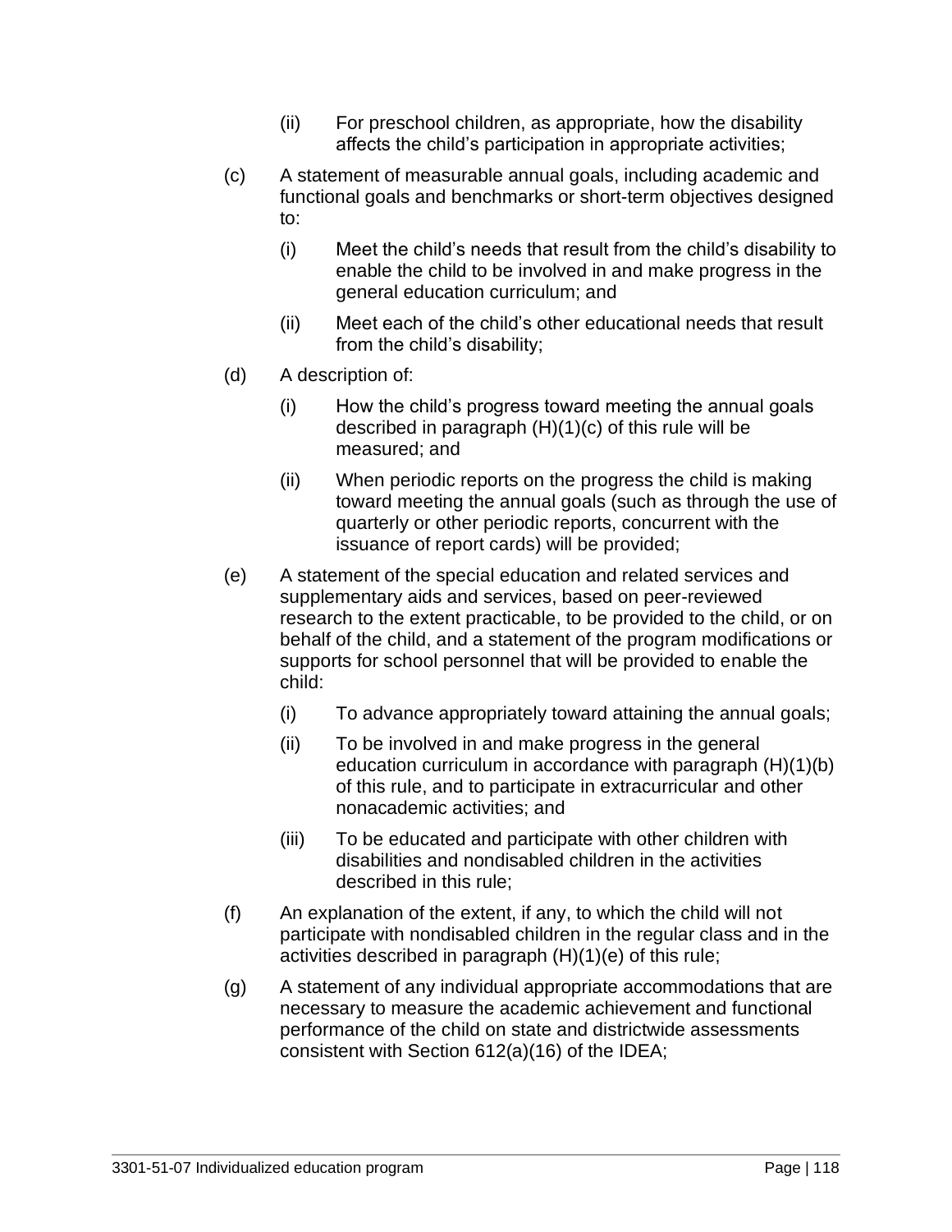(ii) For preschool children, as appropriate, how the disability affects the child's participation in appropriate activities;

(c) A statement of measurable annual goals, including academic and functional goals and benchmarks or short-term objectives designed to:

(i) Meet the child's needs that result from the child's disability to enable the child to be involved in and make progress in the general education curriculum; and

(ii) Meet each of the child's other educational needs that result from the child's disability;

(d) A description of:

(i) How the child's progress toward meeting the annual goals described in paragraph (H)(1)(c) of this rule will be measured; and

(ii) When periodic reports on the progress the child is making toward meeting the annual goals (such as through the use of quarterly or other periodic reports, concurrent with the issuance of report cards) will be provided;

(e) A statement of the special education and related services and supplementary aids and services, based on peer-reviewed research to the extent practicable, to be provided to the child, or on behalf of the child, and a statement of the program modifications or supports for school personnel that will be provided to enable the child:

(i) To advance appropriately toward attaining the annual goals;

(ii) To be involved in and make progress in the general education curriculum in accordance with paragraph (H)(1)(b) of this rule, and to participate in extracurricular and other nonacademic activities; and

(iii) To be educated and participate with other children with disabilities and nondisabled children in the activities described in this rule;

(f) An explanation of the extent, if any, to which the child will not participate with nondisabled children in the regular class and in the activities described in paragraph (H)(1)(e) of this rule;

(g) A statement of any individual appropriate accommodations that are necessary to measure the academic achievement and functional performance of the child on state and districtwide assessments consistent with Section 612(a)(16) of the IDEA;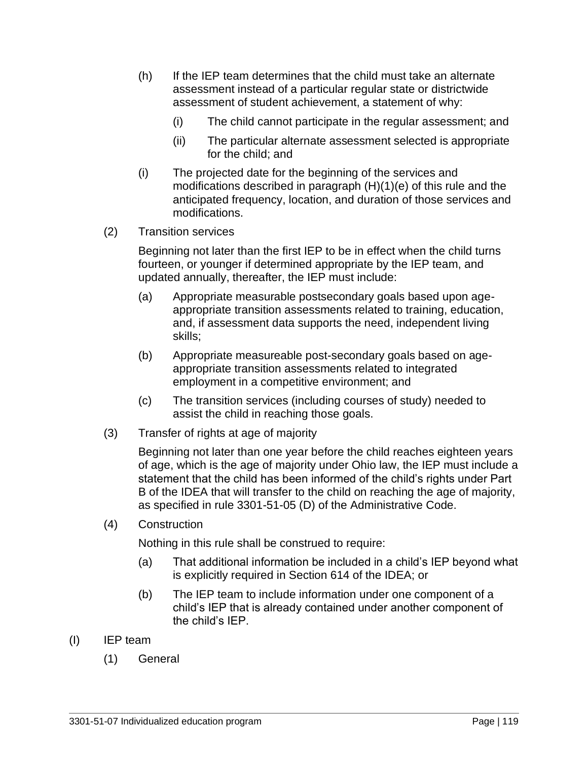(h) If the IEP team determines that the child must take an alternate assessment instead of a particular regular state or districtwide assessment of student achievement, a statement of why:

(i) The child cannot participate in the regular assessment; and

(ii) The particular alternate assessment selected is appropriate for the child; and

(i) The projected date for the beginning of the services and modifications described in paragraph (H)(1)(e) of this rule and the anticipated frequency, location, and duration of those services and modifications.

(2) Transition services

Beginning not later than the first IEP to be in effect when the child turns fourteen, or younger if determined appropriate by the IEP team, and updated annually, thereafter, the IEP must include:

(a) Appropriate measurable postsecondary goals based upon age-appropriate transition assessments related to training, education, and, if assessment data supports the need, independent living skills;

(b) Appropriate measureable post-secondary goals based on age-appropriate transition assessments related to integrated employment in a competitive environment; and

(c) The transition services (including courses of study) needed to assist the child in reaching those goals.

(3) Transfer of rights at age of majority

Beginning not later than one year before the child reaches eighteen years of age, which is the age of majority under Ohio law, the IEP must include a statement that the child has been informed of the child's rights under Part B of the IDEA that will transfer to the child on reaching the age of majority, as specified in rule 3301-51-05 (D) of the Administrative Code.

(4) Construction

Nothing in this rule shall be construed to require:

(a) That additional information be included in a child's IEP beyond what is explicitly required in Section 614 of the IDEA; or

(b) The IEP team to include information under one component of a child's IEP that is already contained under another component of the child's IEP.

(I) IEP team

(1) General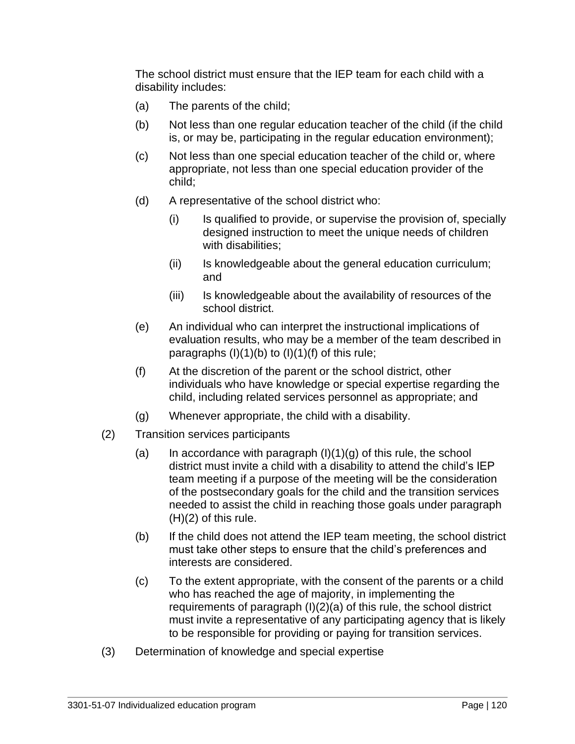The school district must ensure that the IEP team for each child with a disability includes:

(a) The parents of the child;

(b) Not less than one regular education teacher of the child (if the child is, or may be, participating in the regular education environment);

(c) Not less than one special education teacher of the child or, where appropriate, not less than one special education provider of the child;

(d) A representative of the school district who:

   (i) Is qualified to provide, or supervise the provision of, specially designed instruction to meet the unique needs of children with disabilities;

   (ii) Is knowledgeable about the general education curriculum; and

   (iii) Is knowledgeable about the availability of resources of the school district.

(e) An individual who can interpret the instructional implications of evaluation results, who may be a member of the team described in paragraphs (I)(1)(b) to (I)(1)(f) of this rule;

(f) At the discretion of the parent or the school district, other individuals who have knowledge or special expertise regarding the child, including related services personnel as appropriate; and

(g) Whenever appropriate, the child with a disability.

(2) Transition services participants

(a) In accordance with paragraph (I)(1)(g) of this rule, the school district must invite a child with a disability to attend the child's IEP team meeting if a purpose of the meeting will be the consideration of the postsecondary goals for the child and the transition services needed to assist the child in reaching those goals under paragraph (H)(2) of this rule.

(b) If the child does not attend the IEP team meeting, the school district must take other steps to ensure that the child's preferences and interests are considered.

(c) To the extent appropriate, with the consent of the parents or a child who has reached the age of majority, in implementing the requirements of paragraph (I)(2)(a) of this rule, the school district must invite a representative of any participating agency that is likely to be responsible for providing or paying for transition services.

(3) Determination of knowledge and special expertise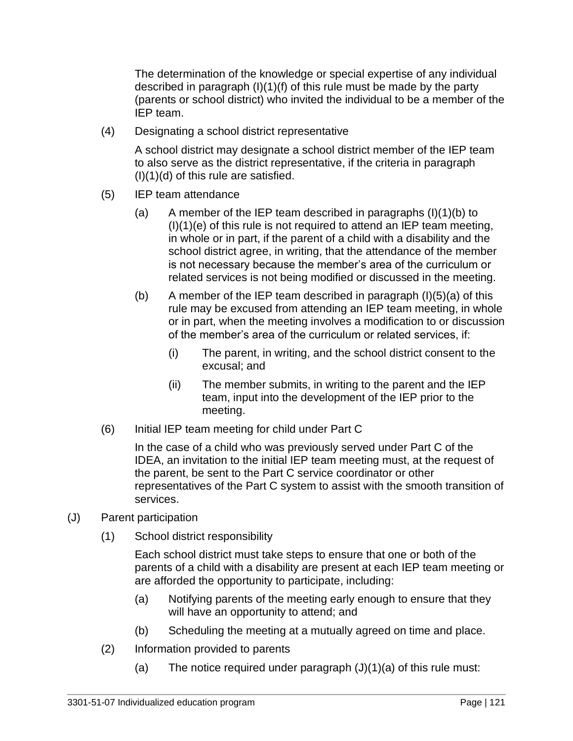The determination of the knowledge or special expertise of any individual described in paragraph (I)(1)(f) of this rule must be made by the party (parents or school district) who invited the individual to be a member of the IEP team.

(4) Designating a school district representative

A school district may designate a school district member of the IEP team to also serve as the district representative, if the criteria in paragraph (I)(1)(d) of this rule are satisfied.

(5) IEP team attendance

(a) A member of the IEP team described in paragraphs (I)(1)(b) to (I)(1)(e) of this rule is not required to attend an IEP team meeting, in whole or in part, if the parent of a child with a disability and the school district agree, in writing, that the attendance of the member is not necessary because the member’s area of the curriculum or related services is not being modified or discussed in the meeting.

(b) A member of the IEP team described in paragraph (I)(5)(a) of this rule may be excused from attending an IEP team meeting, in whole or in part, when the meeting involves a modification to or discussion of the member’s area of the curriculum or related services, if:

(i) The parent, in writing, and the school district consent to the excusal; and

(ii) The member submits, in writing to the parent and the IEP team, input into the development of the IEP prior to the meeting.

(6) Initial IEP team meeting for child under Part C

In the case of a child who was previously served under Part C of the IDEA, an invitation to the initial IEP team meeting must, at the request of the parent, be sent to the Part C service coordinator or other representatives of the Part C system to assist with the smooth transition of services.

(J) Parent participation

(1) School district responsibility

Each school district must take steps to ensure that one or both of the parents of a child with a disability are present at each IEP team meeting or are afforded the opportunity to participate, including:

(a) Notifying parents of the meeting early enough to ensure that they will have an opportunity to attend; and

(b) Scheduling the meeting at a mutually agreed on time and place.

(2) Information provided to parents

(a) The notice required under paragraph (J)(1)(a) of this rule must: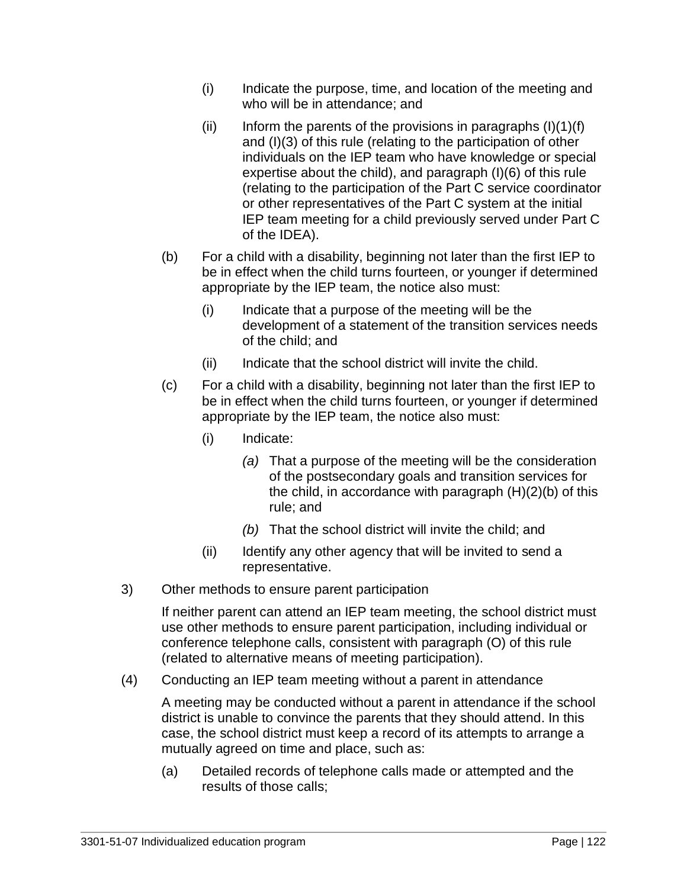(i) Indicate the purpose, time, and location of the meeting and who will be in attendance; and

(ii) Inform the parents of the provisions in paragraphs (I)(1)(f) and (I)(3) of this rule (relating to the participation of other individuals on the IEP team who have knowledge or special expertise about the child), and paragraph (I)(6) of this rule (relating to the participation of the Part C service coordinator or other representatives of the Part C system at the initial IEP team meeting for a child previously served under Part C of the IDEA).

(b) For a child with a disability, beginning not later than the first IEP to be in effect when the child turns fourteen, or younger if determined appropriate by the IEP team, the notice also must:

(i) Indicate that a purpose of the meeting will be the development of a statement of the transition services needs of the child; and

(ii) Indicate that the school district will invite the child.

(c) For a child with a disability, beginning not later than the first IEP to be in effect when the child turns fourteen, or younger if determined appropriate by the IEP team, the notice also must:

(i) Indicate:

*(a)* That a purpose of the meeting will be the consideration of the postsecondary goals and transition services for the child, in accordance with paragraph (H)(2)(b) of this rule; and

*(b)* That the school district will invite the child; and

(ii) Identify any other agency that will be invited to send a representative.

3) Other methods to ensure parent participation

If neither parent can attend an IEP team meeting, the school district must use other methods to ensure parent participation, including individual or conference telephone calls, consistent with paragraph (O) of this rule (related to alternative means of meeting participation).

(4) Conducting an IEP team meeting without a parent in attendance

A meeting may be conducted without a parent in attendance if the school district is unable to convince the parents that they should attend. In this case, the school district must keep a record of its attempts to arrange a mutually agreed on time and place, such as:

(a) Detailed records of telephone calls made or attempted and the results of those calls;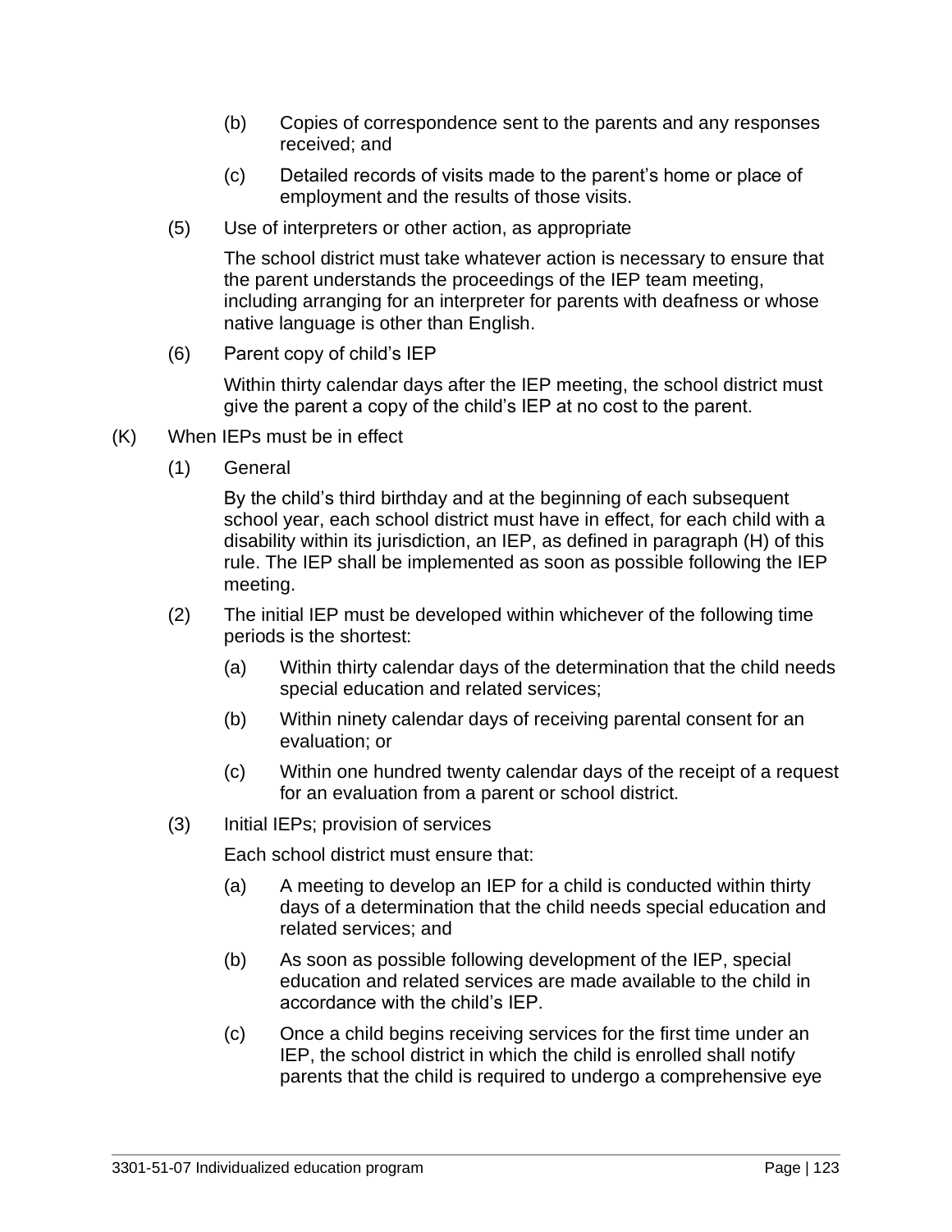(b) Copies of correspondence sent to the parents and any responses received; and

(c) Detailed records of visits made to the parent's home or place of employment and the results of those visits.

(5) Use of interpreters or other action, as appropriate

The school district must take whatever action is necessary to ensure that the parent understands the proceedings of the IEP team meeting, including arranging for an interpreter for parents with deafness or whose native language is other than English.

(6) Parent copy of child's IEP

Within thirty calendar days after the IEP meeting, the school district must give the parent a copy of the child's IEP at no cost to the parent.

(K) When IEPs must be in effect

(1) General

By the child's third birthday and at the beginning of each subsequent school year, each school district must have in effect, for each child with a disability within its jurisdiction, an IEP, as defined in paragraph (H) of this rule. The IEP shall be implemented as soon as possible following the IEP meeting.

(2) The initial IEP must be developed within whichever of the following time periods is the shortest:

(a) Within thirty calendar days of the determination that the child needs special education and related services;

(b) Within ninety calendar days of receiving parental consent for an evaluation; or

(c) Within one hundred twenty calendar days of the receipt of a request for an evaluation from a parent or school district.

(3) Initial IEPs; provision of services

Each school district must ensure that:

(a) A meeting to develop an IEP for a child is conducted within thirty days of a determination that the child needs special education and related services; and

(b) As soon as possible following development of the IEP, special education and related services are made available to the child in accordance with the child's IEP.

(c) Once a child begins receiving services for the first time under an IEP, the school district in which the child is enrolled shall notify parents that the child is required to undergo a comprehensive eye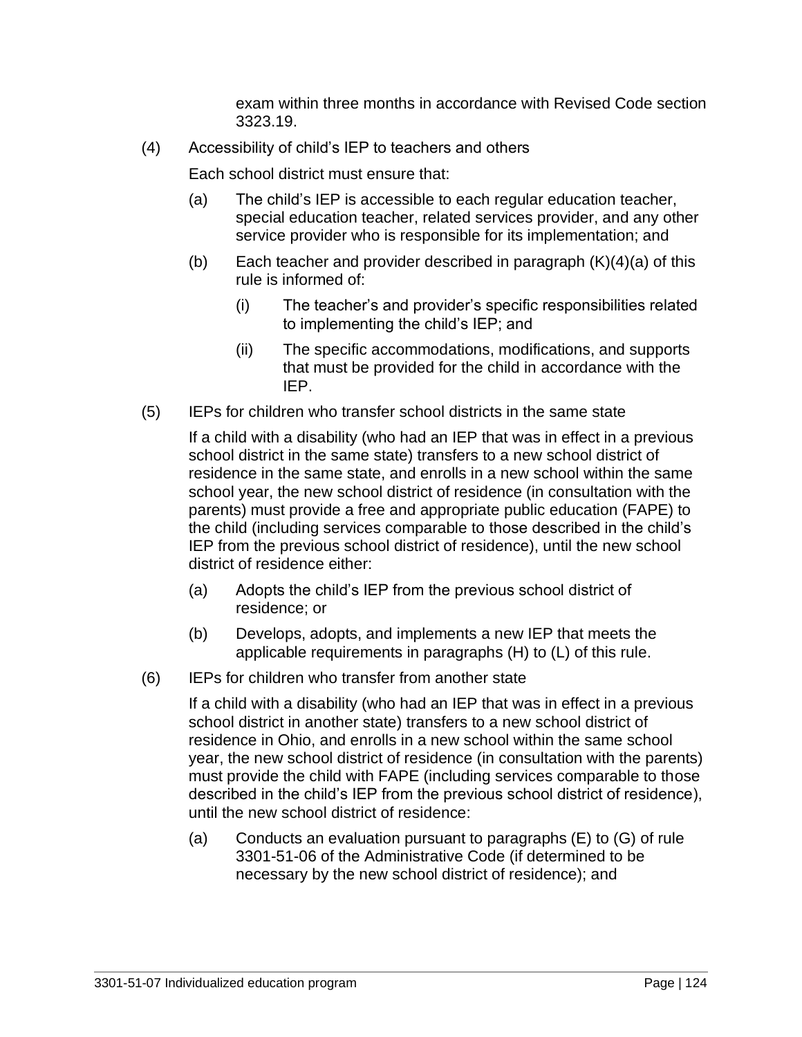exam within three months in accordance with Revised Code section 3323.19.

(4) Accessibility of child's IEP to teachers and others

Each school district must ensure that:

(a) The child's IEP is accessible to each regular education teacher, special education teacher, related services provider, and any other service provider who is responsible for its implementation; and

(b) Each teacher and provider described in paragraph (K)(4)(a) of this rule is informed of:

(i) The teacher's and provider's specific responsibilities related to implementing the child's IEP; and

(ii) The specific accommodations, modifications, and supports that must be provided for the child in accordance with the IEP.

(5) IEPs for children who transfer school districts in the same state

If a child with a disability (who had an IEP that was in effect in a previous school district in the same state) transfers to a new school district of residence in the same state, and enrolls in a new school within the same school year, the new school district of residence (in consultation with the parents) must provide a free and appropriate public education (FAPE) to the child (including services comparable to those described in the child's IEP from the previous school district of residence), until the new school district of residence either:

(a) Adopts the child's IEP from the previous school district of residence; or

(b) Develops, adopts, and implements a new IEP that meets the applicable requirements in paragraphs (H) to (L) of this rule.

(6) IEPs for children who transfer from another state

If a child with a disability (who had an IEP that was in effect in a previous school district in another state) transfers to a new school district of residence in Ohio, and enrolls in a new school within the same school year, the new school district of residence (in consultation with the parents) must provide the child with FAPE (including services comparable to those described in the child's IEP from the previous school district of residence), until the new school district of residence:

(a) Conducts an evaluation pursuant to paragraphs (E) to (G) of rule 3301-51-06 of the Administrative Code (if determined to be necessary by the new school district of residence); and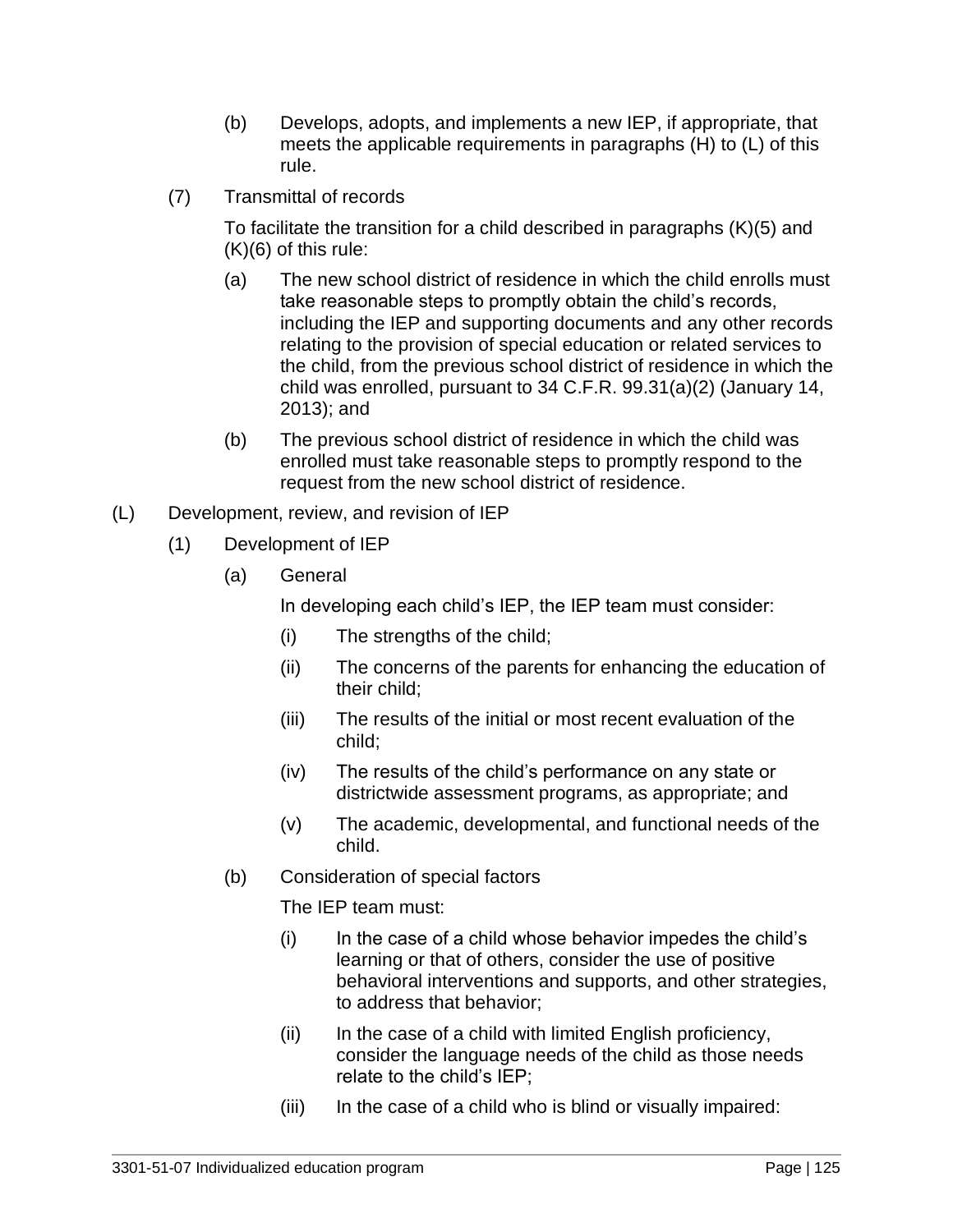(b) Develops, adopts, and implements a new IEP, if appropriate, that meets the applicable requirements in paragraphs (H) to (L) of this rule.

(7) Transmittal of records

To facilitate the transition for a child described in paragraphs (K)(5) and (K)(6) of this rule:

(a) The new school district of residence in which the child enrolls must take reasonable steps to promptly obtain the child's records, including the IEP and supporting documents and any other records relating to the provision of special education or related services to the child, from the previous school district of residence in which the child was enrolled, pursuant to 34 C.F.R. 99.31(a)(2) (January 14, 2013); and

(b) The previous school district of residence in which the child was enrolled must take reasonable steps to promptly respond to the request from the new school district of residence.

(L) Development, review, and revision of IEP

(1) Development of IEP

(a) General

In developing each child's IEP, the IEP team must consider:

(i) The strengths of the child;

(ii) The concerns of the parents for enhancing the education of their child;

(iii) The results of the initial or most recent evaluation of the child;

(iv) The results of the child's performance on any state or districtwide assessment programs, as appropriate; and

(v) The academic, developmental, and functional needs of the child.

(b) Consideration of special factors

The IEP team must:

(i) In the case of a child whose behavior impedes the child's learning or that of others, consider the use of positive behavioral interventions and supports, and other strategies, to address that behavior;

(ii) In the case of a child with limited English proficiency, consider the language needs of the child as those needs relate to the child's IEP;

(iii) In the case of a child who is blind or visually impaired: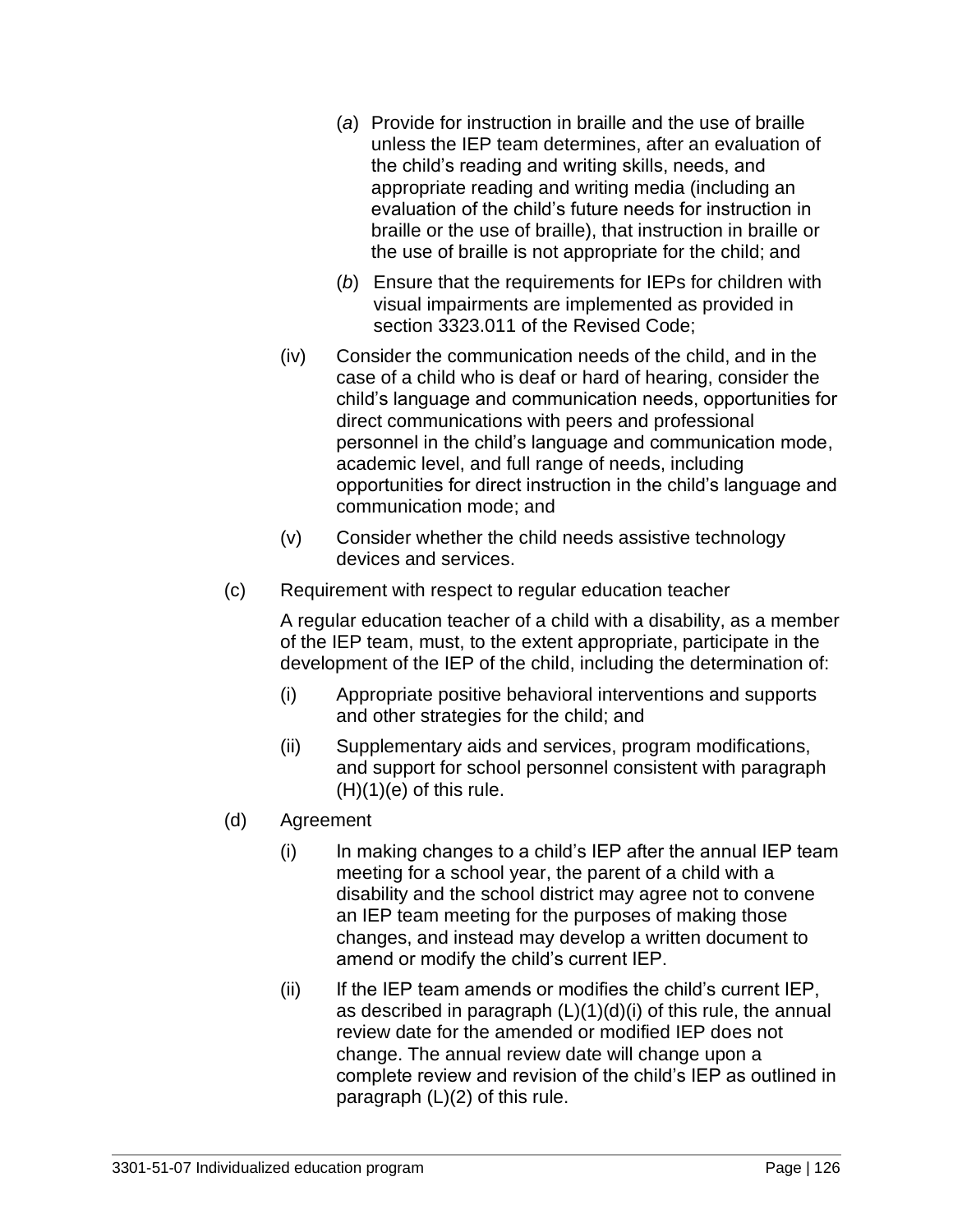(*a*) Provide for instruction in braille and the use of braille unless the IEP team determines, after an evaluation of the child's reading and writing skills, needs, and appropriate reading and writing media (including an evaluation of the child's future needs for instruction in braille or the use of braille), that instruction in braille or the use of braille is not appropriate for the child; and

(*b*) Ensure that the requirements for IEPs for children with visual impairments are implemented as provided in section 3323.011 of the Revised Code;

(iv) Consider the communication needs of the child, and in the case of a child who is deaf or hard of hearing, consider the child's language and communication needs, opportunities for direct communications with peers and professional personnel in the child's language and communication mode, academic level, and full range of needs, including opportunities for direct instruction in the child's language and communication mode; and

(v) Consider whether the child needs assistive technology devices and services.

(c) Requirement with respect to regular education teacher

A regular education teacher of a child with a disability, as a member of the IEP team, must, to the extent appropriate, participate in the development of the IEP of the child, including the determination of:

(i) Appropriate positive behavioral interventions and supports and other strategies for the child; and

(ii) Supplementary aids and services, program modifications, and support for school personnel consistent with paragraph (H)(1)(e) of this rule.

(d) Agreement

(i) In making changes to a child's IEP after the annual IEP team meeting for a school year, the parent of a child with a disability and the school district may agree not to convene an IEP team meeting for the purposes of making those changes, and instead may develop a written document to amend or modify the child's current IEP.

(ii) If the IEP team amends or modifies the child's current IEP, as described in paragraph (L)(1)(d)(i) of this rule, the annual review date for the amended or modified IEP does not change. The annual review date will change upon a complete review and revision of the child's IEP as outlined in paragraph (L)(2) of this rule.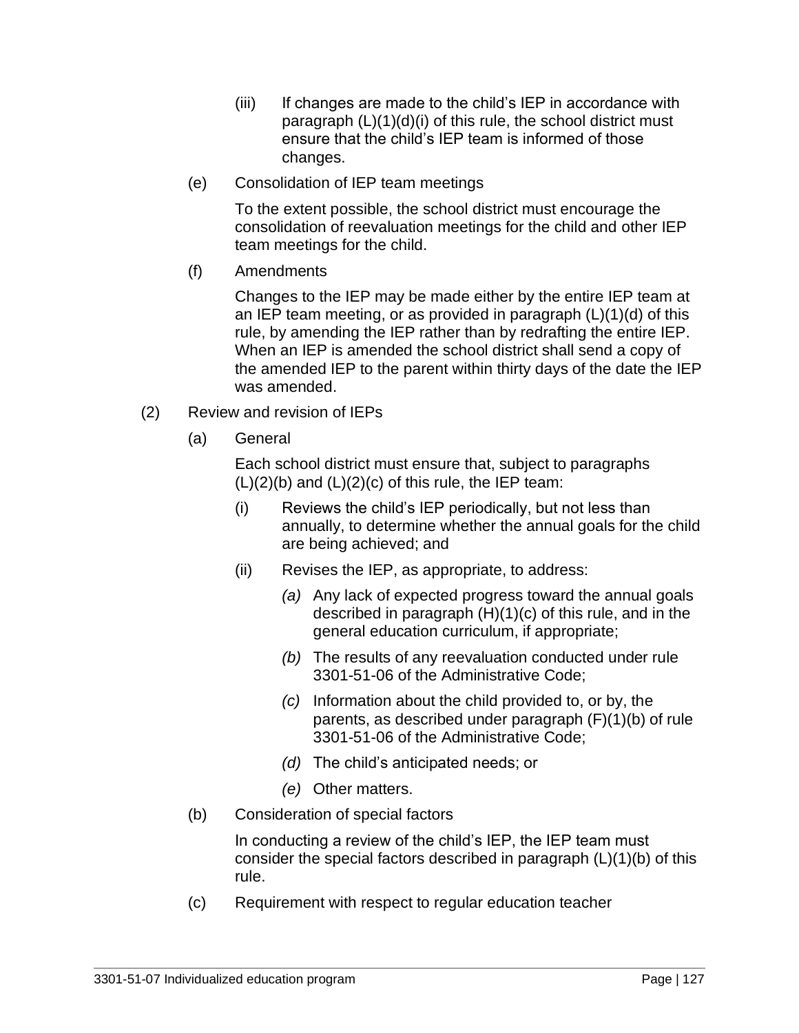(iii) If changes are made to the child's IEP in accordance with paragraph (L)(1)(d)(i) of this rule, the school district must ensure that the child's IEP team is informed of those changes.

(e) Consolidation of IEP team meetings

To the extent possible, the school district must encourage the consolidation of reevaluation meetings for the child and other IEP team meetings for the child.

(f) Amendments

Changes to the IEP may be made either by the entire IEP team at an IEP team meeting, or as provided in paragraph (L)(1)(d) of this rule, by amending the IEP rather than by redrafting the entire IEP. When an IEP is amended the school district shall send a copy of the amended IEP to the parent within thirty days of the date the IEP was amended.

(2) Review and revision of IEPs

(a) General

Each school district must ensure that, subject to paragraphs (L)(2)(b) and (L)(2)(c) of this rule, the IEP team:

(i) Reviews the child's IEP periodically, but not less than annually, to determine whether the annual goals for the child are being achieved; and

(ii) Revises the IEP, as appropriate, to address:

*(a)* Any lack of expected progress toward the annual goals described in paragraph (H)(1)(c) of this rule, and in the general education curriculum, if appropriate;

*(b)* The results of any reevaluation conducted under rule 3301-51-06 of the Administrative Code;

*(c)* Information about the child provided to, or by, the parents, as described under paragraph (F)(1)(b) of rule 3301-51-06 of the Administrative Code;

*(d)* The child's anticipated needs; or

*(e)* Other matters.

(b) Consideration of special factors

In conducting a review of the child's IEP, the IEP team must consider the special factors described in paragraph (L)(1)(b) of this rule.

(c) Requirement with respect to regular education teacher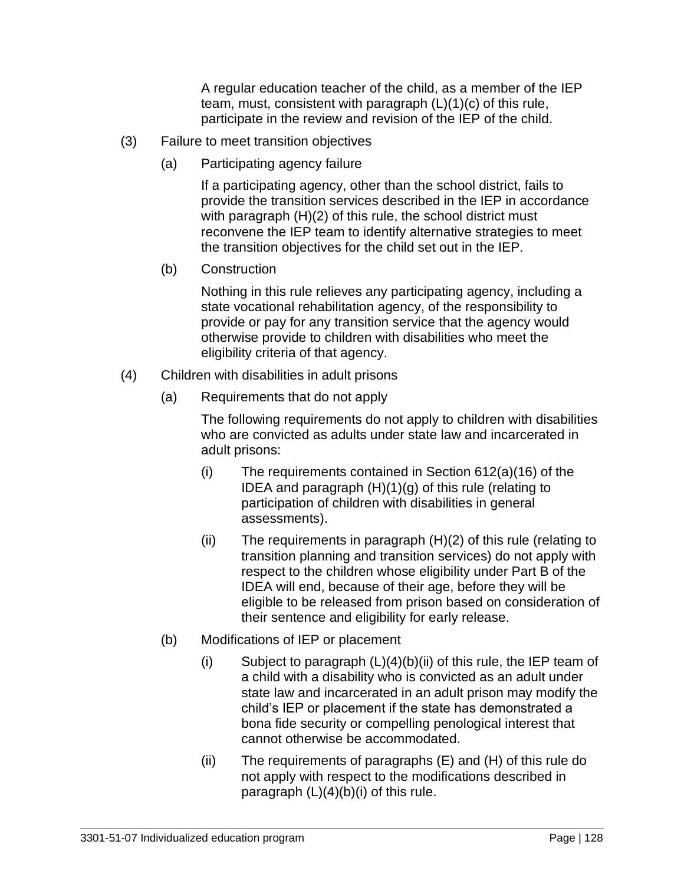A regular education teacher of the child, as a member of the IEP team, must, consistent with paragraph (L)(1)(c) of this rule, participate in the review and revision of the IEP of the child.

(3) Failure to meet transition objectives

(a) Participating agency failure

If a participating agency, other than the school district, fails to provide the transition services described in the IEP in accordance with paragraph (H)(2) of this rule, the school district must reconvene the IEP team to identify alternative strategies to meet the transition objectives for the child set out in the IEP.

(b) Construction

Nothing in this rule relieves any participating agency, including a state vocational rehabilitation agency, of the responsibility to provide or pay for any transition service that the agency would otherwise provide to children with disabilities who meet the eligibility criteria of that agency.

(4) Children with disabilities in adult prisons

(a) Requirements that do not apply

The following requirements do not apply to children with disabilities who are convicted as adults under state law and incarcerated in adult prisons:

(i) The requirements contained in Section 612(a)(16) of the IDEA and paragraph (H)(1)(g) of this rule (relating to participation of children with disabilities in general assessments).

(ii) The requirements in paragraph (H)(2) of this rule (relating to transition planning and transition services) do not apply with respect to the children whose eligibility under Part B of the IDEA will end, because of their age, before they will be eligible to be released from prison based on consideration of their sentence and eligibility for early release.

(b) Modifications of IEP or placement

(i) Subject to paragraph (L)(4)(b)(ii) of this rule, the IEP team of a child with a disability who is convicted as an adult under state law and incarcerated in an adult prison may modify the child's IEP or placement if the state has demonstrated a bona fide security or compelling penological interest that cannot otherwise be accommodated.

(ii) The requirements of paragraphs (E) and (H) of this rule do not apply with respect to the modifications described in paragraph (L)(4)(b)(i) of this rule.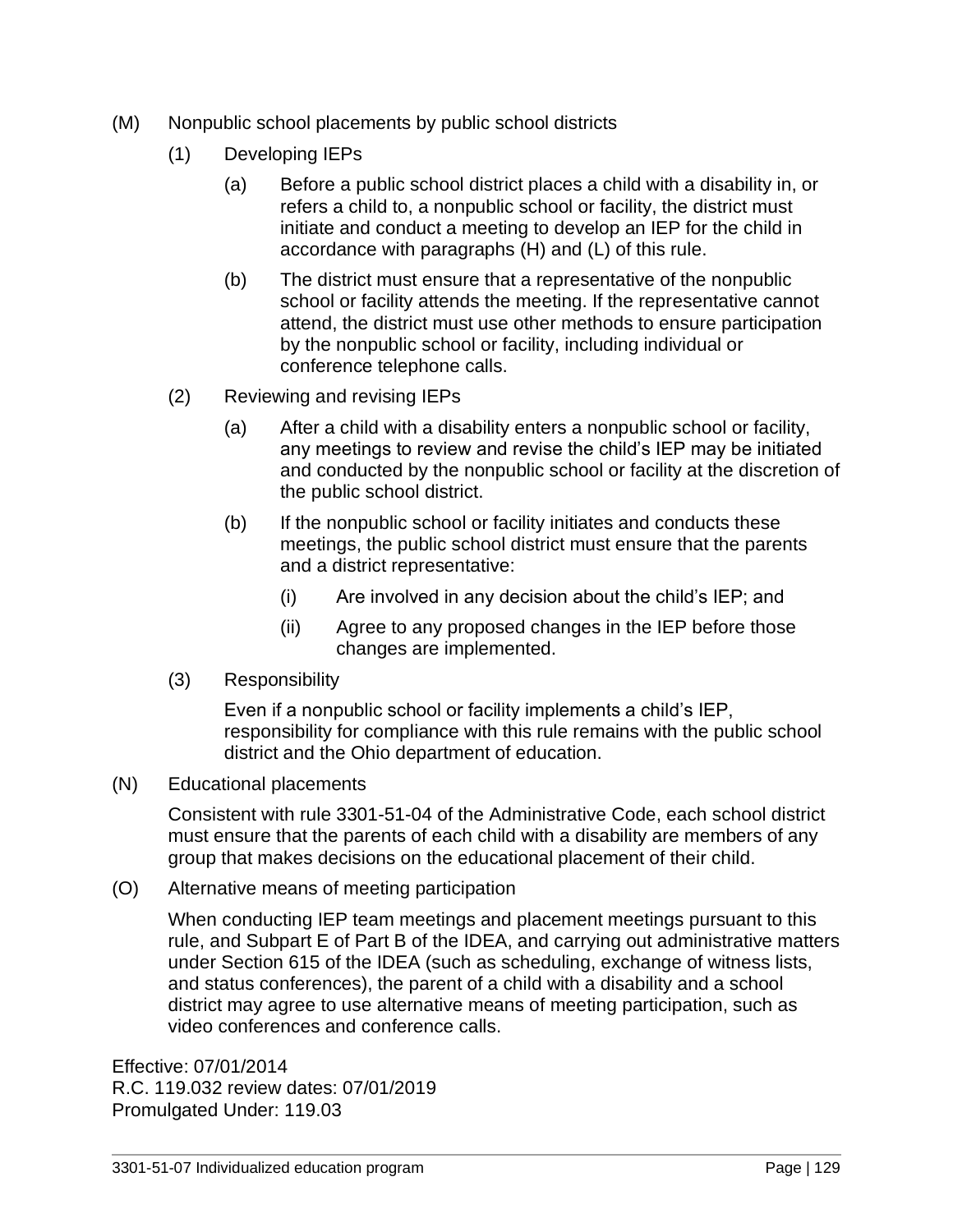(M) Nonpublic school placements by public school districts

(1) Developing IEPs

(a) Before a public school district places a child with a disability in, or refers a child to, a nonpublic school or facility, the district must initiate and conduct a meeting to develop an IEP for the child in accordance with paragraphs (H) and (L) of this rule.

(b) The district must ensure that a representative of the nonpublic school or facility attends the meeting. If the representative cannot attend, the district must use other methods to ensure participation by the nonpublic school or facility, including individual or conference telephone calls.

(2) Reviewing and revising IEPs

(a) After a child with a disability enters a nonpublic school or facility, any meetings to review and revise the child's IEP may be initiated and conducted by the nonpublic school or facility at the discretion of the public school district.

(b) If the nonpublic school or facility initiates and conducts these meetings, the public school district must ensure that the parents and a district representative:

(i) Are involved in any decision about the child's IEP; and

(ii) Agree to any proposed changes in the IEP before those changes are implemented.

(3) Responsibility

Even if a nonpublic school or facility implements a child's IEP, responsibility for compliance with this rule remains with the public school district and the Ohio department of education.

(N) Educational placements

Consistent with rule 3301-51-04 of the Administrative Code, each school district must ensure that the parents of each child with a disability are members of any group that makes decisions on the educational placement of their child.

(O) Alternative means of meeting participation

When conducting IEP team meetings and placement meetings pursuant to this rule, and Subpart E of Part B of the IDEA, and carrying out administrative matters under Section 615 of the IDEA (such as scheduling, exchange of witness lists, and status conferences), the parent of a child with a disability and a school district may agree to use alternative means of meeting participation, such as video conferences and conference calls.

Effective: 07/01/2014
R.C. 119.032 review dates: 07/01/2019
Promulgated Under: 119.03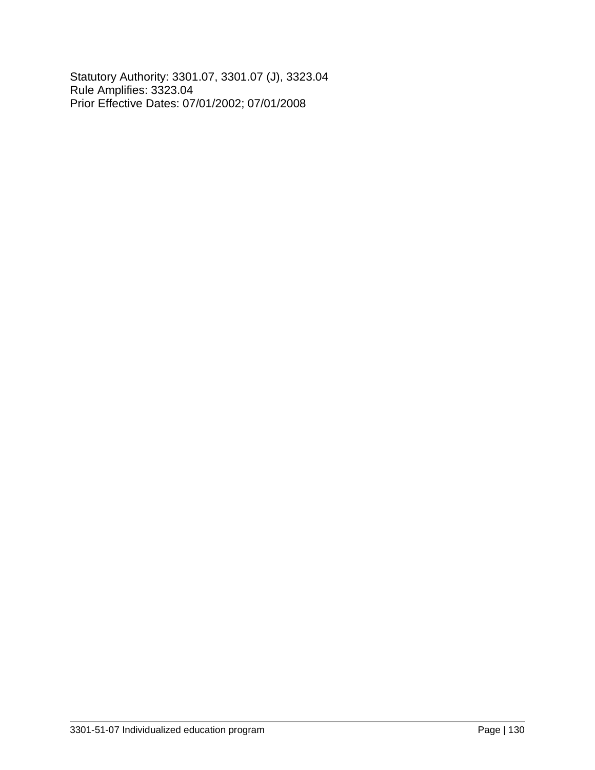Statutory Authority: 3301.07, 3301.07 (J), 3323.04
Rule Amplifies: 3323.04
Prior Effective Dates: 07/01/2002; 07/01/2008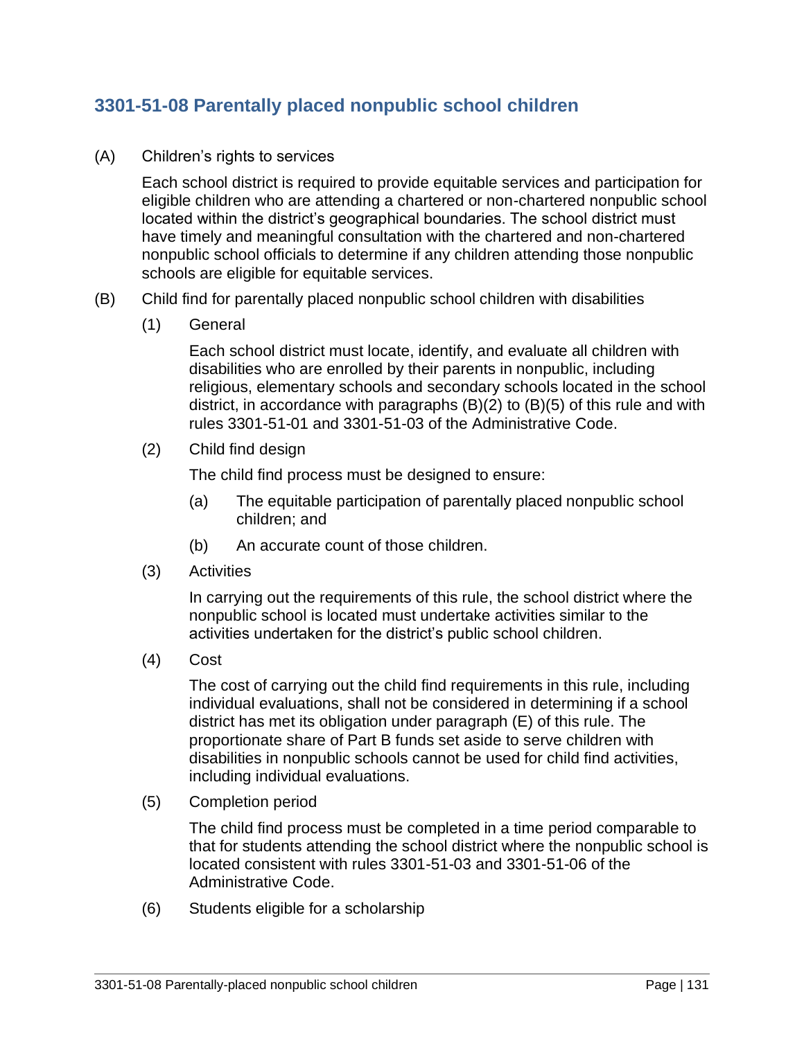## 3301-51-08 Parentally placed nonpublic school children

(A) Children's rights to services

Each school district is required to provide equitable services and participation for eligible children who are attending a chartered or non-chartered nonpublic school located within the district's geographical boundaries. The school district must have timely and meaningful consultation with the chartered and non-chartered nonpublic school officials to determine if any children attending those nonpublic schools are eligible for equitable services.

(B) Child find for parentally placed nonpublic school children with disabilities

(1) General

Each school district must locate, identify, and evaluate all children with disabilities who are enrolled by their parents in nonpublic, including religious, elementary schools and secondary schools located in the school district, in accordance with paragraphs (B)(2) to (B)(5) of this rule and with rules 3301-51-01 and 3301-51-03 of the Administrative Code.

(2) Child find design

The child find process must be designed to ensure:

(a) The equitable participation of parentally placed nonpublic school children; and

(b) An accurate count of those children.

(3) Activities

In carrying out the requirements of this rule, the school district where the nonpublic school is located must undertake activities similar to the activities undertaken for the district's public school children.

(4) Cost

The cost of carrying out the child find requirements in this rule, including individual evaluations, shall not be considered in determining if a school district has met its obligation under paragraph (E) of this rule. The proportionate share of Part B funds set aside to serve children with disabilities in nonpublic schools cannot be used for child find activities, including individual evaluations.

(5) Completion period

The child find process must be completed in a time period comparable to that for students attending the school district where the nonpublic school is located consistent with rules 3301-51-03 and 3301-51-06 of the Administrative Code.

(6) Students eligible for a scholarship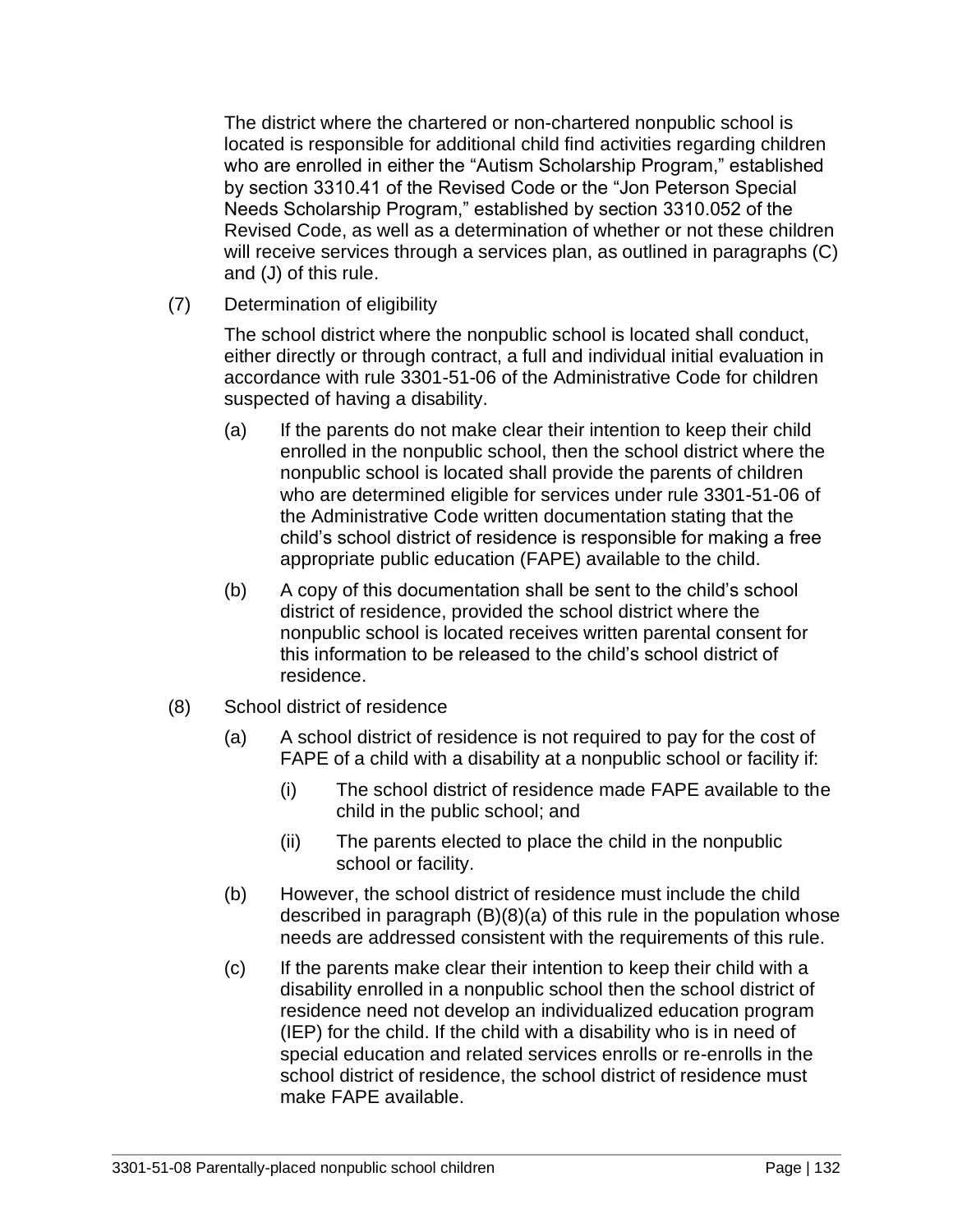The district where the chartered or non-chartered nonpublic school is located is responsible for additional child find activities regarding children who are enrolled in either the "Autism Scholarship Program," established by section 3310.41 of the Revised Code or the "Jon Peterson Special Needs Scholarship Program," established by section 3310.052 of the Revised Code, as well as a determination of whether or not these children will receive services through a services plan, as outlined in paragraphs (C) and (J) of this rule.

(7) Determination of eligibility

The school district where the nonpublic school is located shall conduct, either directly or through contract, a full and individual initial evaluation in accordance with rule 3301-51-06 of the Administrative Code for children suspected of having a disability.

(a) If the parents do not make clear their intention to keep their child enrolled in the nonpublic school, then the school district where the nonpublic school is located shall provide the parents of children who are determined eligible for services under rule 3301-51-06 of the Administrative Code written documentation stating that the child's school district of residence is responsible for making a free appropriate public education (FAPE) available to the child.

(b) A copy of this documentation shall be sent to the child's school district of residence, provided the school district where the nonpublic school is located receives written parental consent for this information to be released to the child's school district of residence.

(8) School district of residence

(a) A school district of residence is not required to pay for the cost of FAPE of a child with a disability at a nonpublic school or facility if:

(i) The school district of residence made FAPE available to the child in the public school; and

(ii) The parents elected to place the child in the nonpublic school or facility.

(b) However, the school district of residence must include the child described in paragraph (B)(8)(a) of this rule in the population whose needs are addressed consistent with the requirements of this rule.

(c) If the parents make clear their intention to keep their child with a disability enrolled in a nonpublic school then the school district of residence need not develop an individualized education program (IEP) for the child. If the child with a disability who is in need of special education and related services enrolls or re-enrolls in the school district of residence, the school district of residence must make FAPE available.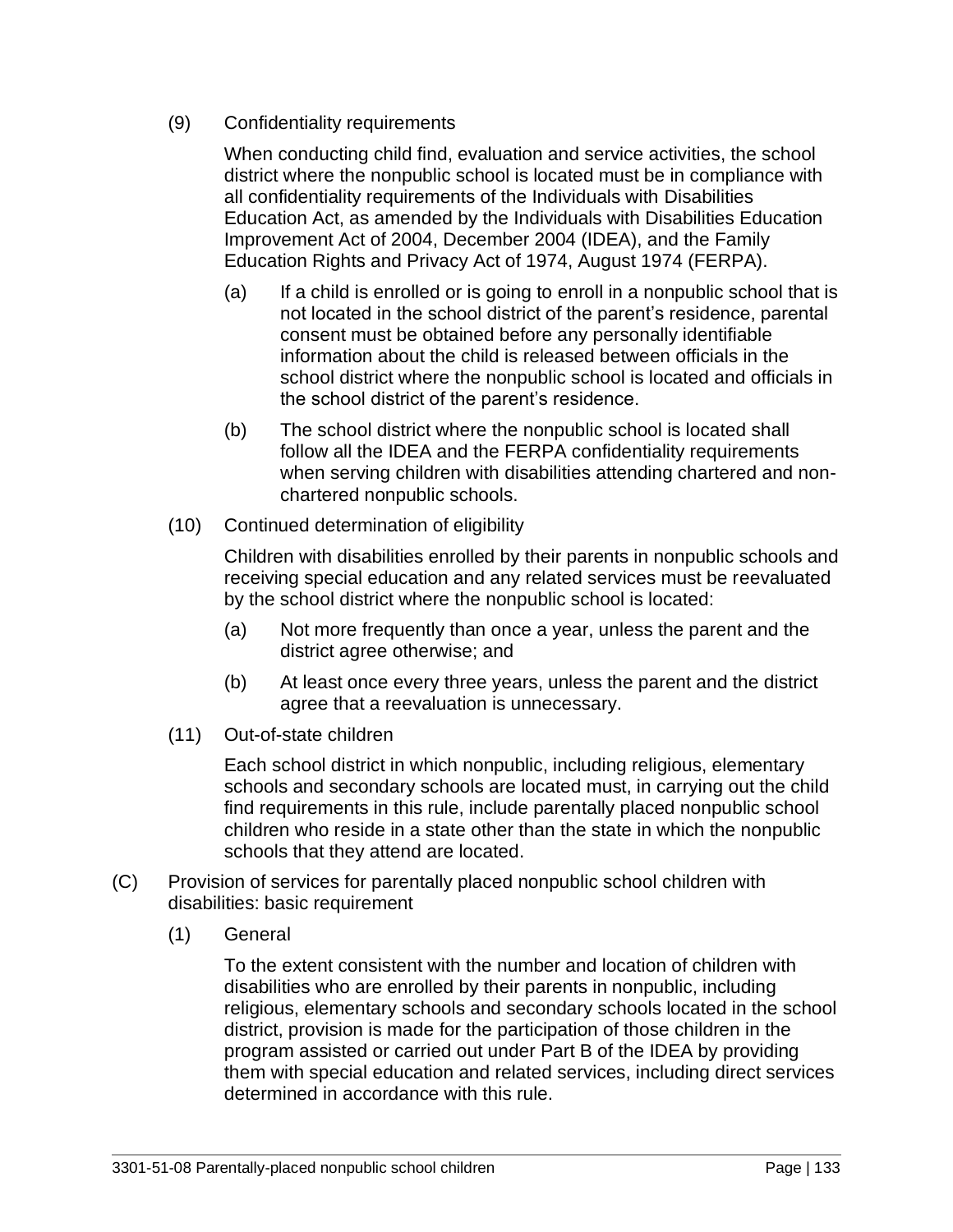(9) Confidentiality requirements

When conducting child find, evaluation and service activities, the school district where the nonpublic school is located must be in compliance with all confidentiality requirements of the Individuals with Disabilities Education Act, as amended by the Individuals with Disabilities Education Improvement Act of 2004, December 2004 (IDEA), and the Family Education Rights and Privacy Act of 1974, August 1974 (FERPA).

(a) If a child is enrolled or is going to enroll in a nonpublic school that is not located in the school district of the parent's residence, parental consent must be obtained before any personally identifiable information about the child is released between officials in the school district where the nonpublic school is located and officials in the school district of the parent's residence.

(b) The school district where the nonpublic school is located shall follow all the IDEA and the FERPA confidentiality requirements when serving children with disabilities attending chartered and non-chartered nonpublic schools.

(10) Continued determination of eligibility

Children with disabilities enrolled by their parents in nonpublic schools and receiving special education and any related services must be reevaluated by the school district where the nonpublic school is located:

(a) Not more frequently than once a year, unless the parent and the district agree otherwise; and

(b) At least once every three years, unless the parent and the district agree that a reevaluation is unnecessary.

(11) Out-of-state children

Each school district in which nonpublic, including religious, elementary schools and secondary schools are located must, in carrying out the child find requirements in this rule, include parentally placed nonpublic school children who reside in a state other than the state in which the nonpublic schools that they attend are located.

(C) Provision of services for parentally placed nonpublic school children with disabilities: basic requirement

(1) General

To the extent consistent with the number and location of children with disabilities who are enrolled by their parents in nonpublic, including religious, elementary schools and secondary schools located in the school district, provision is made for the participation of those children in the program assisted or carried out under Part B of the IDEA by providing them with special education and related services, including direct services determined in accordance with this rule.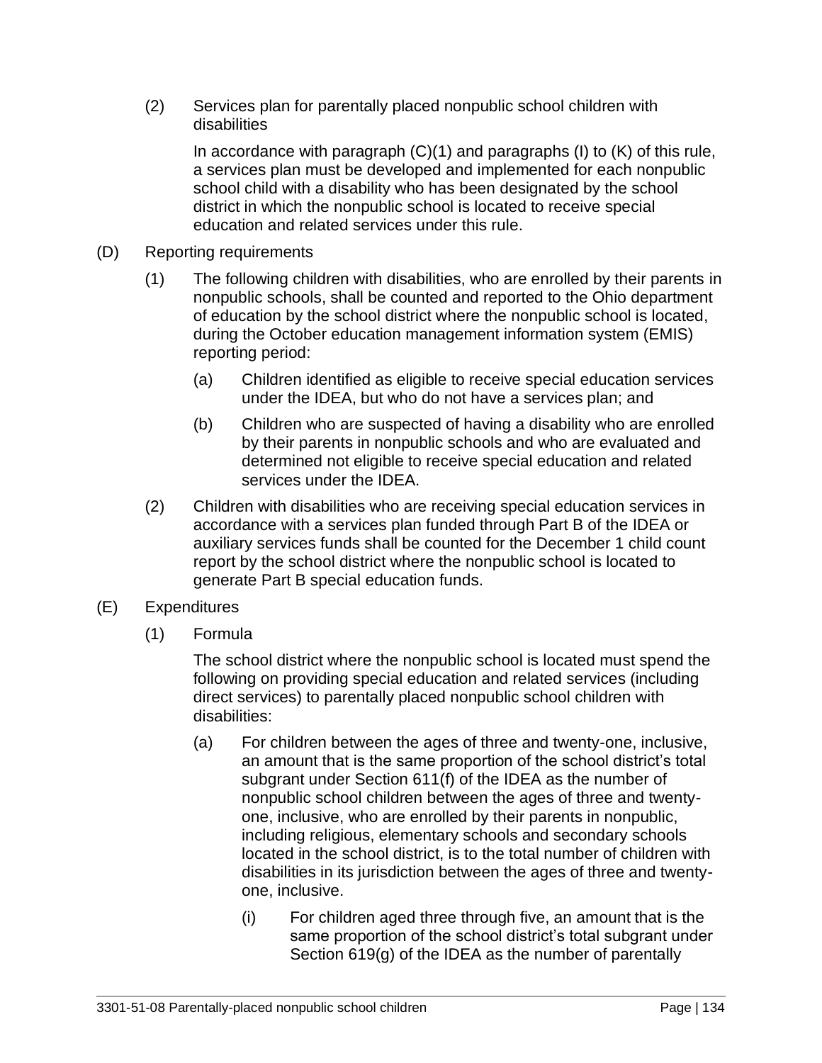(2) Services plan for parentally placed nonpublic school children with disabilities

In accordance with paragraph (C)(1) and paragraphs (I) to (K) of this rule, a services plan must be developed and implemented for each nonpublic school child with a disability who has been designated by the school district in which the nonpublic school is located to receive special education and related services under this rule.

(D) Reporting requirements

(1) The following children with disabilities, who are enrolled by their parents in nonpublic schools, shall be counted and reported to the Ohio department of education by the school district where the nonpublic school is located, during the October education management information system (EMIS) reporting period:

(a) Children identified as eligible to receive special education services under the IDEA, but who do not have a services plan; and

(b) Children who are suspected of having a disability who are enrolled by their parents in nonpublic schools and who are evaluated and determined not eligible to receive special education and related services under the IDEA.

(2) Children with disabilities who are receiving special education services in accordance with a services plan funded through Part B of the IDEA or auxiliary services funds shall be counted for the December 1 child count report by the school district where the nonpublic school is located to generate Part B special education funds.

(E) Expenditures

(1) Formula

The school district where the nonpublic school is located must spend the following on providing special education and related services (including direct services) to parentally placed nonpublic school children with disabilities:

(a) For children between the ages of three and twenty-one, inclusive, an amount that is the same proportion of the school district's total subgrant under Section 611(f) of the IDEA as the number of nonpublic school children between the ages of three and twenty-one, inclusive, who are enrolled by their parents in nonpublic, including religious, elementary schools and secondary schools located in the school district, is to the total number of children with disabilities in its jurisdiction between the ages of three and twenty-one, inclusive.

(i) For children aged three through five, an amount that is the same proportion of the school district's total subgrant under Section 619(g) of the IDEA as the number of parentally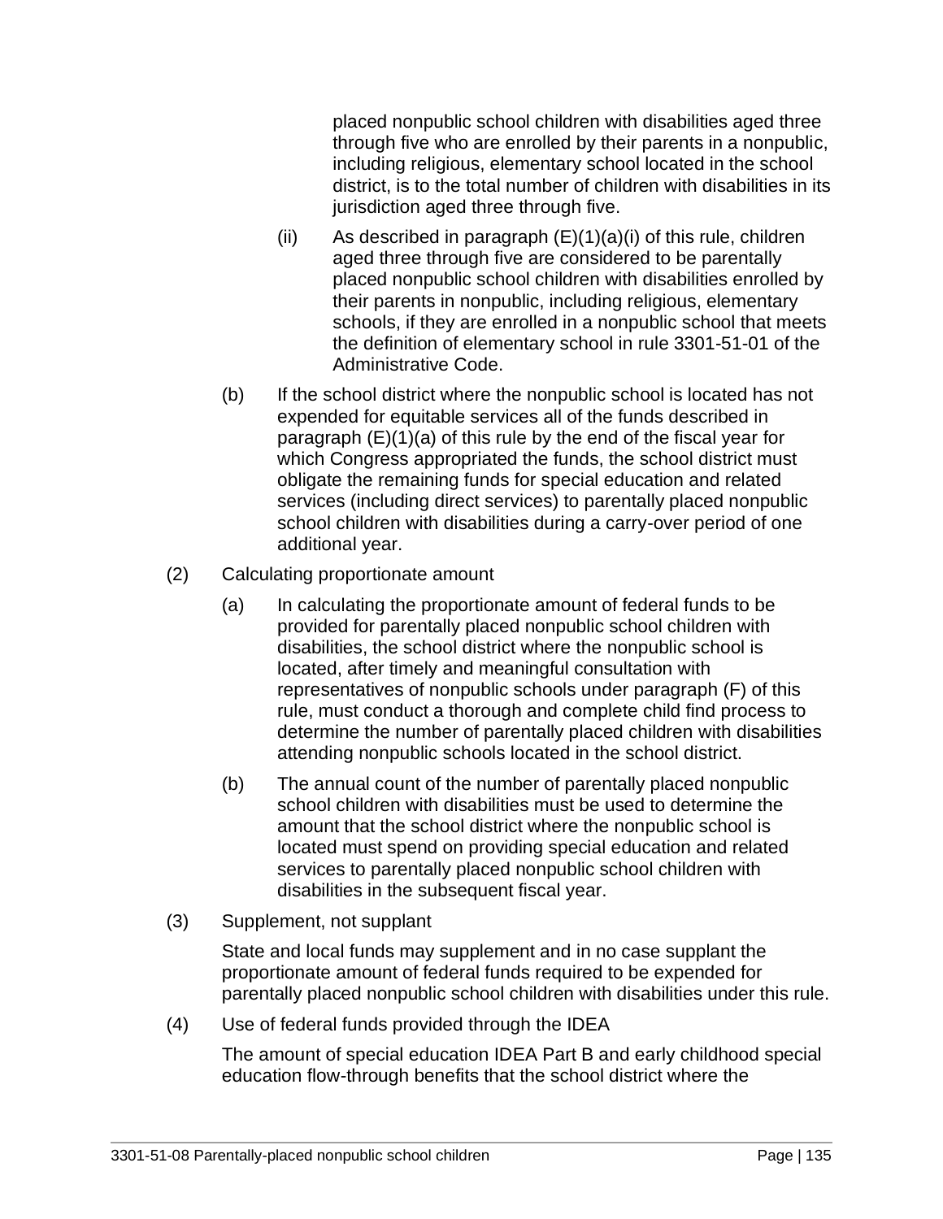placed nonpublic school children with disabilities aged three through five who are enrolled by their parents in a nonpublic, including religious, elementary school located in the school district, is to the total number of children with disabilities in its jurisdiction aged three through five.

(ii) As described in paragraph (E)(1)(a)(i) of this rule, children aged three through five are considered to be parentally placed nonpublic school children with disabilities enrolled by their parents in nonpublic, including religious, elementary schools, if they are enrolled in a nonpublic school that meets the definition of elementary school in rule 3301-51-01 of the Administrative Code.

(b) If the school district where the nonpublic school is located has not expended for equitable services all of the funds described in paragraph (E)(1)(a) of this rule by the end of the fiscal year for which Congress appropriated the funds, the school district must obligate the remaining funds for special education and related services (including direct services) to parentally placed nonpublic school children with disabilities during a carry-over period of one additional year.

(2) Calculating proportionate amount

(a) In calculating the proportionate amount of federal funds to be provided for parentally placed nonpublic school children with disabilities, the school district where the nonpublic school is located, after timely and meaningful consultation with representatives of nonpublic schools under paragraph (F) of this rule, must conduct a thorough and complete child find process to determine the number of parentally placed children with disabilities attending nonpublic schools located in the school district.

(b) The annual count of the number of parentally placed nonpublic school children with disabilities must be used to determine the amount that the school district where the nonpublic school is located must spend on providing special education and related services to parentally placed nonpublic school children with disabilities in the subsequent fiscal year.

(3) Supplement, not supplant

State and local funds may supplement and in no case supplant the proportionate amount of federal funds required to be expended for parentally placed nonpublic school children with disabilities under this rule.

(4) Use of federal funds provided through the IDEA

The amount of special education IDEA Part B and early childhood special education flow-through benefits that the school district where the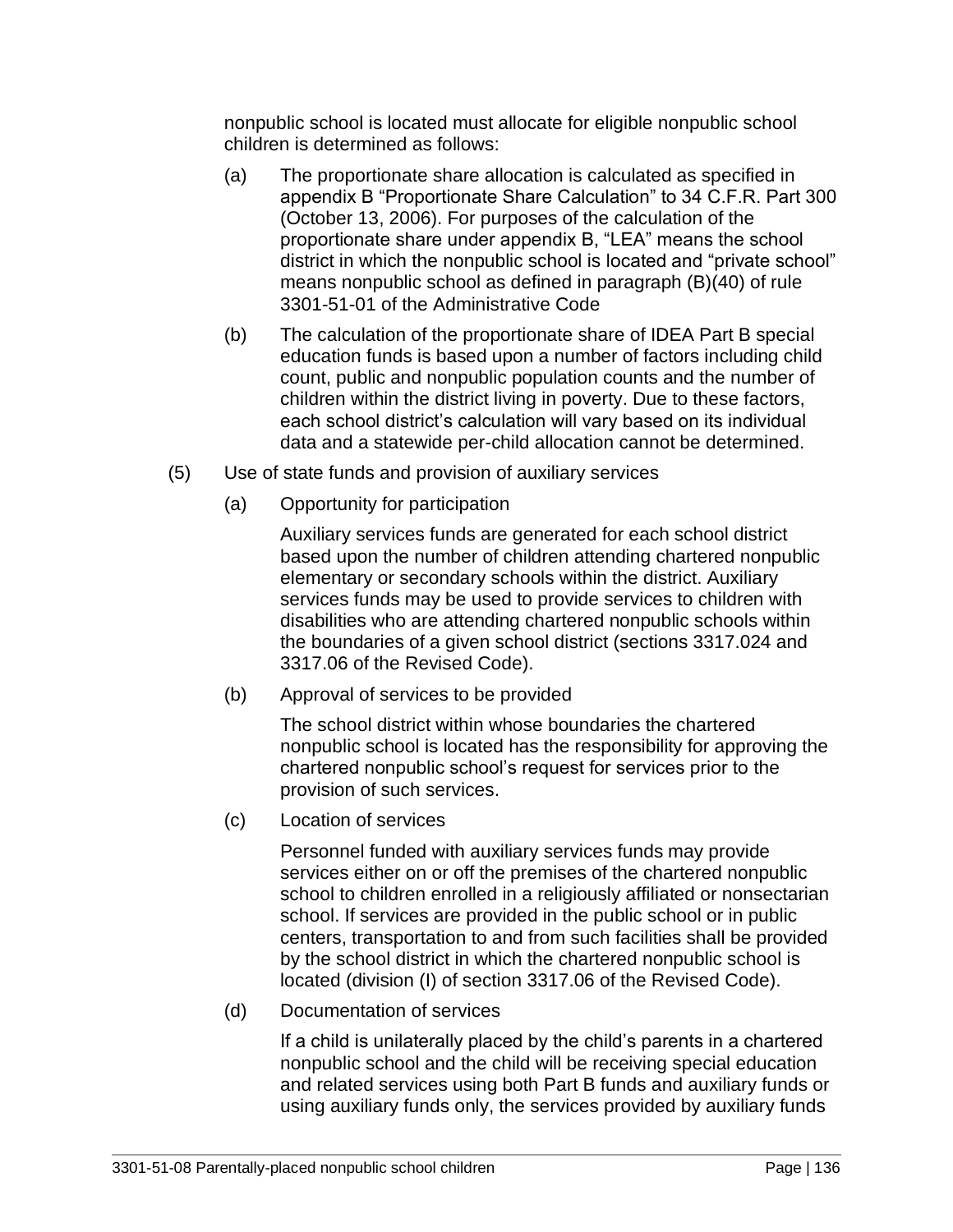nonpublic school is located must allocate for eligible nonpublic school children is determined as follows:

(a) The proportionate share allocation is calculated as specified in appendix B “Proportionate Share Calculation” to 34 C.F.R. Part 300 (October 13, 2006). For purposes of the calculation of the proportionate share under appendix B, “LEA” means the school district in which the nonpublic school is located and “private school” means nonpublic school as defined in paragraph (B)(40) of rule 3301-51-01 of the Administrative Code

(b) The calculation of the proportionate share of IDEA Part B special education funds is based upon a number of factors including child count, public and nonpublic population counts and the number of children within the district living in poverty. Due to these factors, each school district’s calculation will vary based on its individual data and a statewide per-child allocation cannot be determined.

(5) Use of state funds and provision of auxiliary services

(a) Opportunity for participation

Auxiliary services funds are generated for each school district based upon the number of children attending chartered nonpublic elementary or secondary schools within the district. Auxiliary services funds may be used to provide services to children with disabilities who are attending chartered nonpublic schools within the boundaries of a given school district (sections 3317.024 and 3317.06 of the Revised Code).

(b) Approval of services to be provided

The school district within whose boundaries the chartered nonpublic school is located has the responsibility for approving the chartered nonpublic school’s request for services prior to the provision of such services.

(c) Location of services

Personnel funded with auxiliary services funds may provide services either on or off the premises of the chartered nonpublic school to children enrolled in a religiously affiliated or nonsectarian school. If services are provided in the public school or in public centers, transportation to and from such facilities shall be provided by the school district in which the chartered nonpublic school is located (division (I) of section 3317.06 of the Revised Code).

(d) Documentation of services

If a child is unilaterally placed by the child’s parents in a chartered nonpublic school and the child will be receiving special education and related services using both Part B funds and auxiliary funds or using auxiliary funds only, the services provided by auxiliary funds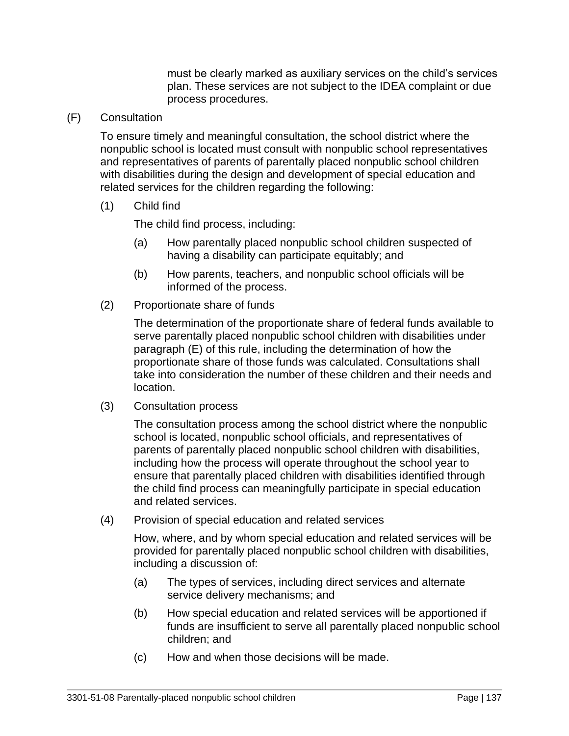must be clearly marked as auxiliary services on the child's services plan. These services are not subject to the IDEA complaint or due process procedures.

(F) Consultation

To ensure timely and meaningful consultation, the school district where the nonpublic school is located must consult with nonpublic school representatives and representatives of parents of parentally placed nonpublic school children with disabilities during the design and development of special education and related services for the children regarding the following:

(1) Child find

The child find process, including:

(a) How parentally placed nonpublic school children suspected of having a disability can participate equitably; and

(b) How parents, teachers, and nonpublic school officials will be informed of the process.

(2) Proportionate share of funds

The determination of the proportionate share of federal funds available to serve parentally placed nonpublic school children with disabilities under paragraph (E) of this rule, including the determination of how the proportionate share of those funds was calculated. Consultations shall take into consideration the number of these children and their needs and location.

(3) Consultation process

The consultation process among the school district where the nonpublic school is located, nonpublic school officials, and representatives of parents of parentally placed nonpublic school children with disabilities, including how the process will operate throughout the school year to ensure that parentally placed children with disabilities identified through the child find process can meaningfully participate in special education and related services.

(4) Provision of special education and related services

How, where, and by whom special education and related services will be provided for parentally placed nonpublic school children with disabilities, including a discussion of:

(a) The types of services, including direct services and alternate service delivery mechanisms; and

(b) How special education and related services will be apportioned if funds are insufficient to serve all parentally placed nonpublic school children; and

(c) How and when those decisions will be made.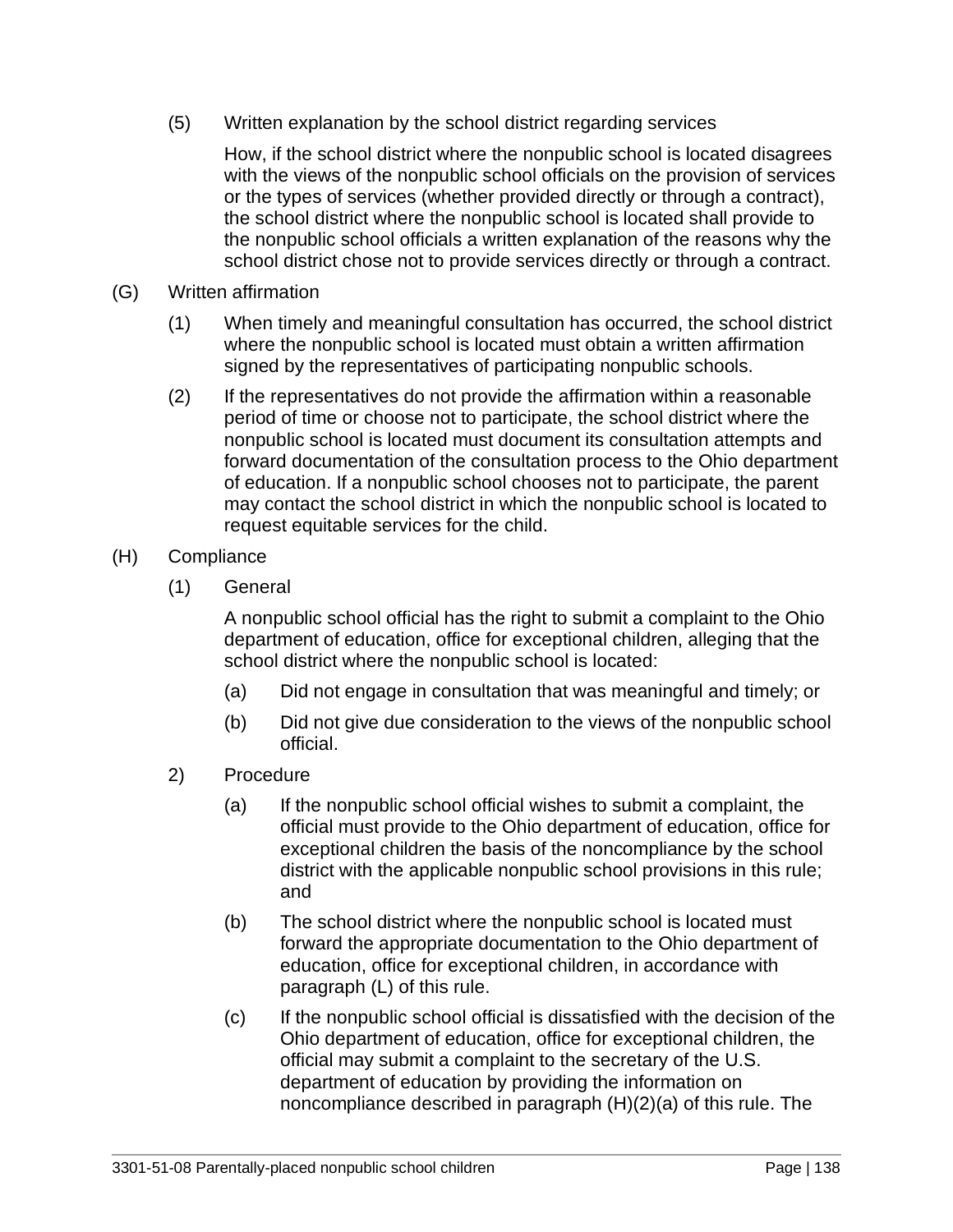(5) Written explanation by the school district regarding services

How, if the school district where the nonpublic school is located disagrees with the views of the nonpublic school officials on the provision of services or the types of services (whether provided directly or through a contract), the school district where the nonpublic school is located shall provide to the nonpublic school officials a written explanation of the reasons why the school district chose not to provide services directly or through a contract.

(G) Written affirmation

(1) When timely and meaningful consultation has occurred, the school district where the nonpublic school is located must obtain a written affirmation signed by the representatives of participating nonpublic schools.

(2) If the representatives do not provide the affirmation within a reasonable period of time or choose not to participate, the school district where the nonpublic school is located must document its consultation attempts and forward documentation of the consultation process to the Ohio department of education. If a nonpublic school chooses not to participate, the parent may contact the school district in which the nonpublic school is located to request equitable services for the child.

(H) Compliance

(1) General

A nonpublic school official has the right to submit a complaint to the Ohio department of education, office for exceptional children, alleging that the school district where the nonpublic school is located:

(a) Did not engage in consultation that was meaningful and timely; or

(b) Did not give due consideration to the views of the nonpublic school official.

2) Procedure

(a) If the nonpublic school official wishes to submit a complaint, the official must provide to the Ohio department of education, office for exceptional children the basis of the noncompliance by the school district with the applicable nonpublic school provisions in this rule; and

(b) The school district where the nonpublic school is located must forward the appropriate documentation to the Ohio department of education, office for exceptional children, in accordance with paragraph (L) of this rule.

(c) If the nonpublic school official is dissatisfied with the decision of the Ohio department of education, office for exceptional children, the official may submit a complaint to the secretary of the U.S. department of education by providing the information on noncompliance described in paragraph (H)(2)(a) of this rule. The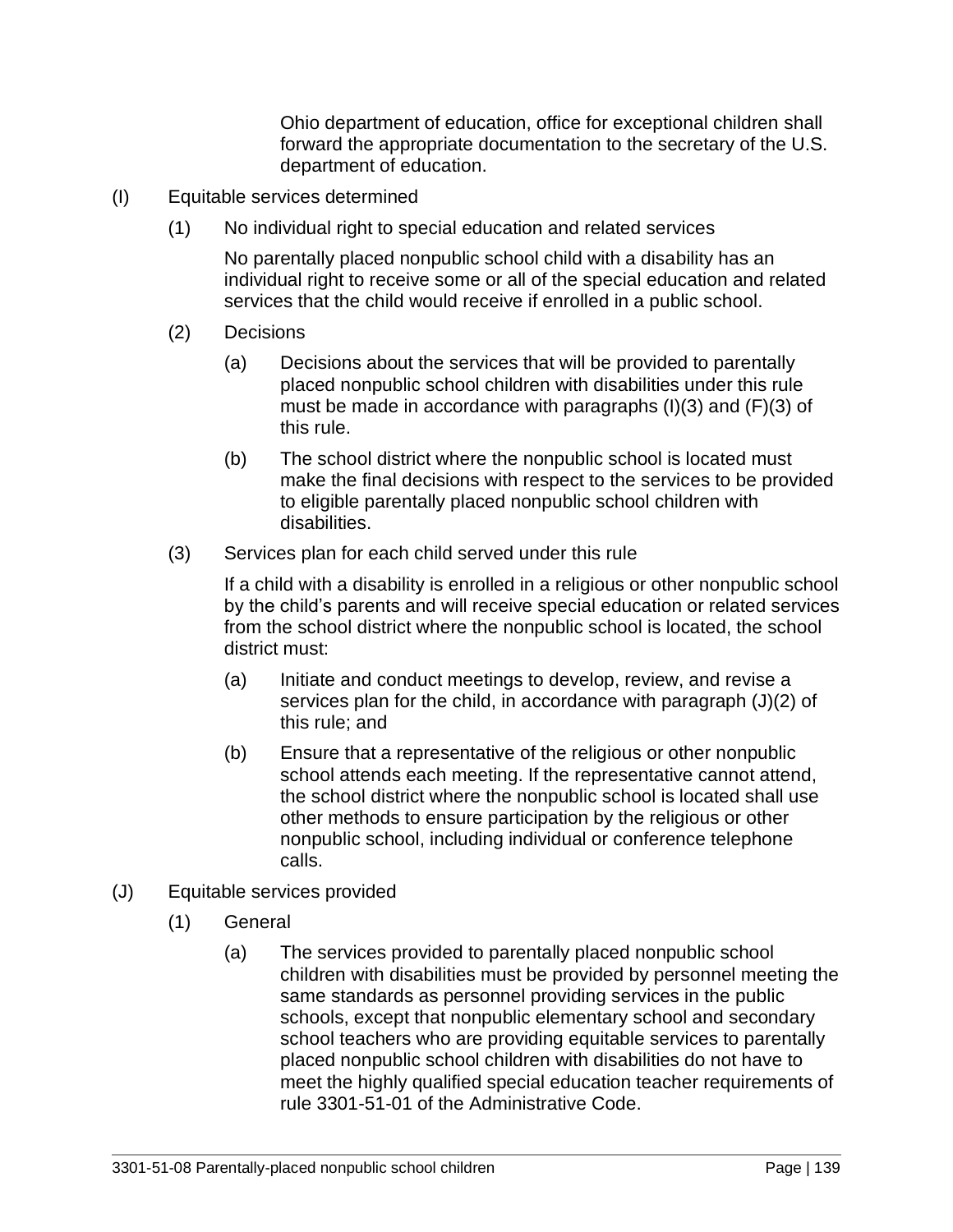Ohio department of education, office for exceptional children shall forward the appropriate documentation to the secretary of the U.S. department of education.

(I) Equitable services determined

(1) No individual right to special education and related services

No parentally placed nonpublic school child with a disability has an individual right to receive some or all of the special education and related services that the child would receive if enrolled in a public school.

(2) Decisions

(a) Decisions about the services that will be provided to parentally placed nonpublic school children with disabilities under this rule must be made in accordance with paragraphs (I)(3) and (F)(3) of this rule.

(b) The school district where the nonpublic school is located must make the final decisions with respect to the services to be provided to eligible parentally placed nonpublic school children with disabilities.

(3) Services plan for each child served under this rule

If a child with a disability is enrolled in a religious or other nonpublic school by the child's parents and will receive special education or related services from the school district where the nonpublic school is located, the school district must:

(a) Initiate and conduct meetings to develop, review, and revise a services plan for the child, in accordance with paragraph (J)(2) of this rule; and

(b) Ensure that a representative of the religious or other nonpublic school attends each meeting. If the representative cannot attend, the school district where the nonpublic school is located shall use other methods to ensure participation by the religious or other nonpublic school, including individual or conference telephone calls.

(J) Equitable services provided

(1) General

(a) The services provided to parentally placed nonpublic school children with disabilities must be provided by personnel meeting the same standards as personnel providing services in the public schools, except that nonpublic elementary school and secondary school teachers who are providing equitable services to parentally placed nonpublic school children with disabilities do not have to meet the highly qualified special education teacher requirements of rule 3301-51-01 of the Administrative Code.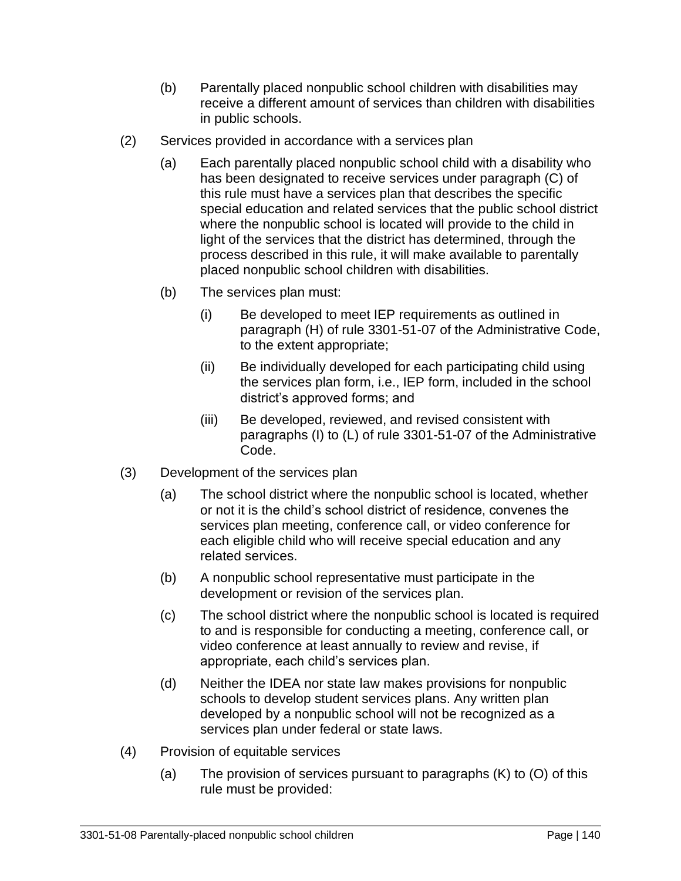(b) Parentally placed nonpublic school children with disabilities may receive a different amount of services than children with disabilities in public schools.

(2) Services provided in accordance with a services plan

(a) Each parentally placed nonpublic school child with a disability who has been designated to receive services under paragraph (C) of this rule must have a services plan that describes the specific special education and related services that the public school district where the nonpublic school is located will provide to the child in light of the services that the district has determined, through the process described in this rule, it will make available to parentally placed nonpublic school children with disabilities.

(b) The services plan must:

(i) Be developed to meet IEP requirements as outlined in paragraph (H) of rule 3301-51-07 of the Administrative Code, to the extent appropriate;

(ii) Be individually developed for each participating child using the services plan form, i.e., IEP form, included in the school district's approved forms; and

(iii) Be developed, reviewed, and revised consistent with paragraphs (I) to (L) of rule 3301-51-07 of the Administrative Code.

(3) Development of the services plan

(a) The school district where the nonpublic school is located, whether or not it is the child's school district of residence, convenes the services plan meeting, conference call, or video conference for each eligible child who will receive special education and any related services.

(b) A nonpublic school representative must participate in the development or revision of the services plan.

(c) The school district where the nonpublic school is located is required to and is responsible for conducting a meeting, conference call, or video conference at least annually to review and revise, if appropriate, each child's services plan.

(d) Neither the IDEA nor state law makes provisions for nonpublic schools to develop student services plans. Any written plan developed by a nonpublic school will not be recognized as a services plan under federal or state laws.

(4) Provision of equitable services

(a) The provision of services pursuant to paragraphs (K) to (O) of this rule must be provided: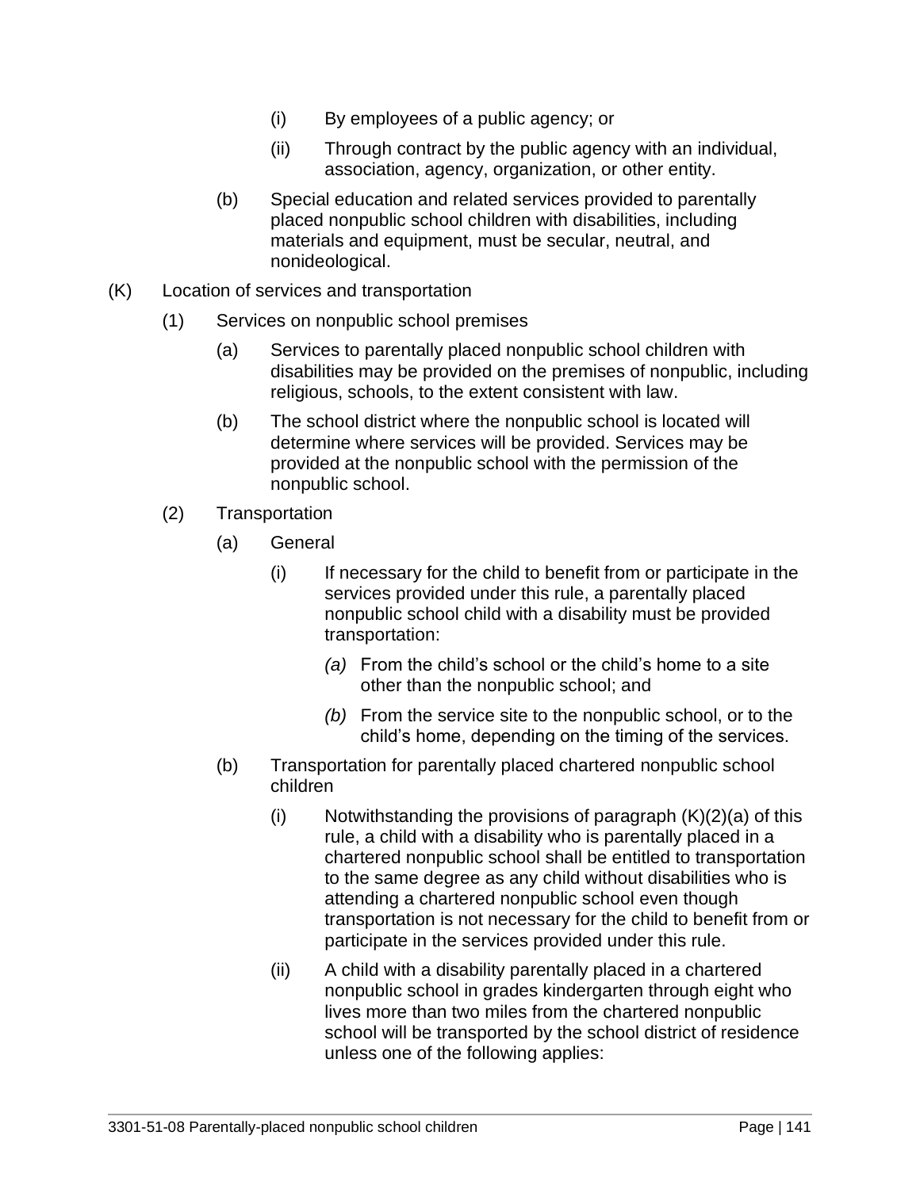(i) By employees of a public agency; or

(ii) Through contract by the public agency with an individual, association, agency, organization, or other entity.

(b) Special education and related services provided to parentally placed nonpublic school children with disabilities, including materials and equipment, must be secular, neutral, and nonideological.

(K) Location of services and transportation

(1) Services on nonpublic school premises

(a) Services to parentally placed nonpublic school children with disabilities may be provided on the premises of nonpublic, including religious, schools, to the extent consistent with law.

(b) The school district where the nonpublic school is located will determine where services will be provided. Services may be provided at the nonpublic school with the permission of the nonpublic school.

(2) Transportation

(a) General

(i) If necessary for the child to benefit from or participate in the services provided under this rule, a parentally placed nonpublic school child with a disability must be provided transportation:

*(a)* From the child's school or the child's home to a site other than the nonpublic school; and

*(b)* From the service site to the nonpublic school, or to the child's home, depending on the timing of the services.

(b) Transportation for parentally placed chartered nonpublic school children

(i) Notwithstanding the provisions of paragraph (K)(2)(a) of this rule, a child with a disability who is parentally placed in a chartered nonpublic school shall be entitled to transportation to the same degree as any child without disabilities who is attending a chartered nonpublic school even though transportation is not necessary for the child to benefit from or participate in the services provided under this rule.

(ii) A child with a disability parentally placed in a chartered nonpublic school in grades kindergarten through eight who lives more than two miles from the chartered nonpublic school will be transported by the school district of residence unless one of the following applies: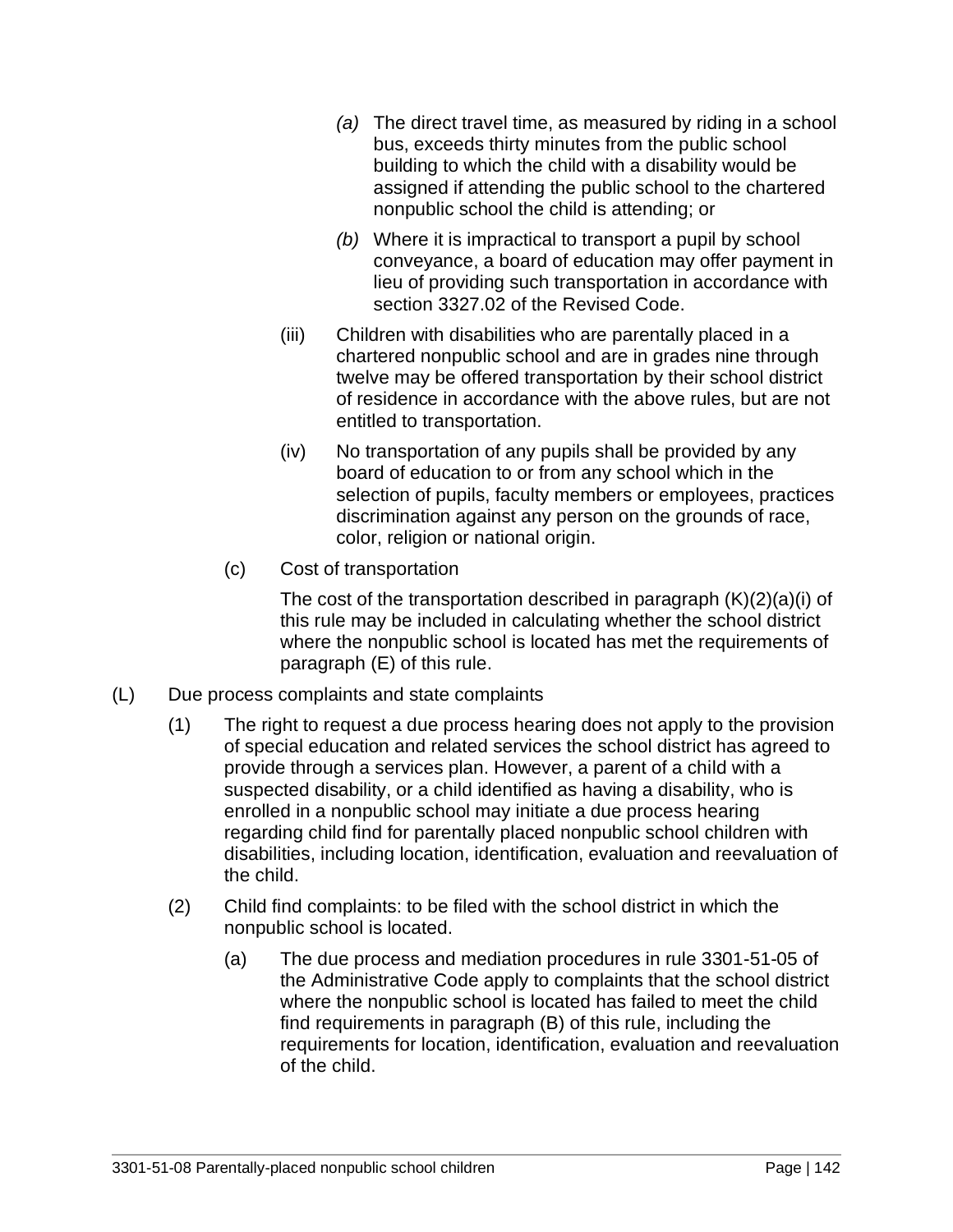*(a)* The direct travel time, as measured by riding in a school bus, exceeds thirty minutes from the public school building to which the child with a disability would be assigned if attending the public school to the chartered nonpublic school the child is attending; or

*(b)* Where it is impractical to transport a pupil by school conveyance, a board of education may offer payment in lieu of providing such transportation in accordance with section 3327.02 of the Revised Code.

(iii) Children with disabilities who are parentally placed in a chartered nonpublic school and are in grades nine through twelve may be offered transportation by their school district of residence in accordance with the above rules, but are not entitled to transportation.

(iv) No transportation of any pupils shall be provided by any board of education to or from any school which in the selection of pupils, faculty members or employees, practices discrimination against any person on the grounds of race, color, religion or national origin.

(c) Cost of transportation

The cost of the transportation described in paragraph (K)(2)(a)(i) of this rule may be included in calculating whether the school district where the nonpublic school is located has met the requirements of paragraph (E) of this rule.

(L) Due process complaints and state complaints

(1) The right to request a due process hearing does not apply to the provision of special education and related services the school district has agreed to provide through a services plan. However, a parent of a child with a suspected disability, or a child identified as having a disability, who is enrolled in a nonpublic school may initiate a due process hearing regarding child find for parentally placed nonpublic school children with disabilities, including location, identification, evaluation and reevaluation of the child.

(2) Child find complaints: to be filed with the school district in which the nonpublic school is located.

(a) The due process and mediation procedures in rule 3301-51-05 of the Administrative Code apply to complaints that the school district where the nonpublic school is located has failed to meet the child find requirements in paragraph (B) of this rule, including the requirements for location, identification, evaluation and reevaluation of the child.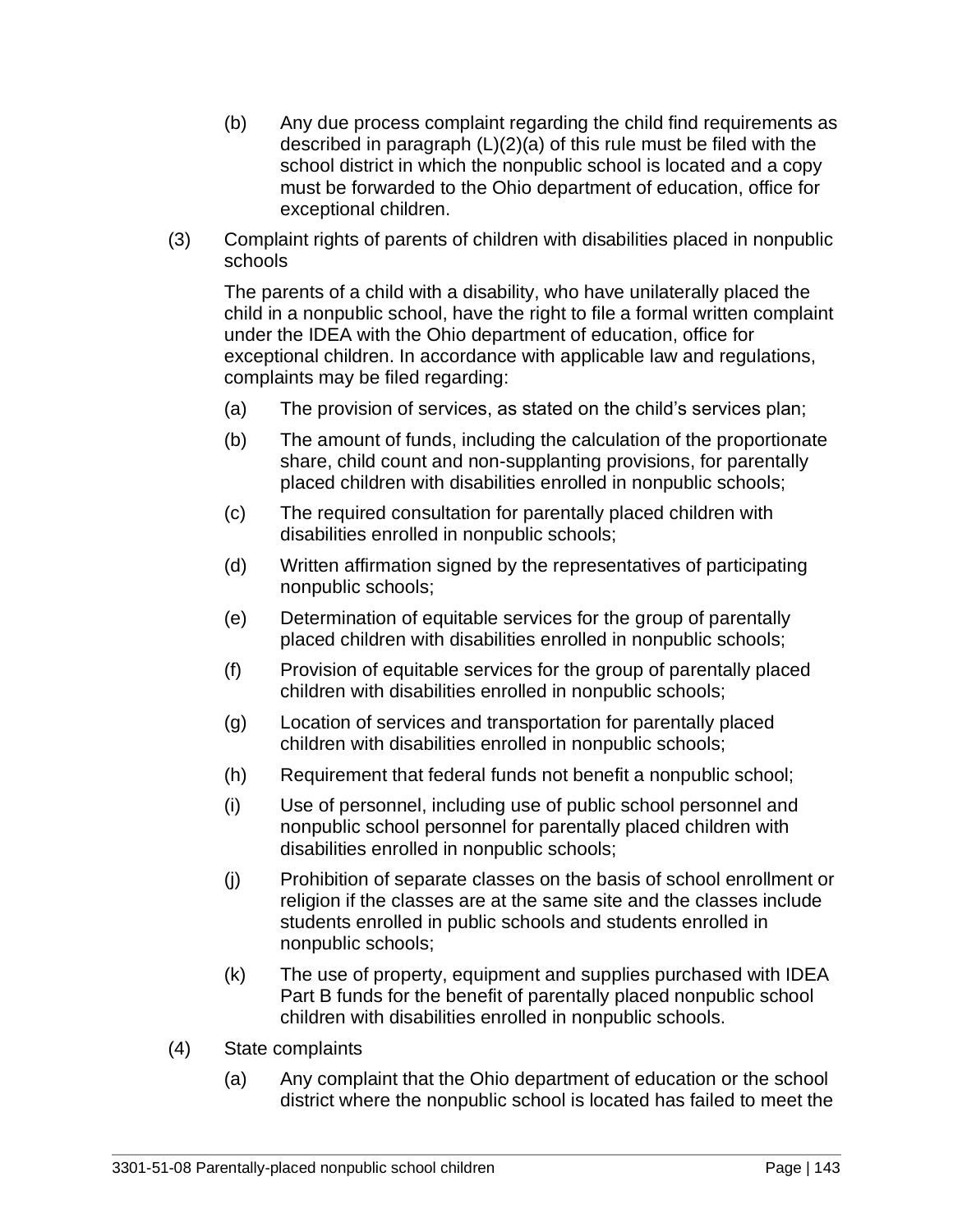(b) Any due process complaint regarding the child find requirements as described in paragraph (L)(2)(a) of this rule must be filed with the school district in which the nonpublic school is located and a copy must be forwarded to the Ohio department of education, office for exceptional children.

(3) Complaint rights of parents of children with disabilities placed in nonpublic schools

The parents of a child with a disability, who have unilaterally placed the child in a nonpublic school, have the right to file a formal written complaint under the IDEA with the Ohio department of education, office for exceptional children. In accordance with applicable law and regulations, complaints may be filed regarding:

(a) The provision of services, as stated on the child's services plan;

(b) The amount of funds, including the calculation of the proportionate share, child count and non-supplanting provisions, for parentally placed children with disabilities enrolled in nonpublic schools;

(c) The required consultation for parentally placed children with disabilities enrolled in nonpublic schools;

(d) Written affirmation signed by the representatives of participating nonpublic schools;

(e) Determination of equitable services for the group of parentally placed children with disabilities enrolled in nonpublic schools;

(f) Provision of equitable services for the group of parentally placed children with disabilities enrolled in nonpublic schools;

(g) Location of services and transportation for parentally placed children with disabilities enrolled in nonpublic schools;

(h) Requirement that federal funds not benefit a nonpublic school;

(i) Use of personnel, including use of public school personnel and nonpublic school personnel for parentally placed children with disabilities enrolled in nonpublic schools;

(j) Prohibition of separate classes on the basis of school enrollment or religion if the classes are at the same site and the classes include students enrolled in public schools and students enrolled in nonpublic schools;

(k) The use of property, equipment and supplies purchased with IDEA Part B funds for the benefit of parentally placed nonpublic school children with disabilities enrolled in nonpublic schools.

(4) State complaints

(a) Any complaint that the Ohio department of education or the school district where the nonpublic school is located has failed to meet the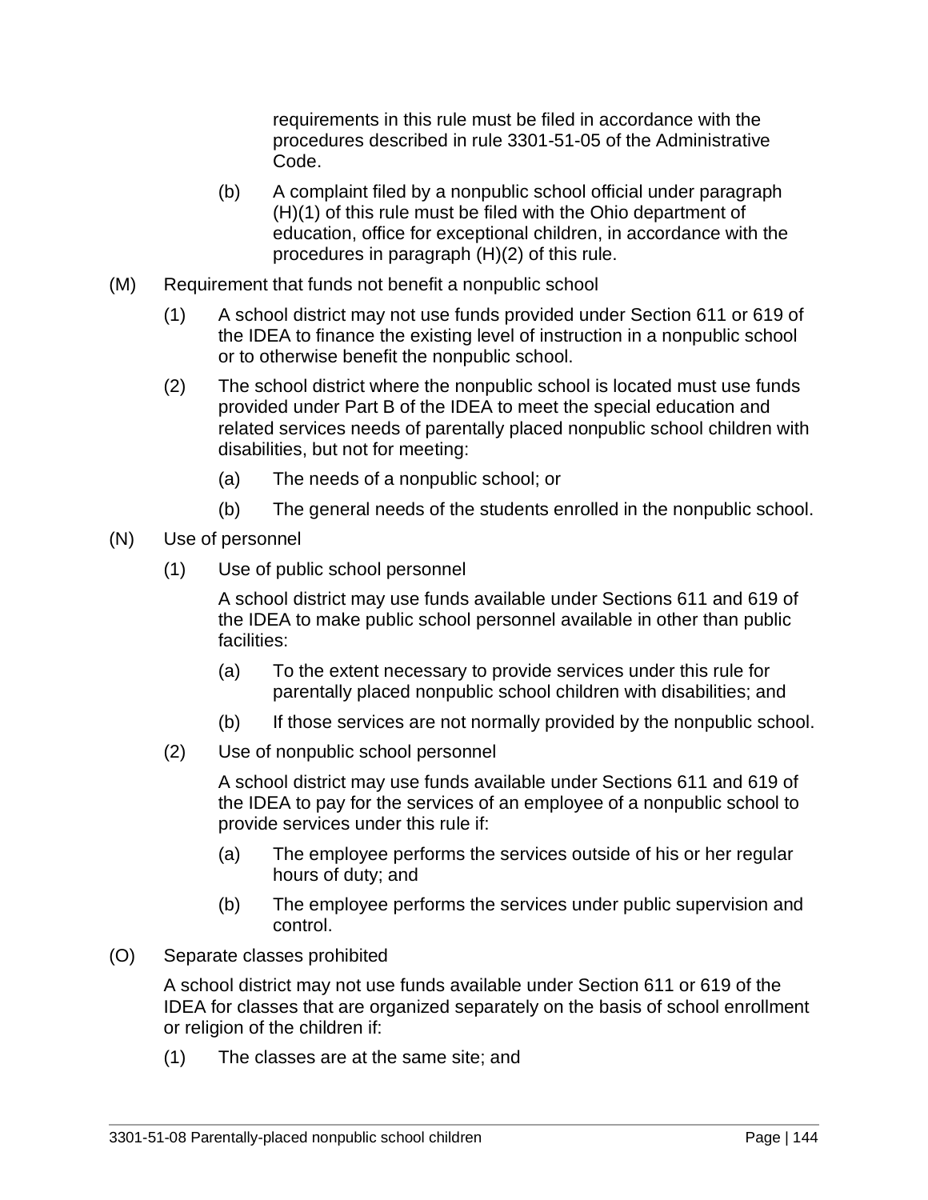requirements in this rule must be filed in accordance with the procedures described in rule 3301-51-05 of the Administrative Code.

(b) A complaint filed by a nonpublic school official under paragraph (H)(1) of this rule must be filed with the Ohio department of education, office for exceptional children, in accordance with the procedures in paragraph (H)(2) of this rule.

(M) Requirement that funds not benefit a nonpublic school

(1) A school district may not use funds provided under Section 611 or 619 of the IDEA to finance the existing level of instruction in a nonpublic school or to otherwise benefit the nonpublic school.

(2) The school district where the nonpublic school is located must use funds provided under Part B of the IDEA to meet the special education and related services needs of parentally placed nonpublic school children with disabilities, but not for meeting:

(a) The needs of a nonpublic school; or

(b) The general needs of the students enrolled in the nonpublic school.

(N) Use of personnel

(1) Use of public school personnel

A school district may use funds available under Sections 611 and 619 of the IDEA to make public school personnel available in other than public facilities:

(a) To the extent necessary to provide services under this rule for parentally placed nonpublic school children with disabilities; and

(b) If those services are not normally provided by the nonpublic school.

(2) Use of nonpublic school personnel

A school district may use funds available under Sections 611 and 619 of the IDEA to pay for the services of an employee of a nonpublic school to provide services under this rule if:

(a) The employee performs the services outside of his or her regular hours of duty; and

(b) The employee performs the services under public supervision and control.

(O) Separate classes prohibited

A school district may not use funds available under Section 611 or 619 of the IDEA for classes that are organized separately on the basis of school enrollment or religion of the children if:

(1) The classes are at the same site; and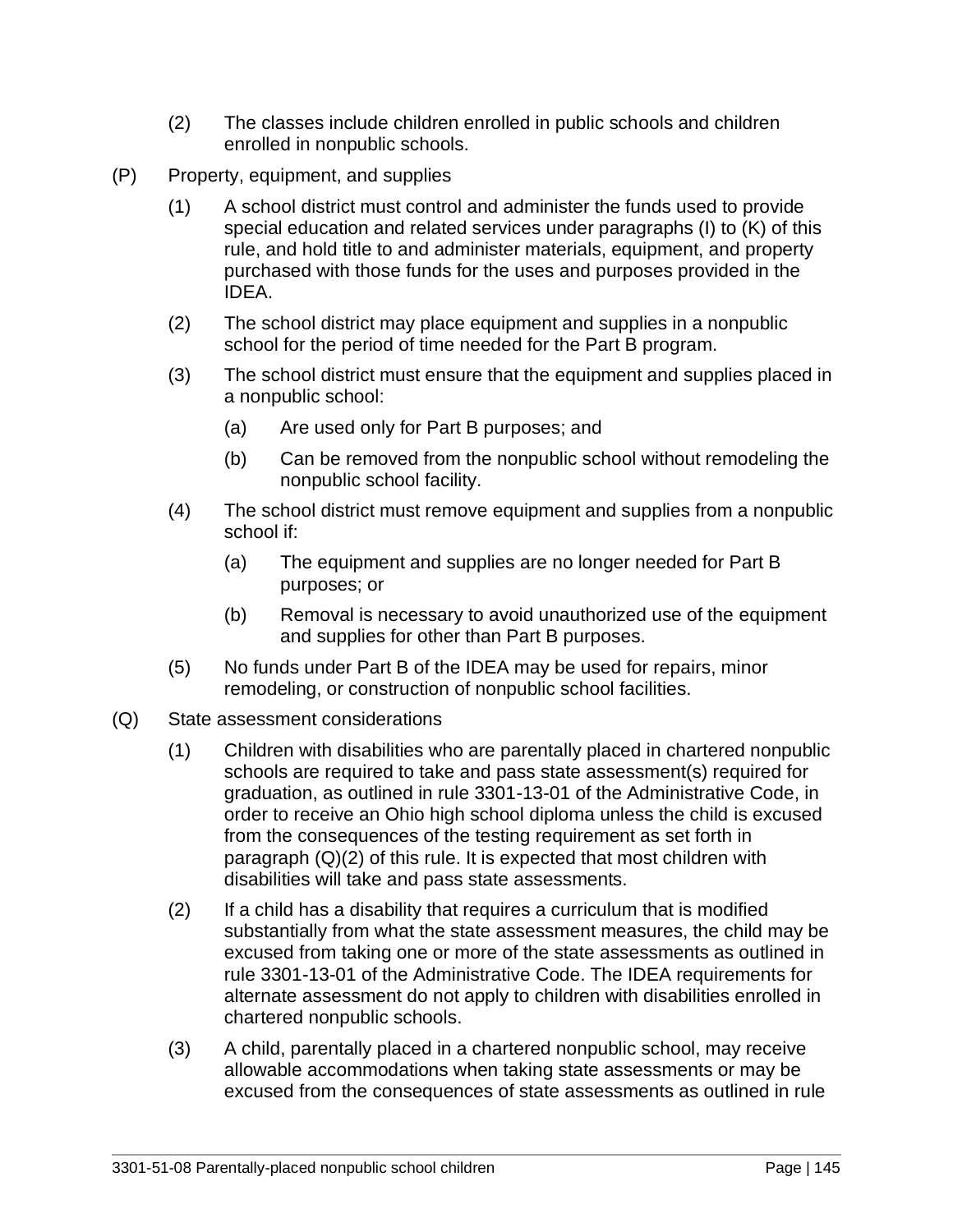(2) The classes include children enrolled in public schools and children enrolled in nonpublic schools.

(P) Property, equipment, and supplies

(1) A school district must control and administer the funds used to provide special education and related services under paragraphs (I) to (K) of this rule, and hold title to and administer materials, equipment, and property purchased with those funds for the uses and purposes provided in the IDEA.

(2) The school district may place equipment and supplies in a nonpublic school for the period of time needed for the Part B program.

(3) The school district must ensure that the equipment and supplies placed in a nonpublic school:

(a) Are used only for Part B purposes; and

(b) Can be removed from the nonpublic school without remodeling the nonpublic school facility.

(4) The school district must remove equipment and supplies from a nonpublic school if:

(a) The equipment and supplies are no longer needed for Part B purposes; or

(b) Removal is necessary to avoid unauthorized use of the equipment and supplies for other than Part B purposes.

(5) No funds under Part B of the IDEA may be used for repairs, minor remodeling, or construction of nonpublic school facilities.

(Q) State assessment considerations

(1) Children with disabilities who are parentally placed in chartered nonpublic schools are required to take and pass state assessment(s) required for graduation, as outlined in rule 3301-13-01 of the Administrative Code, in order to receive an Ohio high school diploma unless the child is excused from the consequences of the testing requirement as set forth in paragraph (Q)(2) of this rule. It is expected that most children with disabilities will take and pass state assessments.

(2) If a child has a disability that requires a curriculum that is modified substantially from what the state assessment measures, the child may be excused from taking one or more of the state assessments as outlined in rule 3301-13-01 of the Administrative Code. The IDEA requirements for alternate assessment do not apply to children with disabilities enrolled in chartered nonpublic schools.

(3) A child, parentally placed in a chartered nonpublic school, may receive allowable accommodations when taking state assessments or may be excused from the consequences of state assessments as outlined in rule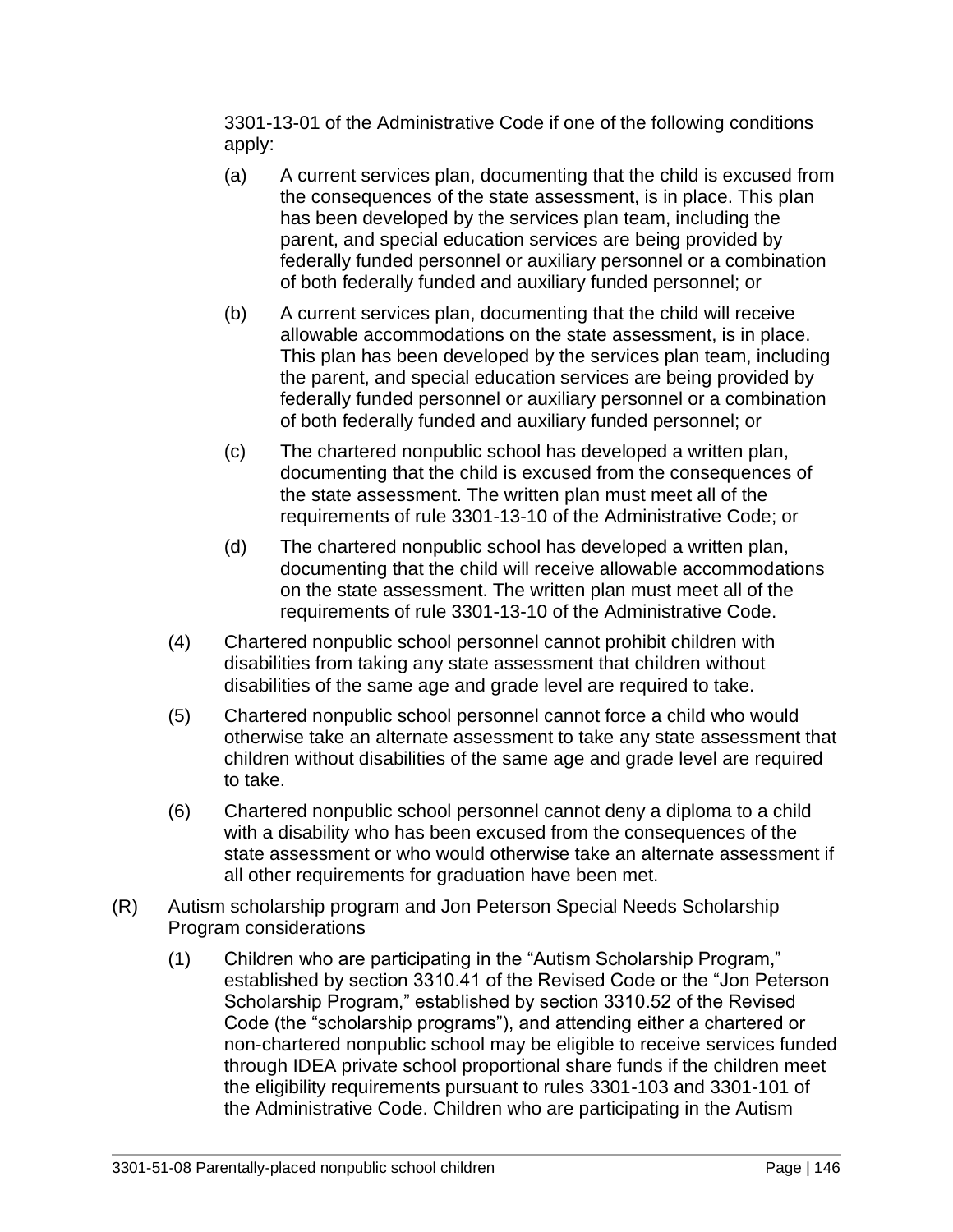3301-13-01 of the Administrative Code if one of the following conditions apply:

(a) A current services plan, documenting that the child is excused from the consequences of the state assessment, is in place. This plan has been developed by the services plan team, including the parent, and special education services are being provided by federally funded personnel or auxiliary personnel or a combination of both federally funded and auxiliary funded personnel; or

(b) A current services plan, documenting that the child will receive allowable accommodations on the state assessment, is in place. This plan has been developed by the services plan team, including the parent, and special education services are being provided by federally funded personnel or auxiliary personnel or a combination of both federally funded and auxiliary funded personnel; or

(c) The chartered nonpublic school has developed a written plan, documenting that the child is excused from the consequences of the state assessment. The written plan must meet all of the requirements of rule 3301-13-10 of the Administrative Code; or

(d) The chartered nonpublic school has developed a written plan, documenting that the child will receive allowable accommodations on the state assessment. The written plan must meet all of the requirements of rule 3301-13-10 of the Administrative Code.

(4) Chartered nonpublic school personnel cannot prohibit children with disabilities from taking any state assessment that children without disabilities of the same age and grade level are required to take.

(5) Chartered nonpublic school personnel cannot force a child who would otherwise take an alternate assessment to take any state assessment that children without disabilities of the same age and grade level are required to take.

(6) Chartered nonpublic school personnel cannot deny a diploma to a child with a disability who has been excused from the consequences of the state assessment or who would otherwise take an alternate assessment if all other requirements for graduation have been met.

(R) Autism scholarship program and Jon Peterson Special Needs Scholarship Program considerations

(1) Children who are participating in the "Autism Scholarship Program," established by section 3310.41 of the Revised Code or the "Jon Peterson Scholarship Program," established by section 3310.52 of the Revised Code (the "scholarship programs"), and attending either a chartered or non-chartered nonpublic school may be eligible to receive services funded through IDEA private school proportional share funds if the children meet the eligibility requirements pursuant to rules 3301-103 and 3301-101 of the Administrative Code. Children who are participating in the Autism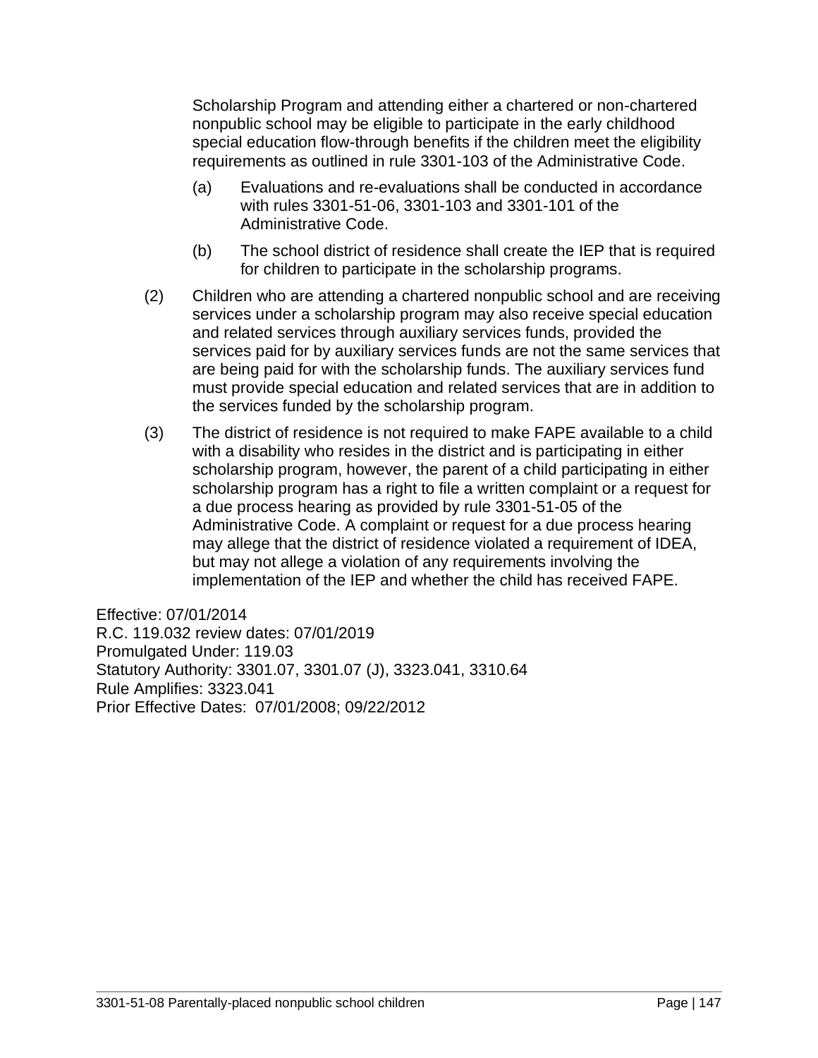Scholarship Program and attending either a chartered or non-chartered nonpublic school may be eligible to participate in the early childhood special education flow-through benefits if the children meet the eligibility requirements as outlined in rule 3301-103 of the Administrative Code.

(a) Evaluations and re-evaluations shall be conducted in accordance with rules 3301-51-06, 3301-103 and 3301-101 of the Administrative Code.

(b) The school district of residence shall create the IEP that is required for children to participate in the scholarship programs.

(2) Children who are attending a chartered nonpublic school and are receiving services under a scholarship program may also receive special education and related services through auxiliary services funds, provided the services paid for by auxiliary services funds are not the same services that are being paid for with the scholarship funds. The auxiliary services fund must provide special education and related services that are in addition to the services funded by the scholarship program.

(3) The district of residence is not required to make FAPE available to a child with a disability who resides in the district and is participating in either scholarship program, however, the parent of a child participating in either scholarship program has a right to file a written complaint or a request for a due process hearing as provided by rule 3301-51-05 of the Administrative Code. A complaint or request for a due process hearing may allege that the district of residence violated a requirement of IDEA, but may not allege a violation of any requirements involving the implementation of the IEP and whether the child has received FAPE.

Effective: 07/01/2014
R.C. 119.032 review dates: 07/01/2019
Promulgated Under: 119.03
Statutory Authority: 3301.07, 3301.07 (J), 3323.041, 3310.64
Rule Amplifies: 3323.041
Prior Effective Dates: 07/01/2008; 09/22/2012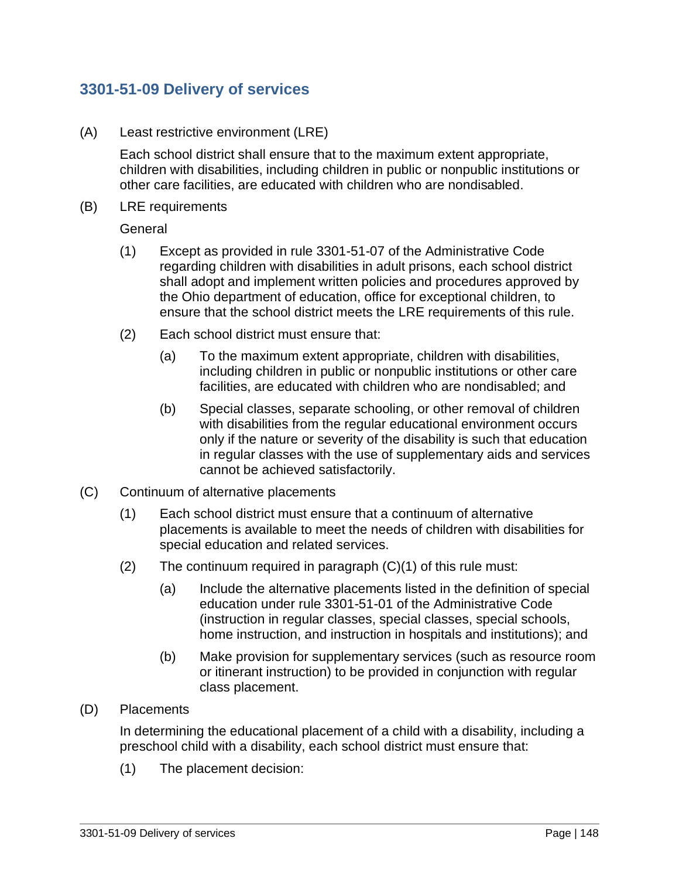## 3301-51-09 Delivery of services

(A) Least restrictive environment (LRE)

Each school district shall ensure that to the maximum extent appropriate, children with disabilities, including children in public or nonpublic institutions or other care facilities, are educated with children who are nondisabled.

(B) LRE requirements

General

(1) Except as provided in rule 3301-51-07 of the Administrative Code regarding children with disabilities in adult prisons, each school district shall adopt and implement written policies and procedures approved by the Ohio department of education, office for exceptional children, to ensure that the school district meets the LRE requirements of this rule.

(2) Each school district must ensure that:

(a) To the maximum extent appropriate, children with disabilities, including children in public or nonpublic institutions or other care facilities, are educated with children who are nondisabled; and

(b) Special classes, separate schooling, or other removal of children with disabilities from the regular educational environment occurs only if the nature or severity of the disability is such that education in regular classes with the use of supplementary aids and services cannot be achieved satisfactorily.

(C) Continuum of alternative placements

(1) Each school district must ensure that a continuum of alternative placements is available to meet the needs of children with disabilities for special education and related services.

(2) The continuum required in paragraph (C)(1) of this rule must:

(a) Include the alternative placements listed in the definition of special education under rule 3301-51-01 of the Administrative Code (instruction in regular classes, special classes, special schools, home instruction, and instruction in hospitals and institutions); and

(b) Make provision for supplementary services (such as resource room or itinerant instruction) to be provided in conjunction with regular class placement.

(D) Placements

In determining the educational placement of a child with a disability, including a preschool child with a disability, each school district must ensure that:

(1) The placement decision: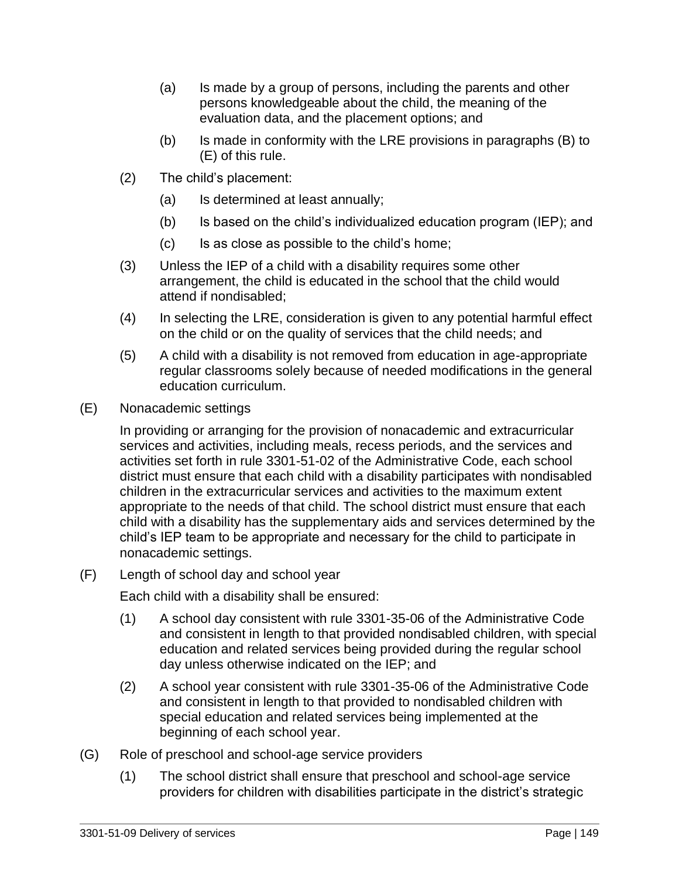(a) Is made by a group of persons, including the parents and other persons knowledgeable about the child, the meaning of the evaluation data, and the placement options; and

(b) Is made in conformity with the LRE provisions in paragraphs (B) to (E) of this rule.

(2) The child's placement:

(a) Is determined at least annually;

(b) Is based on the child's individualized education program (IEP); and

(c) Is as close as possible to the child's home;

(3) Unless the IEP of a child with a disability requires some other arrangement, the child is educated in the school that the child would attend if nondisabled;

(4) In selecting the LRE, consideration is given to any potential harmful effect on the child or on the quality of services that the child needs; and

(5) A child with a disability is not removed from education in age-appropriate regular classrooms solely because of needed modifications in the general education curriculum.

(E) Nonacademic settings

In providing or arranging for the provision of nonacademic and extracurricular services and activities, including meals, recess periods, and the services and activities set forth in rule 3301-51-02 of the Administrative Code, each school district must ensure that each child with a disability participates with nondisabled children in the extracurricular services and activities to the maximum extent appropriate to the needs of that child. The school district must ensure that each child with a disability has the supplementary aids and services determined by the child's IEP team to be appropriate and necessary for the child to participate in nonacademic settings.

(F) Length of school day and school year

Each child with a disability shall be ensured:

(1) A school day consistent with rule 3301-35-06 of the Administrative Code and consistent in length to that provided nondisabled children, with special education and related services being provided during the regular school day unless otherwise indicated on the IEP; and

(2) A school year consistent with rule 3301-35-06 of the Administrative Code and consistent in length to that provided to nondisabled children with special education and related services being implemented at the beginning of each school year.

(G) Role of preschool and school-age service providers

(1) The school district shall ensure that preschool and school-age service providers for children with disabilities participate in the district's strategic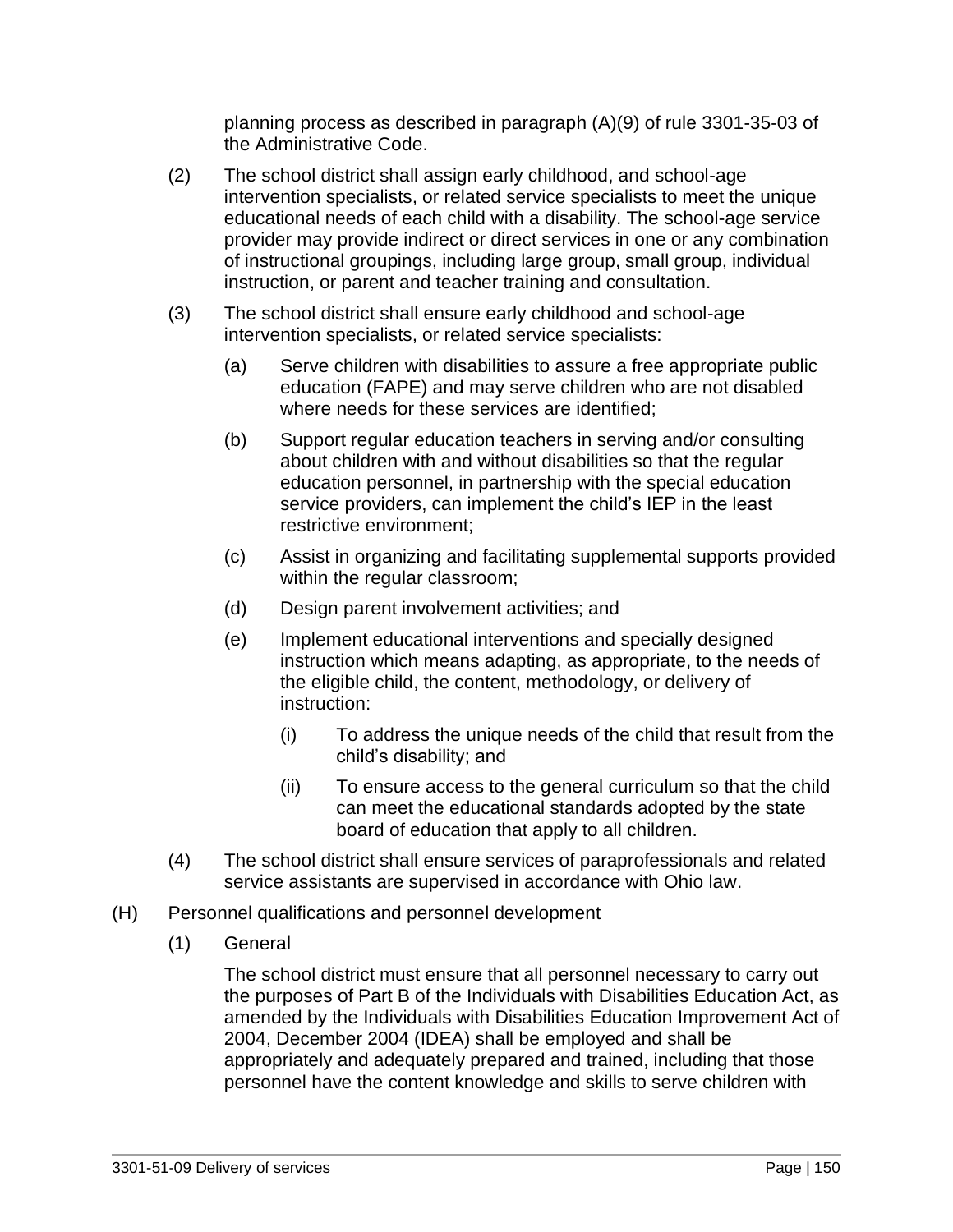planning process as described in paragraph (A)(9) of rule 3301-35-03 of the Administrative Code.

(2) The school district shall assign early childhood, and school-age intervention specialists, or related service specialists to meet the unique educational needs of each child with a disability. The school-age service provider may provide indirect or direct services in one or any combination of instructional groupings, including large group, small group, individual instruction, or parent and teacher training and consultation.

(3) The school district shall ensure early childhood and school-age intervention specialists, or related service specialists:

  (a) Serve children with disabilities to assure a free appropriate public education (FAPE) and may serve children who are not disabled where needs for these services are identified;

  (b) Support regular education teachers in serving and/or consulting about children with and without disabilities so that the regular education personnel, in partnership with the special education service providers, can implement the child's IEP in the least restrictive environment;

  (c) Assist in organizing and facilitating supplemental supports provided within the regular classroom;

  (d) Design parent involvement activities; and

  (e) Implement educational interventions and specially designed instruction which means adapting, as appropriate, to the needs of the eligible child, the content, methodology, or delivery of instruction:

    (i) To address the unique needs of the child that result from the child's disability; and

    (ii) To ensure access to the general curriculum so that the child can meet the educational standards adopted by the state board of education that apply to all children.

(4) The school district shall ensure services of paraprofessionals and related service assistants are supervised in accordance with Ohio law.

(H) Personnel qualifications and personnel development

  (1) General

  The school district must ensure that all personnel necessary to carry out the purposes of Part B of the Individuals with Disabilities Education Act, as amended by the Individuals with Disabilities Education Improvement Act of 2004, December 2004 (IDEA) shall be employed and shall be appropriately and adequately prepared and trained, including that those personnel have the content knowledge and skills to serve children with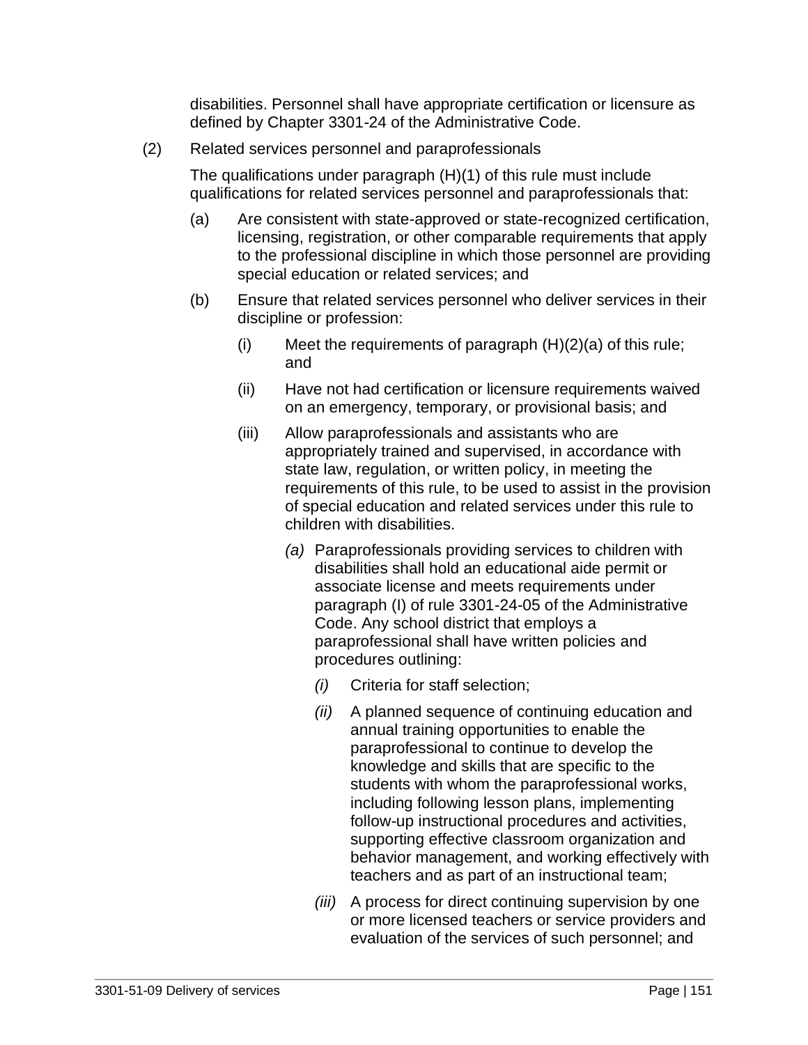disabilities. Personnel shall have appropriate certification or licensure as defined by Chapter 3301-24 of the Administrative Code.

(2) Related services personnel and paraprofessionals

The qualifications under paragraph (H)(1) of this rule must include qualifications for related services personnel and paraprofessionals that:

(a) Are consistent with state-approved or state-recognized certification, licensing, registration, or other comparable requirements that apply to the professional discipline in which those personnel are providing special education or related services; and

(b) Ensure that related services personnel who deliver services in their discipline or profession:

(i) Meet the requirements of paragraph (H)(2)(a) of this rule; and

(ii) Have not had certification or licensure requirements waived on an emergency, temporary, or provisional basis; and

(iii) Allow paraprofessionals and assistants who are appropriately trained and supervised, in accordance with state law, regulation, or written policy, in meeting the requirements of this rule, to be used to assist in the provision of special education and related services under this rule to children with disabilities.

*(a)* Paraprofessionals providing services to children with disabilities shall hold an educational aide permit or associate license and meets requirements under paragraph (I) of rule 3301-24-05 of the Administrative Code. Any school district that employs a paraprofessional shall have written policies and procedures outlining:

*(i)* Criteria for staff selection;

*(ii)* A planned sequence of continuing education and annual training opportunities to enable the paraprofessional to continue to develop the knowledge and skills that are specific to the students with whom the paraprofessional works, including following lesson plans, implementing follow-up instructional procedures and activities, supporting effective classroom organization and behavior management, and working effectively with teachers and as part of an instructional team;

*(iii)* A process for direct continuing supervision by one or more licensed teachers or service providers and evaluation of the services of such personnel; and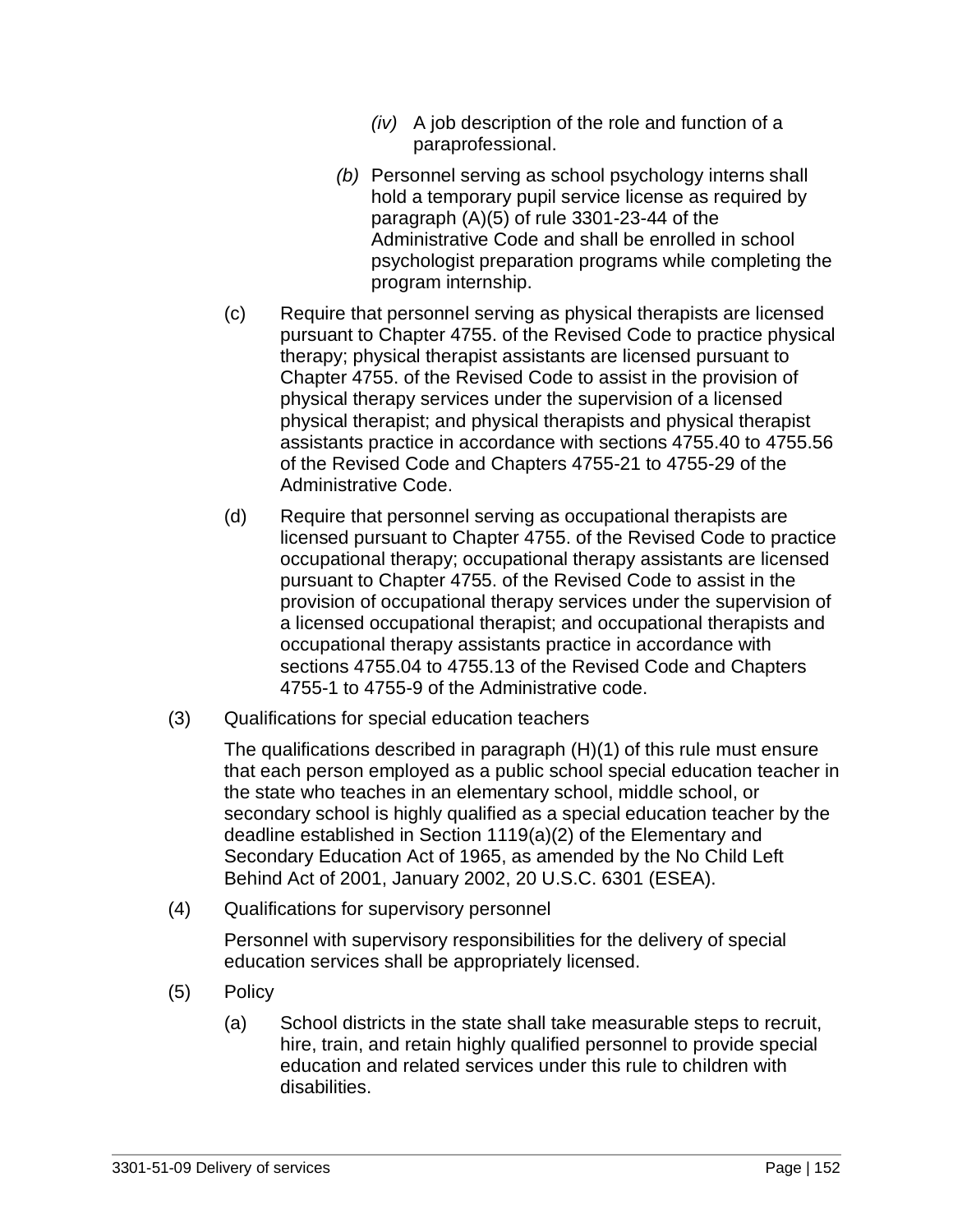- *(iv)* A job description of the role and function of a paraprofessional.

*(b)* Personnel serving as school psychology interns shall hold a temporary pupil service license as required by paragraph (A)(5) of rule 3301-23-44 of the Administrative Code and shall be enrolled in school psychologist preparation programs while completing the program internship.

(c) Require that personnel serving as physical therapists are licensed pursuant to Chapter 4755. of the Revised Code to practice physical therapy; physical therapist assistants are licensed pursuant to Chapter 4755. of the Revised Code to assist in the provision of physical therapy services under the supervision of a licensed physical therapist; and physical therapists and physical therapist assistants practice in accordance with sections 4755.40 to 4755.56 of the Revised Code and Chapters 4755-21 to 4755-29 of the Administrative Code.

(d) Require that personnel serving as occupational therapists are licensed pursuant to Chapter 4755. of the Revised Code to practice occupational therapy; occupational therapy assistants are licensed pursuant to Chapter 4755. of the Revised Code to assist in the provision of occupational therapy services under the supervision of a licensed occupational therapist; and occupational therapists and occupational therapy assistants practice in accordance with sections 4755.04 to 4755.13 of the Revised Code and Chapters 4755-1 to 4755-9 of the Administrative code.

(3) Qualifications for special education teachers

The qualifications described in paragraph (H)(1) of this rule must ensure that each person employed as a public school special education teacher in the state who teaches in an elementary school, middle school, or secondary school is highly qualified as a special education teacher by the deadline established in Section 1119(a)(2) of the Elementary and Secondary Education Act of 1965, as amended by the No Child Left Behind Act of 2001, January 2002, 20 U.S.C. 6301 (ESEA).

(4) Qualifications for supervisory personnel

Personnel with supervisory responsibilities for the delivery of special education services shall be appropriately licensed.

(5) Policy

(a) School districts in the state shall take measurable steps to recruit, hire, train, and retain highly qualified personnel to provide special education and related services under this rule to children with disabilities.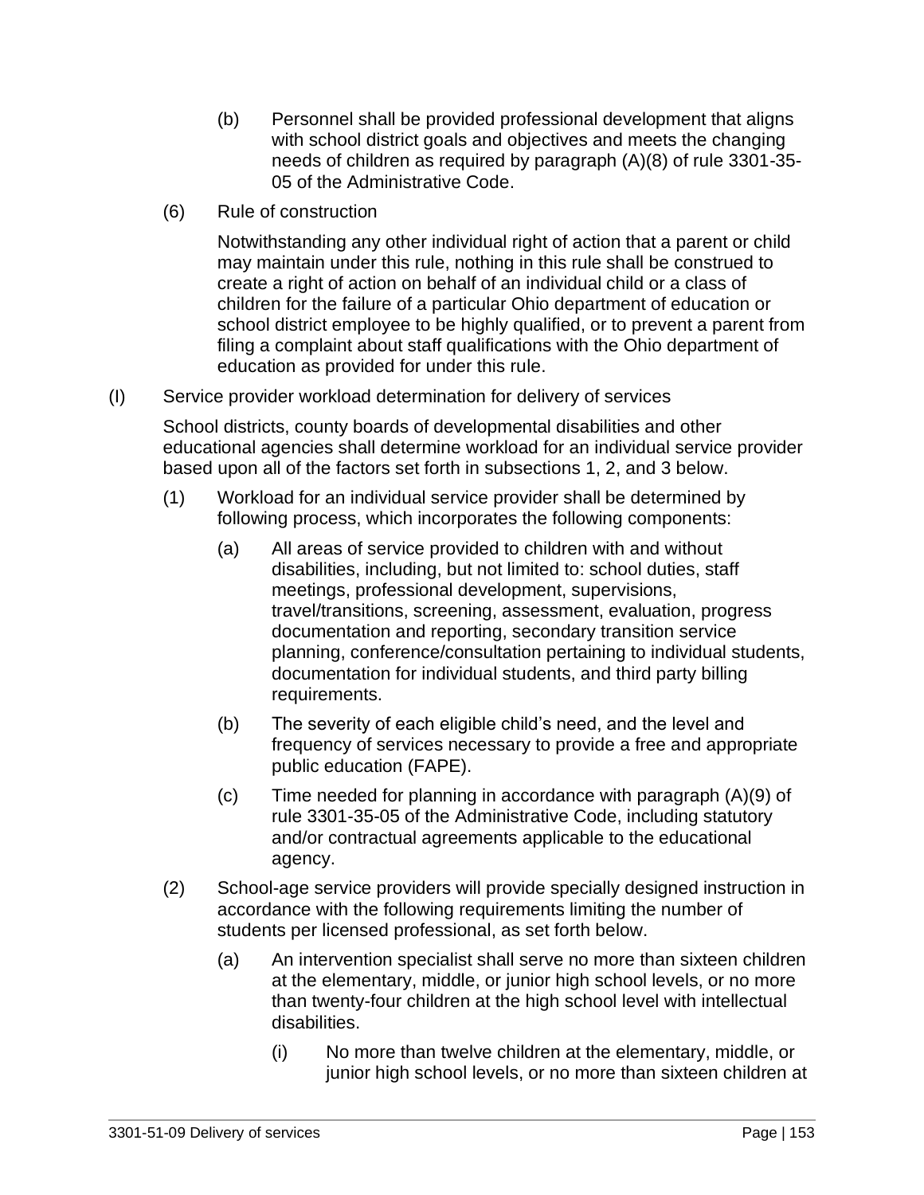(b) Personnel shall be provided professional development that aligns with school district goals and objectives and meets the changing needs of children as required by paragraph (A)(8) of rule 3301-35-05 of the Administrative Code.

(6) Rule of construction

Notwithstanding any other individual right of action that a parent or child may maintain under this rule, nothing in this rule shall be construed to create a right of action on behalf of an individual child or a class of children for the failure of a particular Ohio department of education or school district employee to be highly qualified, or to prevent a parent from filing a complaint about staff qualifications with the Ohio department of education as provided for under this rule.

(I) Service provider workload determination for delivery of services

School districts, county boards of developmental disabilities and other educational agencies shall determine workload for an individual service provider based upon all of the factors set forth in subsections 1, 2, and 3 below.

(1) Workload for an individual service provider shall be determined by following process, which incorporates the following components:

(a) All areas of service provided to children with and without disabilities, including, but not limited to: school duties, staff meetings, professional development, supervisions, travel/transitions, screening, assessment, evaluation, progress documentation and reporting, secondary transition service planning, conference/consultation pertaining to individual students, documentation for individual students, and third party billing requirements.

(b) The severity of each eligible child’s need, and the level and frequency of services necessary to provide a free and appropriate public education (FAPE).

(c) Time needed for planning in accordance with paragraph (A)(9) of rule 3301-35-05 of the Administrative Code, including statutory and/or contractual agreements applicable to the educational agency.

(2) School-age service providers will provide specially designed instruction in accordance with the following requirements limiting the number of students per licensed professional, as set forth below.

(a) An intervention specialist shall serve no more than sixteen children at the elementary, middle, or junior high school levels, or no more than twenty-four children at the high school level with intellectual disabilities.

(i) No more than twelve children at the elementary, middle, or junior high school levels, or no more than sixteen children at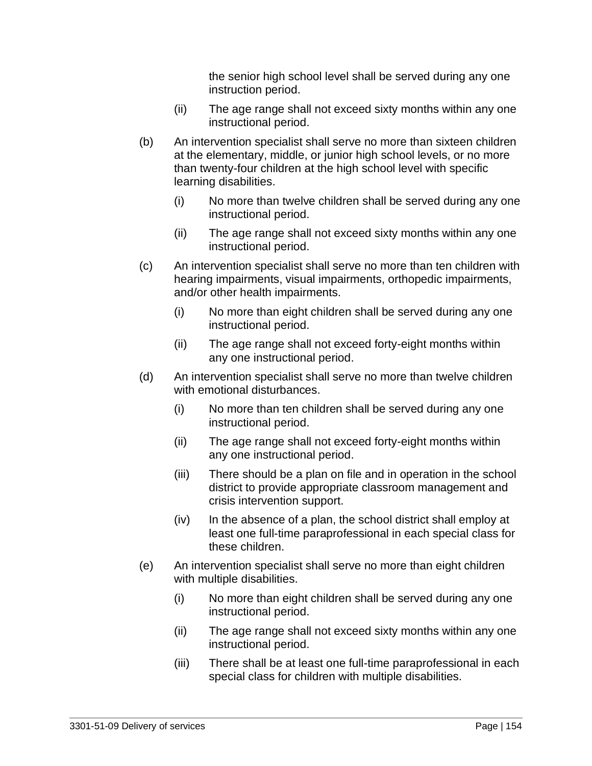the senior high school level shall be served during any one instruction period.

(ii) The age range shall not exceed sixty months within any one instructional period.

(b) An intervention specialist shall serve no more than sixteen children at the elementary, middle, or junior high school levels, or no more than twenty-four children at the high school level with specific learning disabilities.

(i) No more than twelve children shall be served during any one instructional period.

(ii) The age range shall not exceed sixty months within any one instructional period.

(c) An intervention specialist shall serve no more than ten children with hearing impairments, visual impairments, orthopedic impairments, and/or other health impairments.

(i) No more than eight children shall be served during any one instructional period.

(ii) The age range shall not exceed forty-eight months within any one instructional period.

(d) An intervention specialist shall serve no more than twelve children with emotional disturbances.

(i) No more than ten children shall be served during any one instructional period.

(ii) The age range shall not exceed forty-eight months within any one instructional period.

(iii) There should be a plan on file and in operation in the school district to provide appropriate classroom management and crisis intervention support.

(iv) In the absence of a plan, the school district shall employ at least one full-time paraprofessional in each special class for these children.

(e) An intervention specialist shall serve no more than eight children with multiple disabilities.

(i) No more than eight children shall be served during any one instructional period.

(ii) The age range shall not exceed sixty months within any one instructional period.

(iii) There shall be at least one full-time paraprofessional in each special class for children with multiple disabilities.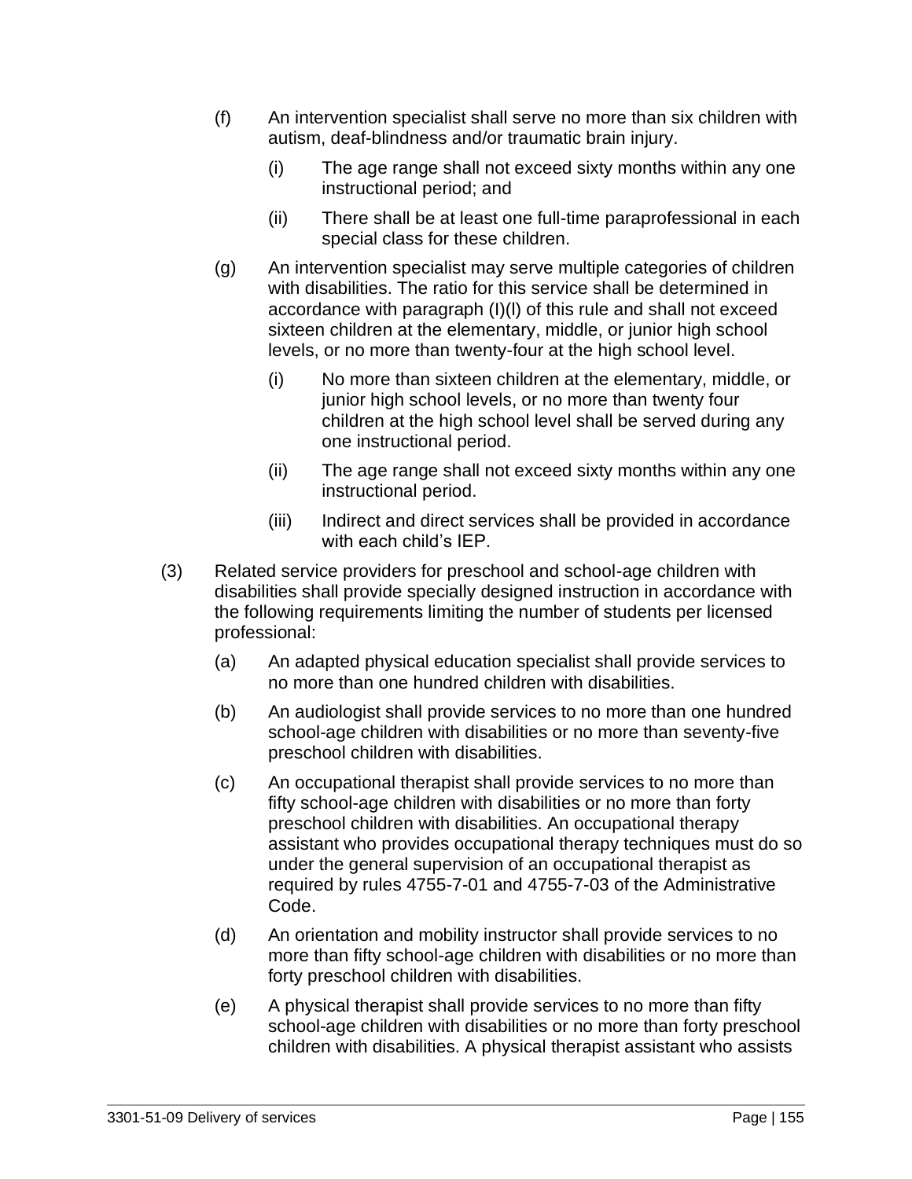(f) An intervention specialist shall serve no more than six children with autism, deaf-blindness and/or traumatic brain injury.

   (i) The age range shall not exceed sixty months within any one instructional period; and

   (ii) There shall be at least one full-time paraprofessional in each special class for these children.

(g) An intervention specialist may serve multiple categories of children with disabilities. The ratio for this service shall be determined in accordance with paragraph (I)(l) of this rule and shall not exceed sixteen children at the elementary, middle, or junior high school levels, or no more than twenty-four at the high school level.

   (i) No more than sixteen children at the elementary, middle, or junior high school levels, or no more than twenty four children at the high school level shall be served during any one instructional period.

   (ii) The age range shall not exceed sixty months within any one instructional period.

   (iii) Indirect and direct services shall be provided in accordance with each child's IEP.

(3) Related service providers for preschool and school-age children with disabilities shall provide specially designed instruction in accordance with the following requirements limiting the number of students per licensed professional:

   (a) An adapted physical education specialist shall provide services to no more than one hundred children with disabilities.

   (b) An audiologist shall provide services to no more than one hundred school-age children with disabilities or no more than seventy-five preschool children with disabilities.

   (c) An occupational therapist shall provide services to no more than fifty school-age children with disabilities or no more than forty preschool children with disabilities. An occupational therapy assistant who provides occupational therapy techniques must do so under the general supervision of an occupational therapist as required by rules 4755-7-01 and 4755-7-03 of the Administrative Code.

   (d) An orientation and mobility instructor shall provide services to no more than fifty school-age children with disabilities or no more than forty preschool children with disabilities.

   (e) A physical therapist shall provide services to no more than fifty school-age children with disabilities or no more than forty preschool children with disabilities. A physical therapist assistant who assists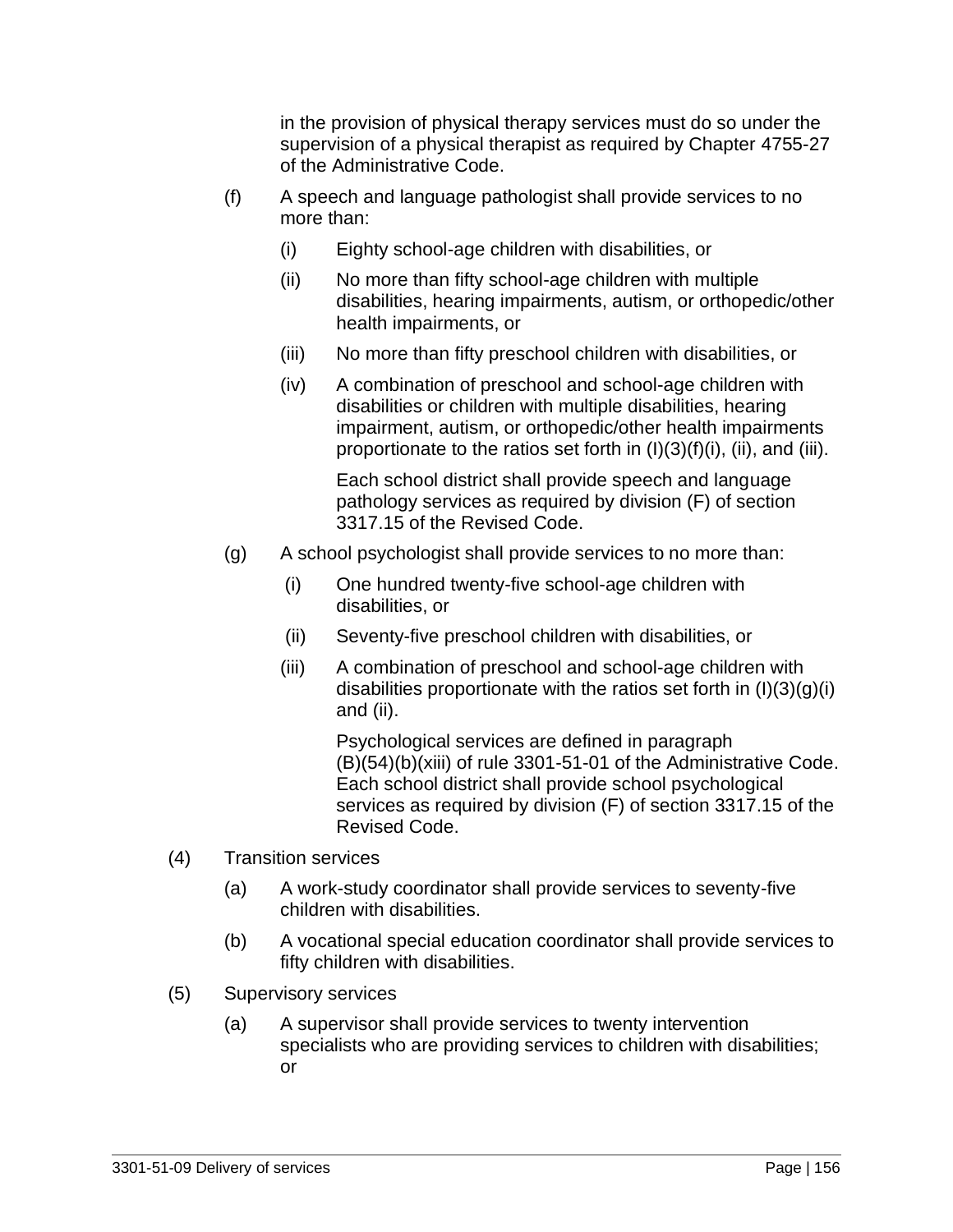in the provision of physical therapy services must do so under the supervision of a physical therapist as required by Chapter 4755-27 of the Administrative Code.

(f) A speech and language pathologist shall provide services to no more than:

   (i) Eighty school-age children with disabilities, or

   (ii) No more than fifty school-age children with multiple disabilities, hearing impairments, autism, or orthopedic/other health impairments, or

   (iii) No more than fifty preschool children with disabilities, or

   (iv) A combination of preschool and school-age children with disabilities or children with multiple disabilities, hearing impairment, autism, or orthopedic/other health impairments proportionate to the ratios set forth in (I)(3)(f)(i), (ii), and (iii).

   Each school district shall provide speech and language pathology services as required by division (F) of section 3317.15 of the Revised Code.

(g) A school psychologist shall provide services to no more than:

   (i) One hundred twenty-five school-age children with disabilities, or

   (ii) Seventy-five preschool children with disabilities, or

   (iii) A combination of preschool and school-age children with disabilities proportionate with the ratios set forth in (I)(3)(g)(i) and (ii).

   Psychological services are defined in paragraph (B)(54)(b)(xiii) of rule 3301-51-01 of the Administrative Code. Each school district shall provide school psychological services as required by division (F) of section 3317.15 of the Revised Code.

(4) Transition services

   (a) A work-study coordinator shall provide services to seventy-five children with disabilities.

   (b) A vocational special education coordinator shall provide services to fifty children with disabilities.

(5) Supervisory services

   (a) A supervisor shall provide services to twenty intervention specialists who are providing services to children with disabilities; or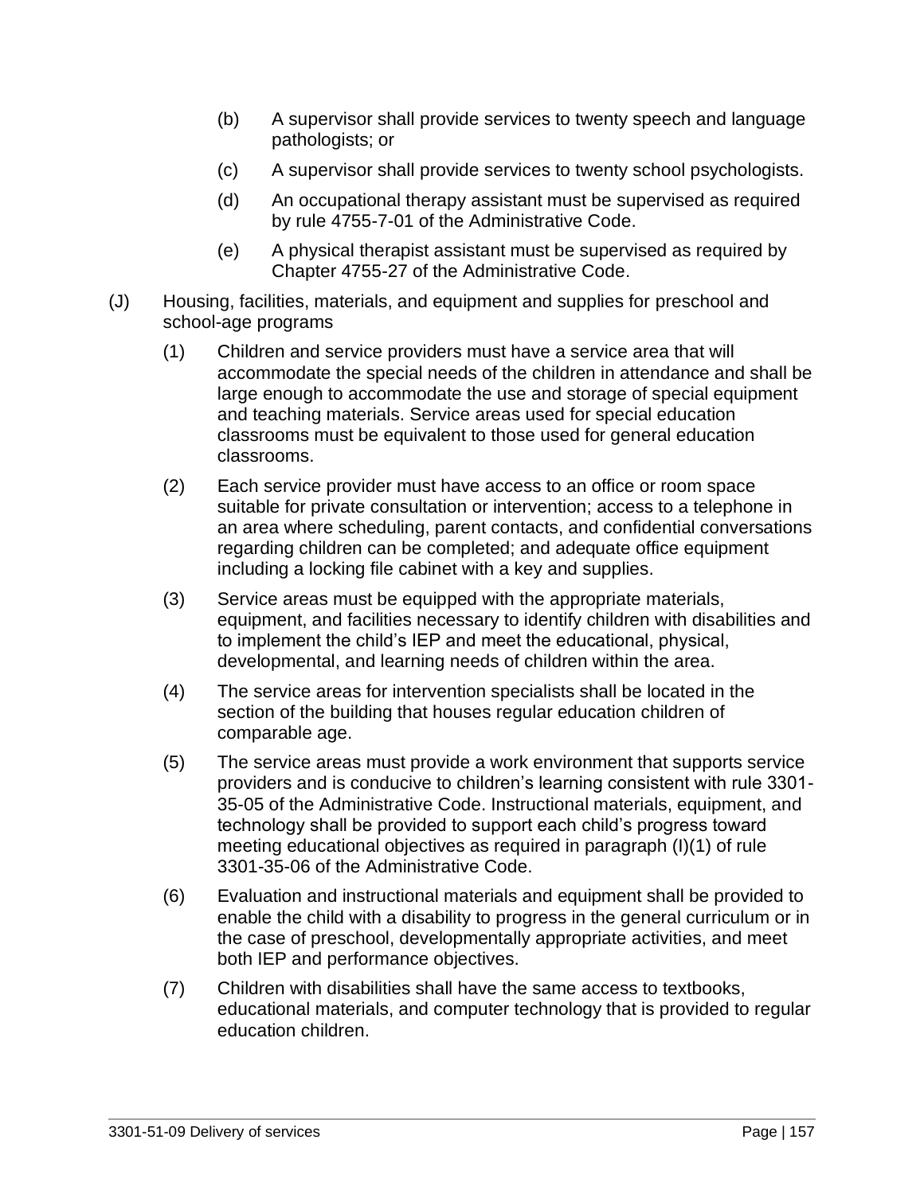(b) A supervisor shall provide services to twenty speech and language pathologists; or

(c) A supervisor shall provide services to twenty school psychologists.

(d) An occupational therapy assistant must be supervised as required by rule 4755-7-01 of the Administrative Code.

(e) A physical therapist assistant must be supervised as required by Chapter 4755-27 of the Administrative Code.

(J) Housing, facilities, materials, and equipment and supplies for preschool and school-age programs

(1) Children and service providers must have a service area that will accommodate the special needs of the children in attendance and shall be large enough to accommodate the use and storage of special equipment and teaching materials. Service areas used for special education classrooms must be equivalent to those used for general education classrooms.

(2) Each service provider must have access to an office or room space suitable for private consultation or intervention; access to a telephone in an area where scheduling, parent contacts, and confidential conversations regarding children can be completed; and adequate office equipment including a locking file cabinet with a key and supplies.

(3) Service areas must be equipped with the appropriate materials, equipment, and facilities necessary to identify children with disabilities and to implement the child's IEP and meet the educational, physical, developmental, and learning needs of children within the area.

(4) The service areas for intervention specialists shall be located in the section of the building that houses regular education children of comparable age.

(5) The service areas must provide a work environment that supports service providers and is conducive to children's learning consistent with rule 3301-35-05 of the Administrative Code. Instructional materials, equipment, and technology shall be provided to support each child's progress toward meeting educational objectives as required in paragraph (I)(1) of rule 3301-35-06 of the Administrative Code.

(6) Evaluation and instructional materials and equipment shall be provided to enable the child with a disability to progress in the general curriculum or in the case of preschool, developmentally appropriate activities, and meet both IEP and performance objectives.

(7) Children with disabilities shall have the same access to textbooks, educational materials, and computer technology that is provided to regular education children.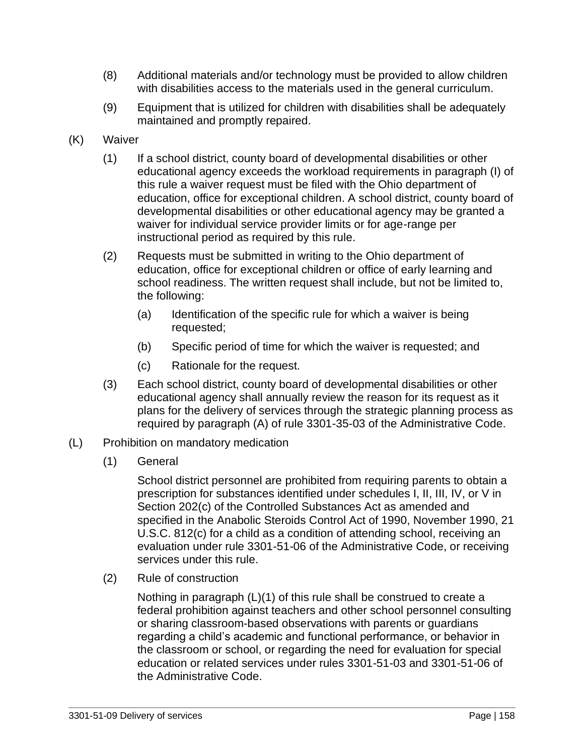(8) Additional materials and/or technology must be provided to allow children with disabilities access to the materials used in the general curriculum.

(9) Equipment that is utilized for children with disabilities shall be adequately maintained and promptly repaired.

(K) Waiver

(1) If a school district, county board of developmental disabilities or other educational agency exceeds the workload requirements in paragraph (I) of this rule a waiver request must be filed with the Ohio department of education, office for exceptional children. A school district, county board of developmental disabilities or other educational agency may be granted a waiver for individual service provider limits or for age-range per instructional period as required by this rule.

(2) Requests must be submitted in writing to the Ohio department of education, office for exceptional children or office of early learning and school readiness. The written request shall include, but not be limited to, the following:

(a) Identification of the specific rule for which a waiver is being requested;

(b) Specific period of time for which the waiver is requested; and

(c) Rationale for the request.

(3) Each school district, county board of developmental disabilities or other educational agency shall annually review the reason for its request as it plans for the delivery of services through the strategic planning process as required by paragraph (A) of rule 3301-35-03 of the Administrative Code.

(L) Prohibition on mandatory medication

(1) General

School district personnel are prohibited from requiring parents to obtain a prescription for substances identified under schedules I, II, III, IV, or V in Section 202(c) of the Controlled Substances Act as amended and specified in the Anabolic Steroids Control Act of 1990, November 1990, 21 U.S.C. 812(c) for a child as a condition of attending school, receiving an evaluation under rule 3301-51-06 of the Administrative Code, or receiving services under this rule.

(2) Rule of construction

Nothing in paragraph (L)(1) of this rule shall be construed to create a federal prohibition against teachers and other school personnel consulting or sharing classroom-based observations with parents or guardians regarding a child's academic and functional performance, or behavior in the classroom or school, or regarding the need for evaluation for special education or related services under rules 3301-51-03 and 3301-51-06 of the Administrative Code.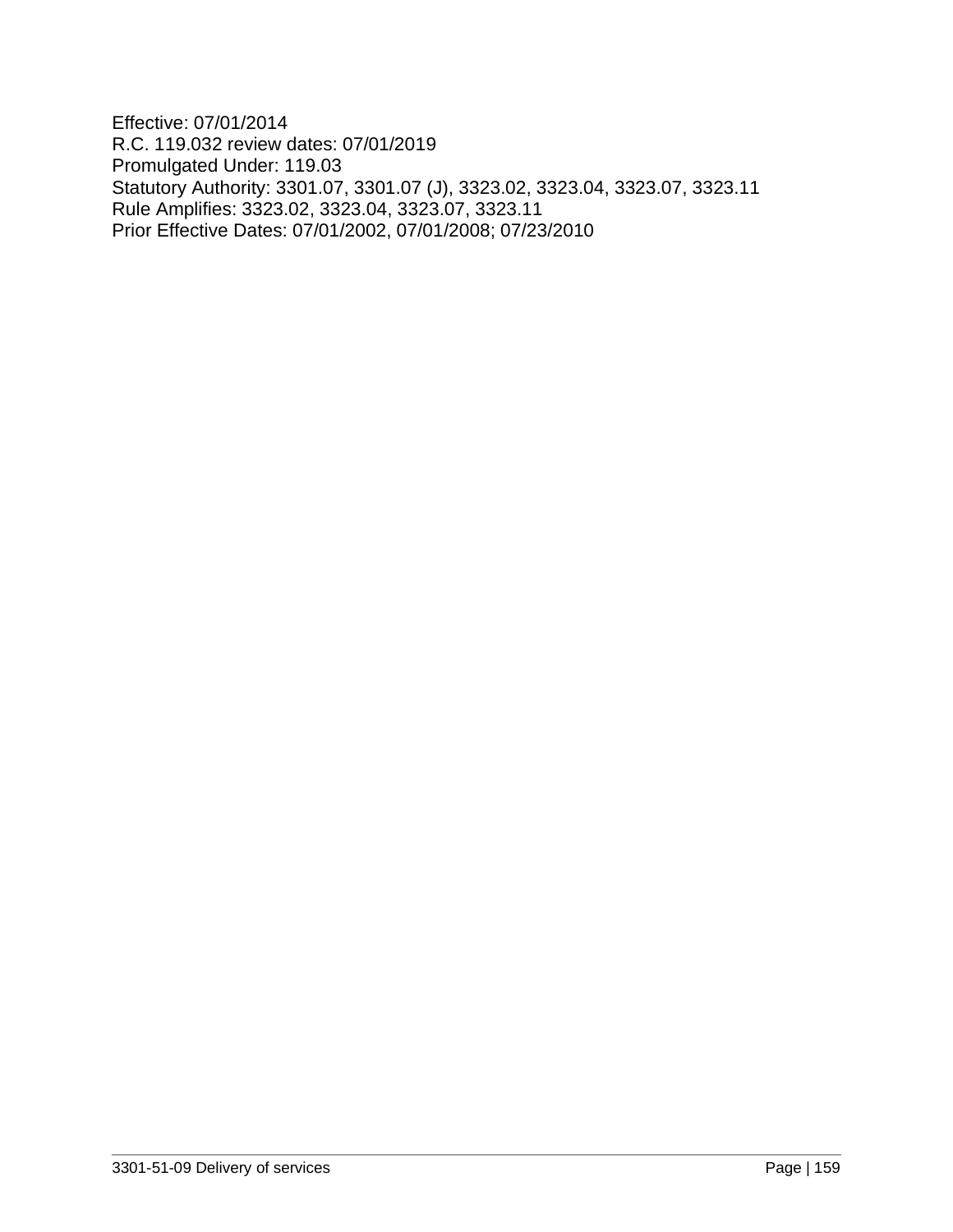Effective: 07/01/2014
R.C. 119.032 review dates: 07/01/2019
Promulgated Under: 119.03
Statutory Authority: 3301.07, 3301.07 (J), 3323.02, 3323.04, 3323.07, 3323.11
Rule Amplifies: 3323.02, 3323.04, 3323.07, 3323.11
Prior Effective Dates: 07/01/2002, 07/01/2008; 07/23/2010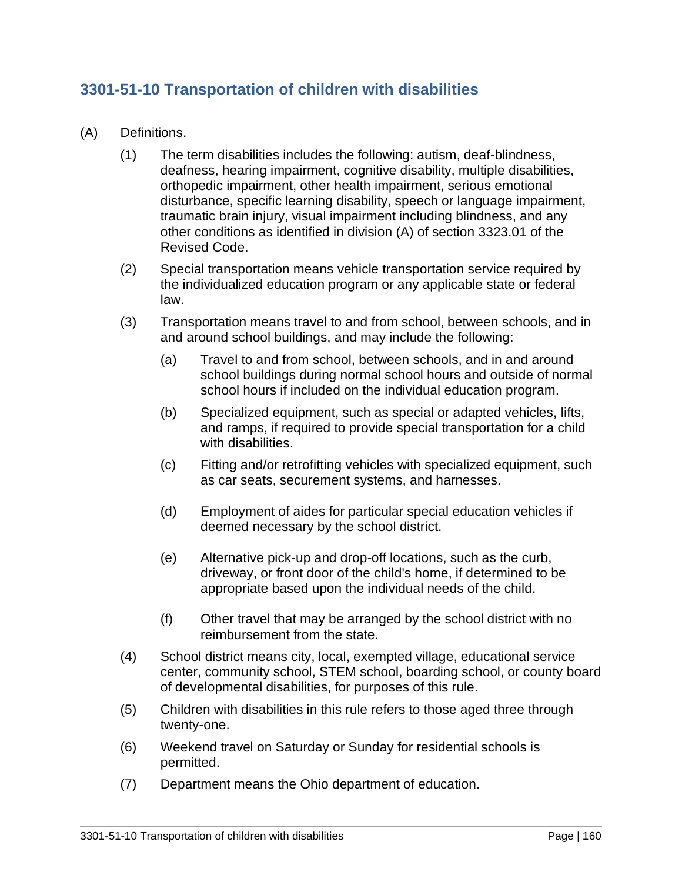## 3301-51-10 Transportation of children with disabilities

(A) Definitions.

(1) The term disabilities includes the following: autism, deaf-blindness, deafness, hearing impairment, cognitive disability, multiple disabilities, orthopedic impairment, other health impairment, serious emotional disturbance, specific learning disability, speech or language impairment, traumatic brain injury, visual impairment including blindness, and any other conditions as identified in division (A) of section 3323.01 of the Revised Code.

(2) Special transportation means vehicle transportation service required by the individualized education program or any applicable state or federal law.

(3) Transportation means travel to and from school, between schools, and in and around school buildings, and may include the following:

(a) Travel to and from school, between schools, and in and around school buildings during normal school hours and outside of normal school hours if included on the individual education program.

(b) Specialized equipment, such as special or adapted vehicles, lifts, and ramps, if required to provide special transportation for a child with disabilities.

(c) Fitting and/or retrofitting vehicles with specialized equipment, such as car seats, securement systems, and harnesses.

(d) Employment of aides for particular special education vehicles if deemed necessary by the school district.

(e) Alternative pick-up and drop-off locations, such as the curb, driveway, or front door of the child's home, if determined to be appropriate based upon the individual needs of the child.

(f) Other travel that may be arranged by the school district with no reimbursement from the state.

(4) School district means city, local, exempted village, educational service center, community school, STEM school, boarding school, or county board of developmental disabilities, for purposes of this rule.

(5) Children with disabilities in this rule refers to those aged three through twenty-one.

(6) Weekend travel on Saturday or Sunday for residential schools is permitted.

(7) Department means the Ohio department of education.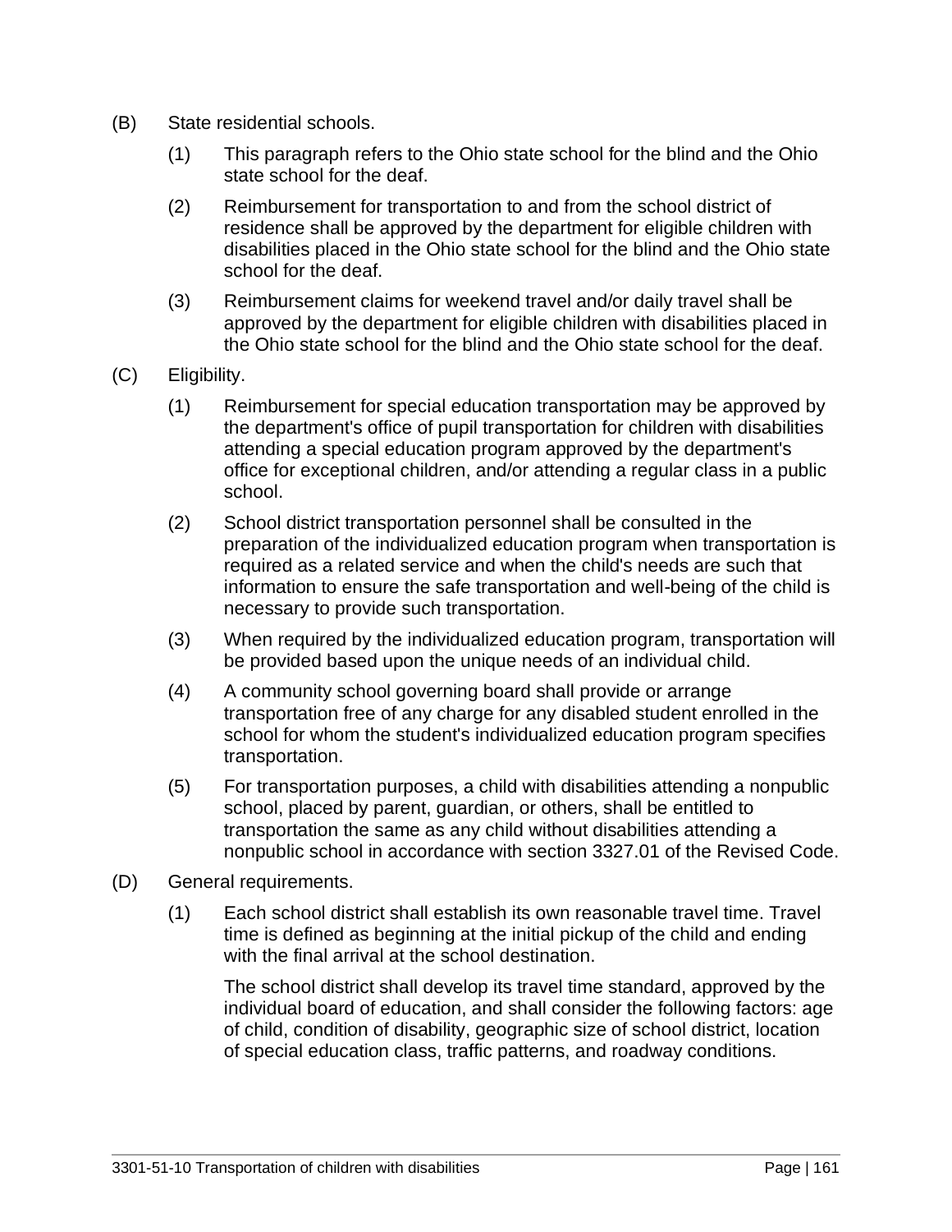(B) State residential schools.

 (1) This paragraph refers to the Ohio state school for the blind and the Ohio state school for the deaf.

 (2) Reimbursement for transportation to and from the school district of residence shall be approved by the department for eligible children with disabilities placed in the Ohio state school for the blind and the Ohio state school for the deaf.

 (3) Reimbursement claims for weekend travel and/or daily travel shall be approved by the department for eligible children with disabilities placed in the Ohio state school for the blind and the Ohio state school for the deaf.

(C) Eligibility.

 (1) Reimbursement for special education transportation may be approved by the department's office of pupil transportation for children with disabilities attending a special education program approved by the department's office for exceptional children, and/or attending a regular class in a public school.

 (2) School district transportation personnel shall be consulted in the preparation of the individualized education program when transportation is required as a related service and when the child's needs are such that information to ensure the safe transportation and well-being of the child is necessary to provide such transportation.

 (3) When required by the individualized education program, transportation will be provided based upon the unique needs of an individual child.

 (4) A community school governing board shall provide or arrange transportation free of any charge for any disabled student enrolled in the school for whom the student's individualized education program specifies transportation.

 (5) For transportation purposes, a child with disabilities attending a nonpublic school, placed by parent, guardian, or others, shall be entitled to transportation the same as any child without disabilities attending a nonpublic school in accordance with section 3327.01 of the Revised Code.

(D) General requirements.

 (1) Each school district shall establish its own reasonable travel time. Travel time is defined as beginning at the initial pickup of the child and ending with the final arrival at the school destination.

 The school district shall develop its travel time standard, approved by the individual board of education, and shall consider the following factors: age of child, condition of disability, geographic size of school district, location of special education class, traffic patterns, and roadway conditions.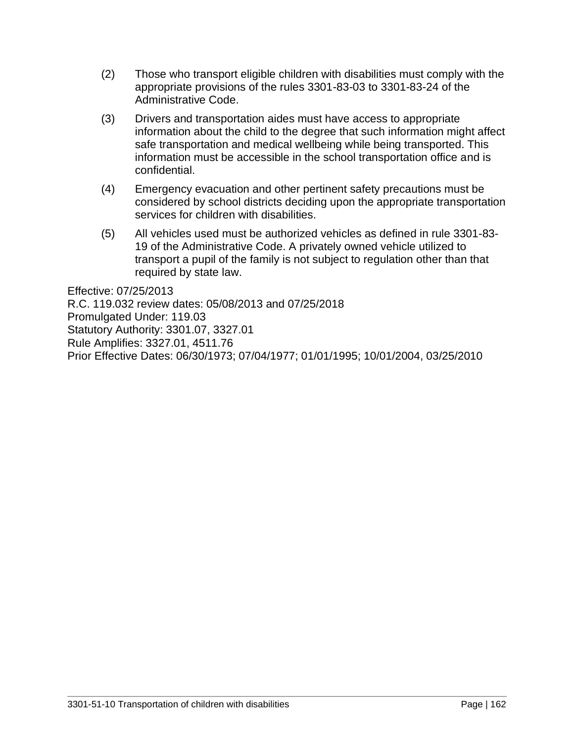(2) Those who transport eligible children with disabilities must comply with the appropriate provisions of the rules 3301-83-03 to 3301-83-24 of the Administrative Code.

(3) Drivers and transportation aides must have access to appropriate information about the child to the degree that such information might affect safe transportation and medical wellbeing while being transported. This information must be accessible in the school transportation office and is confidential.

(4) Emergency evacuation and other pertinent safety precautions must be considered by school districts deciding upon the appropriate transportation services for children with disabilities.

(5) All vehicles used must be authorized vehicles as defined in rule 3301-83-19 of the Administrative Code. A privately owned vehicle utilized to transport a pupil of the family is not subject to regulation other than that required by state law.

Effective: 07/25/2013
R.C. 119.032 review dates: 05/08/2013 and 07/25/2018
Promulgated Under: 119.03
Statutory Authority: 3301.07, 3327.01
Rule Amplifies: 3327.01, 4511.76
Prior Effective Dates: 06/30/1973; 07/04/1977; 01/01/1995; 10/01/2004, 03/25/2010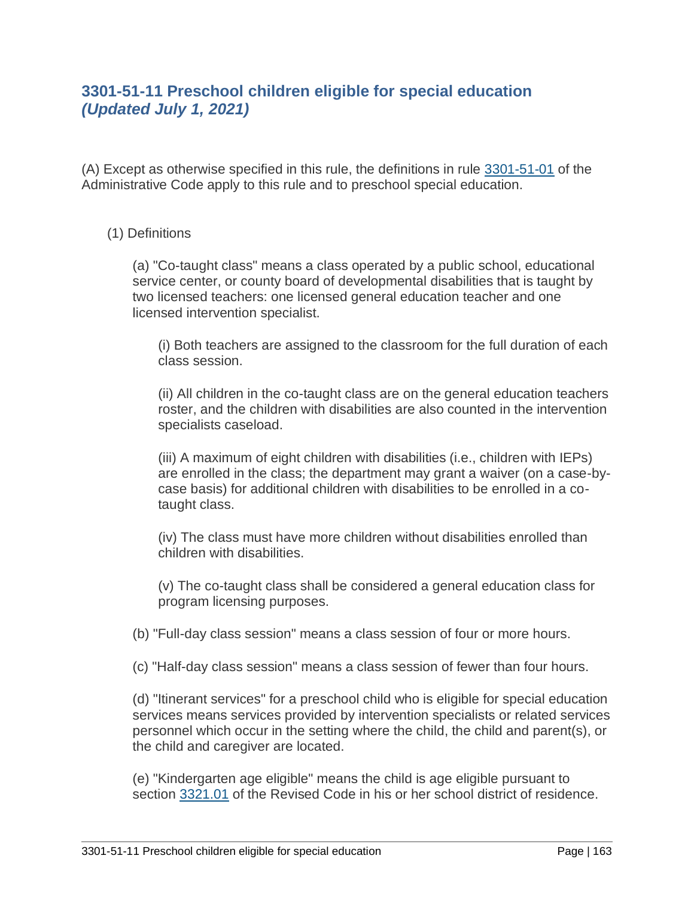## 3301-51-11 Preschool children eligible for special education *(Updated July 1, 2021)*

(A) Except as otherwise specified in this rule, the definitions in rule 3301-51-01 of the Administrative Code apply to this rule and to preschool special education.

(1) Definitions

(a) "Co-taught class" means a class operated by a public school, educational service center, or county board of developmental disabilities that is taught by two licensed teachers: one licensed general education teacher and one licensed intervention specialist.

(i) Both teachers are assigned to the classroom for the full duration of each class session.

(ii) All children in the co-taught class are on the general education teachers roster, and the children with disabilities are also counted in the intervention specialists caseload.

(iii) A maximum of eight children with disabilities (i.e., children with IEPs) are enrolled in the class; the department may grant a waiver (on a case-by-case basis) for additional children with disabilities to be enrolled in a co-taught class.

(iv) The class must have more children without disabilities enrolled than children with disabilities.

(v) The co-taught class shall be considered a general education class for program licensing purposes.

(b) "Full-day class session" means a class session of four or more hours.

(c) "Half-day class session" means a class session of fewer than four hours.

(d) "Itinerant services" for a preschool child who is eligible for special education services means services provided by intervention specialists or related services personnel which occur in the setting where the child, the child and parent(s), or the child and caregiver are located.

(e) "Kindergarten age eligible" means the child is age eligible pursuant to section 3321.01 of the Revised Code in his or her school district of residence.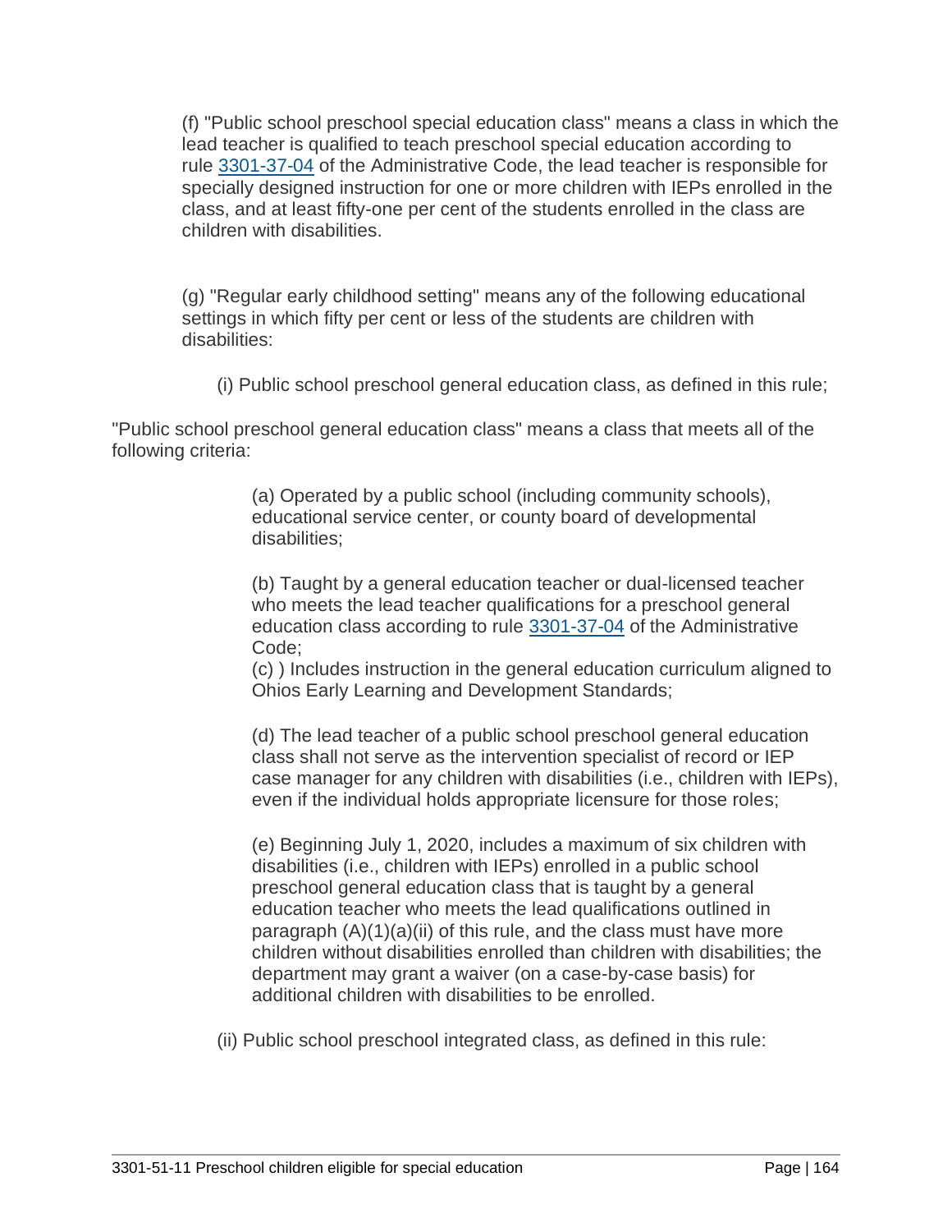(f) "Public school preschool special education class" means a class in which the lead teacher is qualified to teach preschool special education according to rule 3301-37-04 of the Administrative Code, the lead teacher is responsible for specially designed instruction for one or more children with IEPs enrolled in the class, and at least fifty-one per cent of the students enrolled in the class are children with disabilities.

(g) "Regular early childhood setting" means any of the following educational settings in which fifty per cent or less of the students are children with disabilities:

(i) Public school preschool general education class, as defined in this rule;

"Public school preschool general education class" means a class that meets all of the following criteria:

(a) Operated by a public school (including community schools), educational service center, or county board of developmental disabilities;

(b) Taught by a general education teacher or dual-licensed teacher who meets the lead teacher qualifications for a preschool general education class according to rule 3301-37-04 of the Administrative Code;

(c) ) Includes instruction in the general education curriculum aligned to Ohios Early Learning and Development Standards;

(d) The lead teacher of a public school preschool general education class shall not serve as the intervention specialist of record or IEP case manager for any children with disabilities (i.e., children with IEPs), even if the individual holds appropriate licensure for those roles;

(e) Beginning July 1, 2020, includes a maximum of six children with disabilities (i.e., children with IEPs) enrolled in a public school preschool general education class that is taught by a general education teacher who meets the lead qualifications outlined in paragraph (A)(1)(a)(ii) of this rule, and the class must have more children without disabilities enrolled than children with disabilities; the department may grant a waiver (on a case-by-case basis) for additional children with disabilities to be enrolled.

(ii) Public school preschool integrated class, as defined in this rule: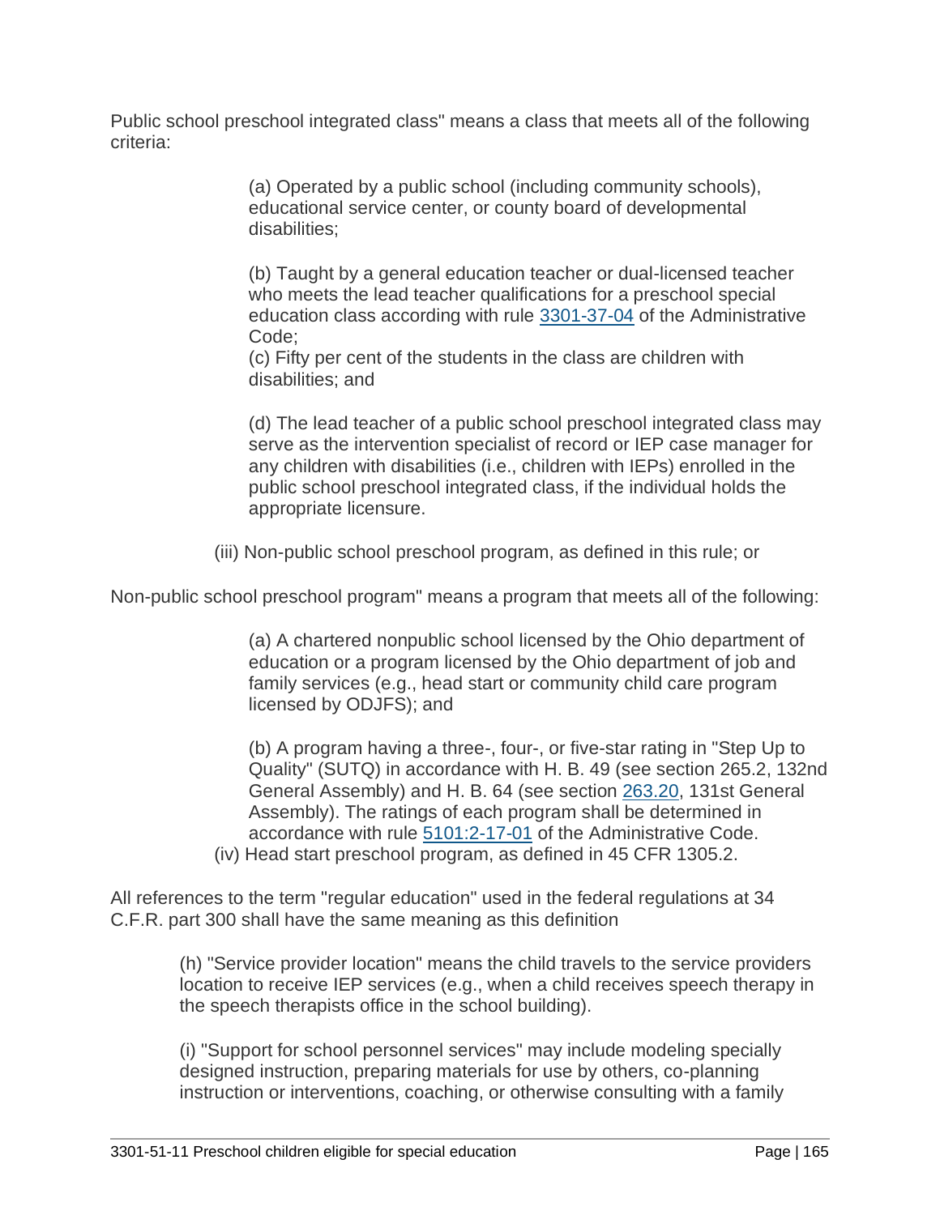Public school preschool integrated class" means a class that meets all of the following criteria:

> (a) Operated by a public school (including community schools), educational service center, or county board of developmental disabilities;
>
> (b) Taught by a general education teacher or dual-licensed teacher who meets the lead teacher qualifications for a preschool special education class according with rule [3301-37-04](3301-37-04) of the Administrative Code;
> (c) Fifty per cent of the students in the class are children with disabilities; and
>
> (d) The lead teacher of a public school preschool integrated class may serve as the intervention specialist of record or IEP case manager for any children with disabilities (i.e., children with IEPs) enrolled in the public school preschool integrated class, if the individual holds the appropriate licensure.

(iii) Non-public school preschool program, as defined in this rule; or

Non-public school preschool program" means a program that meets all of the following:

> (a) A chartered nonpublic school licensed by the Ohio department of education or a program licensed by the Ohio department of job and family services (e.g., head start or community child care program licensed by ODJFS); and
>
> (b) A program having a three-, four-, or five-star rating in "Step Up to Quality" (SUTQ) in accordance with H. B. 49 (see section 265.2, 132nd General Assembly) and H. B. 64 (see section [263.20](263.20), 131st General Assembly). The ratings of each program shall be determined in accordance with rule [5101:2-17-01](5101:2-17-01) of the Administrative Code.

(iv) Head start preschool program, as defined in 45 CFR 1305.2.

All references to the term "regular education" used in the federal regulations at 34 C.F.R. part 300 shall have the same meaning as this definition

(h) "Service provider location" means the child travels to the service providers location to receive IEP services (e.g., when a child receives speech therapy in the speech therapists office in the school building).

(i) "Support for school personnel services" may include modeling specially designed instruction, preparing materials for use by others, co-planning instruction or interventions, coaching, or otherwise consulting with a family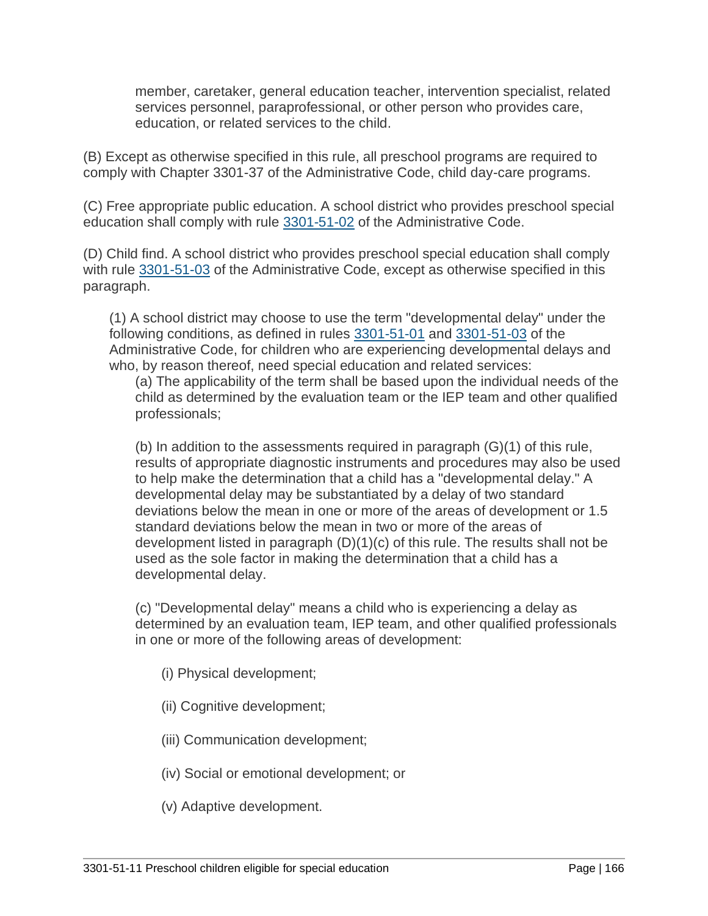member, caretaker, general education teacher, intervention specialist, related services personnel, paraprofessional, or other person who provides care, education, or related services to the child.

(B) Except as otherwise specified in this rule, all preschool programs are required to comply with Chapter 3301-37 of the Administrative Code, child day-care programs.

(C) Free appropriate public education. A school district who provides preschool special education shall comply with rule [3301-51-02](3301-51-02) of the Administrative Code.

(D) Child find. A school district who provides preschool special education shall comply with rule [3301-51-03](3301-51-03) of the Administrative Code, except as otherwise specified in this paragraph.

(1) A school district may choose to use the term "developmental delay" under the following conditions, as defined in rules [3301-51-01](3301-51-01) and [3301-51-03](3301-51-03) of the Administrative Code, for children who are experiencing developmental delays and who, by reason thereof, need special education and related services:

(a) The applicability of the term shall be based upon the individual needs of the child as determined by the evaluation team or the IEP team and other qualified professionals;

(b) In addition to the assessments required in paragraph (G)(1) of this rule, results of appropriate diagnostic instruments and procedures may also be used to help make the determination that a child has a "developmental delay." A developmental delay may be substantiated by a delay of two standard deviations below the mean in one or more of the areas of development or 1.5 standard deviations below the mean in two or more of the areas of development listed in paragraph (D)(1)(c) of this rule. The results shall not be used as the sole factor in making the determination that a child has a developmental delay.

(c) "Developmental delay" means a child who is experiencing a delay as determined by an evaluation team, IEP team, and other qualified professionals in one or more of the following areas of development:

(i) Physical development;

(ii) Cognitive development;

(iii) Communication development;

(iv) Social or emotional development; or

(v) Adaptive development.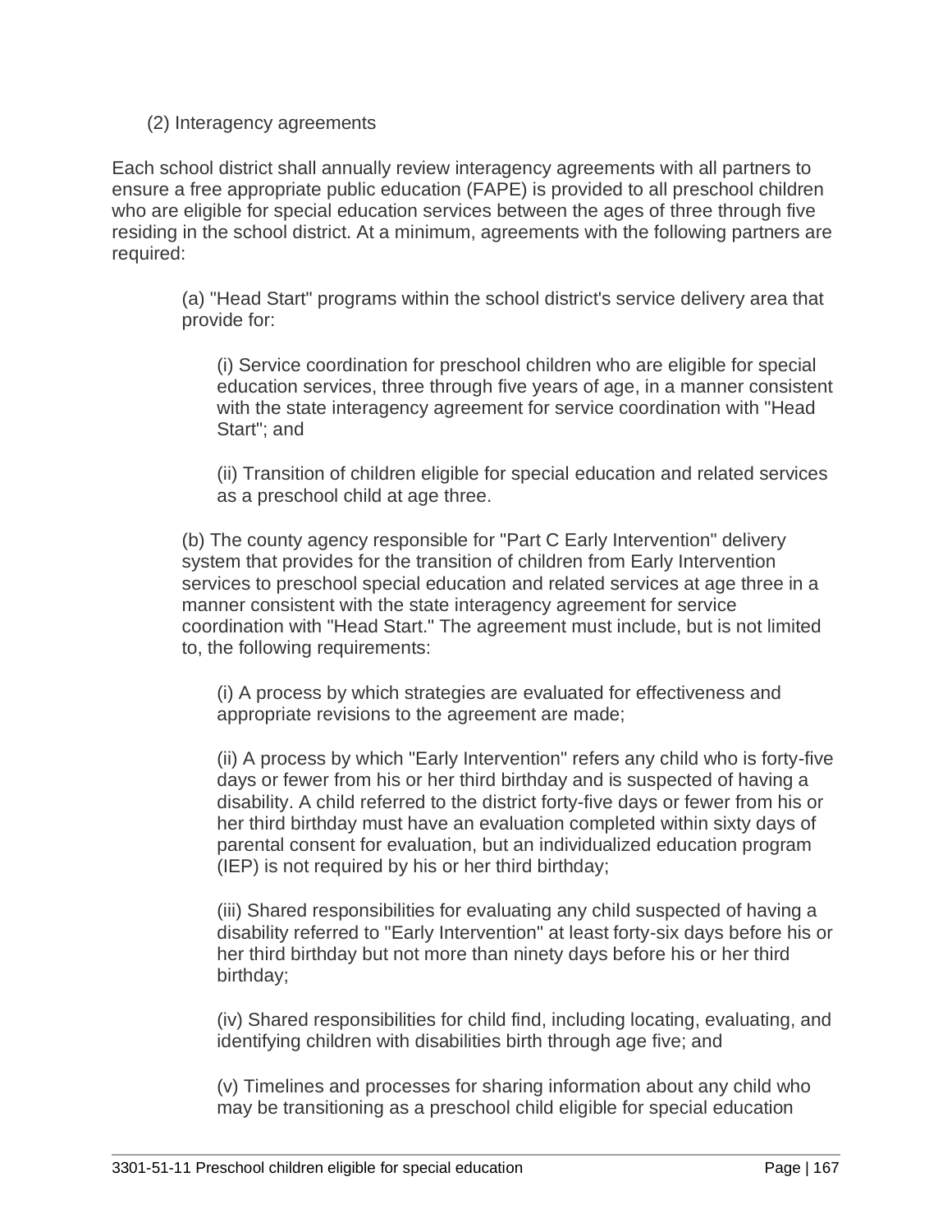(2) Interagency agreements

Each school district shall annually review interagency agreements with all partners to ensure a free appropriate public education (FAPE) is provided to all preschool children who are eligible for special education services between the ages of three through five residing in the school district. At a minimum, agreements with the following partners are required:

> (a) "Head Start" programs within the school district's service delivery area that provide for:
>
> > (i) Service coordination for preschool children who are eligible for special education services, three through five years of age, in a manner consistent with the state interagency agreement for service coordination with "Head Start"; and
> >
> > (ii) Transition of children eligible for special education and related services as a preschool child at age three.
>
> (b) The county agency responsible for "Part C Early Intervention" delivery system that provides for the transition of children from Early Intervention services to preschool special education and related services at age three in a manner consistent with the state interagency agreement for service coordination with "Head Start." The agreement must include, but is not limited to, the following requirements:
>
> > (i) A process by which strategies are evaluated for effectiveness and appropriate revisions to the agreement are made;
> >
> > (ii) A process by which "Early Intervention" refers any child who is forty-five days or fewer from his or her third birthday and is suspected of having a disability. A child referred to the district forty-five days or fewer from his or her third birthday must have an evaluation completed within sixty days of parental consent for evaluation, but an individualized education program (IEP) is not required by his or her third birthday;
> >
> > (iii) Shared responsibilities for evaluating any child suspected of having a disability referred to "Early Intervention" at least forty-six days before his or her third birthday but not more than ninety days before his or her third birthday;
> >
> > (iv) Shared responsibilities for child find, including locating, evaluating, and identifying children with disabilities birth through age five; and
> >
> > (v) Timelines and processes for sharing information about any child who may be transitioning as a preschool child eligible for special education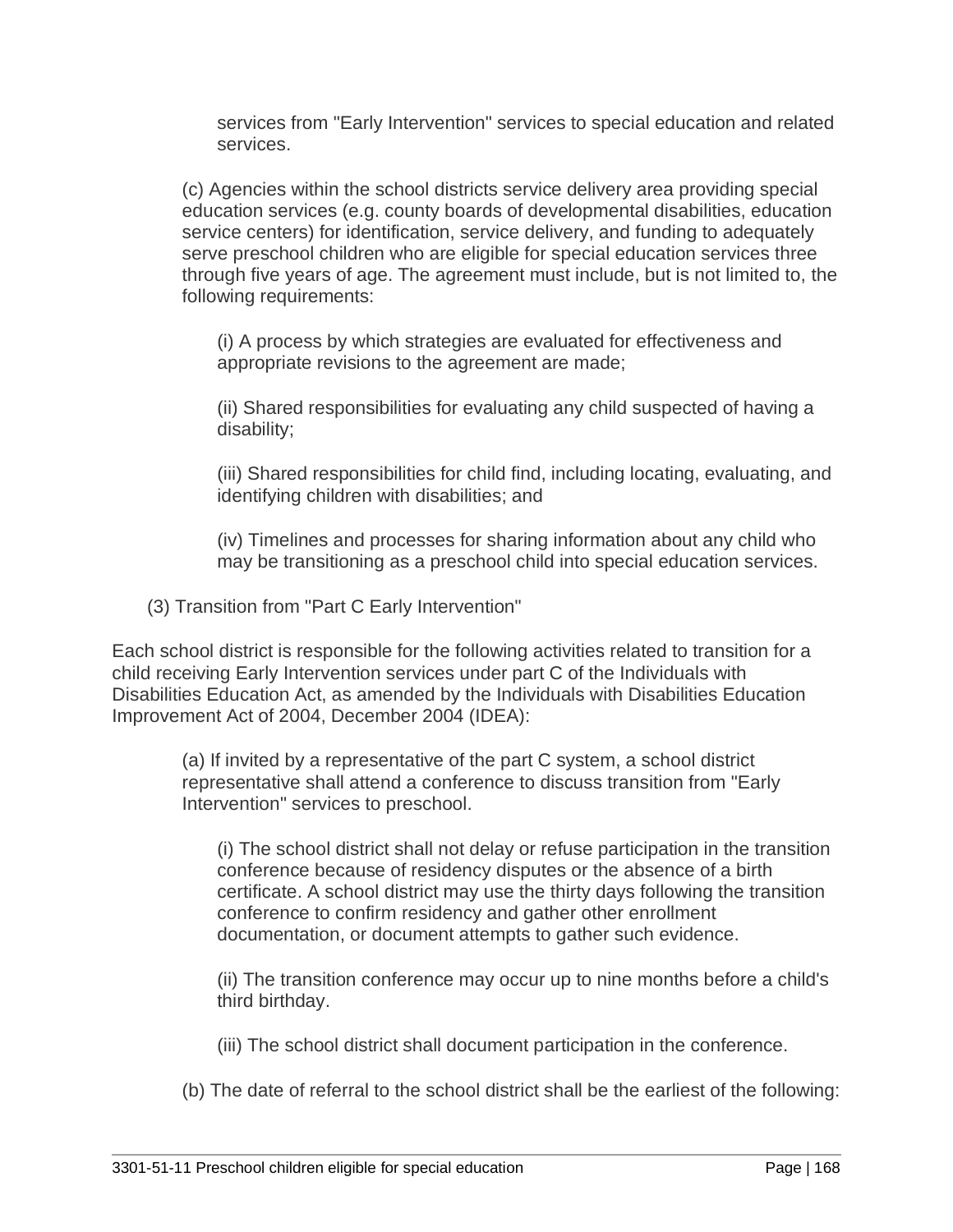services from "Early Intervention" services to special education and related services.

(c) Agencies within the school districts service delivery area providing special education services (e.g. county boards of developmental disabilities, education service centers) for identification, service delivery, and funding to adequately serve preschool children who are eligible for special education services three through five years of age. The agreement must include, but is not limited to, the following requirements:

(i) A process by which strategies are evaluated for effectiveness and appropriate revisions to the agreement are made;

(ii) Shared responsibilities for evaluating any child suspected of having a disability;

(iii) Shared responsibilities for child find, including locating, evaluating, and identifying children with disabilities; and

(iv) Timelines and processes for sharing information about any child who may be transitioning as a preschool child into special education services.

(3) Transition from "Part C Early Intervention"

Each school district is responsible for the following activities related to transition for a child receiving Early Intervention services under part C of the Individuals with Disabilities Education Act, as amended by the Individuals with Disabilities Education Improvement Act of 2004, December 2004 (IDEA):

(a) If invited by a representative of the part C system, a school district representative shall attend a conference to discuss transition from "Early Intervention" services to preschool.

(i) The school district shall not delay or refuse participation in the transition conference because of residency disputes or the absence of a birth certificate. A school district may use the thirty days following the transition conference to confirm residency and gather other enrollment documentation, or document attempts to gather such evidence.

(ii) The transition conference may occur up to nine months before a child's third birthday.

(iii) The school district shall document participation in the conference.

(b) The date of referral to the school district shall be the earliest of the following: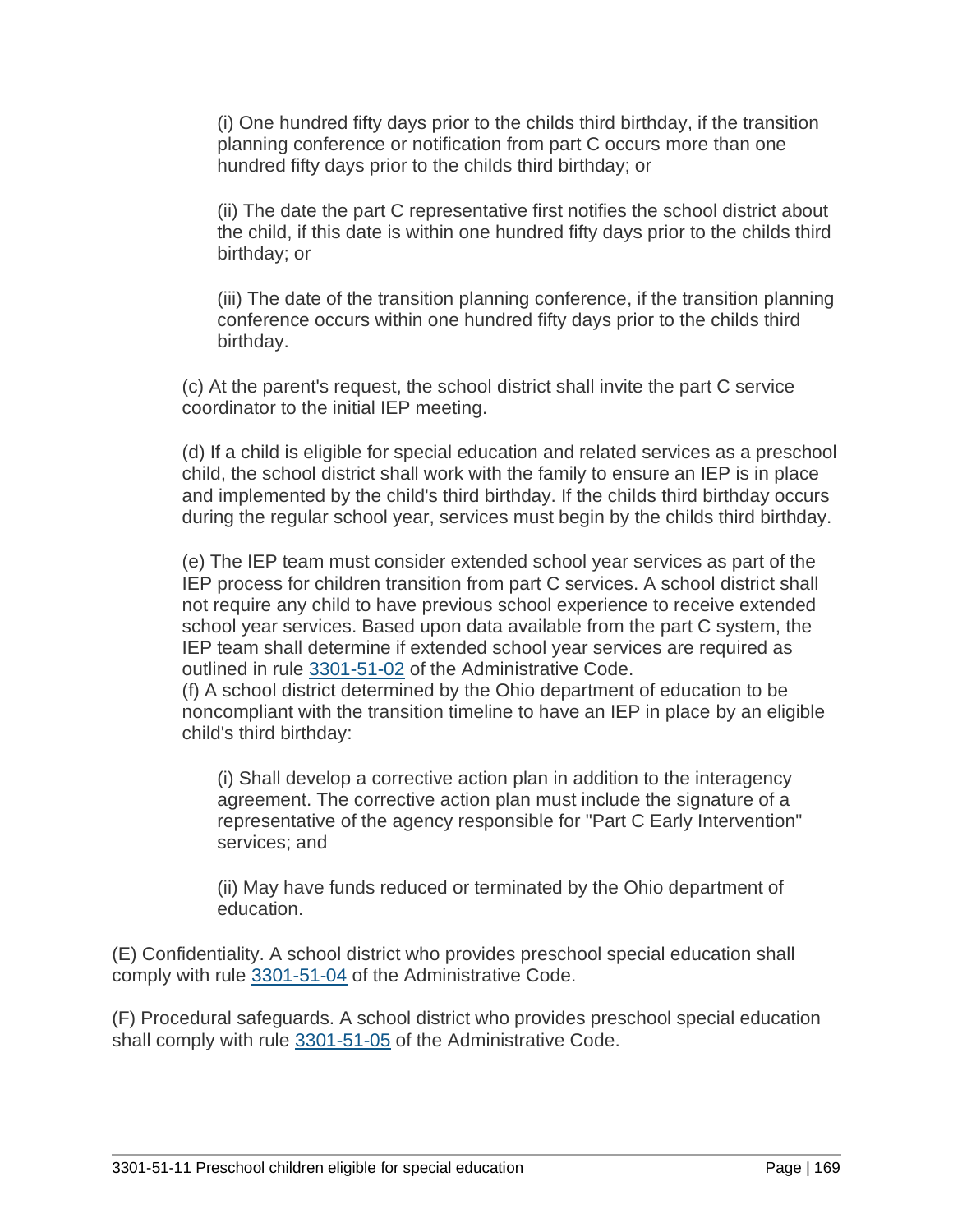(i) One hundred fifty days prior to the childs third birthday, if the transition planning conference or notification from part C occurs more than one hundred fifty days prior to the childs third birthday; or

(ii) The date the part C representative first notifies the school district about the child, if this date is within one hundred fifty days prior to the childs third birthday; or

(iii) The date of the transition planning conference, if the transition planning conference occurs within one hundred fifty days prior to the childs third birthday.

(c) At the parent's request, the school district shall invite the part C service coordinator to the initial IEP meeting.

(d) If a child is eligible for special education and related services as a preschool child, the school district shall work with the family to ensure an IEP is in place and implemented by the child's third birthday. If the childs third birthday occurs during the regular school year, services must begin by the childs third birthday.

(e) The IEP team must consider extended school year services as part of the IEP process for children transition from part C services. A school district shall not require any child to have previous school experience to receive extended school year services. Based upon data available from the part C system, the IEP team shall determine if extended school year services are required as outlined in rule 3301-51-02 of the Administrative Code.

(f) A school district determined by the Ohio department of education to be noncompliant with the transition timeline to have an IEP in place by an eligible child's third birthday:

(i) Shall develop a corrective action plan in addition to the interagency agreement. The corrective action plan must include the signature of a representative of the agency responsible for "Part C Early Intervention" services; and

(ii) May have funds reduced or terminated by the Ohio department of education.

(E) Confidentiality. A school district who provides preschool special education shall comply with rule 3301-51-04 of the Administrative Code.

(F) Procedural safeguards. A school district who provides preschool special education shall comply with rule 3301-51-05 of the Administrative Code.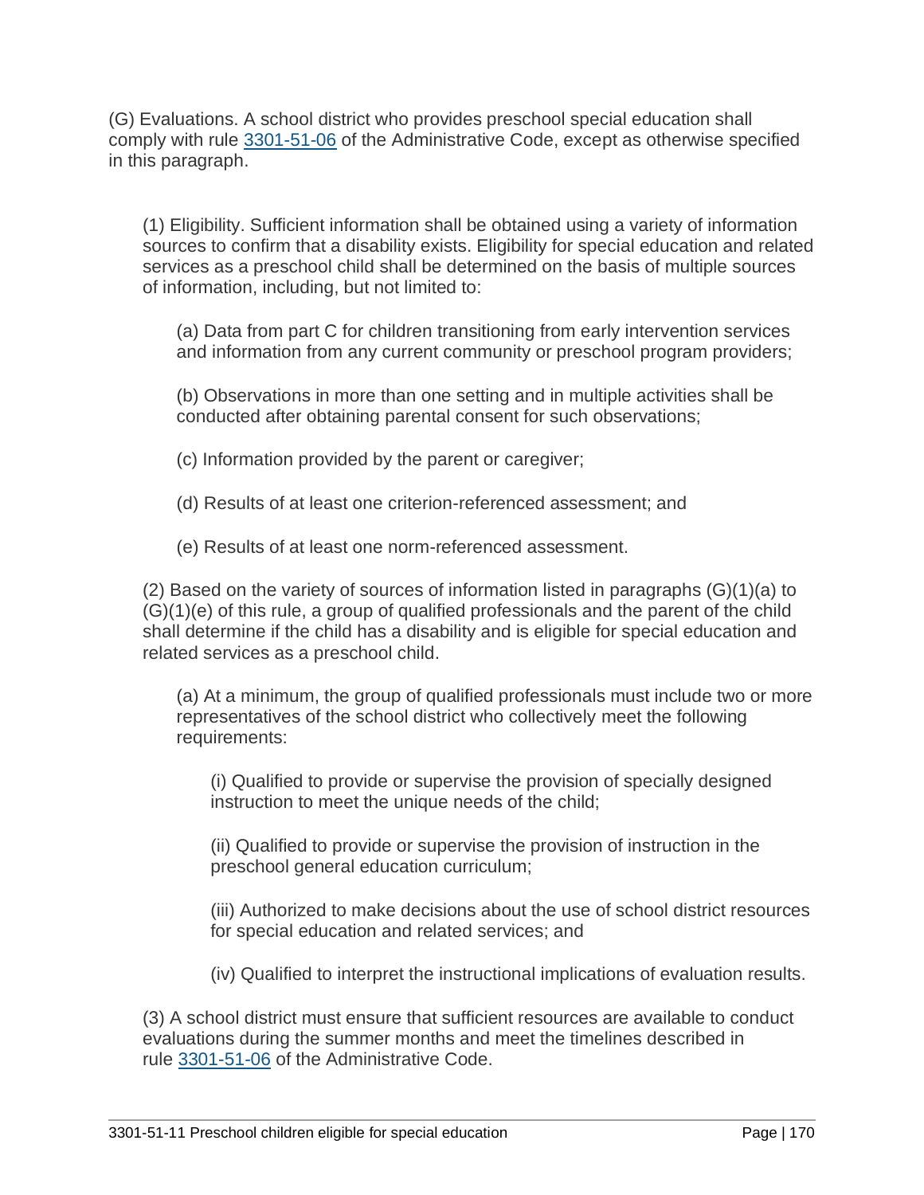(G) Evaluations. A school district who provides preschool special education shall comply with rule [3301-51-06](#) of the Administrative Code, except as otherwise specified in this paragraph.

(1) Eligibility. Sufficient information shall be obtained using a variety of information sources to confirm that a disability exists. Eligibility for special education and related services as a preschool child shall be determined on the basis of multiple sources of information, including, but not limited to:

(a) Data from part C for children transitioning from early intervention services and information from any current community or preschool program providers;

(b) Observations in more than one setting and in multiple activities shall be conducted after obtaining parental consent for such observations;

(c) Information provided by the parent or caregiver;

(d) Results of at least one criterion-referenced assessment; and

(e) Results of at least one norm-referenced assessment.

(2) Based on the variety of sources of information listed in paragraphs (G)(1)(a) to (G)(1)(e) of this rule, a group of qualified professionals and the parent of the child shall determine if the child has a disability and is eligible for special education and related services as a preschool child.

(a) At a minimum, the group of qualified professionals must include two or more representatives of the school district who collectively meet the following requirements:

(i) Qualified to provide or supervise the provision of specially designed instruction to meet the unique needs of the child;

(ii) Qualified to provide or supervise the provision of instruction in the preschool general education curriculum;

(iii) Authorized to make decisions about the use of school district resources for special education and related services; and

(iv) Qualified to interpret the instructional implications of evaluation results.

(3) A school district must ensure that sufficient resources are available to conduct evaluations during the summer months and meet the timelines described in rule [3301-51-06](#) of the Administrative Code.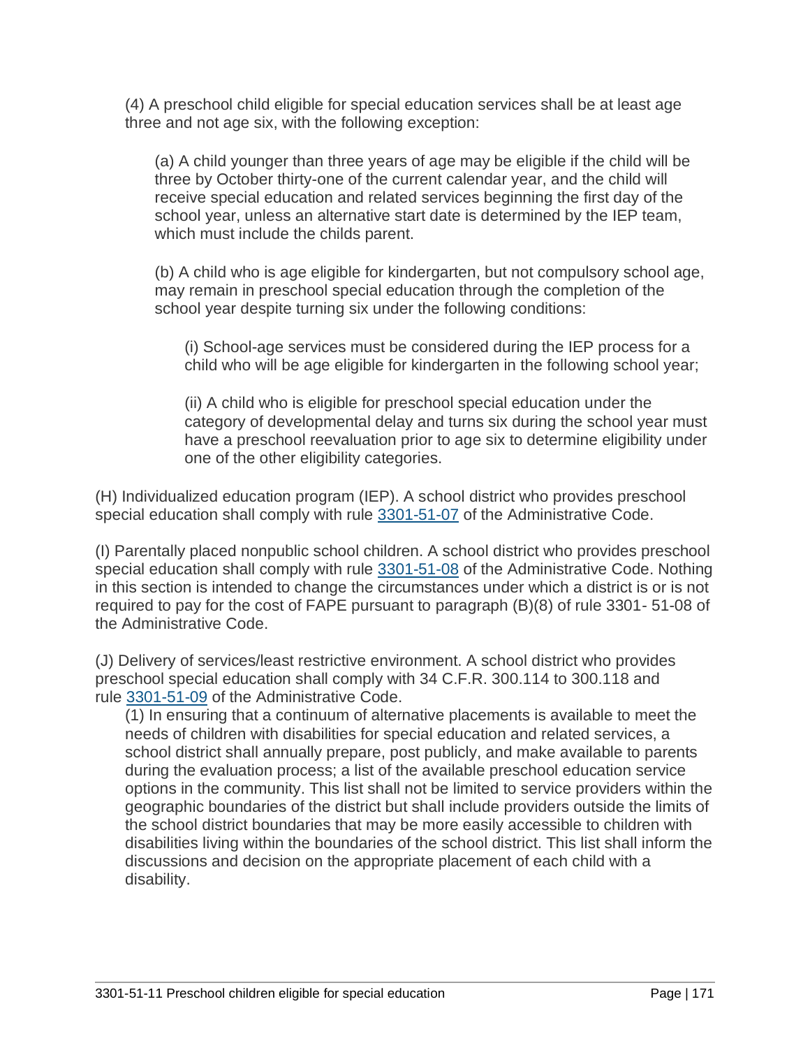(4) A preschool child eligible for special education services shall be at least age three and not age six, with the following exception:

(a) A child younger than three years of age may be eligible if the child will be three by October thirty-one of the current calendar year, and the child will receive special education and related services beginning the first day of the school year, unless an alternative start date is determined by the IEP team, which must include the childs parent.

(b) A child who is age eligible for kindergarten, but not compulsory school age, may remain in preschool special education through the completion of the school year despite turning six under the following conditions:

(i) School-age services must be considered during the IEP process for a child who will be age eligible for kindergarten in the following school year;

(ii) A child who is eligible for preschool special education under the category of developmental delay and turns six during the school year must have a preschool reevaluation prior to age six to determine eligibility under one of the other eligibility categories.

(H) Individualized education program (IEP). A school district who provides preschool special education shall comply with rule 3301-51-07 of the Administrative Code.

(I) Parentally placed nonpublic school children. A school district who provides preschool special education shall comply with rule 3301-51-08 of the Administrative Code. Nothing in this section is intended to change the circumstances under which a district is or is not required to pay for the cost of FAPE pursuant to paragraph (B)(8) of rule 3301- 51-08 of the Administrative Code.

(J) Delivery of services/least restrictive environment. A school district who provides preschool special education shall comply with 34 C.F.R. 300.114 to 300.118 and rule 3301-51-09 of the Administrative Code.

(1) In ensuring that a continuum of alternative placements is available to meet the needs of children with disabilities for special education and related services, a school district shall annually prepare, post publicly, and make available to parents during the evaluation process; a list of the available preschool education service options in the community. This list shall not be limited to service providers within the geographic boundaries of the district but shall include providers outside the limits of the school district boundaries that may be more easily accessible to children with disabilities living within the boundaries of the school district. This list shall inform the discussions and decision on the appropriate placement of each child with a disability.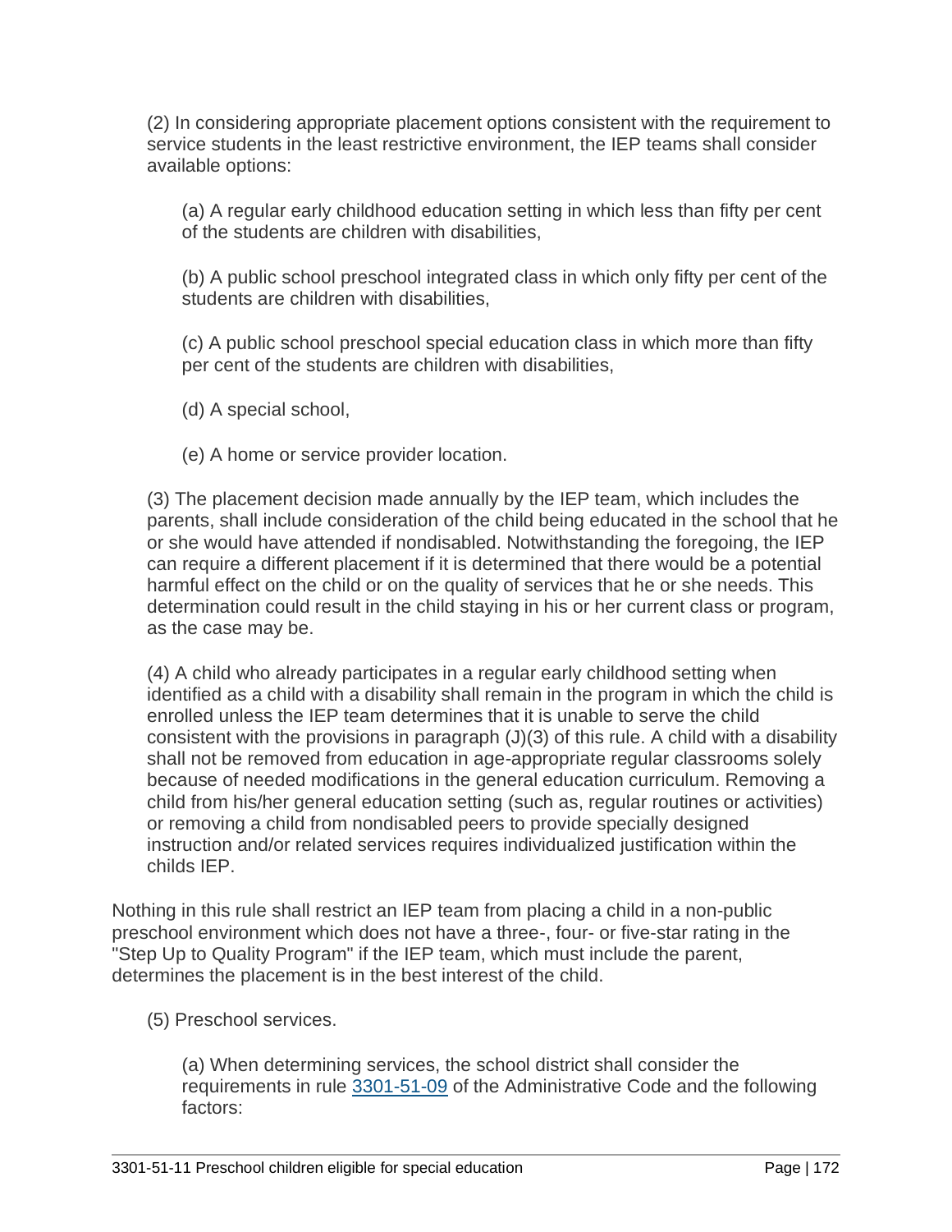(2) In considering appropriate placement options consistent with the requirement to service students in the least restrictive environment, the IEP teams shall consider available options:

(a) A regular early childhood education setting in which less than fifty per cent of the students are children with disabilities,

(b) A public school preschool integrated class in which only fifty per cent of the students are children with disabilities,

(c) A public school preschool special education class in which more than fifty per cent of the students are children with disabilities,

(d) A special school,

(e) A home or service provider location.

(3) The placement decision made annually by the IEP team, which includes the parents, shall include consideration of the child being educated in the school that he or she would have attended if nondisabled. Notwithstanding the foregoing, the IEP can require a different placement if it is determined that there would be a potential harmful effect on the child or on the quality of services that he or she needs. This determination could result in the child staying in his or her current class or program, as the case may be.

(4) A child who already participates in a regular early childhood setting when identified as a child with a disability shall remain in the program in which the child is enrolled unless the IEP team determines that it is unable to serve the child consistent with the provisions in paragraph (J)(3) of this rule. A child with a disability shall not be removed from education in age-appropriate regular classrooms solely because of needed modifications in the general education curriculum. Removing a child from his/her general education setting (such as, regular routines or activities) or removing a child from nondisabled peers to provide specially designed instruction and/or related services requires individualized justification within the childs IEP.

Nothing in this rule shall restrict an IEP team from placing a child in a non-public preschool environment which does not have a three-, four- or five-star rating in the "Step Up to Quality Program" if the IEP team, which must include the parent, determines the placement is in the best interest of the child.

(5) Preschool services.

(a) When determining services, the school district shall consider the requirements in rule 3301-51-09 of the Administrative Code and the following factors: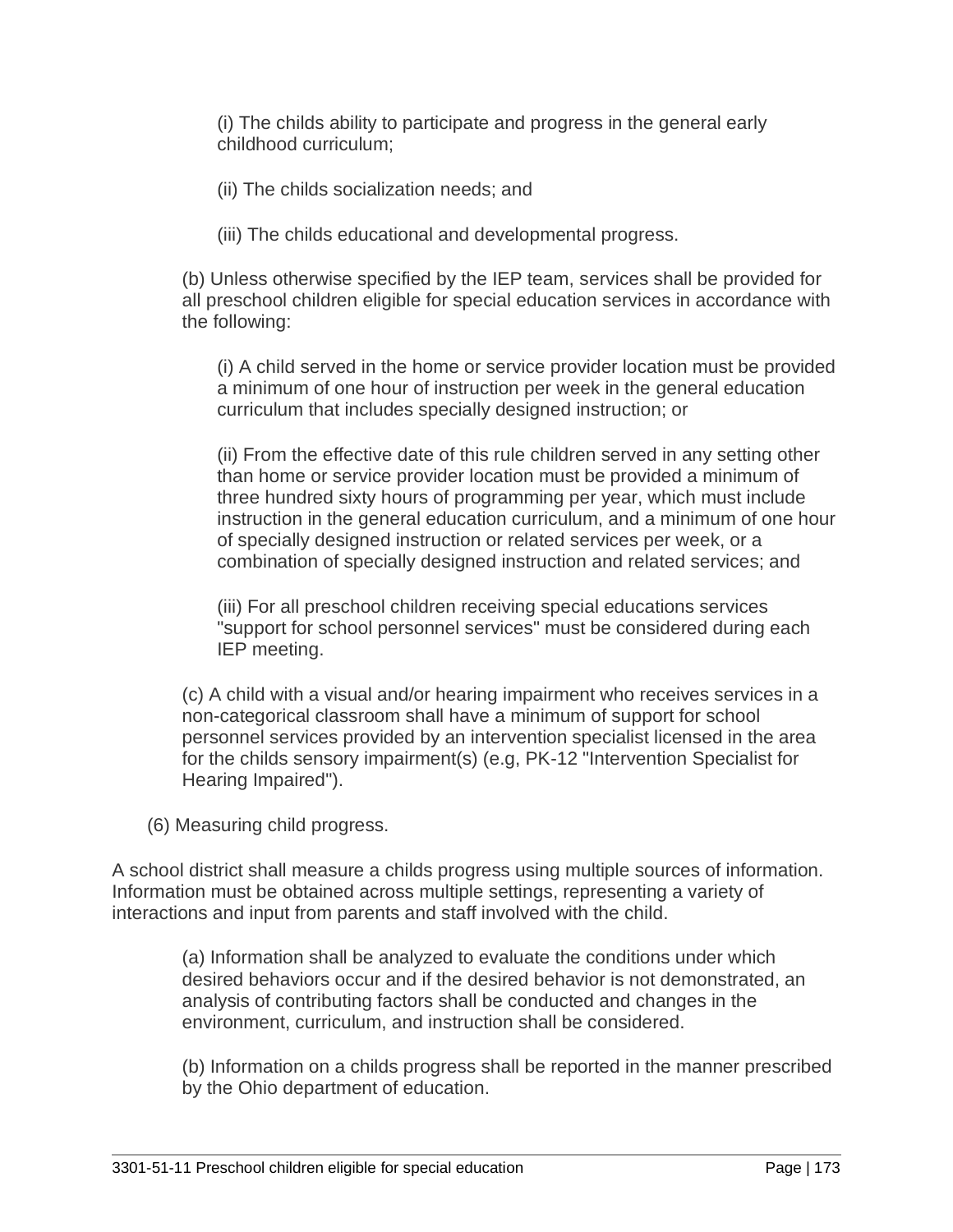(i) The childs ability to participate and progress in the general early childhood curriculum;

(ii) The childs socialization needs; and

(iii) The childs educational and developmental progress.

(b) Unless otherwise specified by the IEP team, services shall be provided for all preschool children eligible for special education services in accordance with the following:

(i) A child served in the home or service provider location must be provided a minimum of one hour of instruction per week in the general education curriculum that includes specially designed instruction; or

(ii) From the effective date of this rule children served in any setting other than home or service provider location must be provided a minimum of three hundred sixty hours of programming per year, which must include instruction in the general education curriculum, and a minimum of one hour of specially designed instruction or related services per week, or a combination of specially designed instruction and related services; and

(iii) For all preschool children receiving special educations services "support for school personnel services" must be considered during each IEP meeting.

(c) A child with a visual and/or hearing impairment who receives services in a non-categorical classroom shall have a minimum of support for school personnel services provided by an intervention specialist licensed in the area for the childs sensory impairment(s) (e.g, PK-12 "Intervention Specialist for Hearing Impaired").

(6) Measuring child progress.

A school district shall measure a childs progress using multiple sources of information. Information must be obtained across multiple settings, representing a variety of interactions and input from parents and staff involved with the child.

(a) Information shall be analyzed to evaluate the conditions under which desired behaviors occur and if the desired behavior is not demonstrated, an analysis of contributing factors shall be conducted and changes in the environment, curriculum, and instruction shall be considered.

(b) Information on a childs progress shall be reported in the manner prescribed by the Ohio department of education.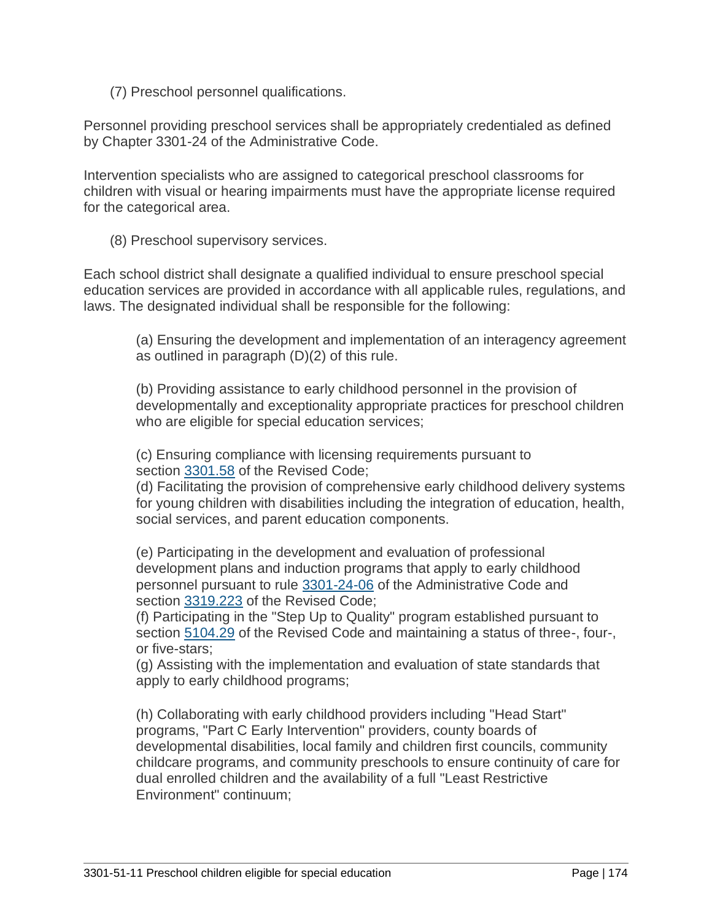(7) Preschool personnel qualifications.

Personnel providing preschool services shall be appropriately credentialed as defined by Chapter 3301-24 of the Administrative Code.

Intervention specialists who are assigned to categorical preschool classrooms for children with visual or hearing impairments must have the appropriate license required for the categorical area.

(8) Preschool supervisory services.

Each school district shall designate a qualified individual to ensure preschool special education services are provided in accordance with all applicable rules, regulations, and laws. The designated individual shall be responsible for the following:

(a) Ensuring the development and implementation of an interagency agreement as outlined in paragraph (D)(2) of this rule.

(b) Providing assistance to early childhood personnel in the provision of developmentally and exceptionality appropriate practices for preschool children who are eligible for special education services;

(c) Ensuring compliance with licensing requirements pursuant to section 3301.58 of the Revised Code;

(d) Facilitating the provision of comprehensive early childhood delivery systems for young children with disabilities including the integration of education, health, social services, and parent education components.

(e) Participating in the development and evaluation of professional development plans and induction programs that apply to early childhood personnel pursuant to rule 3301-24-06 of the Administrative Code and section 3319.223 of the Revised Code;

(f) Participating in the "Step Up to Quality" program established pursuant to section 5104.29 of the Revised Code and maintaining a status of three-, four-, or five-stars;

(g) Assisting with the implementation and evaluation of state standards that apply to early childhood programs;

(h) Collaborating with early childhood providers including "Head Start" programs, "Part C Early Intervention" providers, county boards of developmental disabilities, local family and children first councils, community childcare programs, and community preschools to ensure continuity of care for dual enrolled children and the availability of a full "Least Restrictive Environment" continuum;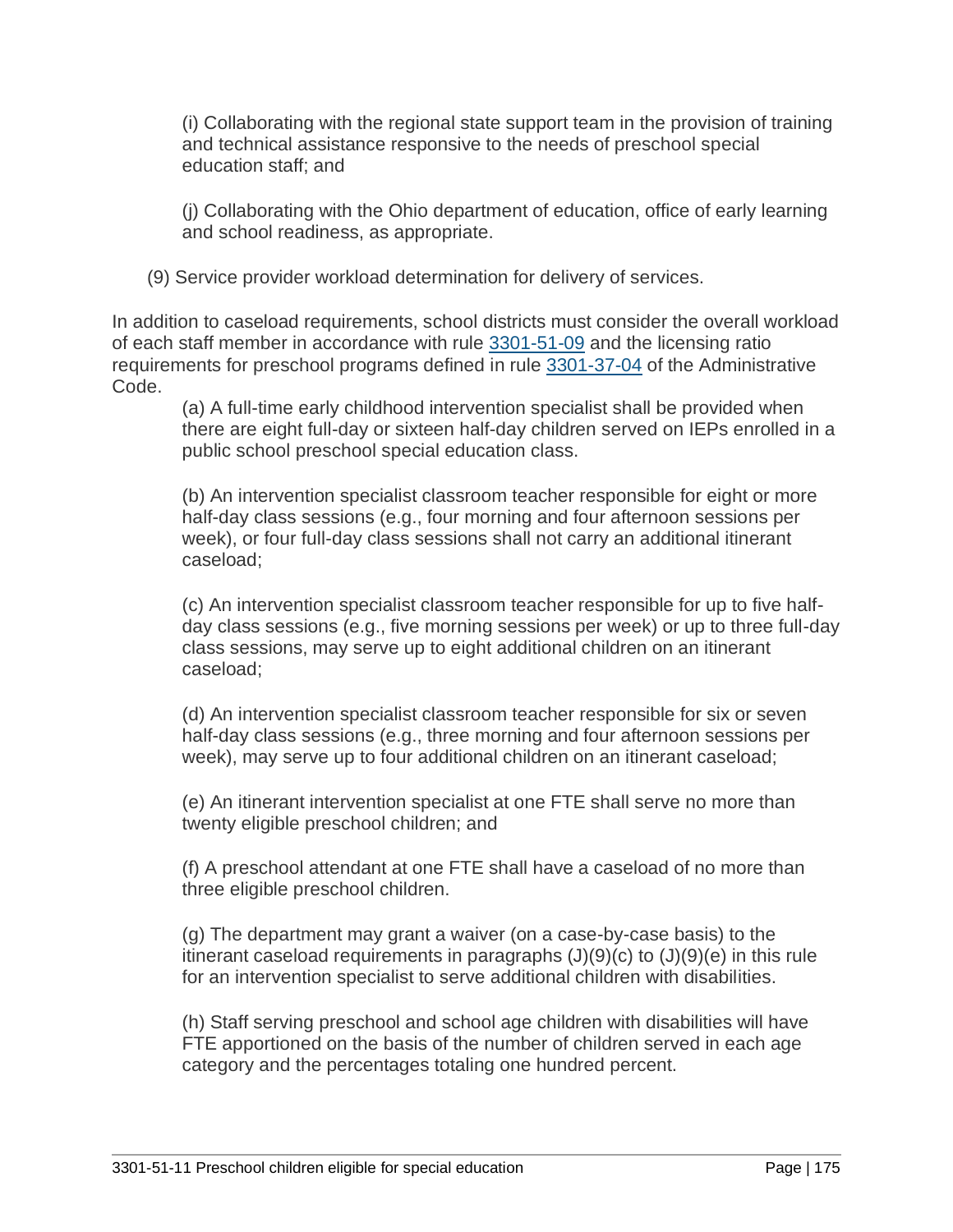(i) Collaborating with the regional state support team in the provision of training and technical assistance responsive to the needs of preschool special education staff; and

(j) Collaborating with the Ohio department of education, office of early learning and school readiness, as appropriate.

(9) Service provider workload determination for delivery of services.

In addition to caseload requirements, school districts must consider the overall workload of each staff member in accordance with rule [3301-51-09](3301-51-09) and the licensing ratio requirements for preschool programs defined in rule [3301-37-04](3301-37-04) of the Administrative Code.

(a) A full-time early childhood intervention specialist shall be provided when there are eight full-day or sixteen half-day children served on IEPs enrolled in a public school preschool special education class.

(b) An intervention specialist classroom teacher responsible for eight or more half-day class sessions (e.g., four morning and four afternoon sessions per week), or four full-day class sessions shall not carry an additional itinerant caseload;

(c) An intervention specialist classroom teacher responsible for up to five half-day class sessions (e.g., five morning sessions per week) or up to three full-day class sessions, may serve up to eight additional children on an itinerant caseload;

(d) An intervention specialist classroom teacher responsible for six or seven half-day class sessions (e.g., three morning and four afternoon sessions per week), may serve up to four additional children on an itinerant caseload;

(e) An itinerant intervention specialist at one FTE shall serve no more than twenty eligible preschool children; and

(f) A preschool attendant at one FTE shall have a caseload of no more than three eligible preschool children.

(g) The department may grant a waiver (on a case-by-case basis) to the itinerant caseload requirements in paragraphs (J)(9)(c) to (J)(9)(e) in this rule for an intervention specialist to serve additional children with disabilities.

(h) Staff serving preschool and school age children with disabilities will have FTE apportioned on the basis of the number of children served in each age category and the percentages totaling one hundred percent.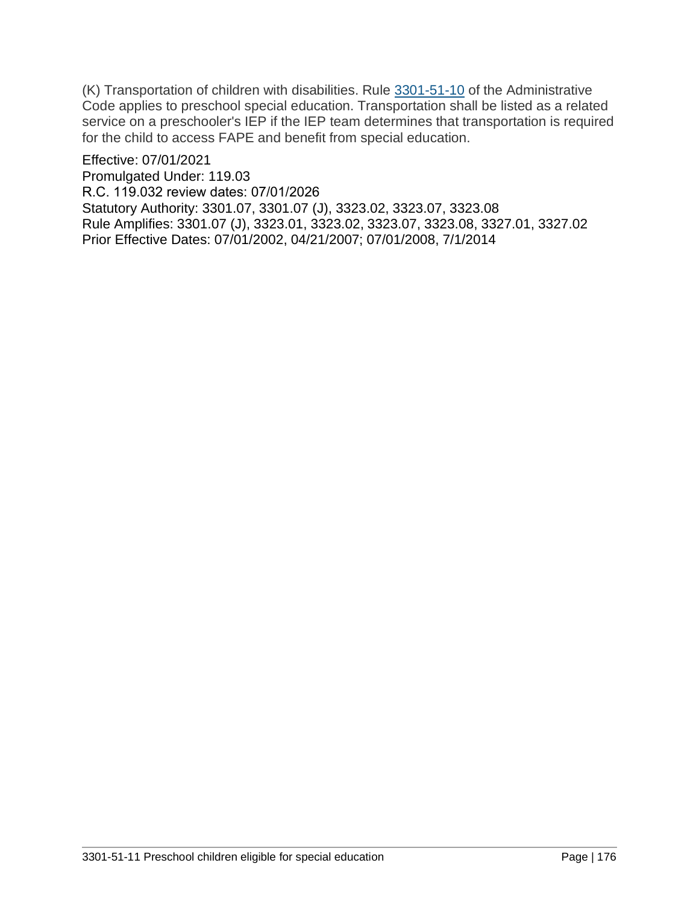(K) Transportation of children with disabilities. Rule [3301-51-10](3301-51-10) of the Administrative Code applies to preschool special education. Transportation shall be listed as a related service on a preschooler's IEP if the IEP team determines that transportation is required for the child to access FAPE and benefit from special education.

Effective: 07/01/2021
Promulgated Under: 119.03
R.C. 119.032 review dates: 07/01/2026
Statutory Authority: 3301.07, 3301.07 (J), 3323.02, 3323.07, 3323.08
Rule Amplifies: 3301.07 (J), 3323.01, 3323.02, 3323.07, 3323.08, 3327.01, 3327.02
Prior Effective Dates: 07/01/2002, 04/21/2007; 07/01/2008, 7/1/2014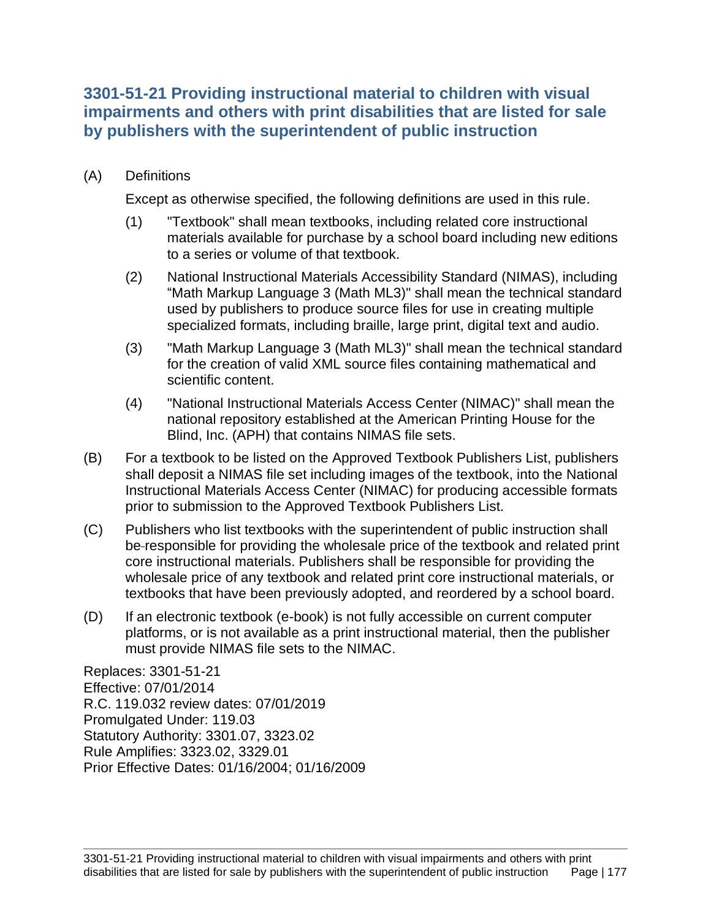## 3301-51-21 Providing instructional material to children with visual impairments and others with print disabilities that are listed for sale by publishers with the superintendent of public instruction

(A) Definitions

Except as otherwise specified, the following definitions are used in this rule.

(1) "Textbook" shall mean textbooks, including related core instructional materials available for purchase by a school board including new editions to a series or volume of that textbook.

(2) National Instructional Materials Accessibility Standard (NIMAS), including “Math Markup Language 3 (Math ML3)" shall mean the technical standard used by publishers to produce source files for use in creating multiple specialized formats, including braille, large print, digital text and audio.

(3) "Math Markup Language 3 (Math ML3)" shall mean the technical standard for the creation of valid XML source files containing mathematical and scientific content.

(4) "National Instructional Materials Access Center (NIMAC)" shall mean the national repository established at the American Printing House for the Blind, Inc. (APH) that contains NIMAS file sets.

(B) For a textbook to be listed on the Approved Textbook Publishers List, publishers shall deposit a NIMAS file set including images of the textbook, into the National Instructional Materials Access Center (NIMAC) for producing accessible formats prior to submission to the Approved Textbook Publishers List.

(C) Publishers who list textbooks with the superintendent of public instruction shall be responsible for providing the wholesale price of the textbook and related print core instructional materials. Publishers shall be responsible for providing the wholesale price of any textbook and related print core instructional materials, or textbooks that have been previously adopted, and reordered by a school board.

(D) If an electronic textbook (e-book) is not fully accessible on current computer platforms, or is not available as a print instructional material, then the publisher must provide NIMAS file sets to the NIMAC.

Replaces: 3301-51-21
Effective: 07/01/2014
R.C. 119.032 review dates: 07/01/2019
Promulgated Under: 119.03
Statutory Authority: 3301.07, 3323.02
Rule Amplifies: 3323.02, 3329.01
Prior Effective Dates: 01/16/2004; 01/16/2009